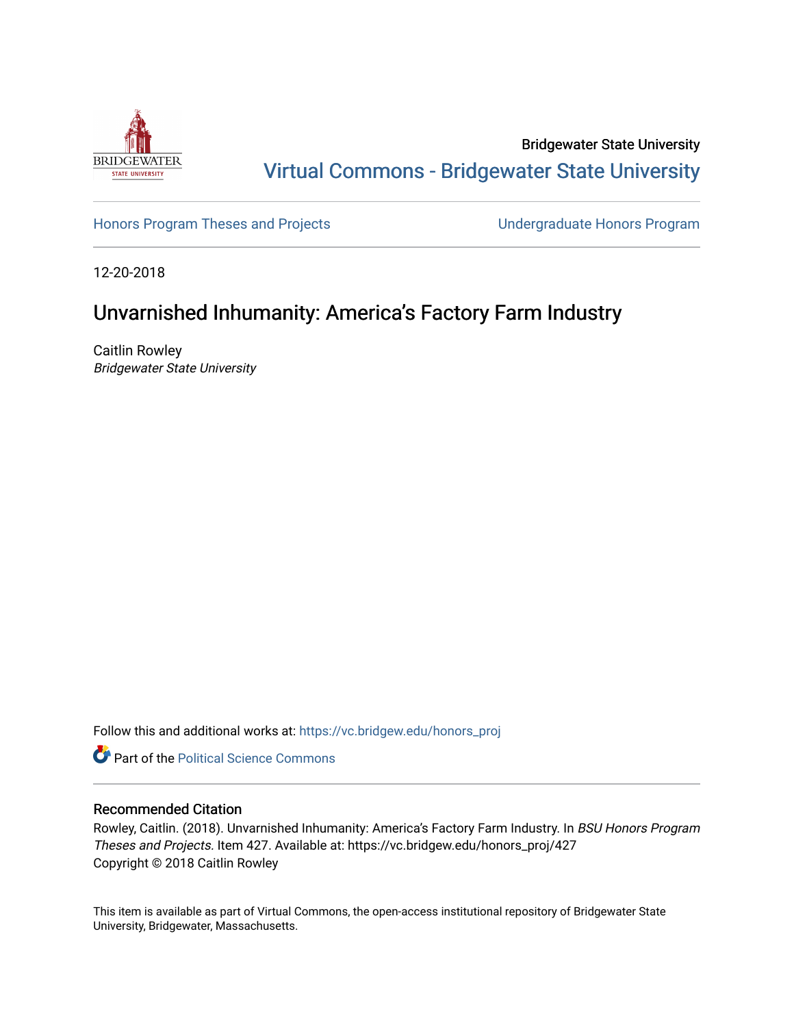Bridgewater State University

Virtual Commons - Bridgewater State University

Honors Program Theses and Projects

Undergraduate Honors Program

12-20-2018

# Unvarnished Inhumanity: America's Factory Farm Industry

Caitlin Rowley
*Bridgewater State University*

Follow this and additional works at: https://vc.bridgew.edu/honors_proj

Part of the Political Science Commons

## Recommended Citation

Rowley, Caitlin. (2018). Unvarnished Inhumanity: America's Factory Farm Industry. In *BSU Honors Program Theses and Projects.* Item 427. Available at: https://vc.bridgew.edu/honors_proj/427
Copyright © 2018 Caitlin Rowley

This item is available as part of Virtual Commons, the open-access institutional repository of Bridgewater State University, Bridgewater, Massachusetts.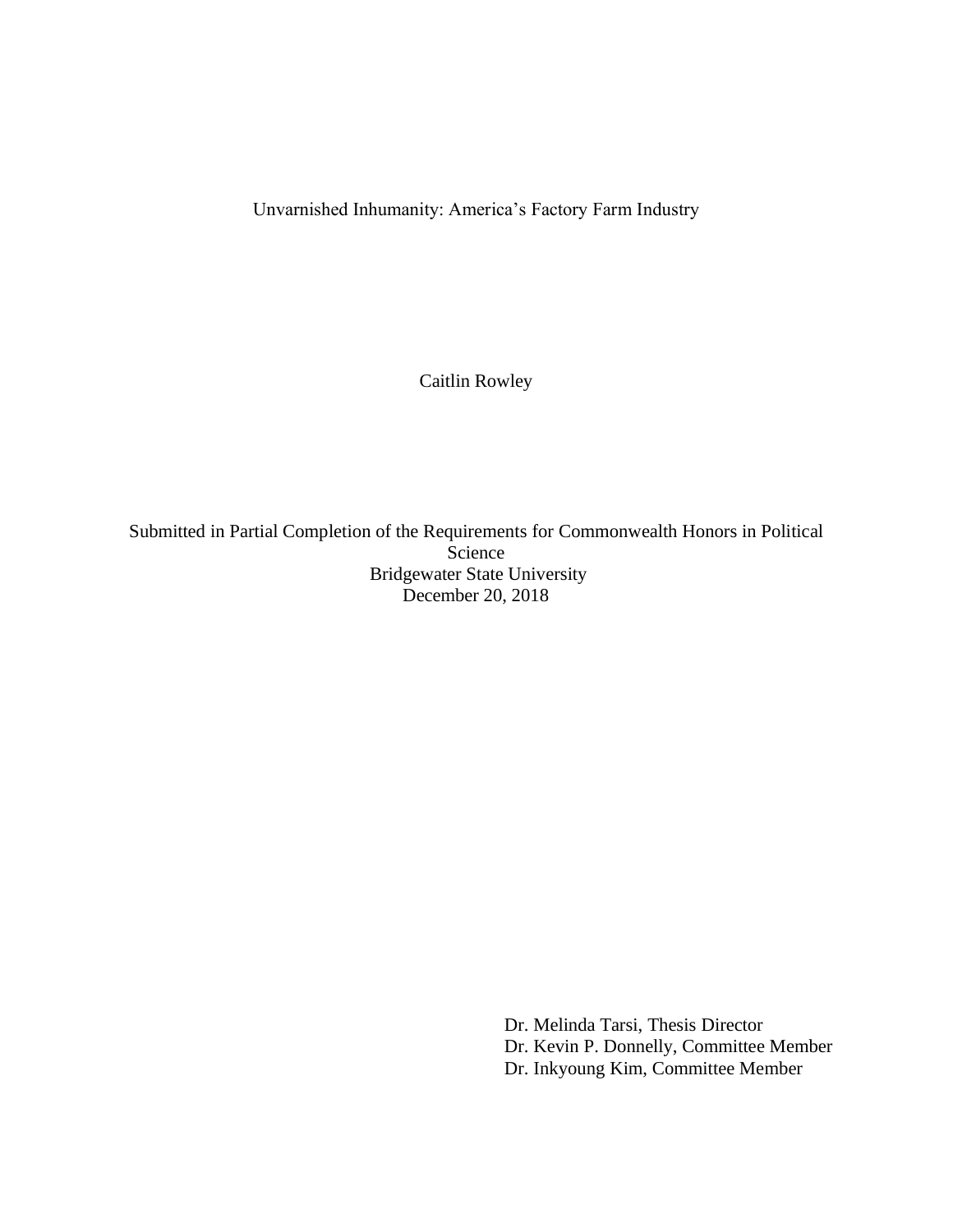# Unvarnished Inhumanity: America's Factory Farm Industry

Caitlin Rowley

Submitted in Partial Completion of the Requirements for Commonwealth Honors in Political Science
Bridgewater State University
December 20, 2018

Dr. Melinda Tarsi, Thesis Director
Dr. Kevin P. Donnelly, Committee Member
Dr. Inkyoung Kim, Committee Member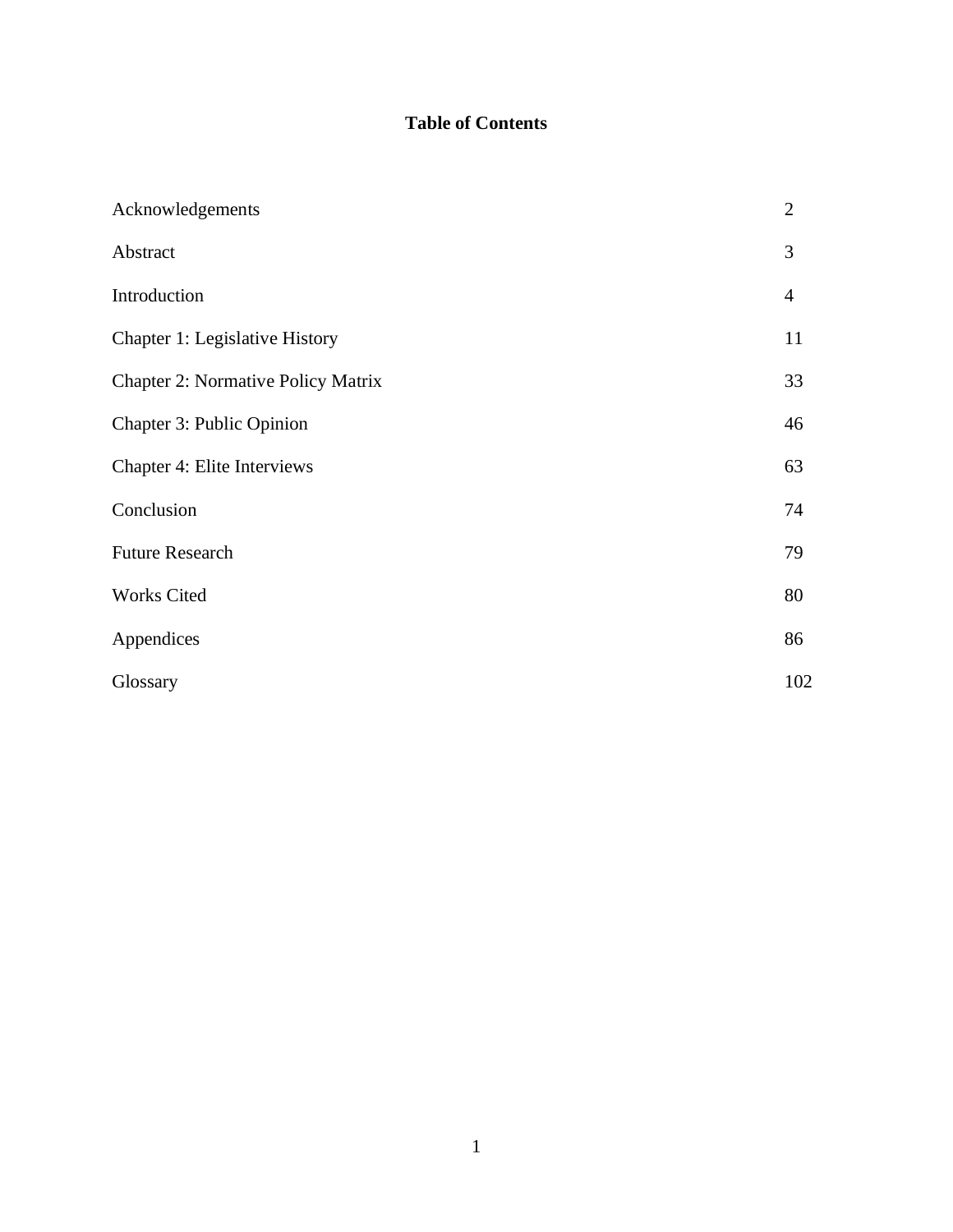# Table of Contents

| | |
|---|---|
| Acknowledgements | 2 |
| Abstract | 3 |
| Introduction | 4 |
| Chapter 1: Legislative History | 11 |
| Chapter 2: Normative Policy Matrix | 33 |
| Chapter 3: Public Opinion | 46 |
| Chapter 4: Elite Interviews | 63 |
| Conclusion | 74 |
| Future Research | 79 |
| Works Cited | 80 |
| Appendices | 86 |
| Glossary | 102 |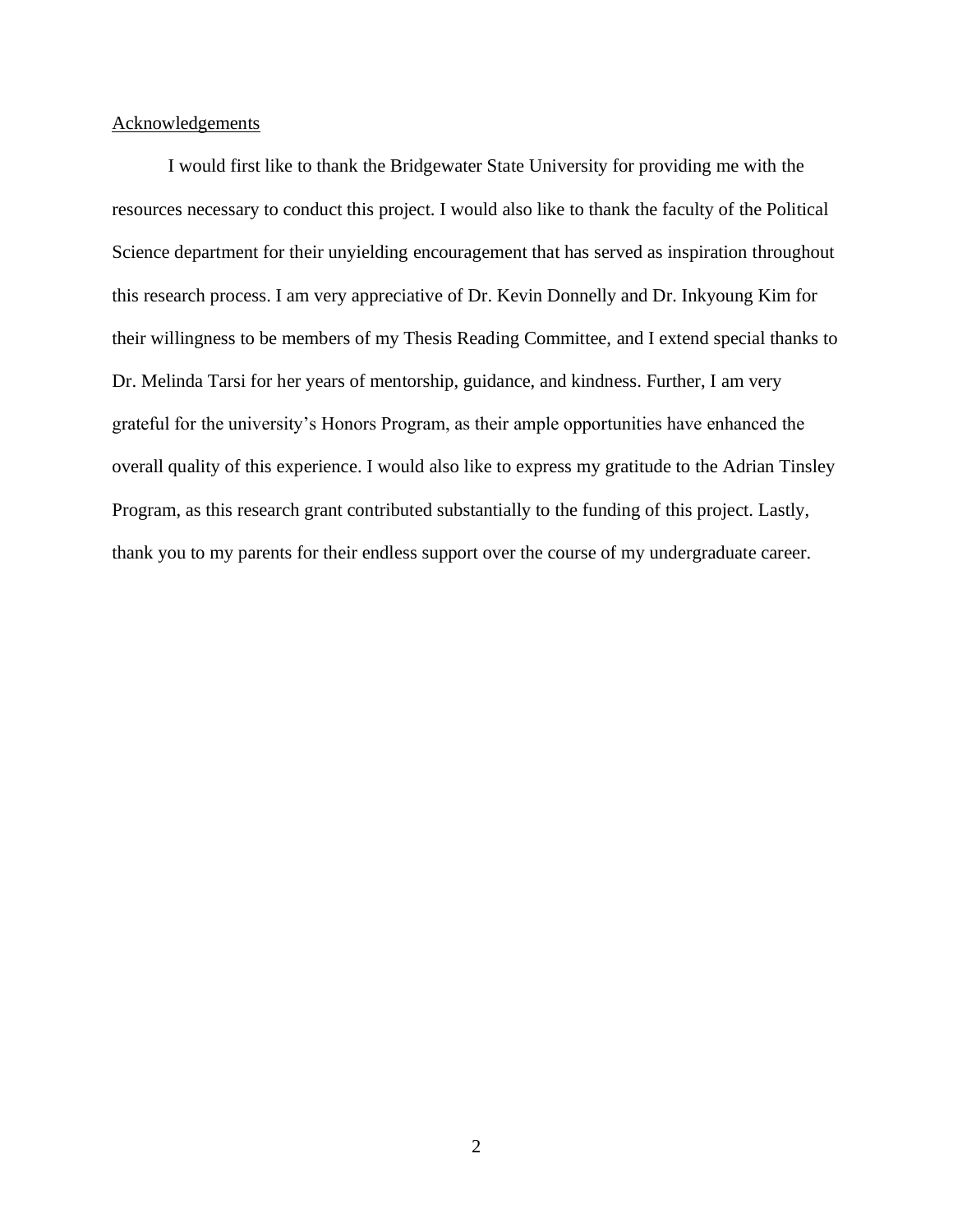## Acknowledgements

I would first like to thank the Bridgewater State University for providing me with the resources necessary to conduct this project. I would also like to thank the faculty of the Political Science department for their unyielding encouragement that has served as inspiration throughout this research process. I am very appreciative of Dr. Kevin Donnelly and Dr. Inkyoung Kim for their willingness to be members of my Thesis Reading Committee, and I extend special thanks to Dr. Melinda Tarsi for her years of mentorship, guidance, and kindness. Further, I am very grateful for the university's Honors Program, as their ample opportunities have enhanced the overall quality of this experience. I would also like to express my gratitude to the Adrian Tinsley Program, as this research grant contributed substantially to the funding of this project. Lastly, thank you to my parents for their endless support over the course of my undergraduate career.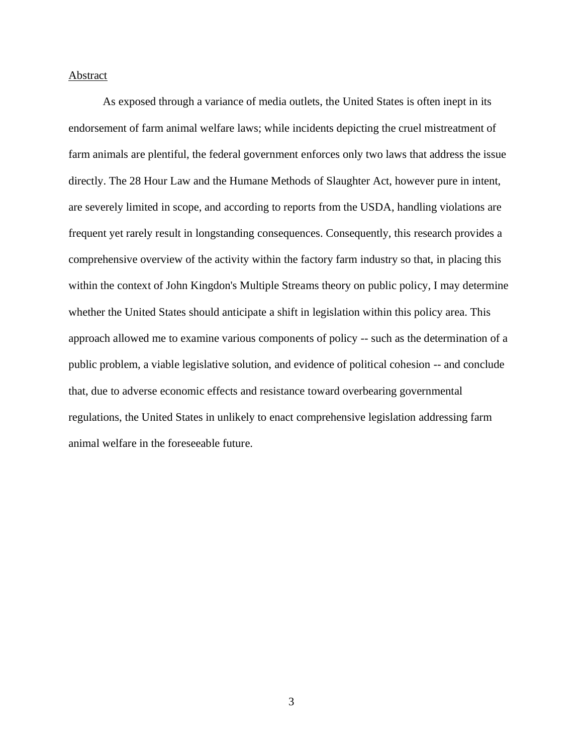Abstract

As exposed through a variance of media outlets, the United States is often inept in its endorsement of farm animal welfare laws; while incidents depicting the cruel mistreatment of farm animals are plentiful, the federal government enforces only two laws that address the issue directly. The 28 Hour Law and the Humane Methods of Slaughter Act, however pure in intent, are severely limited in scope, and according to reports from the USDA, handling violations are frequent yet rarely result in longstanding consequences. Consequently, this research provides a comprehensive overview of the activity within the factory farm industry so that, in placing this within the context of John Kingdon's Multiple Streams theory on public policy, I may determine whether the United States should anticipate a shift in legislation within this policy area. This approach allowed me to examine various components of policy -- such as the determination of a public problem, a viable legislative solution, and evidence of political cohesion -- and conclude that, due to adverse economic effects and resistance toward overbearing governmental regulations, the United States in unlikely to enact comprehensive legislation addressing farm animal welfare in the foreseeable future.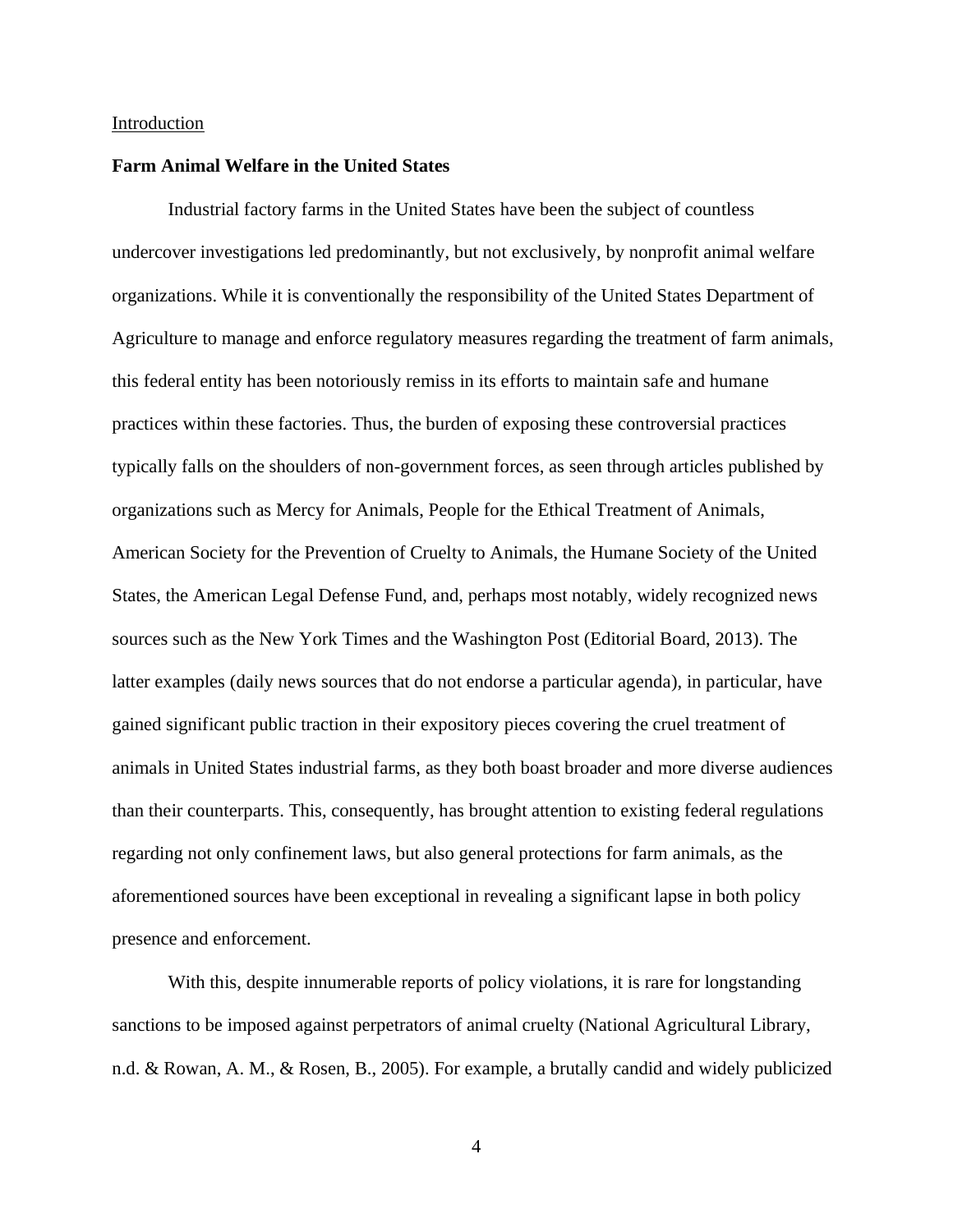Introduction

## Farm Animal Welfare in the United States

Industrial factory farms in the United States have been the subject of countless undercover investigations led predominantly, but not exclusively, by nonprofit animal welfare organizations. While it is conventionally the responsibility of the United States Department of Agriculture to manage and enforce regulatory measures regarding the treatment of farm animals, this federal entity has been notoriously remiss in its efforts to maintain safe and humane practices within these factories. Thus, the burden of exposing these controversial practices typically falls on the shoulders of non-government forces, as seen through articles published by organizations such as Mercy for Animals, People for the Ethical Treatment of Animals, American Society for the Prevention of Cruelty to Animals, the Humane Society of the United States, the American Legal Defense Fund, and, perhaps most notably, widely recognized news sources such as the New York Times and the Washington Post (Editorial Board, 2013). The latter examples (daily news sources that do not endorse a particular agenda), in particular, have gained significant public traction in their expository pieces covering the cruel treatment of animals in United States industrial farms, as they both boast broader and more diverse audiences than their counterparts. This, consequently, has brought attention to existing federal regulations regarding not only confinement laws, but also general protections for farm animals, as the aforementioned sources have been exceptional in revealing a significant lapse in both policy presence and enforcement.

With this, despite innumerable reports of policy violations, it is rare for longstanding sanctions to be imposed against perpetrators of animal cruelty (National Agricultural Library, n.d. & Rowan, A. M., & Rosen, B., 2005). For example, a brutally candid and widely publicized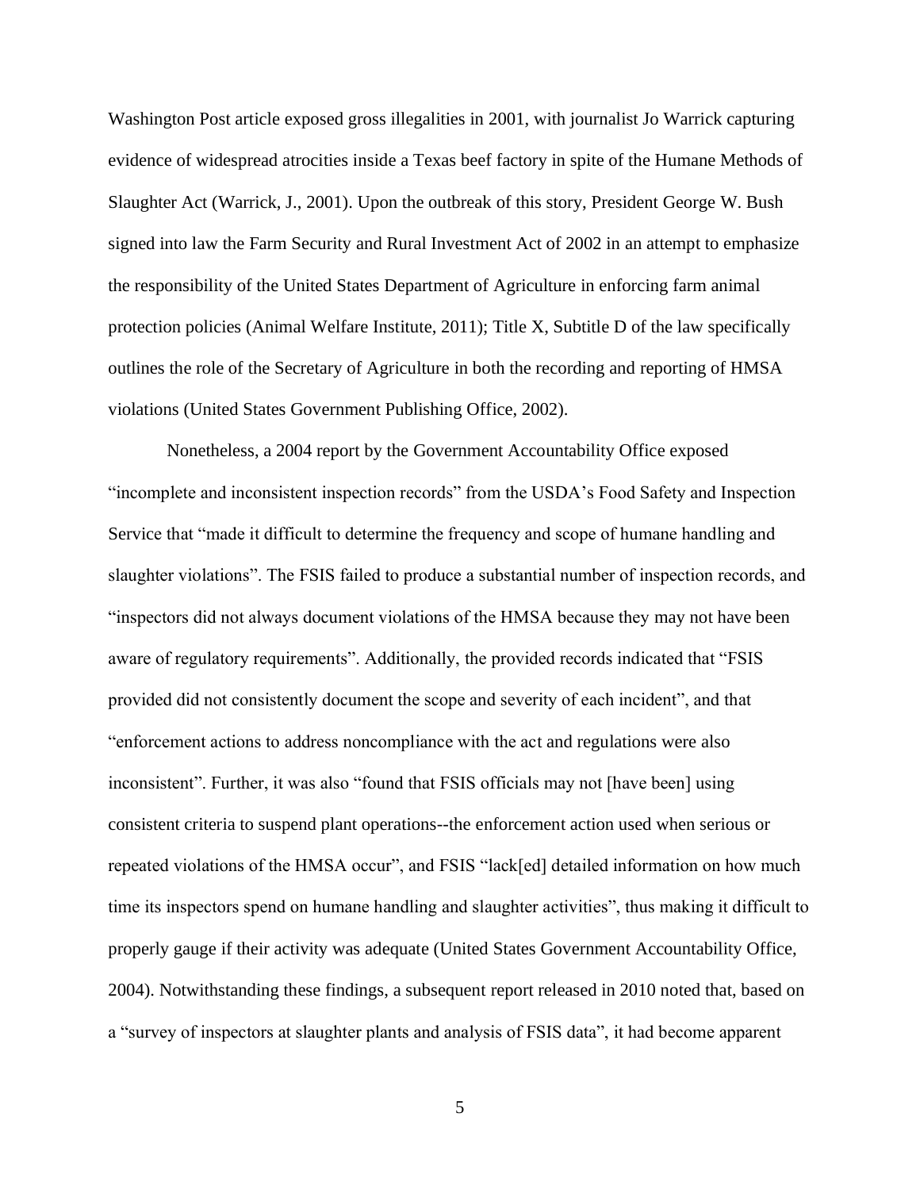Washington Post article exposed gross illegalities in 2001, with journalist Jo Warrick capturing evidence of widespread atrocities inside a Texas beef factory in spite of the Humane Methods of Slaughter Act (Warrick, J., 2001). Upon the outbreak of this story, President George W. Bush signed into law the Farm Security and Rural Investment Act of 2002 in an attempt to emphasize the responsibility of the United States Department of Agriculture in enforcing farm animal protection policies (Animal Welfare Institute, 2011); Title X, Subtitle D of the law specifically outlines the role of the Secretary of Agriculture in both the recording and reporting of HMSA violations (United States Government Publishing Office, 2002).

Nonetheless, a 2004 report by the Government Accountability Office exposed "incomplete and inconsistent inspection records" from the USDA's Food Safety and Inspection Service that "made it difficult to determine the frequency and scope of humane handling and slaughter violations". The FSIS failed to produce a substantial number of inspection records, and "inspectors did not always document violations of the HMSA because they may not have been aware of regulatory requirements". Additionally, the provided records indicated that "FSIS provided did not consistently document the scope and severity of each incident", and that "enforcement actions to address noncompliance with the act and regulations were also inconsistent". Further, it was also "found that FSIS officials may not [have been] using consistent criteria to suspend plant operations--the enforcement action used when serious or repeated violations of the HMSA occur", and FSIS "lack[ed] detailed information on how much time its inspectors spend on humane handling and slaughter activities", thus making it difficult to properly gauge if their activity was adequate (United States Government Accountability Office, 2004). Notwithstanding these findings, a subsequent report released in 2010 noted that, based on a "survey of inspectors at slaughter plants and analysis of FSIS data", it had become apparent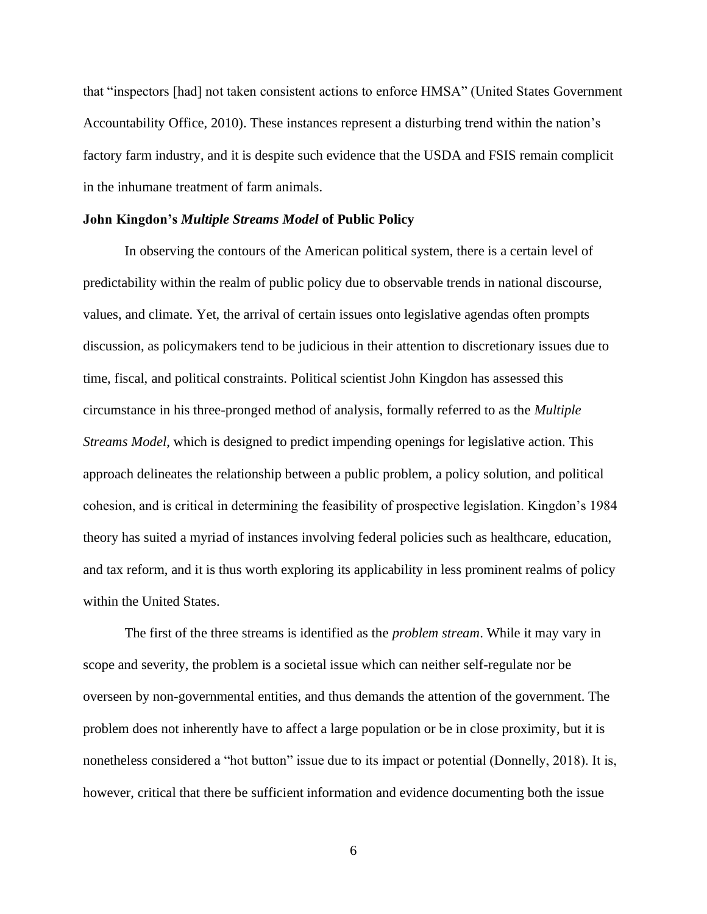that "inspectors [had] not taken consistent actions to enforce HMSA" (United States Government Accountability Office, 2010). These instances represent a disturbing trend within the nation's factory farm industry, and it is despite such evidence that the USDA and FSIS remain complicit in the inhumane treatment of farm animals.

### John Kingdon's *Multiple Streams Model* of Public Policy

In observing the contours of the American political system, there is a certain level of predictability within the realm of public policy due to observable trends in national discourse, values, and climate. Yet, the arrival of certain issues onto legislative agendas often prompts discussion, as policymakers tend to be judicious in their attention to discretionary issues due to time, fiscal, and political constraints. Political scientist John Kingdon has assessed this circumstance in his three-pronged method of analysis, formally referred to as the *Multiple Streams Model*, which is designed to predict impending openings for legislative action. This approach delineates the relationship between a public problem, a policy solution, and political cohesion, and is critical in determining the feasibility of prospective legislation. Kingdon's 1984 theory has suited a myriad of instances involving federal policies such as healthcare, education, and tax reform, and it is thus worth exploring its applicability in less prominent realms of policy within the United States.

The first of the three streams is identified as the *problem stream*. While it may vary in scope and severity, the problem is a societal issue which can neither self-regulate nor be overseen by non-governmental entities, and thus demands the attention of the government. The problem does not inherently have to affect a large population or be in close proximity, but it is nonetheless considered a "hot button" issue due to its impact or potential (Donnelly, 2018). It is, however, critical that there be sufficient information and evidence documenting both the issue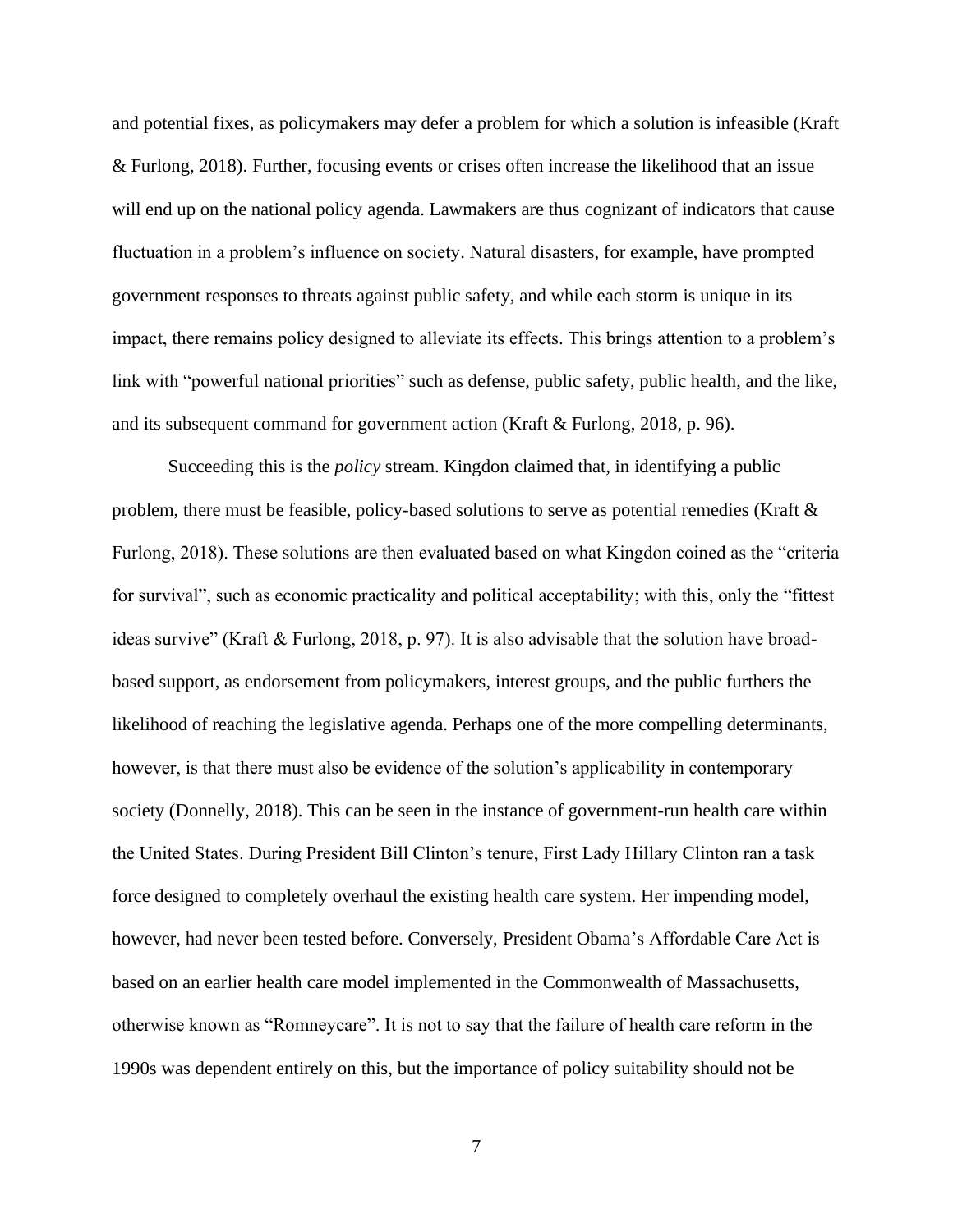and potential fixes, as policymakers may defer a problem for which a solution is infeasible (Kraft & Furlong, 2018). Further, focusing events or crises often increase the likelihood that an issue will end up on the national policy agenda. Lawmakers are thus cognizant of indicators that cause fluctuation in a problem's influence on society. Natural disasters, for example, have prompted government responses to threats against public safety, and while each storm is unique in its impact, there remains policy designed to alleviate its effects. This brings attention to a problem's link with "powerful national priorities" such as defense, public safety, public health, and the like, and its subsequent command for government action (Kraft & Furlong, 2018, p. 96).

Succeeding this is the *policy* stream. Kingdon claimed that, in identifying a public problem, there must be feasible, policy-based solutions to serve as potential remedies (Kraft & Furlong, 2018). These solutions are then evaluated based on what Kingdon coined as the "criteria for survival", such as economic practicality and political acceptability; with this, only the "fittest ideas survive" (Kraft & Furlong, 2018, p. 97). It is also advisable that the solution have broad-based support, as endorsement from policymakers, interest groups, and the public furthers the likelihood of reaching the legislative agenda. Perhaps one of the more compelling determinants, however, is that there must also be evidence of the solution's applicability in contemporary society (Donnelly, 2018). This can be seen in the instance of government-run health care within the United States. During President Bill Clinton's tenure, First Lady Hillary Clinton ran a task force designed to completely overhaul the existing health care system. Her impending model, however, had never been tested before. Conversely, President Obama's Affordable Care Act is based on an earlier health care model implemented in the Commonwealth of Massachusetts, otherwise known as "Romneycare". It is not to say that the failure of health care reform in the 1990s was dependent entirely on this, but the importance of policy suitability should not be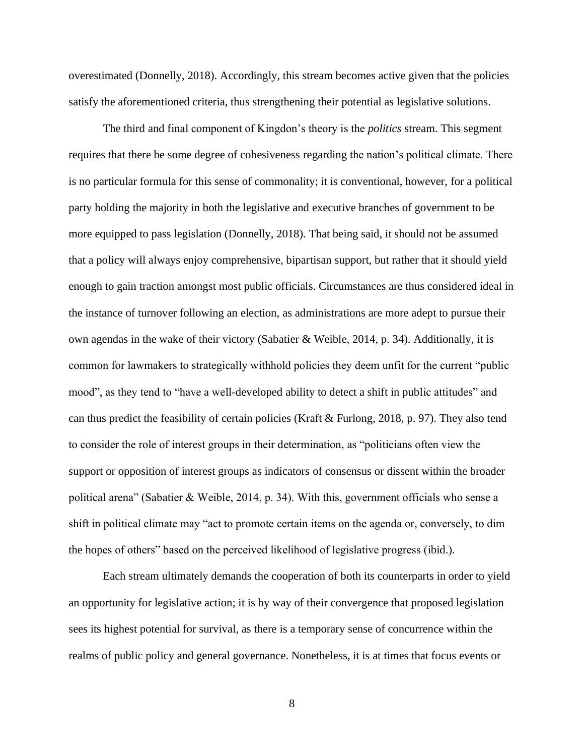overestimated (Donnelly, 2018). Accordingly, this stream becomes active given that the policies satisfy the aforementioned criteria, thus strengthening their potential as legislative solutions.

The third and final component of Kingdon's theory is the *politics* stream. This segment requires that there be some degree of cohesiveness regarding the nation's political climate. There is no particular formula for this sense of commonality; it is conventional, however, for a political party holding the majority in both the legislative and executive branches of government to be more equipped to pass legislation (Donnelly, 2018). That being said, it should not be assumed that a policy will always enjoy comprehensive, bipartisan support, but rather that it should yield enough to gain traction amongst most public officials. Circumstances are thus considered ideal in the instance of turnover following an election, as administrations are more adept to pursue their own agendas in the wake of their victory (Sabatier & Weible, 2014, p. 34). Additionally, it is common for lawmakers to strategically withhold policies they deem unfit for the current "public mood", as they tend to "have a well-developed ability to detect a shift in public attitudes" and can thus predict the feasibility of certain policies (Kraft & Furlong, 2018, p. 97). They also tend to consider the role of interest groups in their determination, as "politicians often view the support or opposition of interest groups as indicators of consensus or dissent within the broader political arena" (Sabatier & Weible, 2014, p. 34). With this, government officials who sense a shift in political climate may "act to promote certain items on the agenda or, conversely, to dim the hopes of others" based on the perceived likelihood of legislative progress (ibid.).

Each stream ultimately demands the cooperation of both its counterparts in order to yield an opportunity for legislative action; it is by way of their convergence that proposed legislation sees its highest potential for survival, as there is a temporary sense of concurrence within the realms of public policy and general governance. Nonetheless, it is at times that focus events or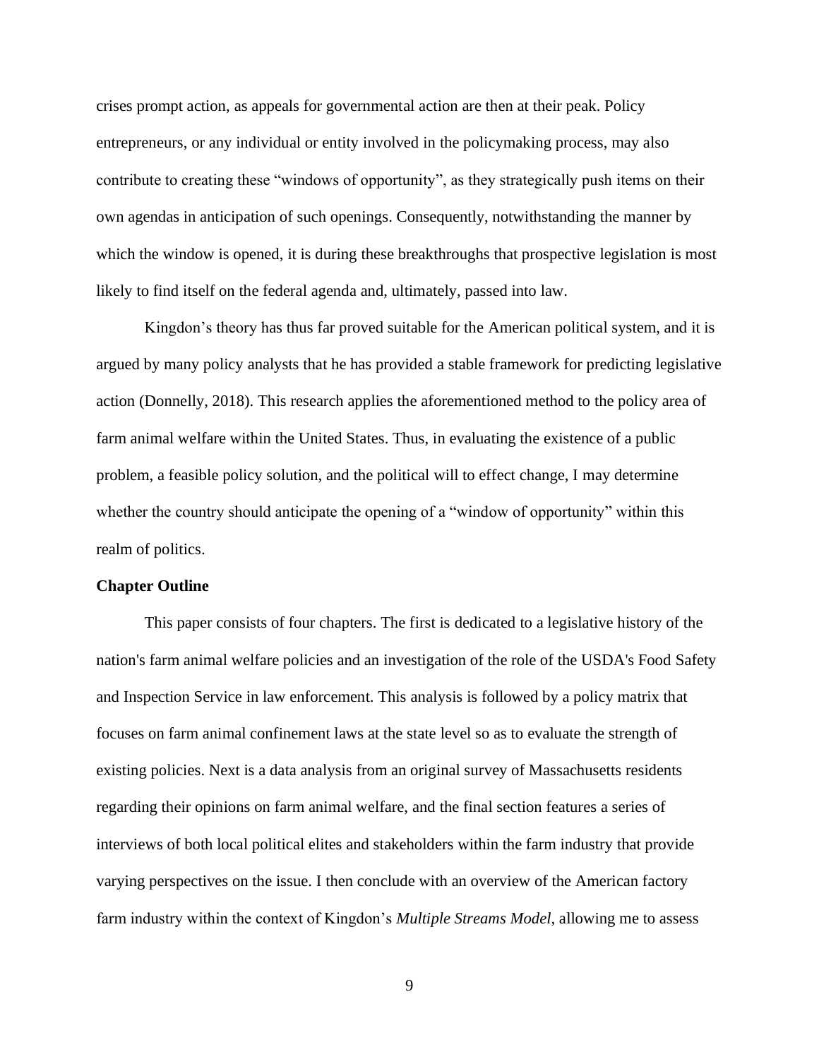crises prompt action, as appeals for governmental action are then at their peak. Policy entrepreneurs, or any individual or entity involved in the policymaking process, may also contribute to creating these "windows of opportunity", as they strategically push items on their own agendas in anticipation of such openings. Consequently, notwithstanding the manner by which the window is opened, it is during these breakthroughs that prospective legislation is most likely to find itself on the federal agenda and, ultimately, passed into law.

Kingdon's theory has thus far proved suitable for the American political system, and it is argued by many policy analysts that he has provided a stable framework for predicting legislative action (Donnelly, 2018). This research applies the aforementioned method to the policy area of farm animal welfare within the United States. Thus, in evaluating the existence of a public problem, a feasible policy solution, and the political will to effect change, I may determine whether the country should anticipate the opening of a "window of opportunity" within this realm of politics.

**Chapter Outline**

This paper consists of four chapters. The first is dedicated to a legislative history of the nation's farm animal welfare policies and an investigation of the role of the USDA's Food Safety and Inspection Service in law enforcement. This analysis is followed by a policy matrix that focuses on farm animal confinement laws at the state level so as to evaluate the strength of existing policies. Next is a data analysis from an original survey of Massachusetts residents regarding their opinions on farm animal welfare, and the final section features a series of interviews of both local political elites and stakeholders within the farm industry that provide varying perspectives on the issue. I then conclude with an overview of the American factory farm industry within the context of Kingdon's *Multiple Streams Model*, allowing me to assess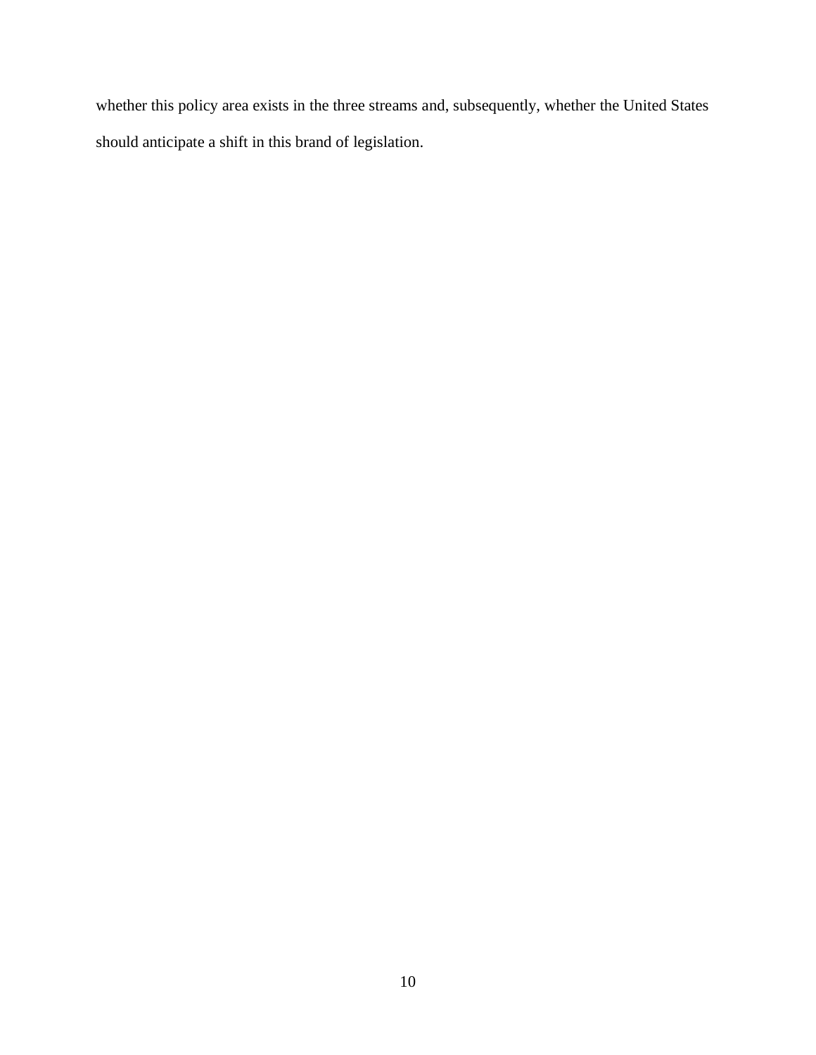whether this policy area exists in the three streams and, subsequently, whether the United States should anticipate a shift in this brand of legislation.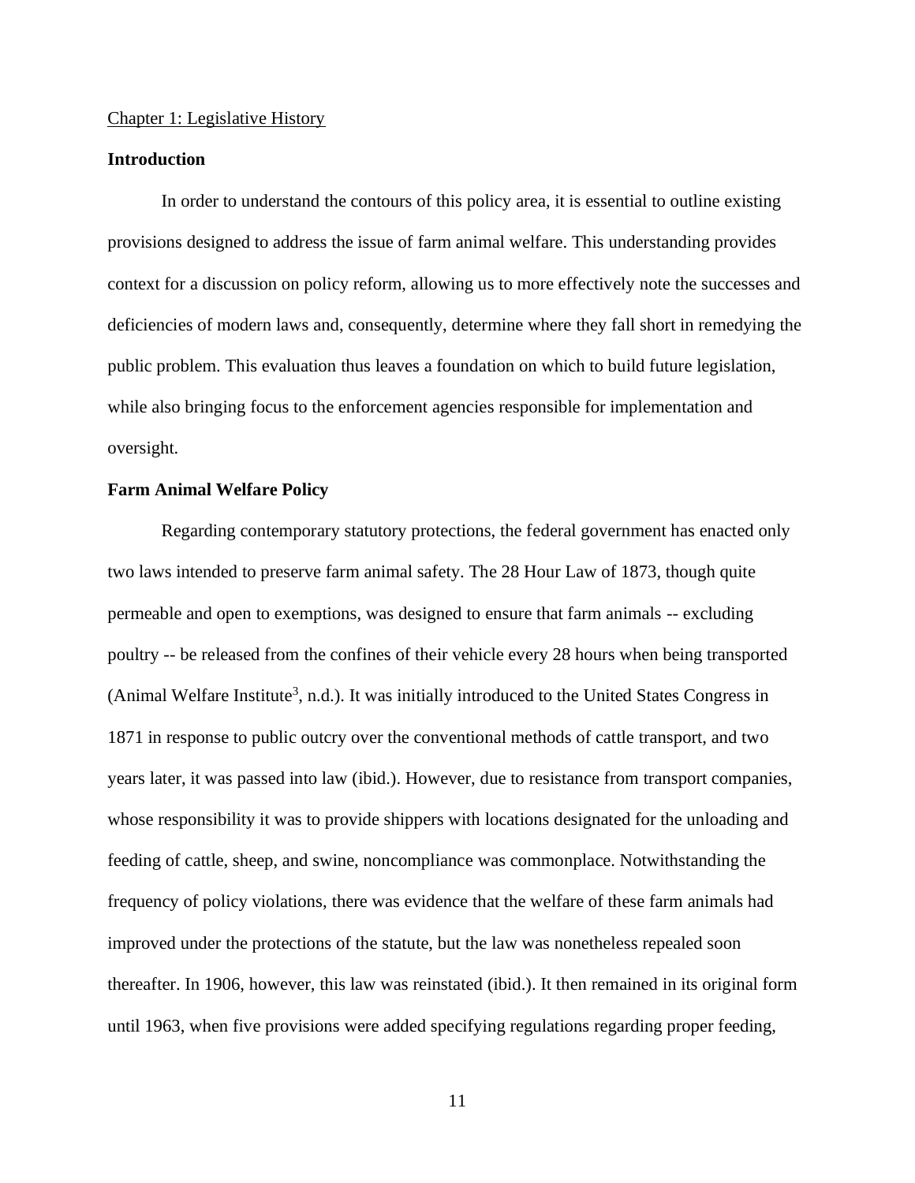Chapter 1: Legislative History

## Introduction

In order to understand the contours of this policy area, it is essential to outline existing provisions designed to address the issue of farm animal welfare. This understanding provides context for a discussion on policy reform, allowing us to more effectively note the successes and deficiencies of modern laws and, consequently, determine where they fall short in remedying the public problem. This evaluation thus leaves a foundation on which to build future legislation, while also bringing focus to the enforcement agencies responsible for implementation and oversight.

## Farm Animal Welfare Policy

Regarding contemporary statutory protections, the federal government has enacted only two laws intended to preserve farm animal safety. The 28 Hour Law of 1873, though quite permeable and open to exemptions, was designed to ensure that farm animals -- excluding poultry -- be released from the confines of their vehicle every 28 hours when being transported (Animal Welfare Institute[3], n.d.). It was initially introduced to the United States Congress in 1871 in response to public outcry over the conventional methods of cattle transport, and two years later, it was passed into law (ibid.). However, due to resistance from transport companies, whose responsibility it was to provide shippers with locations designated for the unloading and feeding of cattle, sheep, and swine, noncompliance was commonplace. Notwithstanding the frequency of policy violations, there was evidence that the welfare of these farm animals had improved under the protections of the statute, but the law was nonetheless repealed soon thereafter. In 1906, however, this law was reinstated (ibid.). It then remained in its original form until 1963, when five provisions were added specifying regulations regarding proper feeding,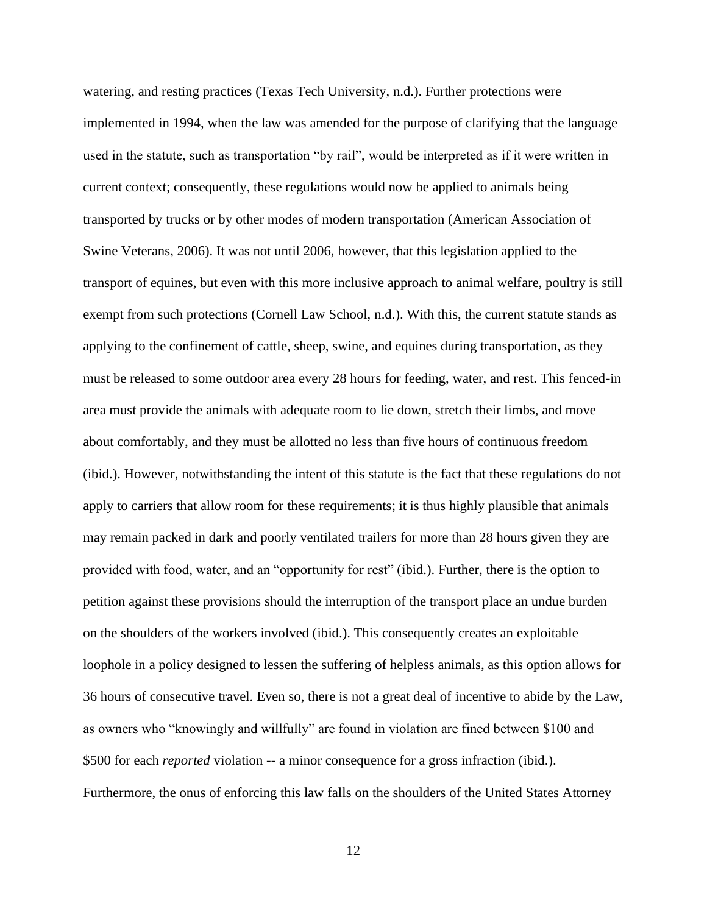watering, and resting practices (Texas Tech University, n.d.). Further protections were implemented in 1994, when the law was amended for the purpose of clarifying that the language used in the statute, such as transportation "by rail", would be interpreted as if it were written in current context; consequently, these regulations would now be applied to animals being transported by trucks or by other modes of modern transportation (American Association of Swine Veterans, 2006). It was not until 2006, however, that this legislation applied to the transport of equines, but even with this more inclusive approach to animal welfare, poultry is still exempt from such protections (Cornell Law School, n.d.). With this, the current statute stands as applying to the confinement of cattle, sheep, swine, and equines during transportation, as they must be released to some outdoor area every 28 hours for feeding, water, and rest. This fenced-in area must provide the animals with adequate room to lie down, stretch their limbs, and move about comfortably, and they must be allotted no less than five hours of continuous freedom (ibid.). However, notwithstanding the intent of this statute is the fact that these regulations do not apply to carriers that allow room for these requirements; it is thus highly plausible that animals may remain packed in dark and poorly ventilated trailers for more than 28 hours given they are provided with food, water, and an "opportunity for rest" (ibid.). Further, there is the option to petition against these provisions should the interruption of the transport place an undue burden on the shoulders of the workers involved (ibid.). This consequently creates an exploitable loophole in a policy designed to lessen the suffering of helpless animals, as this option allows for 36 hours of consecutive travel. Even so, there is not a great deal of incentive to abide by the Law, as owners who "knowingly and willfully" are found in violation are fined between $100 and $500 for each *reported* violation -- a minor consequence for a gross infraction (ibid.). Furthermore, the onus of enforcing this law falls on the shoulders of the United States Attorney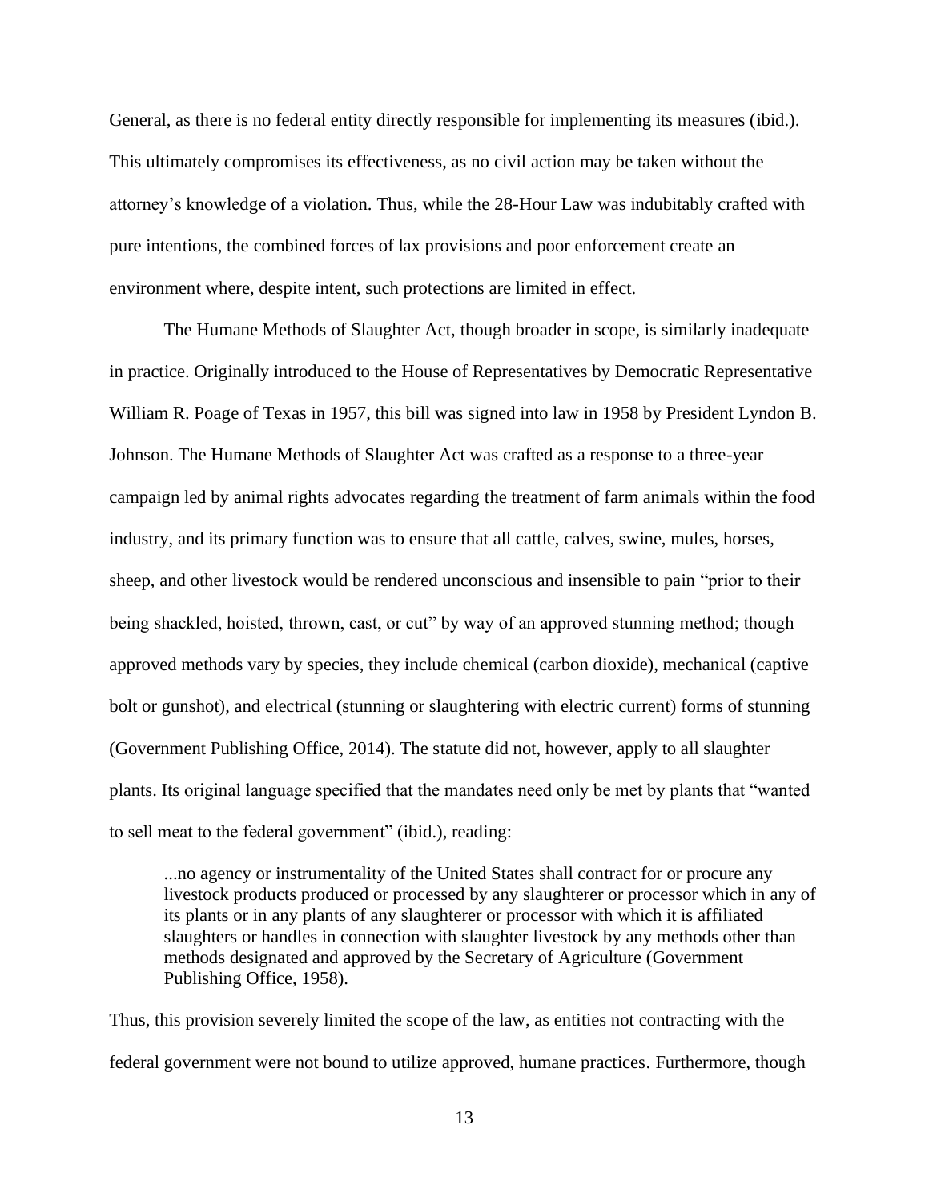General, as there is no federal entity directly responsible for implementing its measures (ibid.). This ultimately compromises its effectiveness, as no civil action may be taken without the attorney's knowledge of a violation. Thus, while the 28-Hour Law was indubitably crafted with pure intentions, the combined forces of lax provisions and poor enforcement create an environment where, despite intent, such protections are limited in effect.

The Humane Methods of Slaughter Act, though broader in scope, is similarly inadequate in practice. Originally introduced to the House of Representatives by Democratic Representative William R. Poage of Texas in 1957, this bill was signed into law in 1958 by President Lyndon B. Johnson. The Humane Methods of Slaughter Act was crafted as a response to a three-year campaign led by animal rights advocates regarding the treatment of farm animals within the food industry, and its primary function was to ensure that all cattle, calves, swine, mules, horses, sheep, and other livestock would be rendered unconscious and insensible to pain "prior to their being shackled, hoisted, thrown, cast, or cut" by way of an approved stunning method; though approved methods vary by species, they include chemical (carbon dioxide), mechanical (captive bolt or gunshot), and electrical (stunning or slaughtering with electric current) forms of stunning (Government Publishing Office, 2014). The statute did not, however, apply to all slaughter plants. Its original language specified that the mandates need only be met by plants that "wanted to sell meat to the federal government" (ibid.), reading:

> ...no agency or instrumentality of the United States shall contract for or procure any livestock products produced or processed by any slaughterer or processor which in any of its plants or in any plants of any slaughterer or processor with which it is affiliated slaughters or handles in connection with slaughter livestock by any methods other than methods designated and approved by the Secretary of Agriculture (Government Publishing Office, 1958).

Thus, this provision severely limited the scope of the law, as entities not contracting with the federal government were not bound to utilize approved, humane practices. Furthermore, though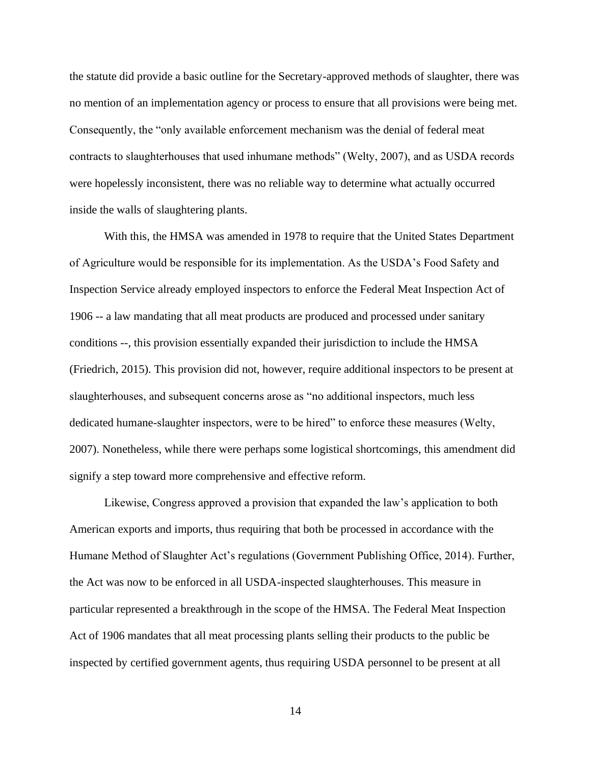the statute did provide a basic outline for the Secretary-approved methods of slaughter, there was no mention of an implementation agency or process to ensure that all provisions were being met. Consequently, the "only available enforcement mechanism was the denial of federal meat contracts to slaughterhouses that used inhumane methods" (Welty, 2007), and as USDA records were hopelessly inconsistent, there was no reliable way to determine what actually occurred inside the walls of slaughtering plants.

With this, the HMSA was amended in 1978 to require that the United States Department of Agriculture would be responsible for its implementation. As the USDA's Food Safety and Inspection Service already employed inspectors to enforce the Federal Meat Inspection Act of 1906 -- a law mandating that all meat products are produced and processed under sanitary conditions --, this provision essentially expanded their jurisdiction to include the HMSA (Friedrich, 2015). This provision did not, however, require additional inspectors to be present at slaughterhouses, and subsequent concerns arose as "no additional inspectors, much less dedicated humane-slaughter inspectors, were to be hired" to enforce these measures (Welty, 2007). Nonetheless, while there were perhaps some logistical shortcomings, this amendment did signify a step toward more comprehensive and effective reform.

Likewise, Congress approved a provision that expanded the law's application to both American exports and imports, thus requiring that both be processed in accordance with the Humane Method of Slaughter Act's regulations (Government Publishing Office, 2014). Further, the Act was now to be enforced in all USDA-inspected slaughterhouses. This measure in particular represented a breakthrough in the scope of the HMSA. The Federal Meat Inspection Act of 1906 mandates that all meat processing plants selling their products to the public be inspected by certified government agents, thus requiring USDA personnel to be present at all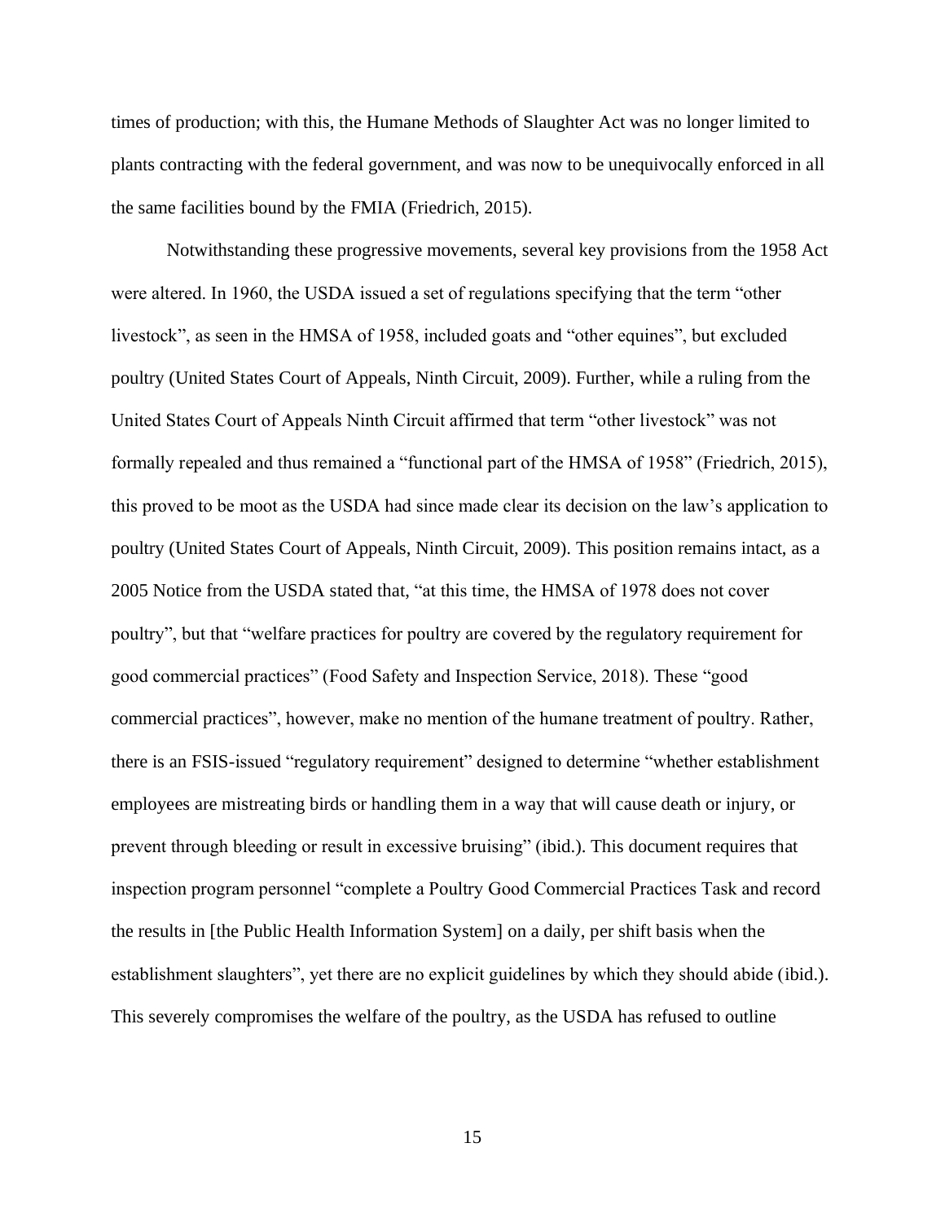times of production; with this, the Humane Methods of Slaughter Act was no longer limited to plants contracting with the federal government, and was now to be unequivocally enforced in all the same facilities bound by the FMIA (Friedrich, 2015).

Notwithstanding these progressive movements, several key provisions from the 1958 Act were altered. In 1960, the USDA issued a set of regulations specifying that the term "other livestock", as seen in the HMSA of 1958, included goats and "other equines", but excluded poultry (United States Court of Appeals, Ninth Circuit, 2009). Further, while a ruling from the United States Court of Appeals Ninth Circuit affirmed that term "other livestock" was not formally repealed and thus remained a "functional part of the HMSA of 1958" (Friedrich, 2015), this proved to be moot as the USDA had since made clear its decision on the law's application to poultry (United States Court of Appeals, Ninth Circuit, 2009). This position remains intact, as a 2005 Notice from the USDA stated that, "at this time, the HMSA of 1978 does not cover poultry", but that "welfare practices for poultry are covered by the regulatory requirement for good commercial practices" (Food Safety and Inspection Service, 2018). These "good commercial practices", however, make no mention of the humane treatment of poultry. Rather, there is an FSIS-issued "regulatory requirement" designed to determine "whether establishment employees are mistreating birds or handling them in a way that will cause death or injury, or prevent through bleeding or result in excessive bruising" (ibid.). This document requires that inspection program personnel "complete a Poultry Good Commercial Practices Task and record the results in [the Public Health Information System] on a daily, per shift basis when the establishment slaughters", yet there are no explicit guidelines by which they should abide (ibid.). This severely compromises the welfare of the poultry, as the USDA has refused to outline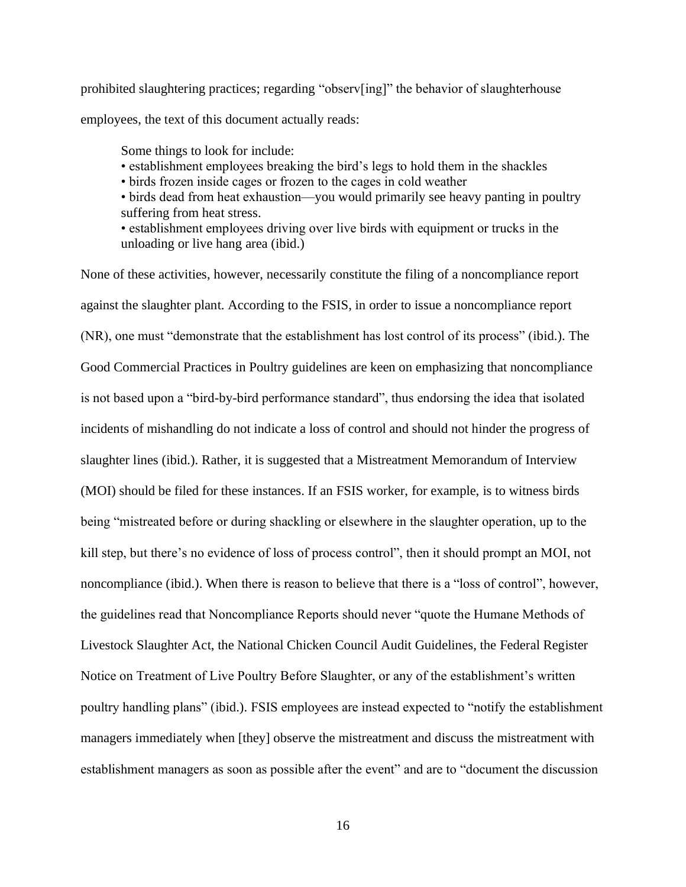prohibited slaughtering practices; regarding "observ[ing]" the behavior of slaughterhouse employees, the text of this document actually reads:

> Some things to look for include:
> • establishment employees breaking the bird's legs to hold them in the shackles
> • birds frozen inside cages or frozen to the cages in cold weather
> • birds dead from heat exhaustion—you would primarily see heavy panting in poultry suffering from heat stress.
> • establishment employees driving over live birds with equipment or trucks in the unloading or live hang area (ibid.)

None of these activities, however, necessarily constitute the filing of a noncompliance report against the slaughter plant. According to the FSIS, in order to issue a noncompliance report (NR), one must "demonstrate that the establishment has lost control of its process" (ibid.). The Good Commercial Practices in Poultry guidelines are keen on emphasizing that noncompliance is not based upon a "bird-by-bird performance standard", thus endorsing the idea that isolated incidents of mishandling do not indicate a loss of control and should not hinder the progress of slaughter lines (ibid.). Rather, it is suggested that a Mistreatment Memorandum of Interview (MOI) should be filed for these instances. If an FSIS worker, for example, is to witness birds being "mistreated before or during shackling or elsewhere in the slaughter operation, up to the kill step, but there's no evidence of loss of process control", then it should prompt an MOI, not noncompliance (ibid.). When there is reason to believe that there is a "loss of control", however, the guidelines read that Noncompliance Reports should never "quote the Humane Methods of Livestock Slaughter Act, the National Chicken Council Audit Guidelines, the Federal Register Notice on Treatment of Live Poultry Before Slaughter, or any of the establishment's written poultry handling plans" (ibid.). FSIS employees are instead expected to "notify the establishment managers immediately when [they] observe the mistreatment and discuss the mistreatment with establishment managers as soon as possible after the event" and are to "document the discussion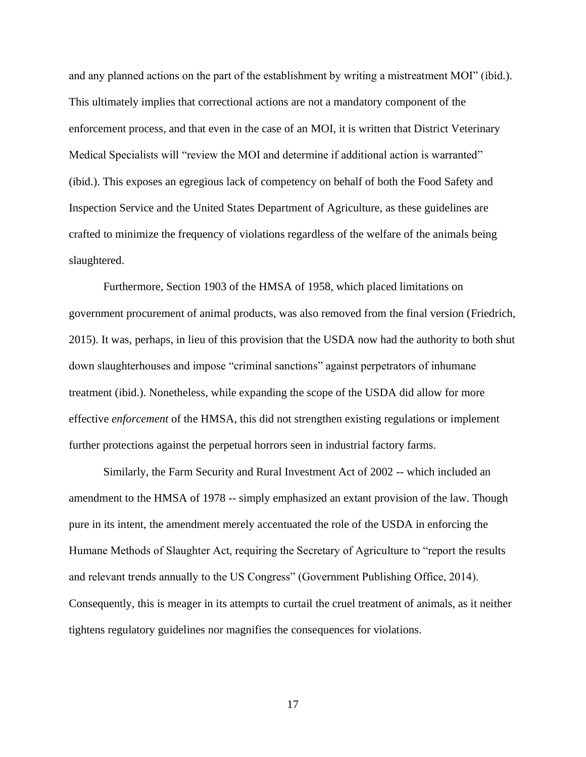and any planned actions on the part of the establishment by writing a mistreatment MOI" (ibid.). This ultimately implies that correctional actions are not a mandatory component of the enforcement process, and that even in the case of an MOI, it is written that District Veterinary Medical Specialists will "review the MOI and determine if additional action is warranted" (ibid.). This exposes an egregious lack of competency on behalf of both the Food Safety and Inspection Service and the United States Department of Agriculture, as these guidelines are crafted to minimize the frequency of violations regardless of the welfare of the animals being slaughtered.

Furthermore, Section 1903 of the HMSA of 1958, which placed limitations on government procurement of animal products, was also removed from the final version (Friedrich, 2015). It was, perhaps, in lieu of this provision that the USDA now had the authority to both shut down slaughterhouses and impose "criminal sanctions" against perpetrators of inhumane treatment (ibid.). Nonetheless, while expanding the scope of the USDA did allow for more effective *enforcement* of the HMSA, this did not strengthen existing regulations or implement further protections against the perpetual horrors seen in industrial factory farms.

Similarly, the Farm Security and Rural Investment Act of 2002 -- which included an amendment to the HMSA of 1978 -- simply emphasized an extant provision of the law. Though pure in its intent, the amendment merely accentuated the role of the USDA in enforcing the Humane Methods of Slaughter Act, requiring the Secretary of Agriculture to "report the results and relevant trends annually to the US Congress" (Government Publishing Office, 2014). Consequently, this is meager in its attempts to curtail the cruel treatment of animals, as it neither tightens regulatory guidelines nor magnifies the consequences for violations.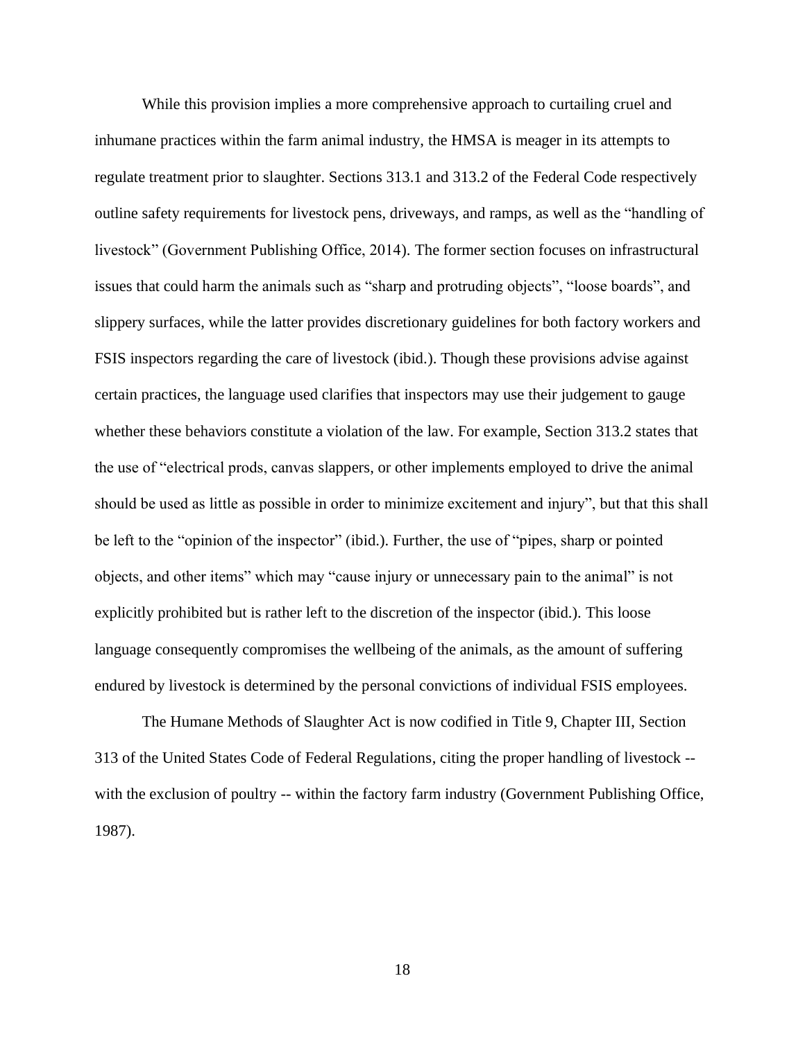While this provision implies a more comprehensive approach to curtailing cruel and inhumane practices within the farm animal industry, the HMSA is meager in its attempts to regulate treatment prior to slaughter. Sections 313.1 and 313.2 of the Federal Code respectively outline safety requirements for livestock pens, driveways, and ramps, as well as the "handling of livestock" (Government Publishing Office, 2014). The former section focuses on infrastructural issues that could harm the animals such as "sharp and protruding objects", "loose boards", and slippery surfaces, while the latter provides discretionary guidelines for both factory workers and FSIS inspectors regarding the care of livestock (ibid.). Though these provisions advise against certain practices, the language used clarifies that inspectors may use their judgement to gauge whether these behaviors constitute a violation of the law. For example, Section 313.2 states that the use of "electrical prods, canvas slappers, or other implements employed to drive the animal should be used as little as possible in order to minimize excitement and injury", but that this shall be left to the "opinion of the inspector" (ibid.). Further, the use of "pipes, sharp or pointed objects, and other items" which may "cause injury or unnecessary pain to the animal" is not explicitly prohibited but is rather left to the discretion of the inspector (ibid.). This loose language consequently compromises the wellbeing of the animals, as the amount of suffering endured by livestock is determined by the personal convictions of individual FSIS employees.

The Humane Methods of Slaughter Act is now codified in Title 9, Chapter III, Section 313 of the United States Code of Federal Regulations, citing the proper handling of livestock -- with the exclusion of poultry -- within the factory farm industry (Government Publishing Office, 1987).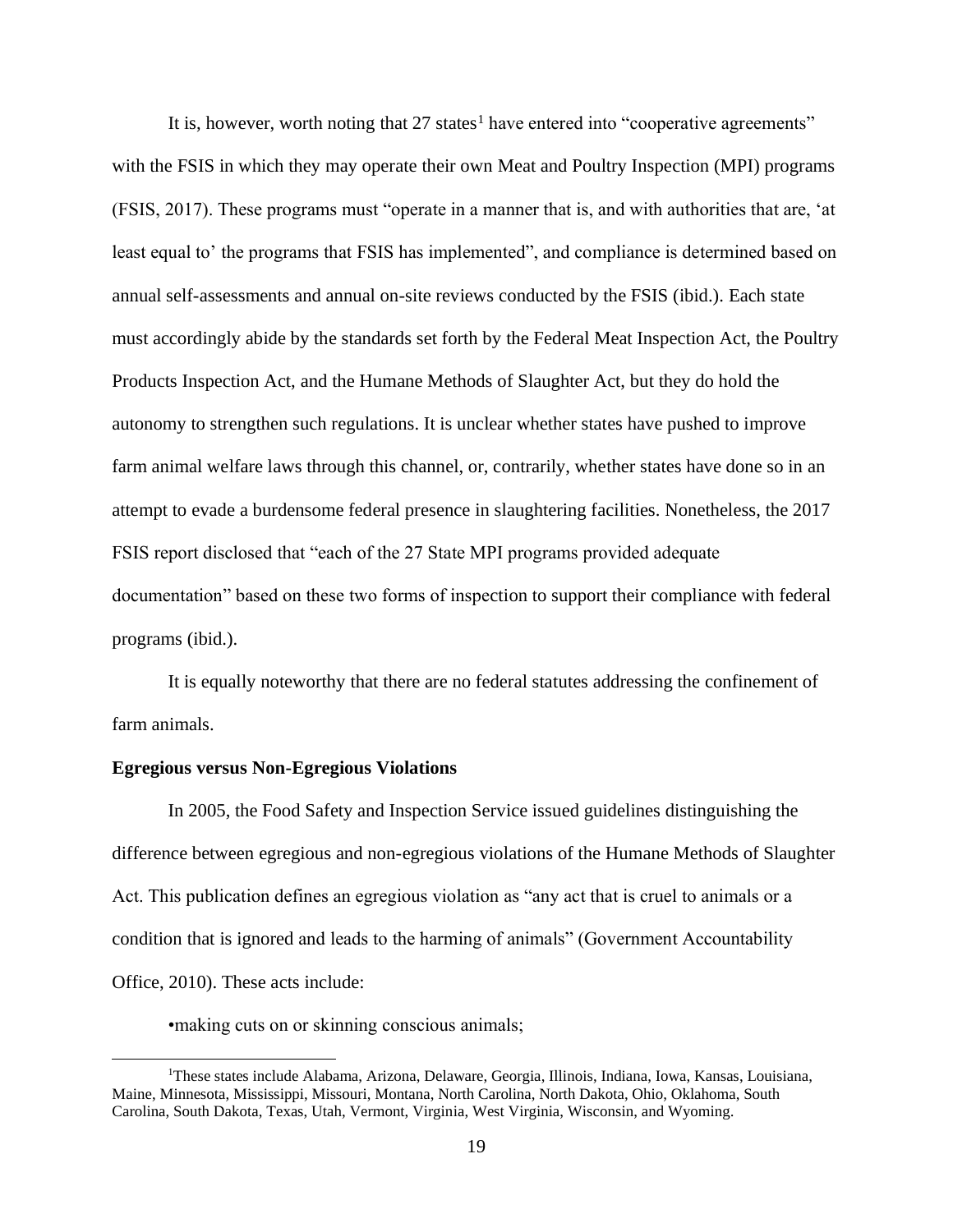It is, however, worth noting that 27 states[1] have entered into "cooperative agreements" with the FSIS in which they may operate their own Meat and Poultry Inspection (MPI) programs (FSIS, 2017). These programs must "operate in a manner that is, and with authorities that are, 'at least equal to' the programs that FSIS has implemented", and compliance is determined based on annual self-assessments and annual on-site reviews conducted by the FSIS (ibid.). Each state must accordingly abide by the standards set forth by the Federal Meat Inspection Act, the Poultry Products Inspection Act, and the Humane Methods of Slaughter Act, but they do hold the autonomy to strengthen such regulations. It is unclear whether states have pushed to improve farm animal welfare laws through this channel, or, contrarily, whether states have done so in an attempt to evade a burdensome federal presence in slaughtering facilities. Nonetheless, the 2017 FSIS report disclosed that "each of the 27 State MPI programs provided adequate documentation" based on these two forms of inspection to support their compliance with federal programs (ibid.).

It is equally noteworthy that there are no federal statutes addressing the confinement of farm animals.

**Egregious versus Non-Egregious Violations**

In 2005, the Food Safety and Inspection Service issued guidelines distinguishing the difference between egregious and non-egregious violations of the Humane Methods of Slaughter Act. This publication defines an egregious violation as "any act that is cruel to animals or a condition that is ignored and leads to the harming of animals" (Government Accountability Office, 2010). These acts include:

•making cuts on or skinning conscious animals;

[1]These states include Alabama, Arizona, Delaware, Georgia, Illinois, Indiana, Iowa, Kansas, Louisiana, Maine, Minnesota, Mississippi, Missouri, Montana, North Carolina, North Dakota, Ohio, Oklahoma, South Carolina, South Dakota, Texas, Utah, Vermont, Virginia, West Virginia, Wisconsin, and Wyoming.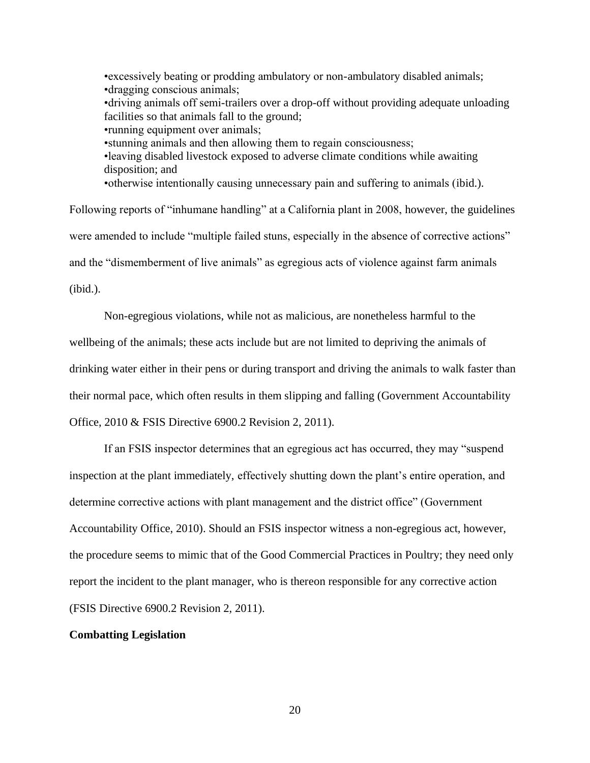- excessively beating or prodding ambulatory or non-ambulatory disabled animals;
- dragging conscious animals;
- driving animals off semi-trailers over a drop-off without providing adequate unloading facilities so that animals fall to the ground;
- running equipment over animals;
- stunning animals and then allowing them to regain consciousness;
- leaving disabled livestock exposed to adverse climate conditions while awaiting disposition; and
- otherwise intentionally causing unnecessary pain and suffering to animals (ibid.).

Following reports of "inhumane handling" at a California plant in 2008, however, the guidelines were amended to include "multiple failed stuns, especially in the absence of corrective actions" and the "dismemberment of live animals" as egregious acts of violence against farm animals (ibid.).

Non-egregious violations, while not as malicious, are nonetheless harmful to the wellbeing of the animals; these acts include but are not limited to depriving the animals of drinking water either in their pens or during transport and driving the animals to walk faster than their normal pace, which often results in them slipping and falling (Government Accountability Office, 2010 & FSIS Directive 6900.2 Revision 2, 2011).

If an FSIS inspector determines that an egregious act has occurred, they may "suspend inspection at the plant immediately, effectively shutting down the plant's entire operation, and determine corrective actions with plant management and the district office" (Government Accountability Office, 2010). Should an FSIS inspector witness a non-egregious act, however, the procedure seems to mimic that of the Good Commercial Practices in Poultry; they need only report the incident to the plant manager, who is thereon responsible for any corrective action (FSIS Directive 6900.2 Revision 2, 2011).

**Combatting Legislation**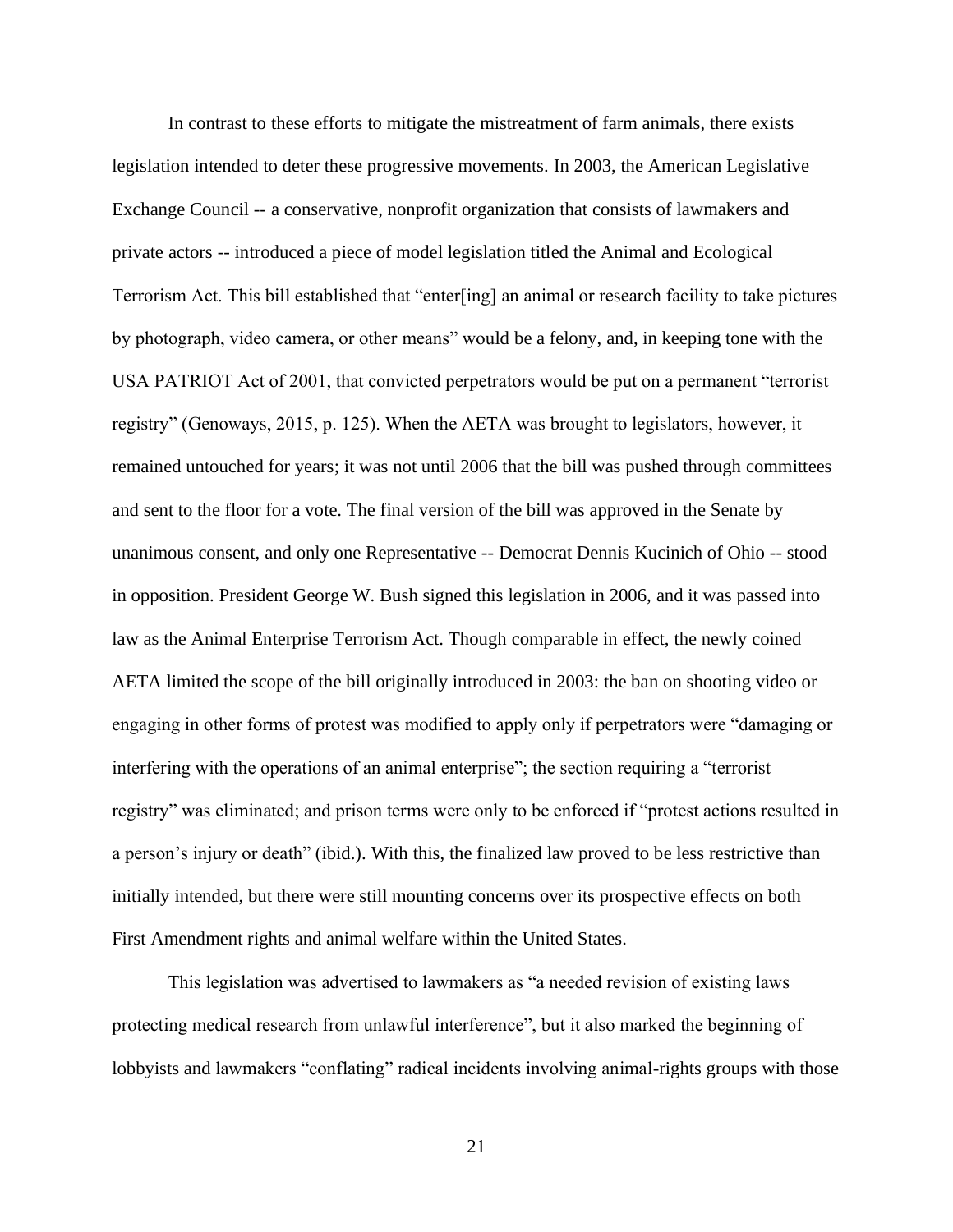In contrast to these efforts to mitigate the mistreatment of farm animals, there exists legislation intended to deter these progressive movements. In 2003, the American Legislative Exchange Council -- a conservative, nonprofit organization that consists of lawmakers and private actors -- introduced a piece of model legislation titled the Animal and Ecological Terrorism Act. This bill established that "enter[ing] an animal or research facility to take pictures by photograph, video camera, or other means" would be a felony, and, in keeping tone with the USA PATRIOT Act of 2001, that convicted perpetrators would be put on a permanent "terrorist registry" (Genoways, 2015, p. 125). When the AETA was brought to legislators, however, it remained untouched for years; it was not until 2006 that the bill was pushed through committees and sent to the floor for a vote. The final version of the bill was approved in the Senate by unanimous consent, and only one Representative -- Democrat Dennis Kucinich of Ohio -- stood in opposition. President George W. Bush signed this legislation in 2006, and it was passed into law as the Animal Enterprise Terrorism Act. Though comparable in effect, the newly coined AETA limited the scope of the bill originally introduced in 2003: the ban on shooting video or engaging in other forms of protest was modified to apply only if perpetrators were "damaging or interfering with the operations of an animal enterprise"; the section requiring a "terrorist registry" was eliminated; and prison terms were only to be enforced if "protest actions resulted in a person's injury or death" (ibid.). With this, the finalized law proved to be less restrictive than initially intended, but there were still mounting concerns over its prospective effects on both First Amendment rights and animal welfare within the United States.

This legislation was advertised to lawmakers as "a needed revision of existing laws protecting medical research from unlawful interference", but it also marked the beginning of lobbyists and lawmakers "conflating" radical incidents involving animal-rights groups with those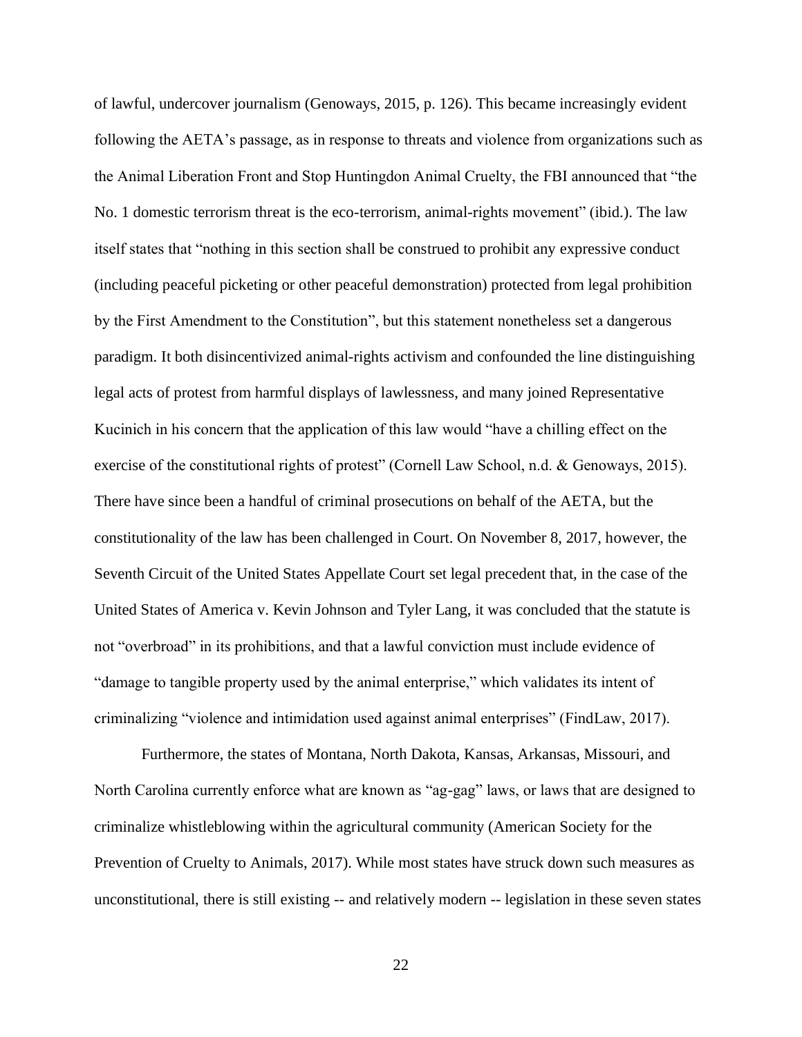of lawful, undercover journalism (Genoways, 2015, p. 126). This became increasingly evident following the AETA's passage, as in response to threats and violence from organizations such as the Animal Liberation Front and Stop Huntingdon Animal Cruelty, the FBI announced that "the No. 1 domestic terrorism threat is the eco-terrorism, animal-rights movement" (ibid.). The law itself states that "nothing in this section shall be construed to prohibit any expressive conduct (including peaceful picketing or other peaceful demonstration) protected from legal prohibition by the First Amendment to the Constitution", but this statement nonetheless set a dangerous paradigm. It both disincentivized animal-rights activism and confounded the line distinguishing legal acts of protest from harmful displays of lawlessness, and many joined Representative Kucinich in his concern that the application of this law would "have a chilling effect on the exercise of the constitutional rights of protest" (Cornell Law School, n.d. & Genoways, 2015). There have since been a handful of criminal prosecutions on behalf of the AETA, but the constitutionality of the law has been challenged in Court. On November 8, 2017, however, the Seventh Circuit of the United States Appellate Court set legal precedent that, in the case of the United States of America v. Kevin Johnson and Tyler Lang, it was concluded that the statute is not "overbroad" in its prohibitions, and that a lawful conviction must include evidence of "damage to tangible property used by the animal enterprise," which validates its intent of criminalizing "violence and intimidation used against animal enterprises" (FindLaw, 2017).

Furthermore, the states of Montana, North Dakota, Kansas, Arkansas, Missouri, and North Carolina currently enforce what are known as "ag-gag" laws, or laws that are designed to criminalize whistleblowing within the agricultural community (American Society for the Prevention of Cruelty to Animals, 2017). While most states have struck down such measures as unconstitutional, there is still existing -- and relatively modern -- legislation in these seven states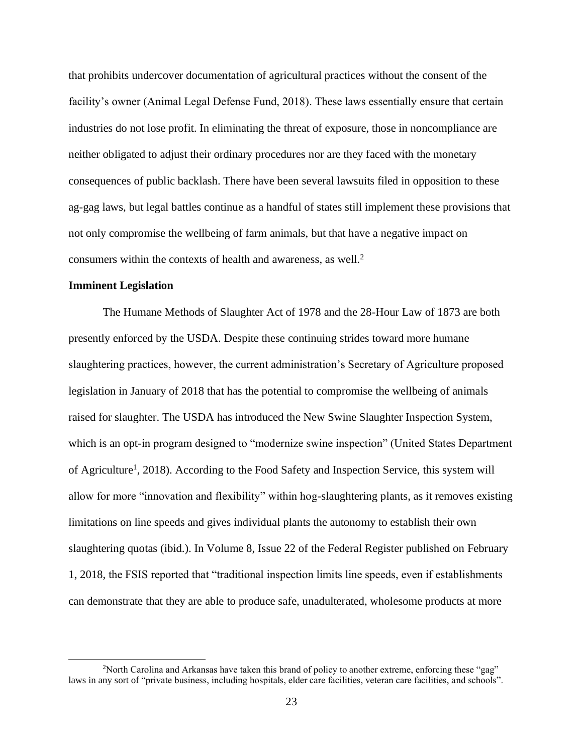that prohibits undercover documentation of agricultural practices without the consent of the facility's owner (Animal Legal Defense Fund, 2018). These laws essentially ensure that certain industries do not lose profit. In eliminating the threat of exposure, those in noncompliance are neither obligated to adjust their ordinary procedures nor are they faced with the monetary consequences of public backlash. There have been several lawsuits filed in opposition to these ag-gag laws, but legal battles continue as a handful of states still implement these provisions that not only compromise the wellbeing of farm animals, but that have a negative impact on consumers within the contexts of health and awareness, as well.[2]

**Imminent Legislation**

The Humane Methods of Slaughter Act of 1978 and the 28-Hour Law of 1873 are both presently enforced by the USDA. Despite these continuing strides toward more humane slaughtering practices, however, the current administration's Secretary of Agriculture proposed legislation in January of 2018 that has the potential to compromise the wellbeing of animals raised for slaughter. The USDA has introduced the New Swine Slaughter Inspection System, which is an opt-in program designed to "modernize swine inspection" (United States Department of Agriculture[1], 2018). According to the Food Safety and Inspection Service, this system will allow for more "innovation and flexibility" within hog-slaughtering plants, as it removes existing limitations on line speeds and gives individual plants the autonomy to establish their own slaughtering quotas (ibid.). In Volume 8, Issue 22 of the Federal Register published on February 1, 2018, the FSIS reported that "traditional inspection limits line speeds, even if establishments can demonstrate that they are able to produce safe, unadulterated, wholesome products at more

[2]North Carolina and Arkansas have taken this brand of policy to another extreme, enforcing these "gag" laws in any sort of "private business, including hospitals, elder care facilities, veteran care facilities, and schools".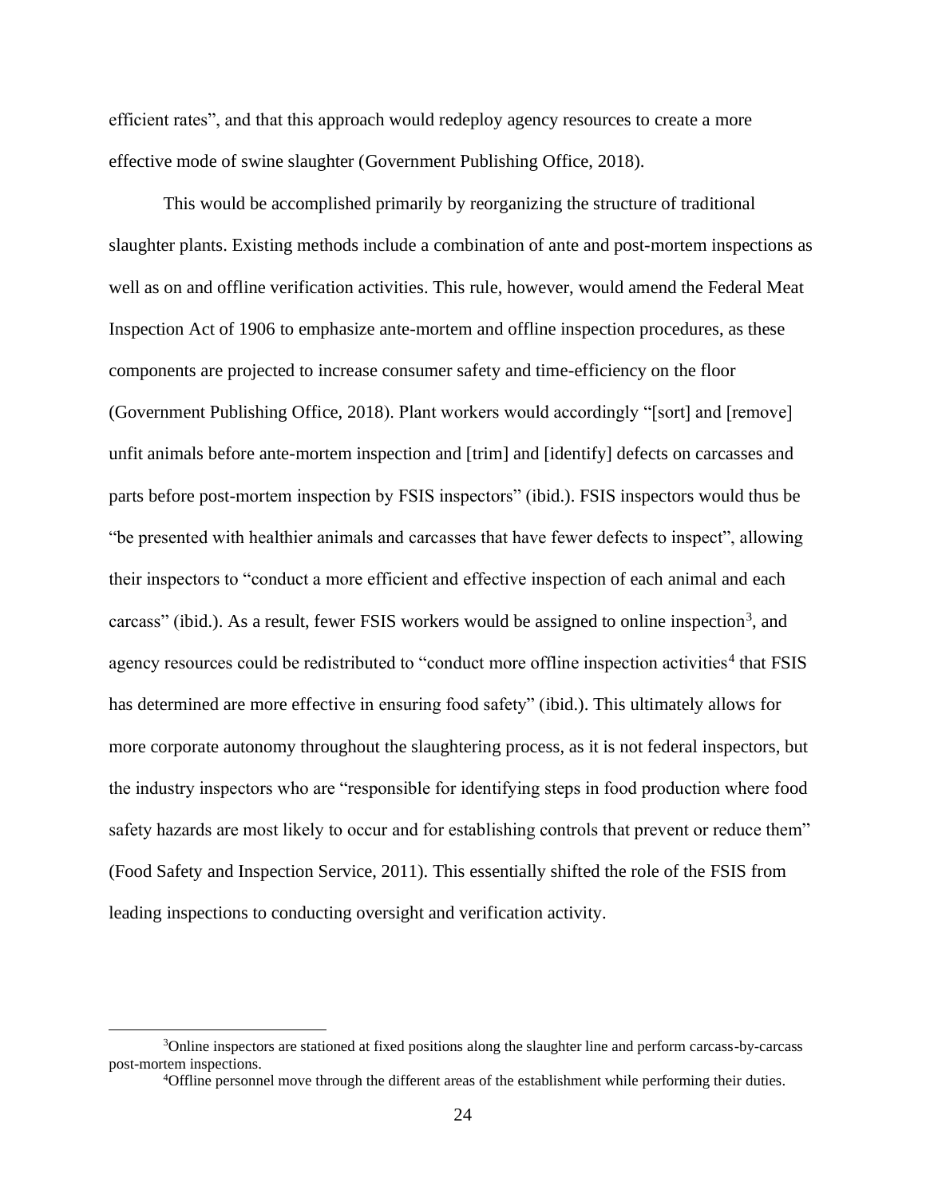efficient rates", and that this approach would redeploy agency resources to create a more effective mode of swine slaughter (Government Publishing Office, 2018).

This would be accomplished primarily by reorganizing the structure of traditional slaughter plants. Existing methods include a combination of ante and post-mortem inspections as well as on and offline verification activities. This rule, however, would amend the Federal Meat Inspection Act of 1906 to emphasize ante-mortem and offline inspection procedures, as these components are projected to increase consumer safety and time-efficiency on the floor (Government Publishing Office, 2018). Plant workers would accordingly "[sort] and [remove] unfit animals before ante-mortem inspection and [trim] and [identify] defects on carcasses and parts before post-mortem inspection by FSIS inspectors" (ibid.). FSIS inspectors would thus be "be presented with healthier animals and carcasses that have fewer defects to inspect", allowing their inspectors to "conduct a more efficient and effective inspection of each animal and each carcass" (ibid.). As a result, fewer FSIS workers would be assigned to online inspection[3], and agency resources could be redistributed to "conduct more offline inspection activities[4] that FSIS has determined are more effective in ensuring food safety" (ibid.). This ultimately allows for more corporate autonomy throughout the slaughtering process, as it is not federal inspectors, but the industry inspectors who are "responsible for identifying steps in food production where food safety hazards are most likely to occur and for establishing controls that prevent or reduce them" (Food Safety and Inspection Service, 2011). This essentially shifted the role of the FSIS from leading inspections to conducting oversight and verification activity.

---

[3]Online inspectors are stationed at fixed positions along the slaughter line and perform carcass-by-carcass post-mortem inspections.

[4]Offline personnel move through the different areas of the establishment while performing their duties.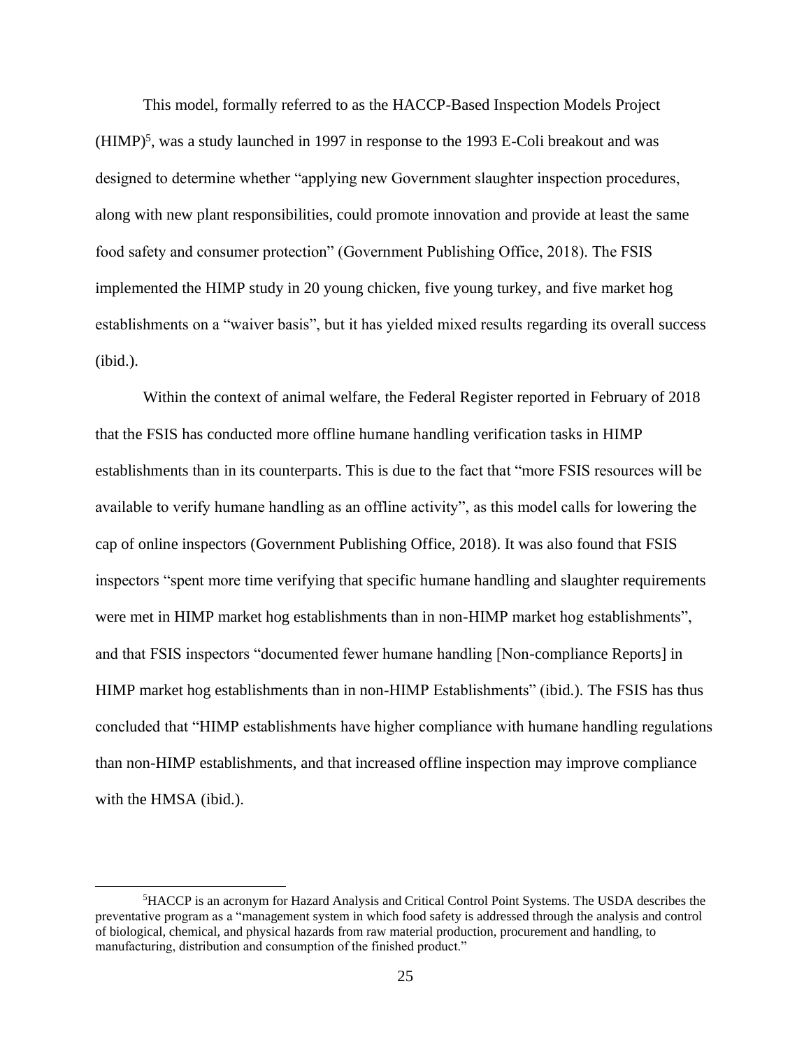This model, formally referred to as the HACCP-Based Inspection Models Project (HIMP)[5], was a study launched in 1997 in response to the 1993 E-Coli breakout and was designed to determine whether "applying new Government slaughter inspection procedures, along with new plant responsibilities, could promote innovation and provide at least the same food safety and consumer protection" (Government Publishing Office, 2018). The FSIS implemented the HIMP study in 20 young chicken, five young turkey, and five market hog establishments on a "waiver basis", but it has yielded mixed results regarding its overall success (ibid.).

Within the context of animal welfare, the Federal Register reported in February of 2018 that the FSIS has conducted more offline humane handling verification tasks in HIMP establishments than in its counterparts. This is due to the fact that "more FSIS resources will be available to verify humane handling as an offline activity", as this model calls for lowering the cap of online inspectors (Government Publishing Office, 2018). It was also found that FSIS inspectors "spent more time verifying that specific humane handling and slaughter requirements were met in HIMP market hog establishments than in non-HIMP market hog establishments", and that FSIS inspectors "documented fewer humane handling [Non-compliance Reports] in HIMP market hog establishments than in non-HIMP Establishments" (ibid.). The FSIS has thus concluded that "HIMP establishments have higher compliance with humane handling regulations than non-HIMP establishments, and that increased offline inspection may improve compliance with the HMSA (ibid.).

[5]HACCP is an acronym for Hazard Analysis and Critical Control Point Systems. The USDA describes the preventative program as a "management system in which food safety is addressed through the analysis and control of biological, chemical, and physical hazards from raw material production, procurement and handling, to manufacturing, distribution and consumption of the finished product."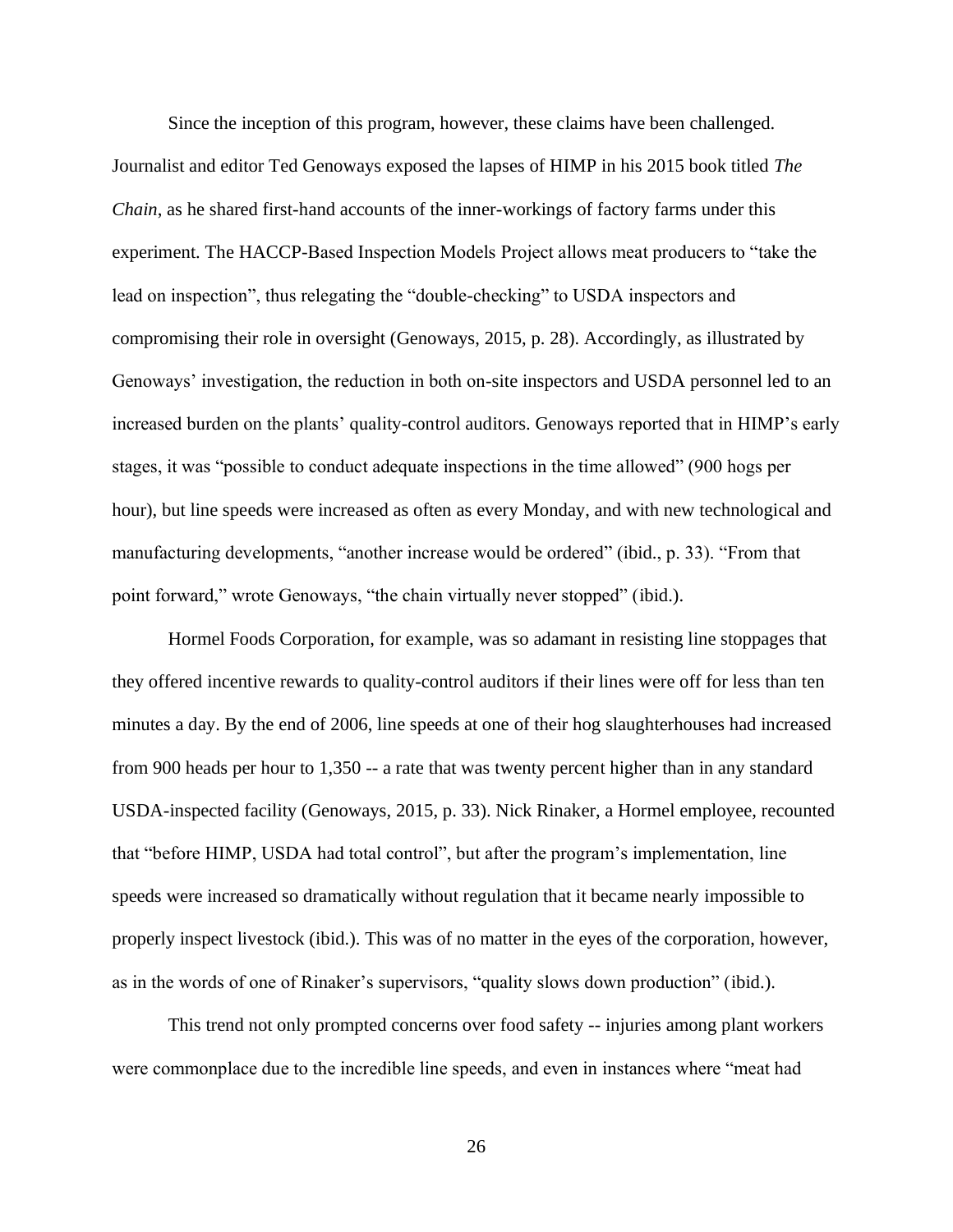Since the inception of this program, however, these claims have been challenged. Journalist and editor Ted Genoways exposed the lapses of HIMP in his 2015 book titled *The Chain*, as he shared first-hand accounts of the inner-workings of factory farms under this experiment. The HACCP-Based Inspection Models Project allows meat producers to "take the lead on inspection", thus relegating the "double-checking" to USDA inspectors and compromising their role in oversight (Genoways, 2015, p. 28). Accordingly, as illustrated by Genoways' investigation, the reduction in both on-site inspectors and USDA personnel led to an increased burden on the plants' quality-control auditors. Genoways reported that in HIMP's early stages, it was "possible to conduct adequate inspections in the time allowed" (900 hogs per hour), but line speeds were increased as often as every Monday, and with new technological and manufacturing developments, "another increase would be ordered" (ibid., p. 33). "From that point forward," wrote Genoways, "the chain virtually never stopped" (ibid.).

Hormel Foods Corporation, for example, was so adamant in resisting line stoppages that they offered incentive rewards to quality-control auditors if their lines were off for less than ten minutes a day. By the end of 2006, line speeds at one of their hog slaughterhouses had increased from 900 heads per hour to 1,350 -- a rate that was twenty percent higher than in any standard USDA-inspected facility (Genoways, 2015, p. 33). Nick Rinaker, a Hormel employee, recounted that "before HIMP, USDA had total control", but after the program's implementation, line speeds were increased so dramatically without regulation that it became nearly impossible to properly inspect livestock (ibid.). This was of no matter in the eyes of the corporation, however, as in the words of one of Rinaker's supervisors, "quality slows down production" (ibid.).

This trend not only prompted concerns over food safety -- injuries among plant workers were commonplace due to the incredible line speeds, and even in instances where "meat had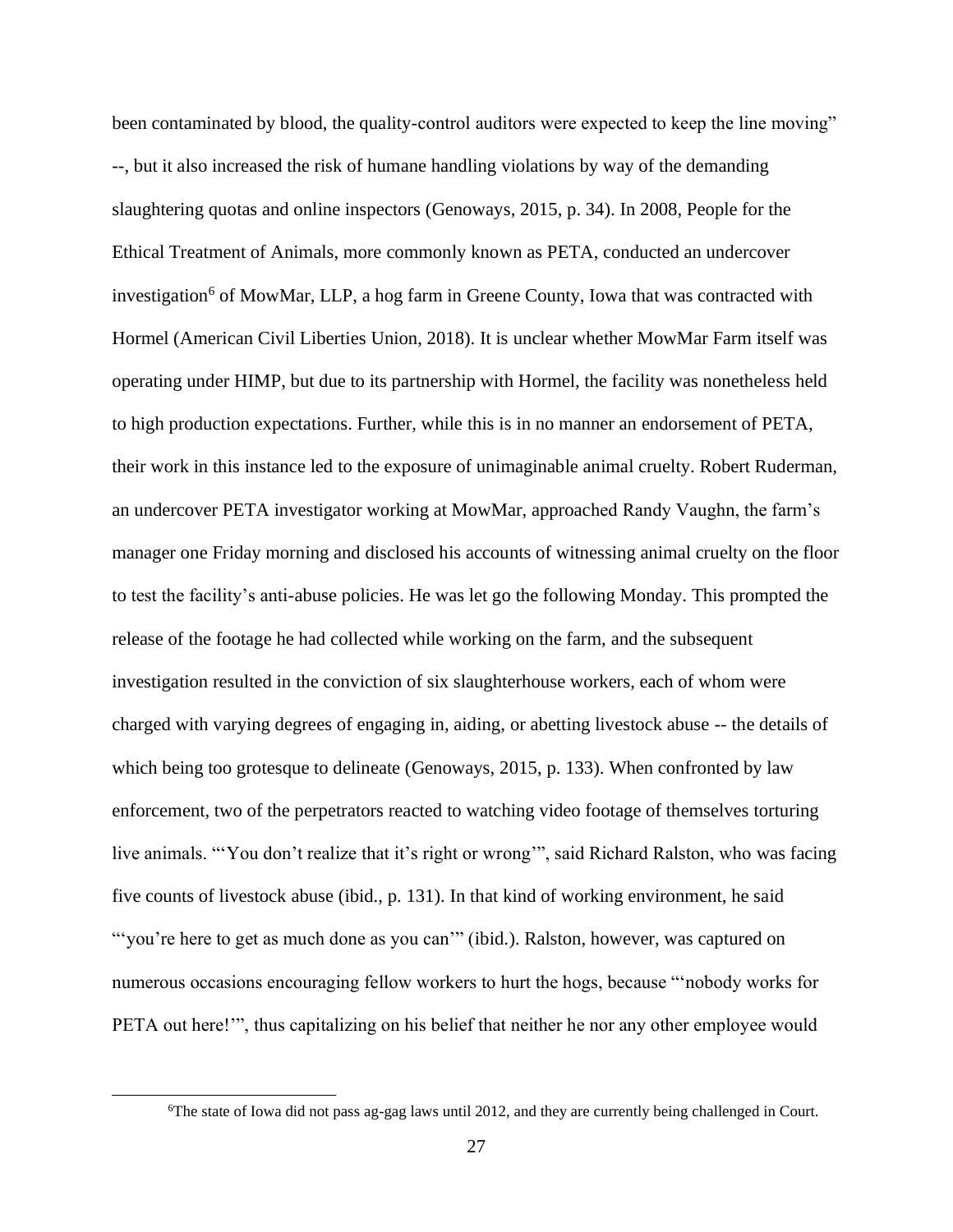been contaminated by blood, the quality-control auditors were expected to keep the line moving" --, but it also increased the risk of humane handling violations by way of the demanding slaughtering quotas and online inspectors (Genoways, 2015, p. 34). In 2008, People for the Ethical Treatment of Animals, more commonly known as PETA, conducted an undercover investigation[6] of MowMar, LLP, a hog farm in Greene County, Iowa that was contracted with Hormel (American Civil Liberties Union, 2018). It is unclear whether MowMar Farm itself was operating under HIMP, but due to its partnership with Hormel, the facility was nonetheless held to high production expectations. Further, while this is in no manner an endorsement of PETA, their work in this instance led to the exposure of unimaginable animal cruelty. Robert Ruderman, an undercover PETA investigator working at MowMar, approached Randy Vaughn, the farm's manager one Friday morning and disclosed his accounts of witnessing animal cruelty on the floor to test the facility's anti-abuse policies. He was let go the following Monday. This prompted the release of the footage he had collected while working on the farm, and the subsequent investigation resulted in the conviction of six slaughterhouse workers, each of whom were charged with varying degrees of engaging in, aiding, or abetting livestock abuse -- the details of which being too grotesque to delineate (Genoways, 2015, p. 133). When confronted by law enforcement, two of the perpetrators reacted to watching video footage of themselves torturing live animals. "'You don't realize that it's right or wrong'", said Richard Ralston, who was facing five counts of livestock abuse (ibid., p. 131). In that kind of working environment, he said "'you're here to get as much done as you can'" (ibid.). Ralston, however, was captured on numerous occasions encouraging fellow workers to hurt the hogs, because "'nobody works for PETA out here!'", thus capitalizing on his belief that neither he nor any other employee would

[6] The state of Iowa did not pass ag-gag laws until 2012, and they are currently being challenged in Court.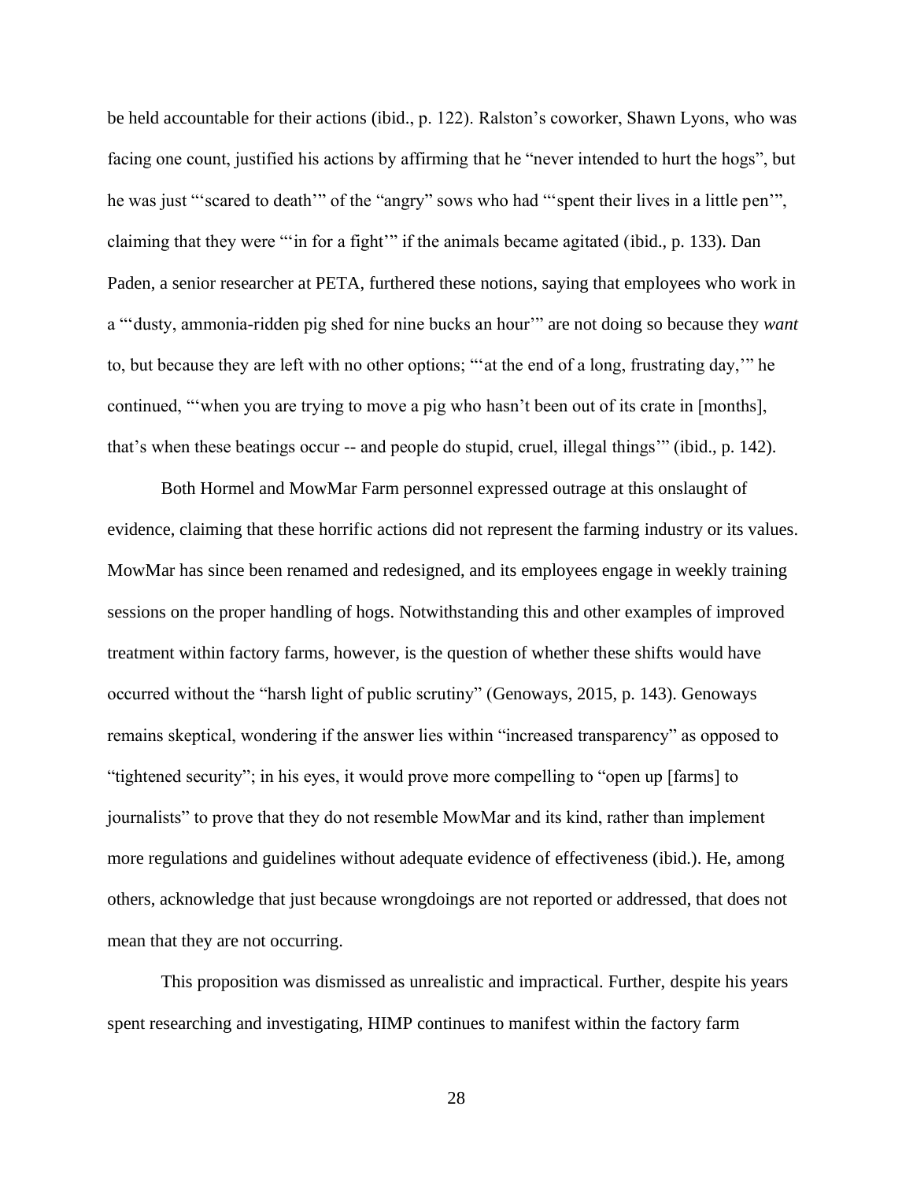be held accountable for their actions (ibid., p. 122). Ralston's coworker, Shawn Lyons, who was facing one count, justified his actions by affirming that he "never intended to hurt the hogs", but he was just "'scared to death'" of the "angry" sows who had "'spent their lives in a little pen'", claiming that they were "'in for a fight'" if the animals became agitated (ibid., p. 133). Dan Paden, a senior researcher at PETA, furthered these notions, saying that employees who work in a "'dusty, ammonia-ridden pig shed for nine bucks an hour'" are not doing so because they *want* to, but because they are left with no other options; "'at the end of a long, frustrating day,'" he continued, "'when you are trying to move a pig who hasn't been out of its crate in [months], that's when these beatings occur -- and people do stupid, cruel, illegal things'" (ibid., p. 142).

Both Hormel and MowMar Farm personnel expressed outrage at this onslaught of evidence, claiming that these horrific actions did not represent the farming industry or its values. MowMar has since been renamed and redesigned, and its employees engage in weekly training sessions on the proper handling of hogs. Notwithstanding this and other examples of improved treatment within factory farms, however, is the question of whether these shifts would have occurred without the "harsh light of public scrutiny" (Genoways, 2015, p. 143). Genoways remains skeptical, wondering if the answer lies within "increased transparency" as opposed to "tightened security"; in his eyes, it would prove more compelling to "open up [farms] to journalists" to prove that they do not resemble MowMar and its kind, rather than implement more regulations and guidelines without adequate evidence of effectiveness (ibid.). He, among others, acknowledge that just because wrongdoings are not reported or addressed, that does not mean that they are not occurring.

This proposition was dismissed as unrealistic and impractical. Further, despite his years spent researching and investigating, HIMP continues to manifest within the factory farm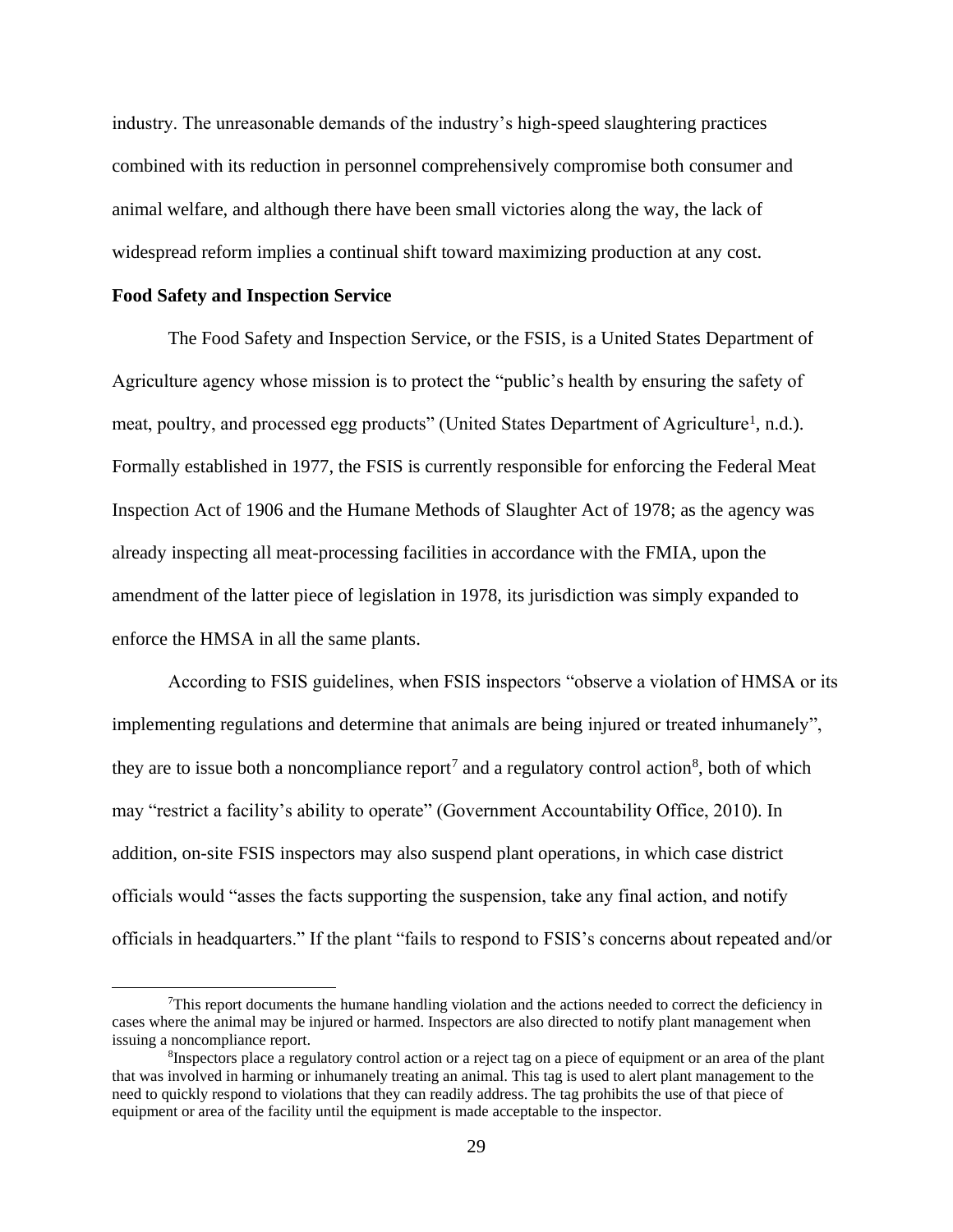industry. The unreasonable demands of the industry's high-speed slaughtering practices combined with its reduction in personnel comprehensively compromise both consumer and animal welfare, and although there have been small victories along the way, the lack of widespread reform implies a continual shift toward maximizing production at any cost.

**Food Safety and Inspection Service**

The Food Safety and Inspection Service, or the FSIS, is a United States Department of Agriculture agency whose mission is to protect the "public's health by ensuring the safety of meat, poultry, and processed egg products" (United States Department of Agriculture[1], n.d.). Formally established in 1977, the FSIS is currently responsible for enforcing the Federal Meat Inspection Act of 1906 and the Humane Methods of Slaughter Act of 1978; as the agency was already inspecting all meat-processing facilities in accordance with the FMIA, upon the amendment of the latter piece of legislation in 1978, its jurisdiction was simply expanded to enforce the HMSA in all the same plants.

According to FSIS guidelines, when FSIS inspectors "observe a violation of HMSA or its implementing regulations and determine that animals are being injured or treated inhumanely", they are to issue both a noncompliance report[7] and a regulatory control action[8], both of which may "restrict a facility's ability to operate" (Government Accountability Office, 2010). In addition, on-site FSIS inspectors may also suspend plant operations, in which case district officials would "asses the facts supporting the suspension, take any final action, and notify officials in headquarters." If the plant "fails to respond to FSIS's concerns about repeated and/or

---

[7]This report documents the humane handling violation and the actions needed to correct the deficiency in cases where the animal may be injured or harmed. Inspectors are also directed to notify plant management when issuing a noncompliance report.

[8]Inspectors place a regulatory control action or a reject tag on a piece of equipment or an area of the plant that was involved in harming or inhumanely treating an animal. This tag is used to alert plant management to the need to quickly respond to violations that they can readily address. The tag prohibits the use of that piece of equipment or area of the facility until the equipment is made acceptable to the inspector.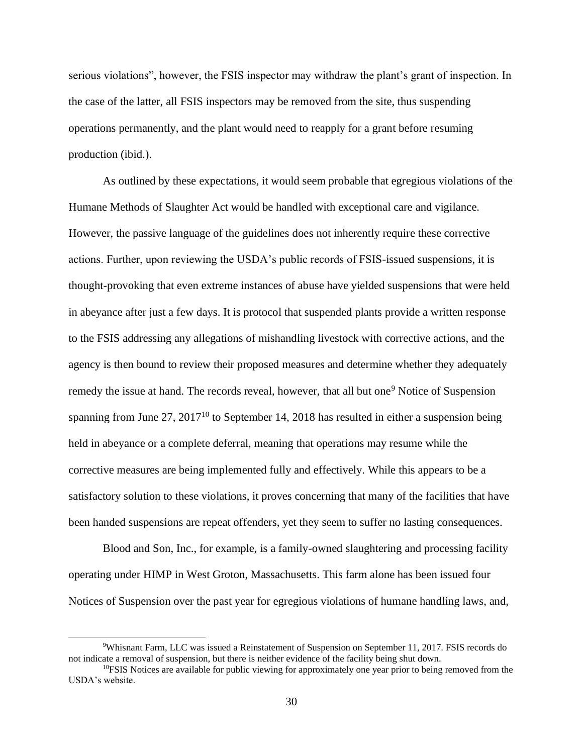serious violations", however, the FSIS inspector may withdraw the plant's grant of inspection. In the case of the latter, all FSIS inspectors may be removed from the site, thus suspending operations permanently, and the plant would need to reapply for a grant before resuming production (ibid.).

As outlined by these expectations, it would seem probable that egregious violations of the Humane Methods of Slaughter Act would be handled with exceptional care and vigilance. However, the passive language of the guidelines does not inherently require these corrective actions. Further, upon reviewing the USDA's public records of FSIS-issued suspensions, it is thought-provoking that even extreme instances of abuse have yielded suspensions that were held in abeyance after just a few days. It is protocol that suspended plants provide a written response to the FSIS addressing any allegations of mishandling livestock with corrective actions, and the agency is then bound to review their proposed measures and determine whether they adequately remedy the issue at hand. The records reveal, however, that all but one[9] Notice of Suspension spanning from June 27, 2017[10] to September 14, 2018 has resulted in either a suspension being held in abeyance or a complete deferral, meaning that operations may resume while the corrective measures are being implemented fully and effectively. While this appears to be a satisfactory solution to these violations, it proves concerning that many of the facilities that have been handed suspensions are repeat offenders, yet they seem to suffer no lasting consequences.

Blood and Son, Inc., for example, is a family-owned slaughtering and processing facility operating under HIMP in West Groton, Massachusetts. This farm alone has been issued four Notices of Suspension over the past year for egregious violations of humane handling laws, and,

[9] Whisnant Farm, LLC was issued a Reinstatement of Suspension on September 11, 2017. FSIS records do not indicate a removal of suspension, but there is neither evidence of the facility being shut down.

[10] FSIS Notices are available for public viewing for approximately one year prior to being removed from the USDA's website.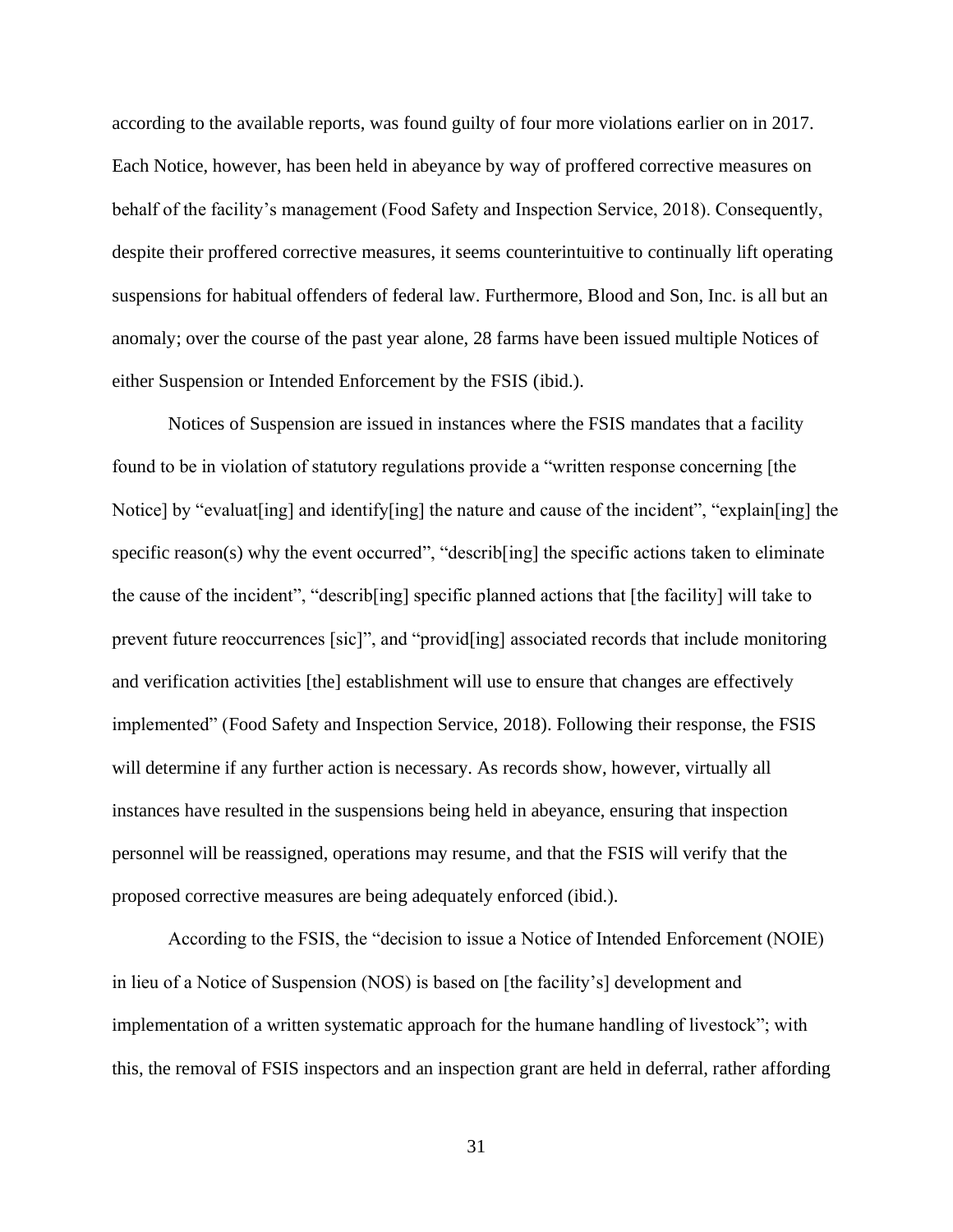according to the available reports, was found guilty of four more violations earlier on in 2017. Each Notice, however, has been held in abeyance by way of proffered corrective measures on behalf of the facility's management (Food Safety and Inspection Service, 2018). Consequently, despite their proffered corrective measures, it seems counterintuitive to continually lift operating suspensions for habitual offenders of federal law. Furthermore, Blood and Son, Inc. is all but an anomaly; over the course of the past year alone, 28 farms have been issued multiple Notices of either Suspension or Intended Enforcement by the FSIS (ibid.).

Notices of Suspension are issued in instances where the FSIS mandates that a facility found to be in violation of statutory regulations provide a "written response concerning [the Notice] by "evaluat[ing] and identify[ing] the nature and cause of the incident", "explain[ing] the specific reason(s) why the event occurred", "describ[ing] the specific actions taken to eliminate the cause of the incident", "describ[ing] specific planned actions that [the facility] will take to prevent future reoccurrences [sic]", and "provid[ing] associated records that include monitoring and verification activities [the] establishment will use to ensure that changes are effectively implemented" (Food Safety and Inspection Service, 2018). Following their response, the FSIS will determine if any further action is necessary. As records show, however, virtually all instances have resulted in the suspensions being held in abeyance, ensuring that inspection personnel will be reassigned, operations may resume, and that the FSIS will verify that the proposed corrective measures are being adequately enforced (ibid.).

According to the FSIS, the "decision to issue a Notice of Intended Enforcement (NOIE) in lieu of a Notice of Suspension (NOS) is based on [the facility's] development and implementation of a written systematic approach for the humane handling of livestock"; with this, the removal of FSIS inspectors and an inspection grant are held in deferral, rather affording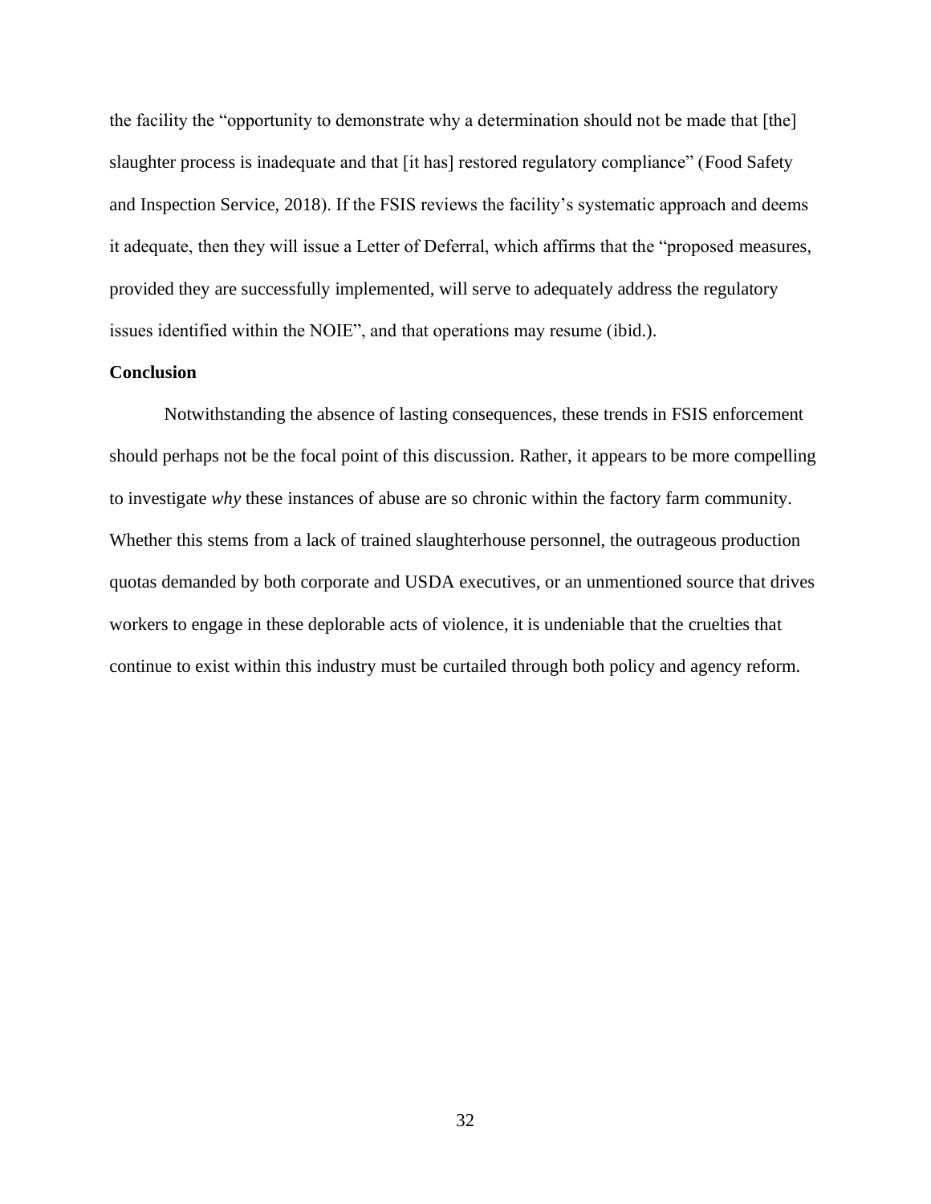the facility the "opportunity to demonstrate why a determination should not be made that [the] slaughter process is inadequate and that [it has] restored regulatory compliance" (Food Safety and Inspection Service, 2018). If the FSIS reviews the facility's systematic approach and deems it adequate, then they will issue a Letter of Deferral, which affirms that the "proposed measures, provided they are successfully implemented, will serve to adequately address the regulatory issues identified within the NOIE", and that operations may resume (ibid.).

**Conclusion**

Notwithstanding the absence of lasting consequences, these trends in FSIS enforcement should perhaps not be the focal point of this discussion. Rather, it appears to be more compelling to investigate *why* these instances of abuse are so chronic within the factory farm community. Whether this stems from a lack of trained slaughterhouse personnel, the outrageous production quotas demanded by both corporate and USDA executives, or an unmentioned source that drives workers to engage in these deplorable acts of violence, it is undeniable that the cruelties that continue to exist within this industry must be curtailed through both policy and agency reform.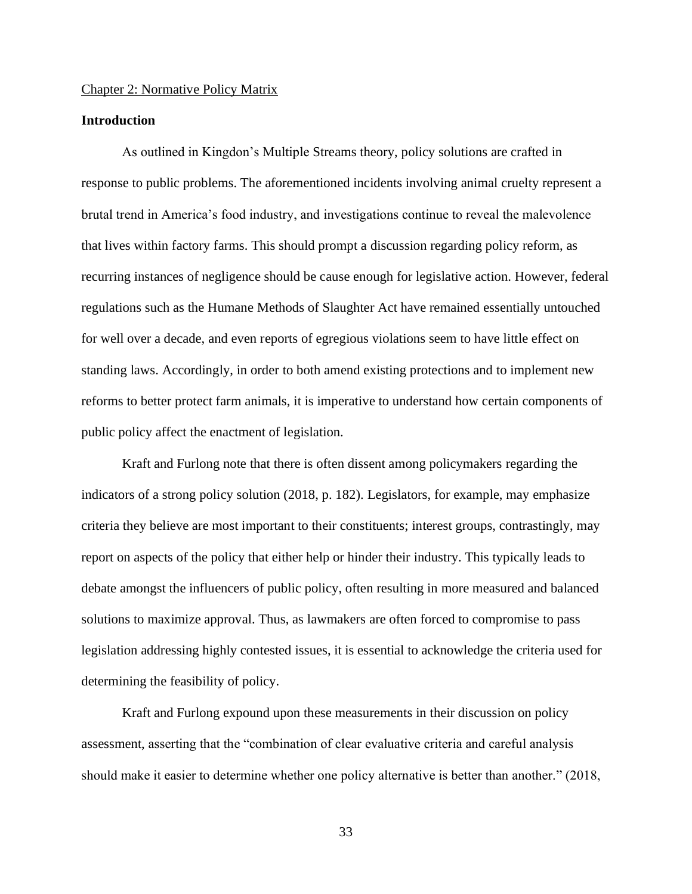Chapter 2: Normative Policy Matrix

## Introduction

As outlined in Kingdon's Multiple Streams theory, policy solutions are crafted in response to public problems. The aforementioned incidents involving animal cruelty represent a brutal trend in America's food industry, and investigations continue to reveal the malevolence that lives within factory farms. This should prompt a discussion regarding policy reform, as recurring instances of negligence should be cause enough for legislative action. However, federal regulations such as the Humane Methods of Slaughter Act have remained essentially untouched for well over a decade, and even reports of egregious violations seem to have little effect on standing laws. Accordingly, in order to both amend existing protections and to implement new reforms to better protect farm animals, it is imperative to understand how certain components of public policy affect the enactment of legislation.

Kraft and Furlong note that there is often dissent among policymakers regarding the indicators of a strong policy solution (2018, p. 182). Legislators, for example, may emphasize criteria they believe are most important to their constituents; interest groups, contrastingly, may report on aspects of the policy that either help or hinder their industry. This typically leads to debate amongst the influencers of public policy, often resulting in more measured and balanced solutions to maximize approval. Thus, as lawmakers are often forced to compromise to pass legislation addressing highly contested issues, it is essential to acknowledge the criteria used for determining the feasibility of policy.

Kraft and Furlong expound upon these measurements in their discussion on policy assessment, asserting that the "combination of clear evaluative criteria and careful analysis should make it easier to determine whether one policy alternative is better than another." (2018,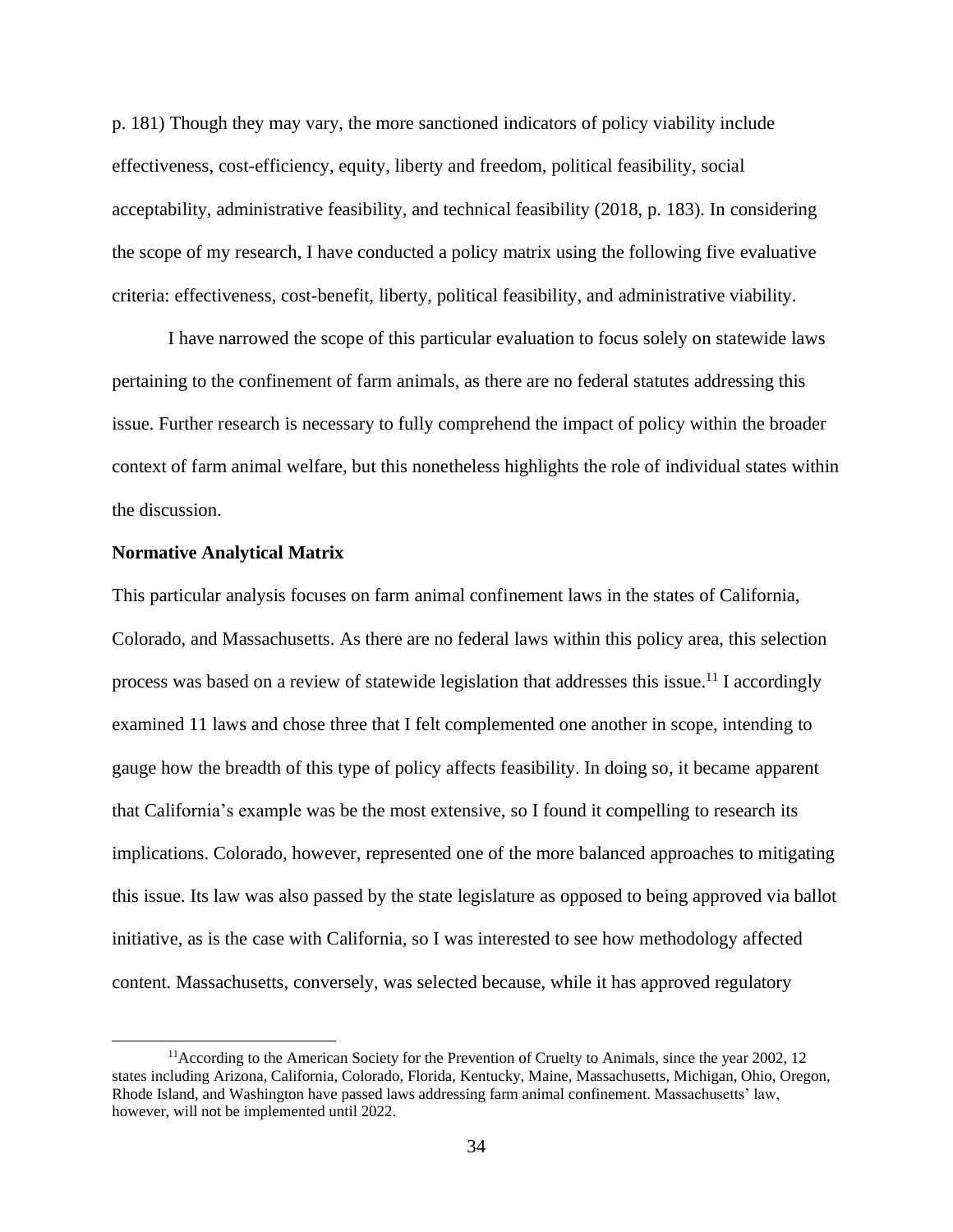p. 181) Though they may vary, the more sanctioned indicators of policy viability include effectiveness, cost-efficiency, equity, liberty and freedom, political feasibility, social acceptability, administrative feasibility, and technical feasibility (2018, p. 183). In considering the scope of my research, I have conducted a policy matrix using the following five evaluative criteria: effectiveness, cost-benefit, liberty, political feasibility, and administrative viability.

I have narrowed the scope of this particular evaluation to focus solely on statewide laws pertaining to the confinement of farm animals, as there are no federal statutes addressing this issue. Further research is necessary to fully comprehend the impact of policy within the broader context of farm animal welfare, but this nonetheless highlights the role of individual states within the discussion.

**Normative Analytical Matrix**

This particular analysis focuses on farm animal confinement laws in the states of California, Colorado, and Massachusetts. As there are no federal laws within this policy area, this selection process was based on a review of statewide legislation that addresses this issue.[11] I accordingly examined 11 laws and chose three that I felt complemented one another in scope, intending to gauge how the breadth of this type of policy affects feasibility. In doing so, it became apparent that California's example was be the most extensive, so I found it compelling to research its implications. Colorado, however, represented one of the more balanced approaches to mitigating this issue. Its law was also passed by the state legislature as opposed to being approved via ballot initiative, as is the case with California, so I was interested to see how methodology affected content. Massachusetts, conversely, was selected because, while it has approved regulatory

[11]According to the American Society for the Prevention of Cruelty to Animals, since the year 2002, 12 states including Arizona, California, Colorado, Florida, Kentucky, Maine, Massachusetts, Michigan, Ohio, Oregon, Rhode Island, and Washington have passed laws addressing farm animal confinement. Massachusetts' law, however, will not be implemented until 2022.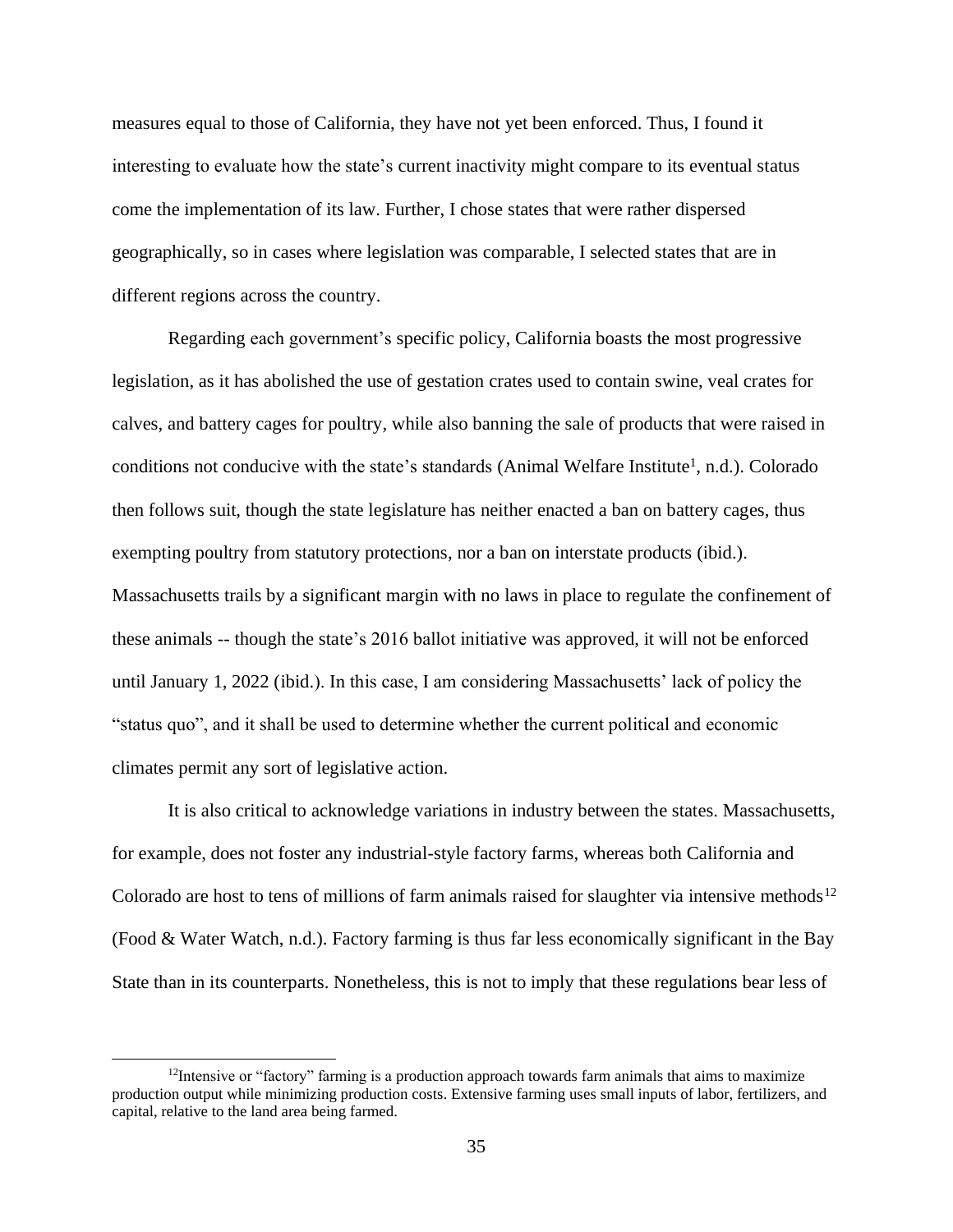measures equal to those of California, they have not yet been enforced. Thus, I found it interesting to evaluate how the state's current inactivity might compare to its eventual status come the implementation of its law. Further, I chose states that were rather dispersed geographically, so in cases where legislation was comparable, I selected states that are in different regions across the country.

Regarding each government's specific policy, California boasts the most progressive legislation, as it has abolished the use of gestation crates used to contain swine, veal crates for calves, and battery cages for poultry, while also banning the sale of products that were raised in conditions not conducive with the state's standards (Animal Welfare Institute[1], n.d.). Colorado then follows suit, though the state legislature has neither enacted a ban on battery cages, thus exempting poultry from statutory protections, nor a ban on interstate products (ibid.). Massachusetts trails by a significant margin with no laws in place to regulate the confinement of these animals -- though the state's 2016 ballot initiative was approved, it will not be enforced until January 1, 2022 (ibid.). In this case, I am considering Massachusetts' lack of policy the "status quo", and it shall be used to determine whether the current political and economic climates permit any sort of legislative action.

It is also critical to acknowledge variations in industry between the states. Massachusetts, for example, does not foster any industrial-style factory farms, whereas both California and Colorado are host to tens of millions of farm animals raised for slaughter via intensive methods[12] (Food & Water Watch, n.d.). Factory farming is thus far less economically significant in the Bay State than in its counterparts. Nonetheless, this is not to imply that these regulations bear less of

[12] Intensive or "factory" farming is a production approach towards farm animals that aims to maximize production output while minimizing production costs. Extensive farming uses small inputs of labor, fertilizers, and capital, relative to the land area being farmed.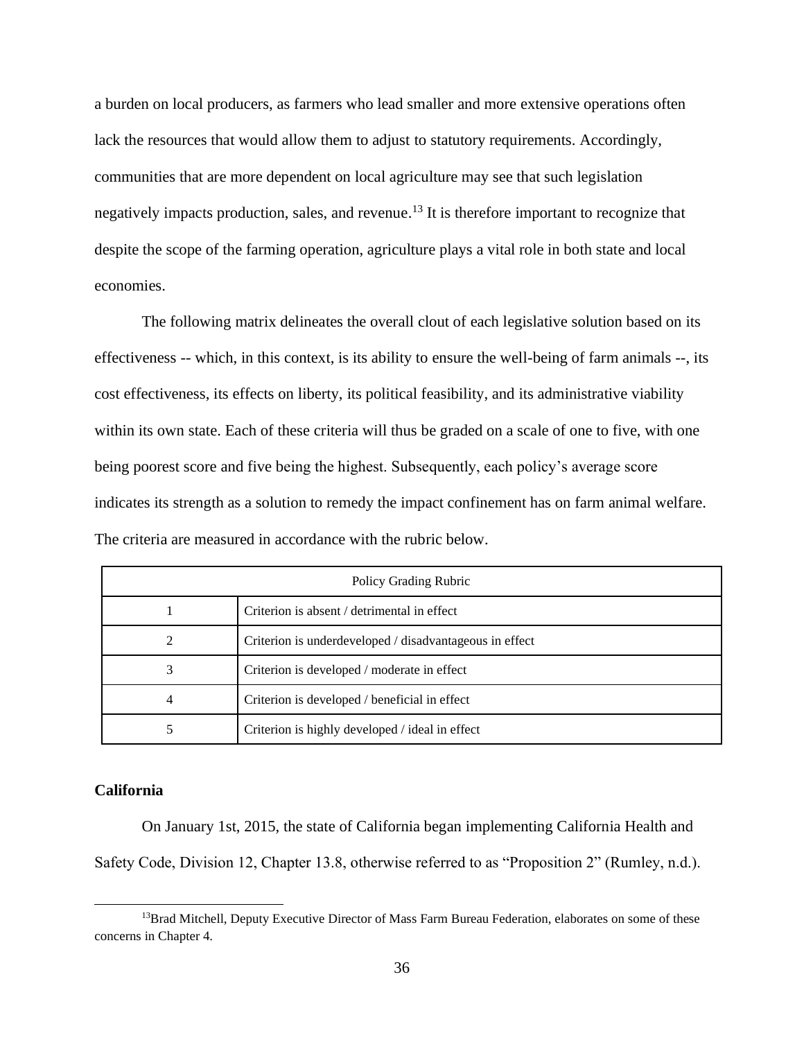a burden on local producers, as farmers who lead smaller and more extensive operations often lack the resources that would allow them to adjust to statutory requirements. Accordingly, communities that are more dependent on local agriculture may see that such legislation negatively impacts production, sales, and revenue.[13] It is therefore important to recognize that despite the scope of the farming operation, agriculture plays a vital role in both state and local economies.

The following matrix delineates the overall clout of each legislative solution based on its effectiveness -- which, in this context, is its ability to ensure the well-being of farm animals --, its cost effectiveness, its effects on liberty, its political feasibility, and its administrative viability within its own state. Each of these criteria will thus be graded on a scale of one to five, with one being poorest score and five being the highest. Subsequently, each policy's average score indicates its strength as a solution to remedy the impact confinement has on farm animal welfare. The criteria are measured in accordance with the rubric below.

| Policy Grading Rubric | |
|---|---|
| 1 | Criterion is absent / detrimental in effect |
| 2 | Criterion is underdeveloped / disadvantageous in effect |
| 3 | Criterion is developed / moderate in effect |
| 4 | Criterion is developed / beneficial in effect |
| 5 | Criterion is highly developed / ideal in effect |

**California**

On January 1st, 2015, the state of California began implementing California Health and Safety Code, Division 12, Chapter 13.8, otherwise referred to as "Proposition 2" (Rumley, n.d.).

[13] Brad Mitchell, Deputy Executive Director of Mass Farm Bureau Federation, elaborates on some of these concerns in Chapter 4.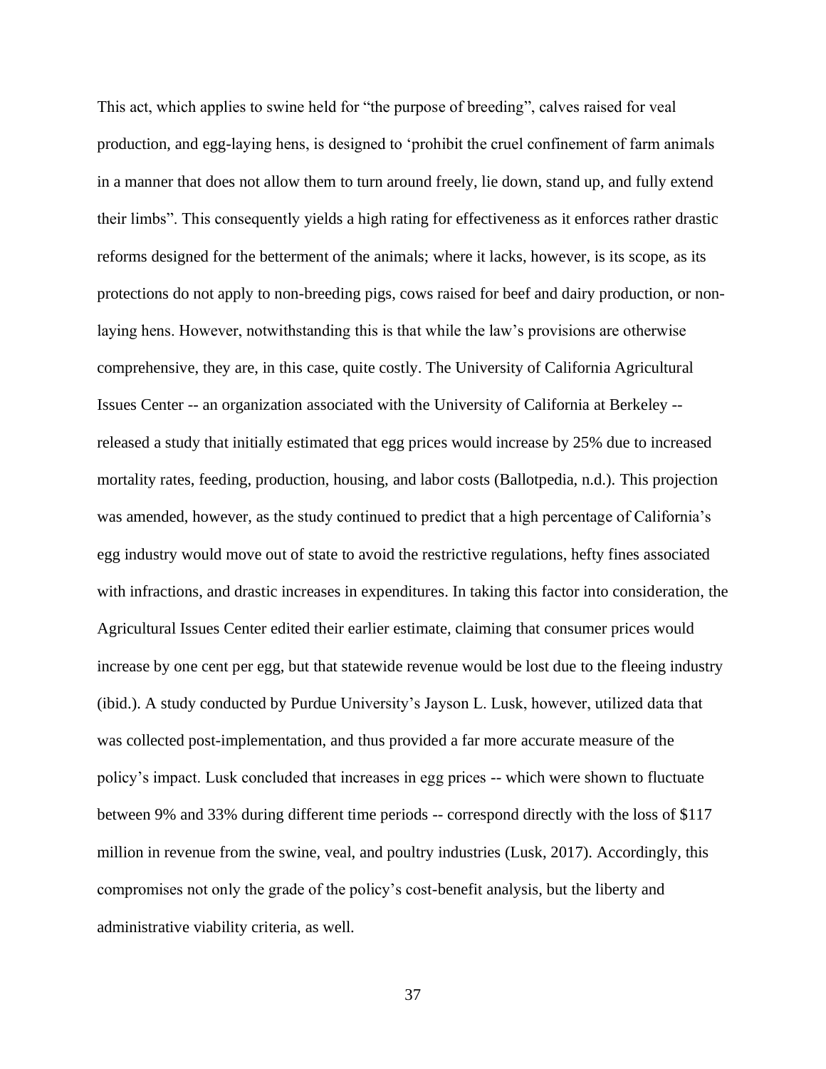This act, which applies to swine held for “the purpose of breeding”, calves raised for veal production, and egg-laying hens, is designed to ‘prohibit the cruel confinement of farm animals in a manner that does not allow them to turn around freely, lie down, stand up, and fully extend their limbs”. This consequently yields a high rating for effectiveness as it enforces rather drastic reforms designed for the betterment of the animals; where it lacks, however, is its scope, as its protections do not apply to non-breeding pigs, cows raised for beef and dairy production, or non-laying hens. However, notwithstanding this is that while the law’s provisions are otherwise comprehensive, they are, in this case, quite costly. The University of California Agricultural Issues Center -- an organization associated with the University of California at Berkeley -- released a study that initially estimated that egg prices would increase by 25% due to increased mortality rates, feeding, production, housing, and labor costs (Ballotpedia, n.d.). This projection was amended, however, as the study continued to predict that a high percentage of California’s egg industry would move out of state to avoid the restrictive regulations, hefty fines associated with infractions, and drastic increases in expenditures. In taking this factor into consideration, the Agricultural Issues Center edited their earlier estimate, claiming that consumer prices would increase by one cent per egg, but that statewide revenue would be lost due to the fleeing industry (ibid.). A study conducted by Purdue University’s Jayson L. Lusk, however, utilized data that was collected post-implementation, and thus provided a far more accurate measure of the policy’s impact. Lusk concluded that increases in egg prices -- which were shown to fluctuate between 9% and 33% during different time periods -- correspond directly with the loss of $117 million in revenue from the swine, veal, and poultry industries (Lusk, 2017). Accordingly, this compromises not only the grade of the policy’s cost-benefit analysis, but the liberty and administrative viability criteria, as well.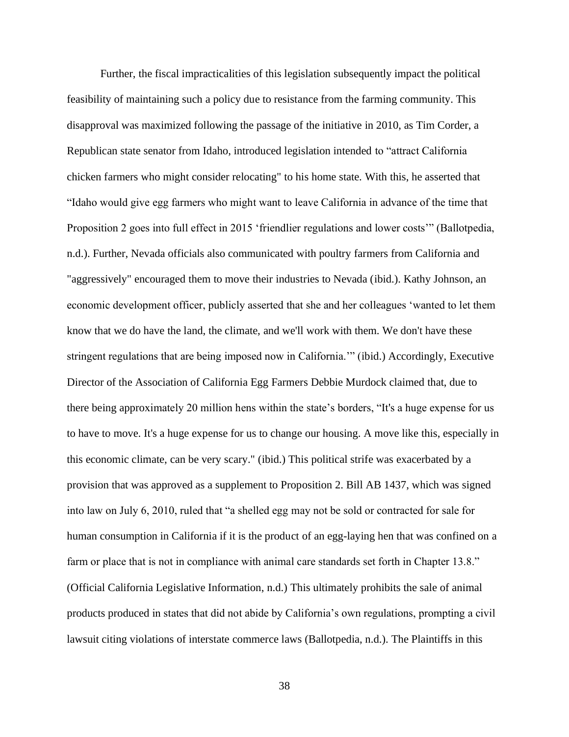Further, the fiscal impracticalities of this legislation subsequently impact the political feasibility of maintaining such a policy due to resistance from the farming community. This disapproval was maximized following the passage of the initiative in 2010, as Tim Corder, a Republican state senator from Idaho, introduced legislation intended to "attract California chicken farmers who might consider relocating" to his home state. With this, he asserted that "Idaho would give egg farmers who might want to leave California in advance of the time that Proposition 2 goes into full effect in 2015 'friendlier regulations and lower costs'" (Ballotpedia, n.d.). Further, Nevada officials also communicated with poultry farmers from California and "aggressively" encouraged them to move their industries to Nevada (ibid.). Kathy Johnson, an economic development officer, publicly asserted that she and her colleagues 'wanted to let them know that we do have the land, the climate, and we'll work with them. We don't have these stringent regulations that are being imposed now in California.'" (ibid.) Accordingly, Executive Director of the Association of California Egg Farmers Debbie Murdock claimed that, due to there being approximately 20 million hens within the state's borders, "It's a huge expense for us to have to move. It's a huge expense for us to change our housing. A move like this, especially in this economic climate, can be very scary." (ibid.) This political strife was exacerbated by a provision that was approved as a supplement to Proposition 2. Bill AB 1437, which was signed into law on July 6, 2010, ruled that "a shelled egg may not be sold or contracted for sale for human consumption in California if it is the product of an egg-laying hen that was confined on a farm or place that is not in compliance with animal care standards set forth in Chapter 13.8." (Official California Legislative Information, n.d.) This ultimately prohibits the sale of animal products produced in states that did not abide by California's own regulations, prompting a civil lawsuit citing violations of interstate commerce laws (Ballotpedia, n.d.). The Plaintiffs in this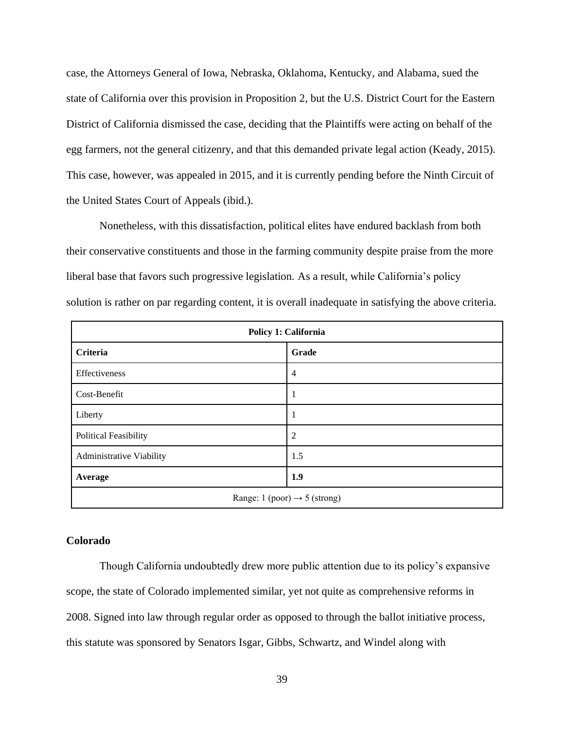case, the Attorneys General of Iowa, Nebraska, Oklahoma, Kentucky, and Alabama, sued the state of California over this provision in Proposition 2, but the U.S. District Court for the Eastern District of California dismissed the case, deciding that the Plaintiffs were acting on behalf of the egg farmers, not the general citizenry, and that this demanded private legal action (Keady, 2015). This case, however, was appealed in 2015, and it is currently pending before the Ninth Circuit of the United States Court of Appeals (ibid.).

Nonetheless, with this dissatisfaction, political elites have endured backlash from both their conservative constituents and those in the farming community despite praise from the more liberal base that favors such progressive legislation. As a result, while California's policy solution is rather on par regarding content, it is overall inadequate in satisfying the above criteria.

| **Policy 1: California** | |
|---|---|
| **Criteria** | **Grade** |
| Effectiveness | 4 |
| Cost-Benefit | 1 |
| Liberty | 1 |
| Political Feasibility | 2 |
| Administrative Viability | 1.5 |
| **Average** | **1.9** |
| Range: 1 (poor) → 5 (strong) | |

### Colorado

Though California undoubtedly drew more public attention due to its policy's expansive scope, the state of Colorado implemented similar, yet not quite as comprehensive reforms in 2008. Signed into law through regular order as opposed to through the ballot initiative process, this statute was sponsored by Senators Isgar, Gibbs, Schwartz, and Windel along with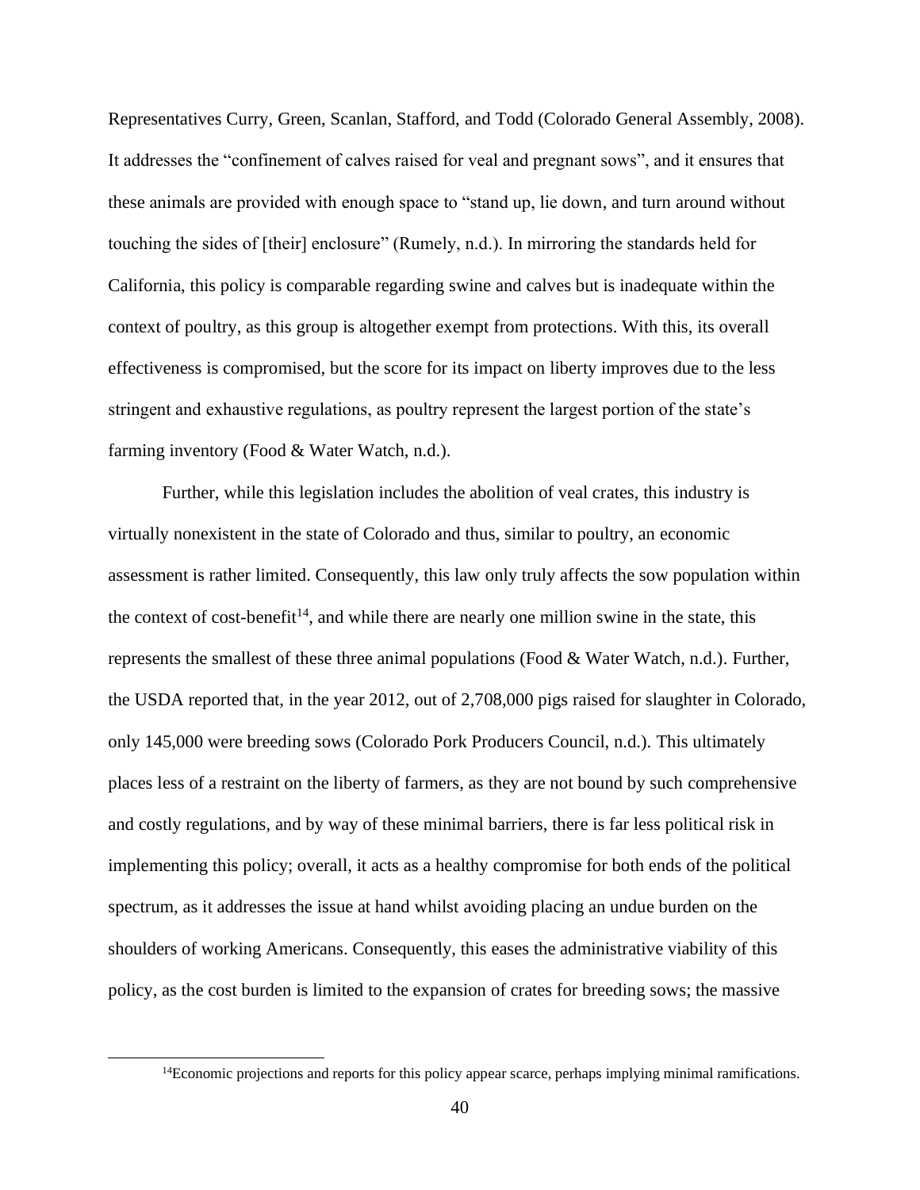Representatives Curry, Green, Scanlan, Stafford, and Todd (Colorado General Assembly, 2008). It addresses the "confinement of calves raised for veal and pregnant sows", and it ensures that these animals are provided with enough space to "stand up, lie down, and turn around without touching the sides of [their] enclosure" (Rumely, n.d.). In mirroring the standards held for California, this policy is comparable regarding swine and calves but is inadequate within the context of poultry, as this group is altogether exempt from protections. With this, its overall effectiveness is compromised, but the score for its impact on liberty improves due to the less stringent and exhaustive regulations, as poultry represent the largest portion of the state's farming inventory (Food & Water Watch, n.d.).

Further, while this legislation includes the abolition of veal crates, this industry is virtually nonexistent in the state of Colorado and thus, similar to poultry, an economic assessment is rather limited. Consequently, this law only truly affects the sow population within the context of cost-benefit[14], and while there are nearly one million swine in the state, this represents the smallest of these three animal populations (Food & Water Watch, n.d.). Further, the USDA reported that, in the year 2012, out of 2,708,000 pigs raised for slaughter in Colorado, only 145,000 were breeding sows (Colorado Pork Producers Council, n.d.). This ultimately places less of a restraint on the liberty of farmers, as they are not bound by such comprehensive and costly regulations, and by way of these minimal barriers, there is far less political risk in implementing this policy; overall, it acts as a healthy compromise for both ends of the political spectrum, as it addresses the issue at hand whilst avoiding placing an undue burden on the shoulders of working Americans. Consequently, this eases the administrative viability of this policy, as the cost burden is limited to the expansion of crates for breeding sows; the massive

[14]Economic projections and reports for this policy appear scarce, perhaps implying minimal ramifications.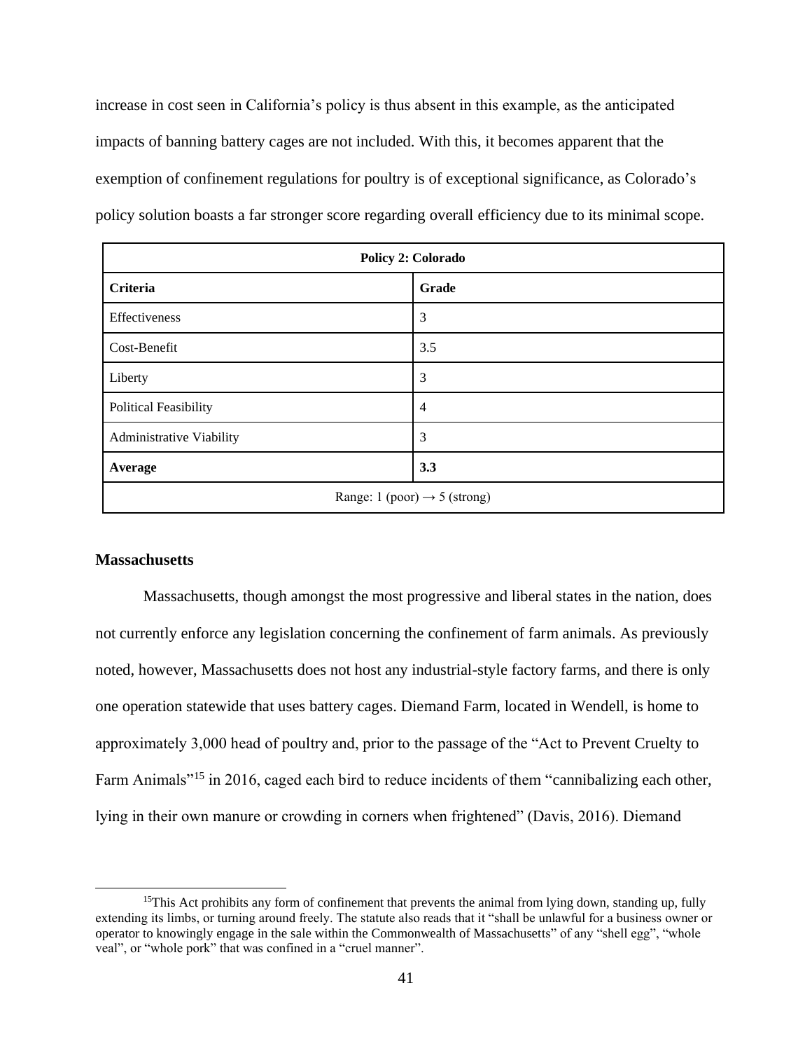increase in cost seen in California's policy is thus absent in this example, as the anticipated impacts of banning battery cages are not included. With this, it becomes apparent that the exemption of confinement regulations for poultry is of exceptional significance, as Colorado's policy solution boasts a far stronger score regarding overall efficiency due to its minimal scope.

| **Policy 2: Colorado** | |
|---|---|
| **Criteria** | **Grade** |
| Effectiveness | 3 |
| Cost-Benefit | 3.5 |
| Liberty | 3 |
| Political Feasibility | 4 |
| Administrative Viability | 3 |
| **Average** | **3.3** |
| Range: 1 (poor) → 5 (strong) | |

### Massachusetts

Massachusetts, though amongst the most progressive and liberal states in the nation, does not currently enforce any legislation concerning the confinement of farm animals. As previously noted, however, Massachusetts does not host any industrial-style factory farms, and there is only one operation statewide that uses battery cages. Diemand Farm, located in Wendell, is home to approximately 3,000 head of poultry and, prior to the passage of the "Act to Prevent Cruelty to Farm Animals"[15] in 2016, caged each bird to reduce incidents of them "cannibalizing each other, lying in their own manure or crowding in corners when frightened" (Davis, 2016). Diemand

[15] This Act prohibits any form of confinement that prevents the animal from lying down, standing up, fully extending its limbs, or turning around freely. The statute also reads that it "shall be unlawful for a business owner or operator to knowingly engage in the sale within the Commonwealth of Massachusetts" of any "shell egg", "whole veal", or "whole pork" that was confined in a "cruel manner".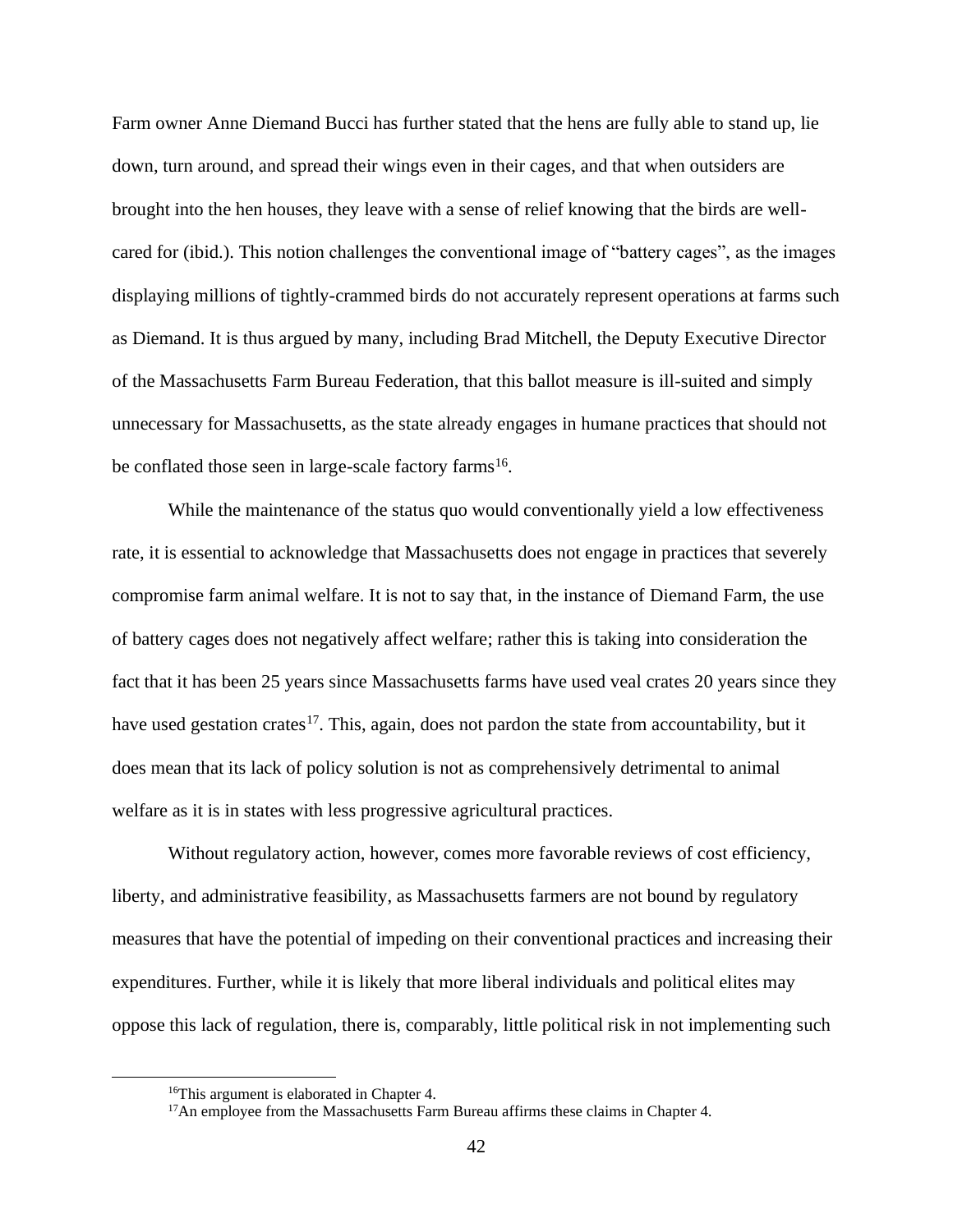Farm owner Anne Diemand Bucci has further stated that the hens are fully able to stand up, lie down, turn around, and spread their wings even in their cages, and that when outsiders are brought into the hen houses, they leave with a sense of relief knowing that the birds are well-cared for (ibid.). This notion challenges the conventional image of "battery cages", as the images displaying millions of tightly-crammed birds do not accurately represent operations at farms such as Diemand. It is thus argued by many, including Brad Mitchell, the Deputy Executive Director of the Massachusetts Farm Bureau Federation, that this ballot measure is ill-suited and simply unnecessary for Massachusetts, as the state already engages in humane practices that should not be conflated those seen in large-scale factory farms[16].

While the maintenance of the status quo would conventionally yield a low effectiveness rate, it is essential to acknowledge that Massachusetts does not engage in practices that severely compromise farm animal welfare. It is not to say that, in the instance of Diemand Farm, the use of battery cages does not negatively affect welfare; rather this is taking into consideration the fact that it has been 25 years since Massachusetts farms have used veal crates 20 years since they have used gestation crates[17]. This, again, does not pardon the state from accountability, but it does mean that its lack of policy solution is not as comprehensively detrimental to animal welfare as it is in states with less progressive agricultural practices.

Without regulatory action, however, comes more favorable reviews of cost efficiency, liberty, and administrative feasibility, as Massachusetts farmers are not bound by regulatory measures that have the potential of impeding on their conventional practices and increasing their expenditures. Further, while it is likely that more liberal individuals and political elites may oppose this lack of regulation, there is, comparably, little political risk in not implementing such

---

[16] This argument is elaborated in Chapter 4.

[17] An employee from the Massachusetts Farm Bureau affirms these claims in Chapter 4.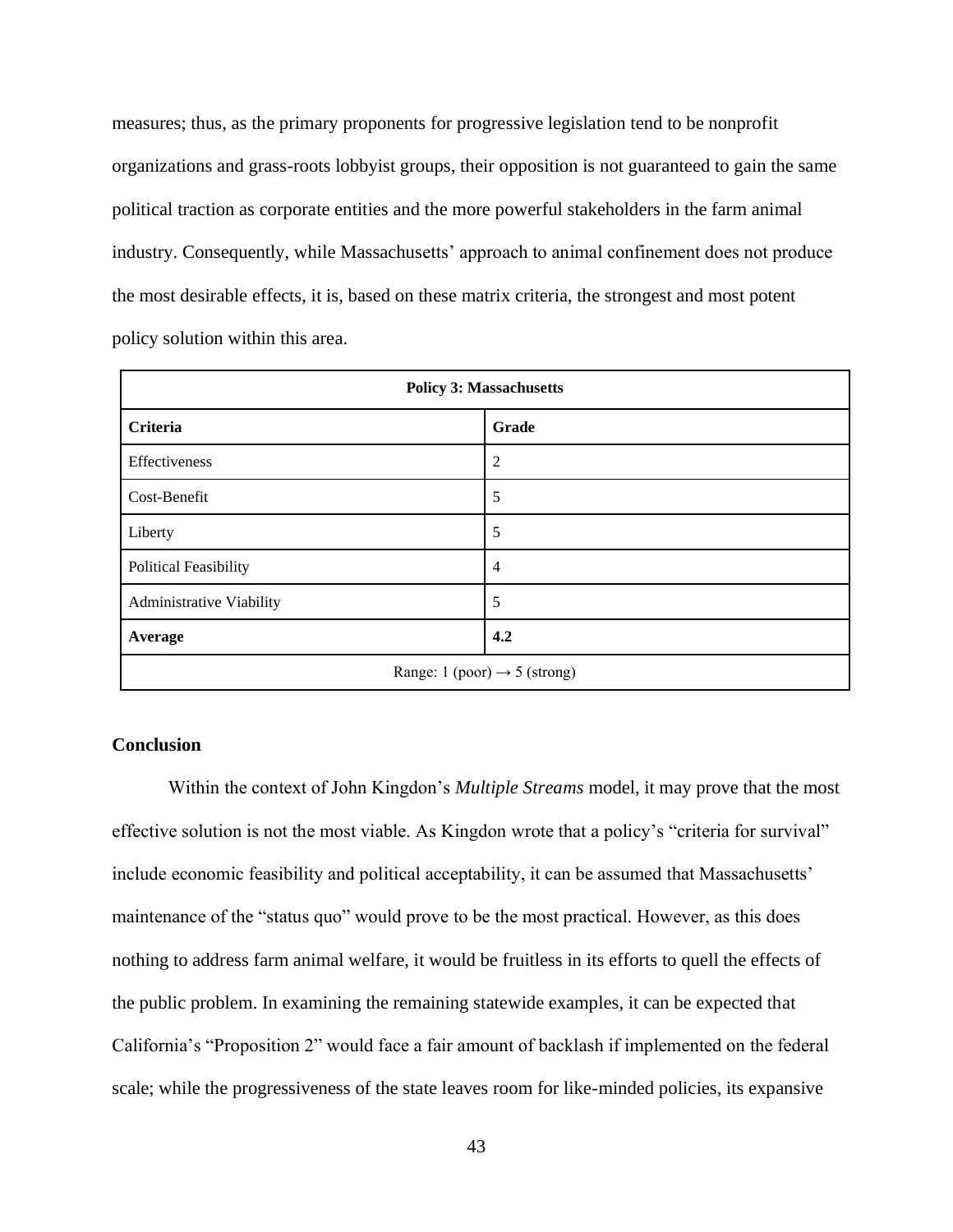measures; thus, as the primary proponents for progressive legislation tend to be nonprofit organizations and grass-roots lobbyist groups, their opposition is not guaranteed to gain the same political traction as corporate entities and the more powerful stakeholders in the farm animal industry. Consequently, while Massachusetts' approach to animal confinement does not produce the most desirable effects, it is, based on these matrix criteria, the strongest and most potent policy solution within this area.

| **Policy 3: Massachusetts** | |
|---|---|
| **Criteria** | **Grade** |
| Effectiveness | 2 |
| Cost-Benefit | 5 |
| Liberty | 5 |
| Political Feasibility | 4 |
| Administrative Viability | 5 |
| **Average** | **4.2** |
| Range: 1 (poor) → 5 (strong) | |

### Conclusion

Within the context of John Kingdon's *Multiple Streams* model, it may prove that the most effective solution is not the most viable. As Kingdon wrote that a policy's "criteria for survival" include economic feasibility and political acceptability, it can be assumed that Massachusetts' maintenance of the "status quo" would prove to be the most practical. However, as this does nothing to address farm animal welfare, it would be fruitless in its efforts to quell the effects of the public problem. In examining the remaining statewide examples, it can be expected that California's "Proposition 2" would face a fair amount of backlash if implemented on the federal scale; while the progressiveness of the state leaves room for like-minded policies, its expansive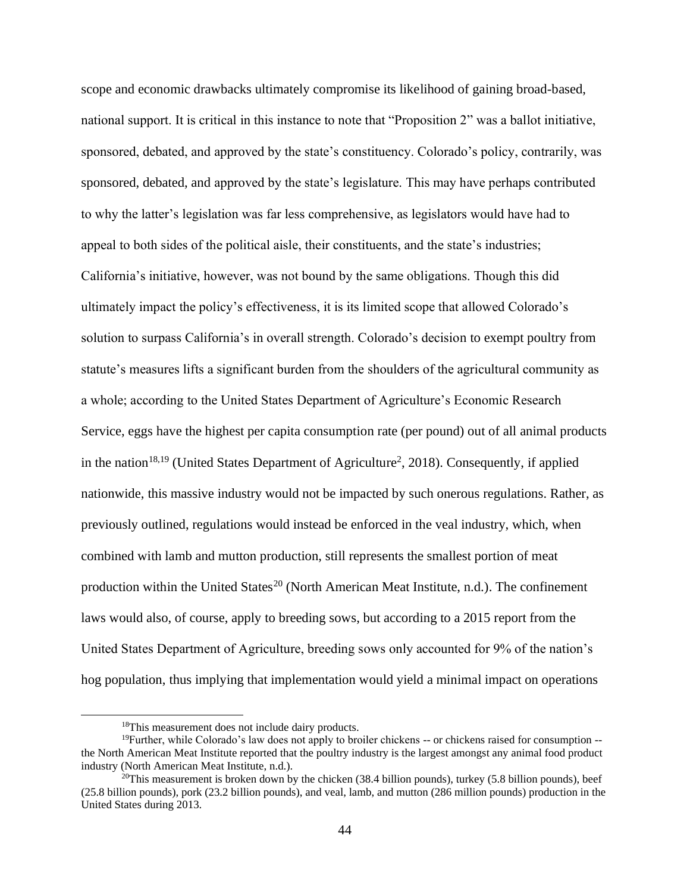scope and economic drawbacks ultimately compromise its likelihood of gaining broad-based, national support. It is critical in this instance to note that "Proposition 2" was a ballot initiative, sponsored, debated, and approved by the state's constituency. Colorado's policy, contrarily, was sponsored, debated, and approved by the state's legislature. This may have perhaps contributed to why the latter's legislation was far less comprehensive, as legislators would have had to appeal to both sides of the political aisle, their constituents, and the state's industries; California's initiative, however, was not bound by the same obligations. Though this did ultimately impact the policy's effectiveness, it is its limited scope that allowed Colorado's solution to surpass California's in overall strength. Colorado's decision to exempt poultry from statute's measures lifts a significant burden from the shoulders of the agricultural community as a whole; according to the United States Department of Agriculture's Economic Research Service, eggs have the highest per capita consumption rate (per pound) out of all animal products in the nation[18,19] (United States Department of Agriculture[2], 2018). Consequently, if applied nationwide, this massive industry would not be impacted by such onerous regulations. Rather, as previously outlined, regulations would instead be enforced in the veal industry, which, when combined with lamb and mutton production, still represents the smallest portion of meat production within the United States[20] (North American Meat Institute, n.d.). The confinement laws would also, of course, apply to breeding sows, but according to a 2015 report from the United States Department of Agriculture, breeding sows only accounted for 9% of the nation's hog population, thus implying that implementation would yield a minimal impact on operations

[18] This measurement does not include dairy products.

[19] Further, while Colorado's law does not apply to broiler chickens -- or chickens raised for consumption -- the North American Meat Institute reported that the poultry industry is the largest amongst any animal food product industry (North American Meat Institute, n.d.).

[20] This measurement is broken down by the chicken (38.4 billion pounds), turkey (5.8 billion pounds), beef (25.8 billion pounds), pork (23.2 billion pounds), and veal, lamb, and mutton (286 million pounds) production in the United States during 2013.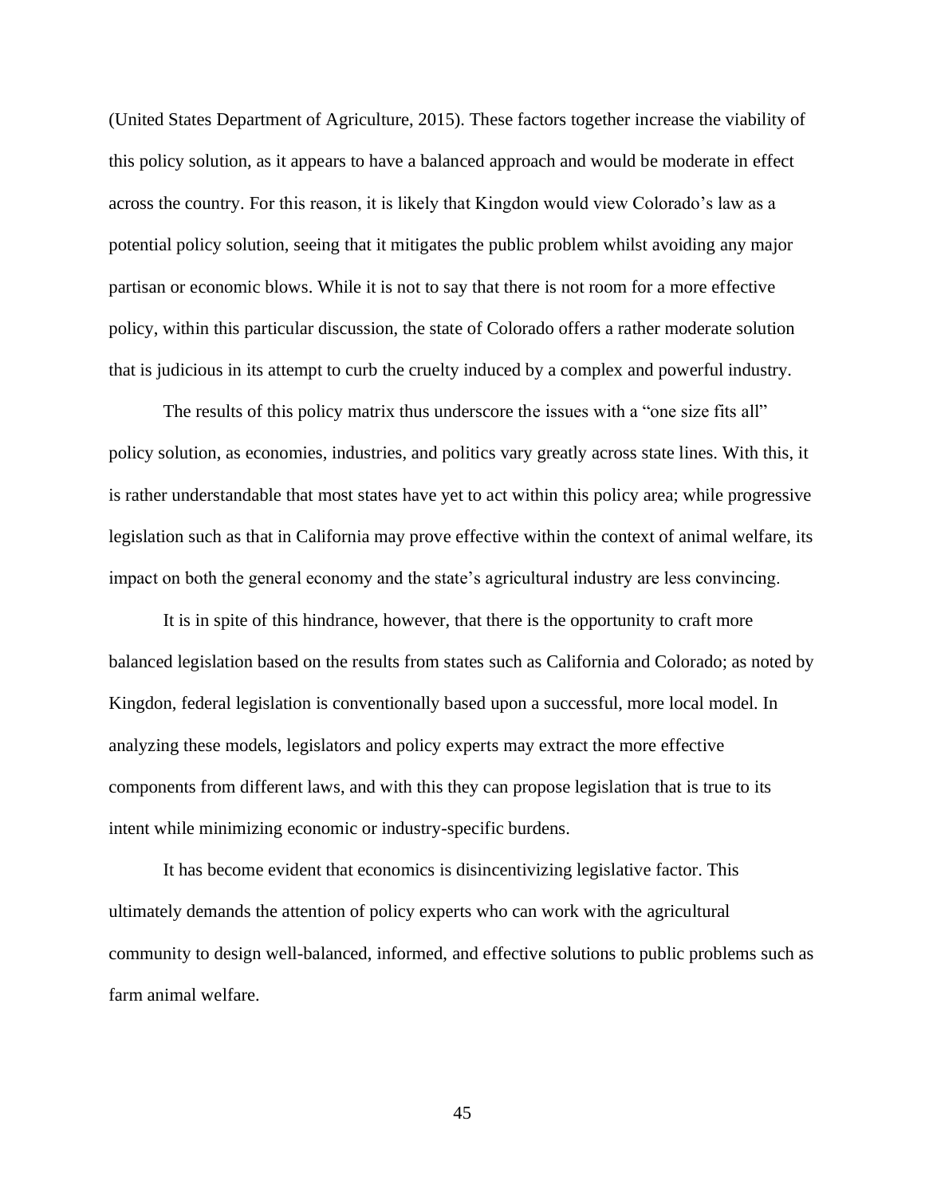(United States Department of Agriculture, 2015). These factors together increase the viability of this policy solution, as it appears to have a balanced approach and would be moderate in effect across the country. For this reason, it is likely that Kingdon would view Colorado's law as a potential policy solution, seeing that it mitigates the public problem whilst avoiding any major partisan or economic blows. While it is not to say that there is not room for a more effective policy, within this particular discussion, the state of Colorado offers a rather moderate solution that is judicious in its attempt to curb the cruelty induced by a complex and powerful industry.

The results of this policy matrix thus underscore the issues with a "one size fits all" policy solution, as economies, industries, and politics vary greatly across state lines. With this, it is rather understandable that most states have yet to act within this policy area; while progressive legislation such as that in California may prove effective within the context of animal welfare, its impact on both the general economy and the state's agricultural industry are less convincing.

It is in spite of this hindrance, however, that there is the opportunity to craft more balanced legislation based on the results from states such as California and Colorado; as noted by Kingdon, federal legislation is conventionally based upon a successful, more local model. In analyzing these models, legislators and policy experts may extract the more effective components from different laws, and with this they can propose legislation that is true to its intent while minimizing economic or industry-specific burdens.

It has become evident that economics is disincentivizing legislative factor. This ultimately demands the attention of policy experts who can work with the agricultural community to design well-balanced, informed, and effective solutions to public problems such as farm animal welfare.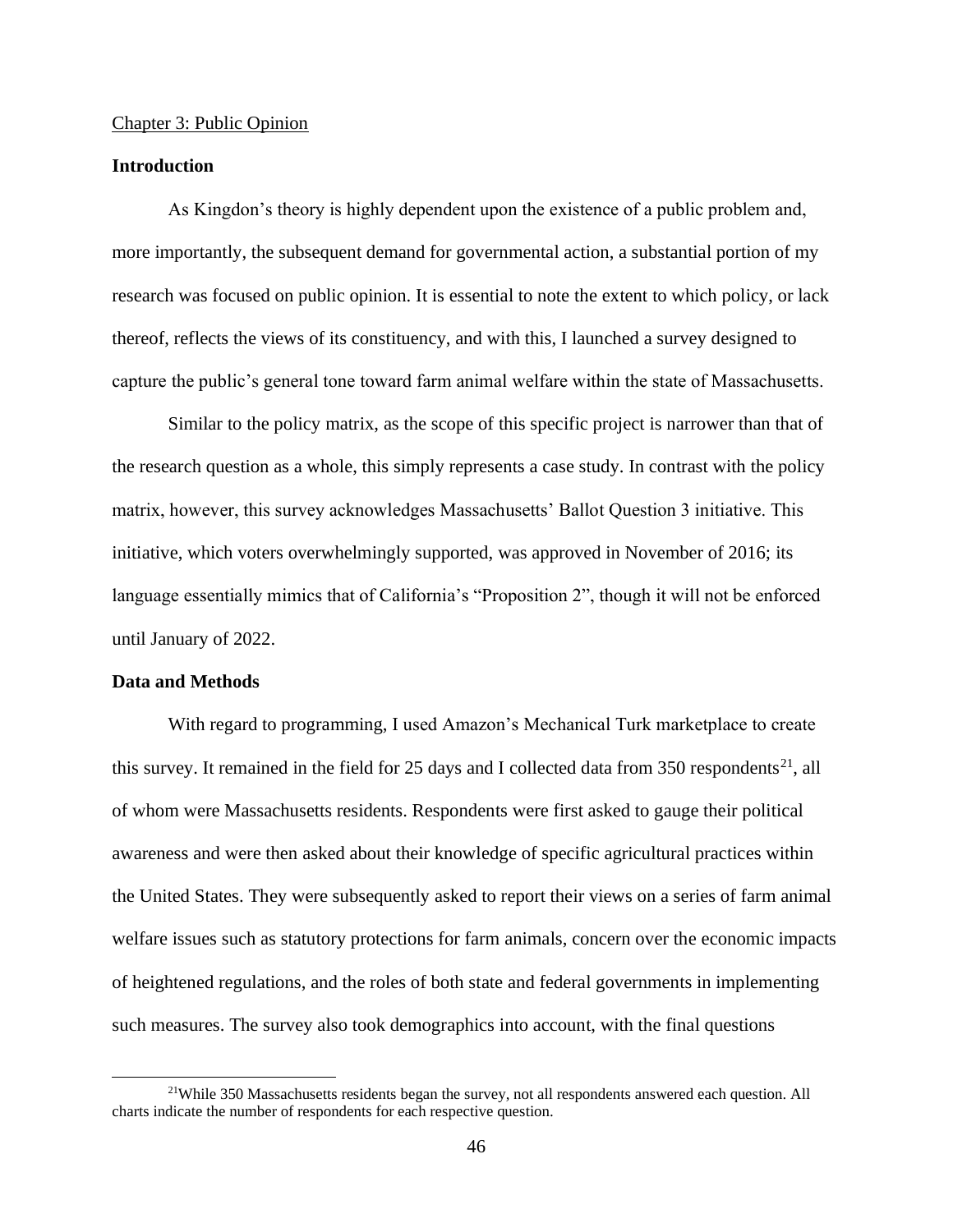Chapter 3: Public Opinion

## Introduction

As Kingdon's theory is highly dependent upon the existence of a public problem and, more importantly, the subsequent demand for governmental action, a substantial portion of my research was focused on public opinion. It is essential to note the extent to which policy, or lack thereof, reflects the views of its constituency, and with this, I launched a survey designed to capture the public's general tone toward farm animal welfare within the state of Massachusetts.

Similar to the policy matrix, as the scope of this specific project is narrower than that of the research question as a whole, this simply represents a case study. In contrast with the policy matrix, however, this survey acknowledges Massachusetts' Ballot Question 3 initiative. This initiative, which voters overwhelmingly supported, was approved in November of 2016; its language essentially mimics that of California's "Proposition 2", though it will not be enforced until January of 2022.

## Data and Methods

With regard to programming, I used Amazon's Mechanical Turk marketplace to create this survey. It remained in the field for 25 days and I collected data from 350 respondents[21], all of whom were Massachusetts residents. Respondents were first asked to gauge their political awareness and were then asked about their knowledge of specific agricultural practices within the United States. They were subsequently asked to report their views on a series of farm animal welfare issues such as statutory protections for farm animals, concern over the economic impacts of heightened regulations, and the roles of both state and federal governments in implementing such measures. The survey also took demographics into account, with the final questions

[21]While 350 Massachusetts residents began the survey, not all respondents answered each question. All charts indicate the number of respondents for each respective question.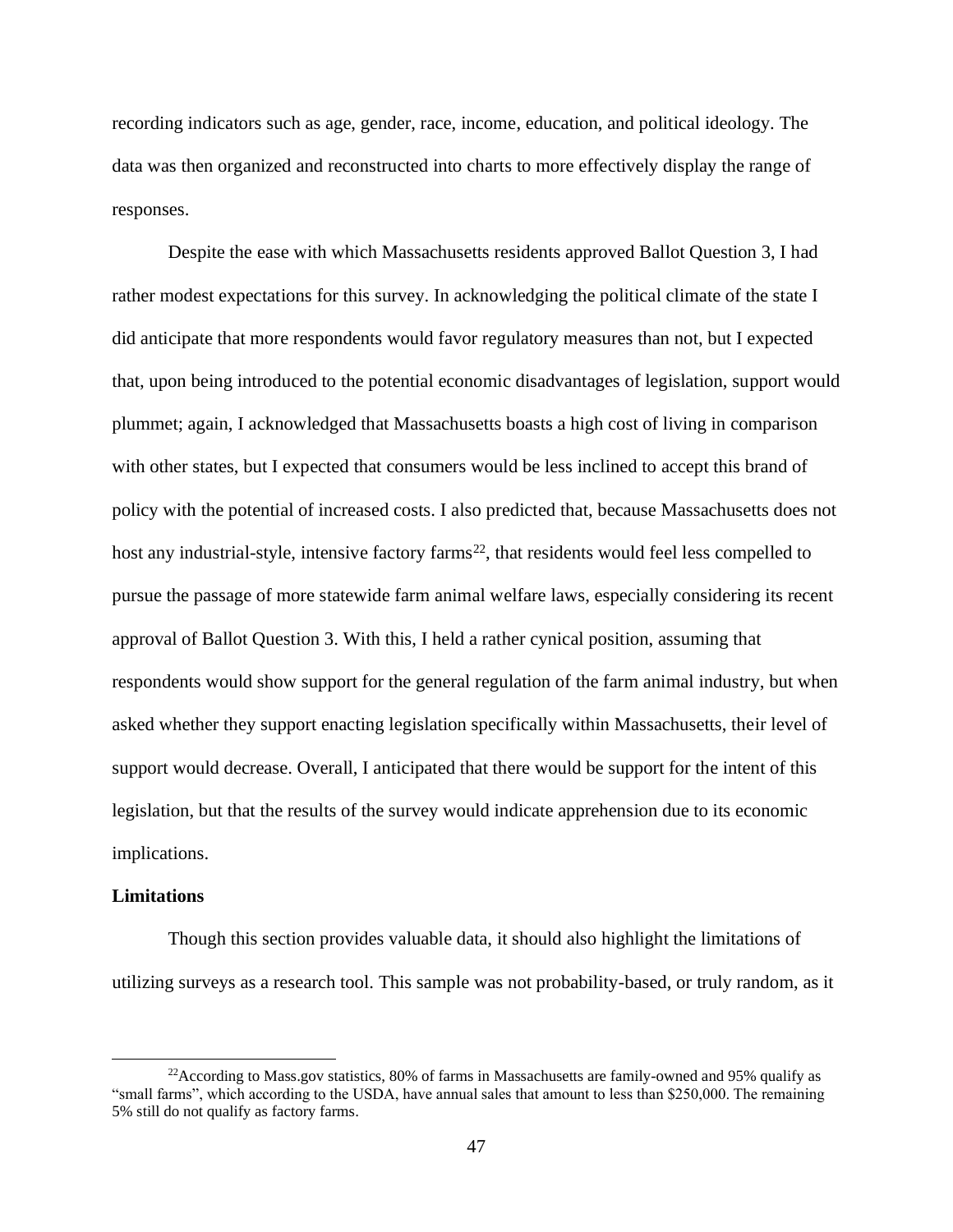recording indicators such as age, gender, race, income, education, and political ideology. The data was then organized and reconstructed into charts to more effectively display the range of responses.

Despite the ease with which Massachusetts residents approved Ballot Question 3, I had rather modest expectations for this survey. In acknowledging the political climate of the state I did anticipate that more respondents would favor regulatory measures than not, but I expected that, upon being introduced to the potential economic disadvantages of legislation, support would plummet; again, I acknowledged that Massachusetts boasts a high cost of living in comparison with other states, but I expected that consumers would be less inclined to accept this brand of policy with the potential of increased costs. I also predicted that, because Massachusetts does not host any industrial-style, intensive factory farms[22], that residents would feel less compelled to pursue the passage of more statewide farm animal welfare laws, especially considering its recent approval of Ballot Question 3. With this, I held a rather cynical position, assuming that respondents would show support for the general regulation of the farm animal industry, but when asked whether they support enacting legislation specifically within Massachusetts, their level of support would decrease. Overall, I anticipated that there would be support for the intent of this legislation, but that the results of the survey would indicate apprehension due to its economic implications.

**Limitations**

Though this section provides valuable data, it should also highlight the limitations of utilizing surveys as a research tool. This sample was not probability-based, or truly random, as it

[22]According to Mass.gov statistics, 80% of farms in Massachusetts are family-owned and 95% qualify as "small farms", which according to the USDA, have annual sales that amount to less than $250,000. The remaining 5% still do not qualify as factory farms.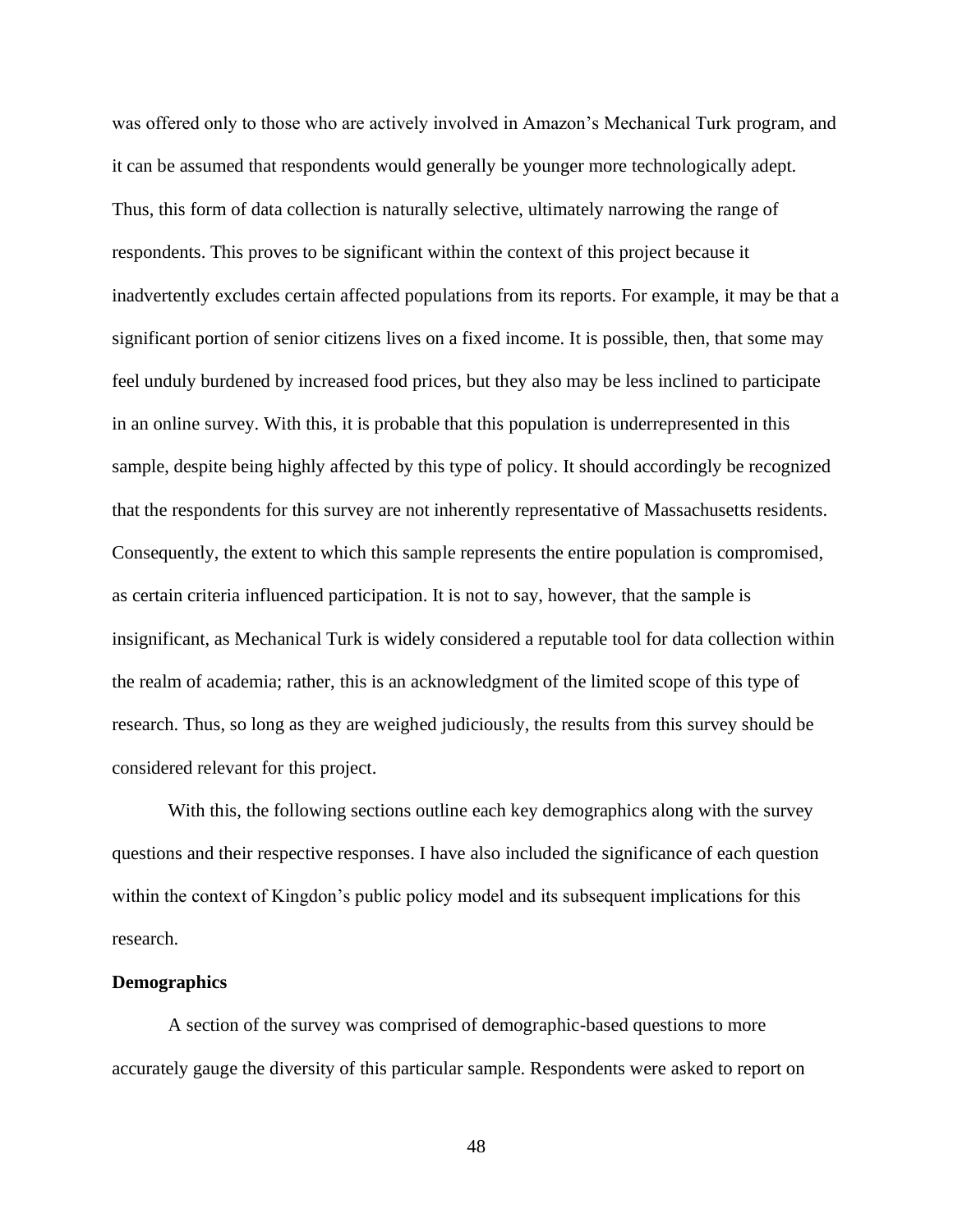was offered only to those who are actively involved in Amazon's Mechanical Turk program, and it can be assumed that respondents would generally be younger more technologically adept. Thus, this form of data collection is naturally selective, ultimately narrowing the range of respondents. This proves to be significant within the context of this project because it inadvertently excludes certain affected populations from its reports. For example, it may be that a significant portion of senior citizens lives on a fixed income. It is possible, then, that some may feel unduly burdened by increased food prices, but they also may be less inclined to participate in an online survey. With this, it is probable that this population is underrepresented in this sample, despite being highly affected by this type of policy. It should accordingly be recognized that the respondents for this survey are not inherently representative of Massachusetts residents. Consequently, the extent to which this sample represents the entire population is compromised, as certain criteria influenced participation. It is not to say, however, that the sample is insignificant, as Mechanical Turk is widely considered a reputable tool for data collection within the realm of academia; rather, this is an acknowledgment of the limited scope of this type of research. Thus, so long as they are weighed judiciously, the results from this survey should be considered relevant for this project.

With this, the following sections outline each key demographics along with the survey questions and their respective responses. I have also included the significance of each question within the context of Kingdon's public policy model and its subsequent implications for this research.

**Demographics**

A section of the survey was comprised of demographic-based questions to more accurately gauge the diversity of this particular sample. Respondents were asked to report on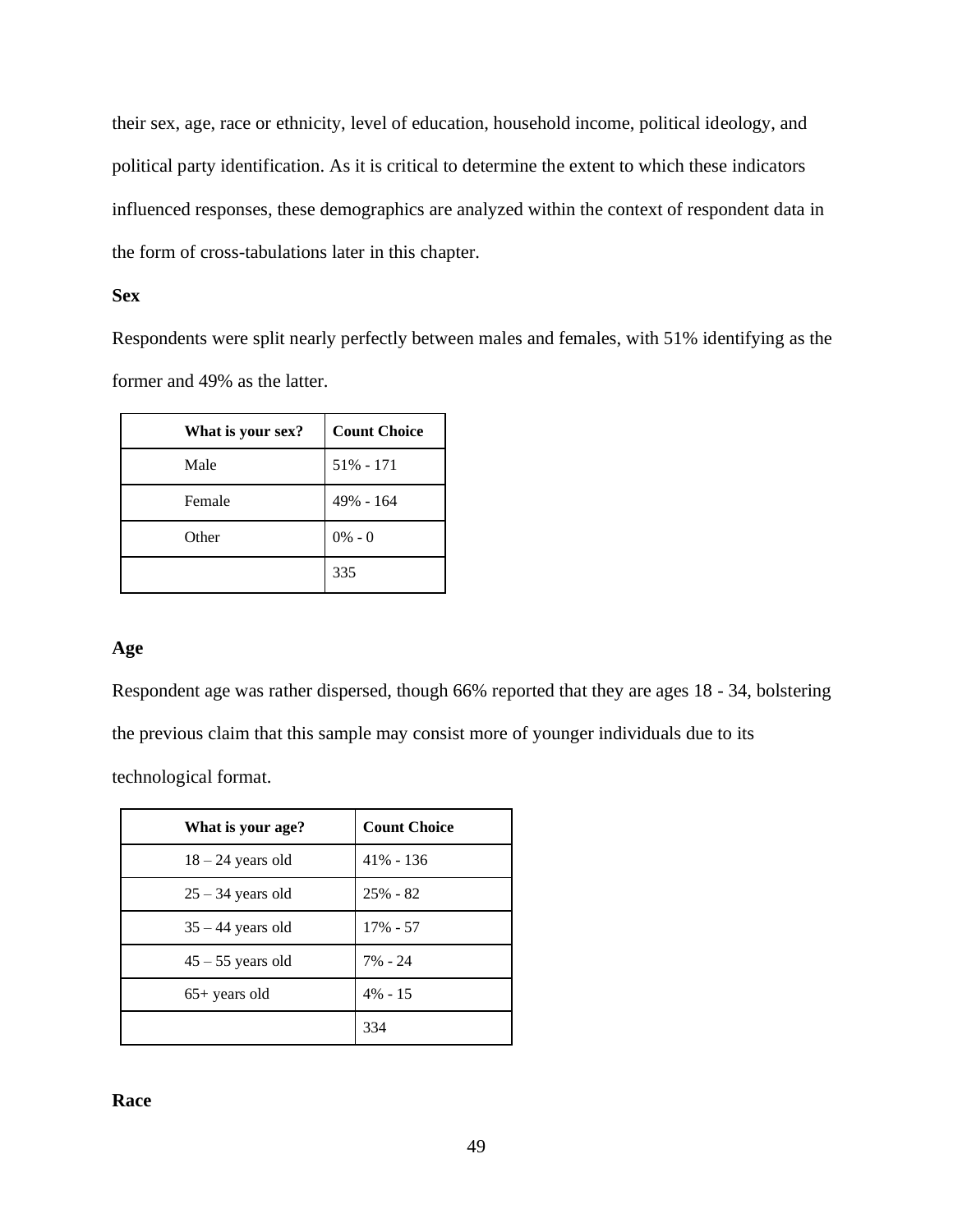their sex, age, race or ethnicity, level of education, household income, political ideology, and political party identification. As it is critical to determine the extent to which these indicators influenced responses, these demographics are analyzed within the context of respondent data in the form of cross-tabulations later in this chapter.

**Sex**

Respondents were split nearly perfectly between males and females, with 51% identifying as the former and 49% as the latter.

| What is your sex? | Count Choice |
|---|---|
| Male | 51% - 171 |
| Female | 49% - 164 |
| Other | 0% - 0 |
| | 335 |

**Age**

Respondent age was rather dispersed, though 66% reported that they are ages 18 - 34, bolstering the previous claim that this sample may consist more of younger individuals due to its technological format.

| What is your age? | Count Choice |
|---|---|
| 18 – 24 years old | 41% - 136 |
| 25 – 34 years old | 25% - 82 |
| 35 – 44 years old | 17% - 57 |
| 45 – 55 years old | 7% - 24 |
| 65+ years old | 4% - 15 |
| | 334 |

**Race**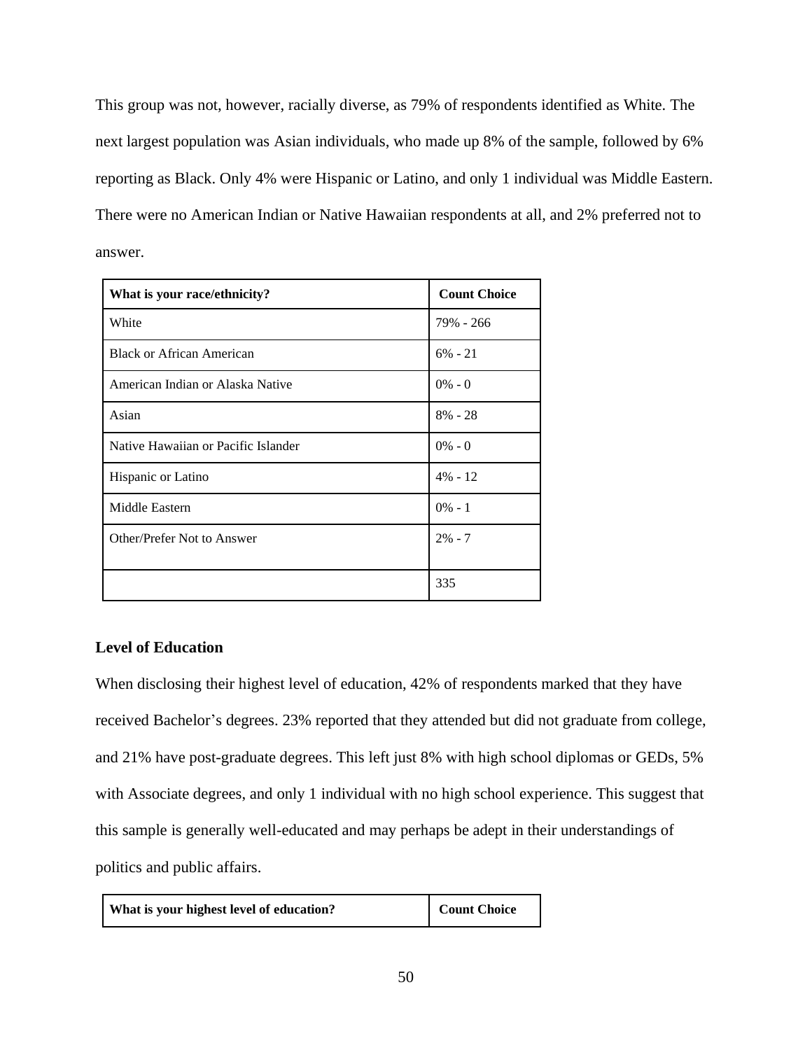This group was not, however, racially diverse, as 79% of respondents identified as White. The next largest population was Asian individuals, who made up 8% of the sample, followed by 6% reporting as Black. Only 4% were Hispanic or Latino, and only 1 individual was Middle Eastern. There were no American Indian or Native Hawaiian respondents at all, and 2% preferred not to answer.

| What is your race/ethnicity? | Count Choice |
| --- | --- |
| White | 79% - 266 |
| Black or African American | 6% - 21 |
| American Indian or Alaska Native | 0% - 0 |
| Asian | 8% - 28 |
| Native Hawaiian or Pacific Islander | 0% - 0 |
| Hispanic or Latino | 4% - 12 |
| Middle Eastern | 0% - 1 |
| Other/Prefer Not to Answer | 2% - 7 |
| | 335 |

**Level of Education**

When disclosing their highest level of education, 42% of respondents marked that they have received Bachelor's degrees. 23% reported that they attended but did not graduate from college, and 21% have post-graduate degrees. This left just 8% with high school diplomas or GEDs, 5% with Associate degrees, and only 1 individual with no high school experience. This suggest that this sample is generally well-educated and may perhaps be adept in their understandings of politics and public affairs.

| What is your highest level of education? | Count Choice |
| --- | --- |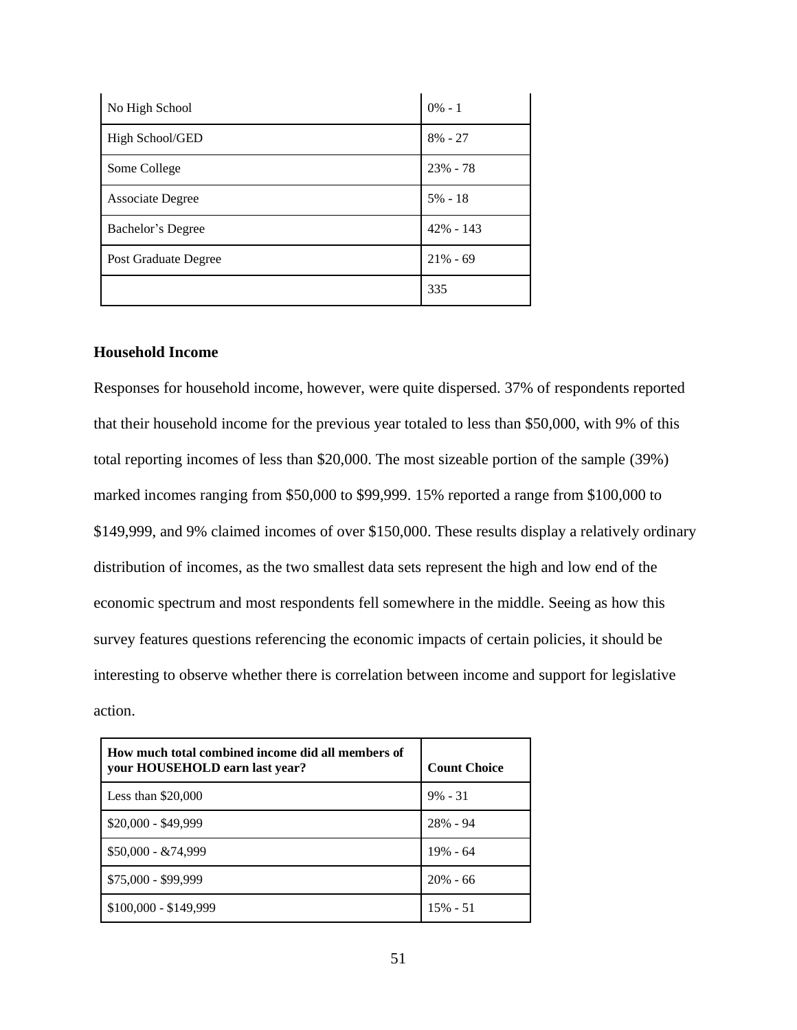| No High School | 0% - 1 |
|---|---|
| High School/GED | 8% - 27 |
| Some College | 23% - 78 |
| Associate Degree | 5% - 18 |
| Bachelor's Degree | 42% - 143 |
| Post Graduate Degree | 21% - 69 |
| | 335 |

**Household Income**

Responses for household income, however, were quite dispersed. 37% of respondents reported that their household income for the previous year totaled to less than $50,000, with 9% of this total reporting incomes of less than $20,000. The most sizeable portion of the sample (39%) marked incomes ranging from $50,000 to $99,999. 15% reported a range from $100,000 to $149,999, and 9% claimed incomes of over $150,000. These results display a relatively ordinary distribution of incomes, as the two smallest data sets represent the high and low end of the economic spectrum and most respondents fell somewhere in the middle. Seeing as how this survey features questions referencing the economic impacts of certain policies, it should be interesting to observe whether there is correlation between income and support for legislative action.

| How much total combined income did all members of your HOUSEHOLD earn last year? | Count Choice |
|---|---|
| Less than $20,000 | 9% - 31 |
| $20,000 - $49,999 | 28% - 94 |
| $50,000 - &74,999 | 19% - 64 |
| $75,000 - $99,999 | 20% - 66 |
| $100,000 - $149,999 | 15% - 51 |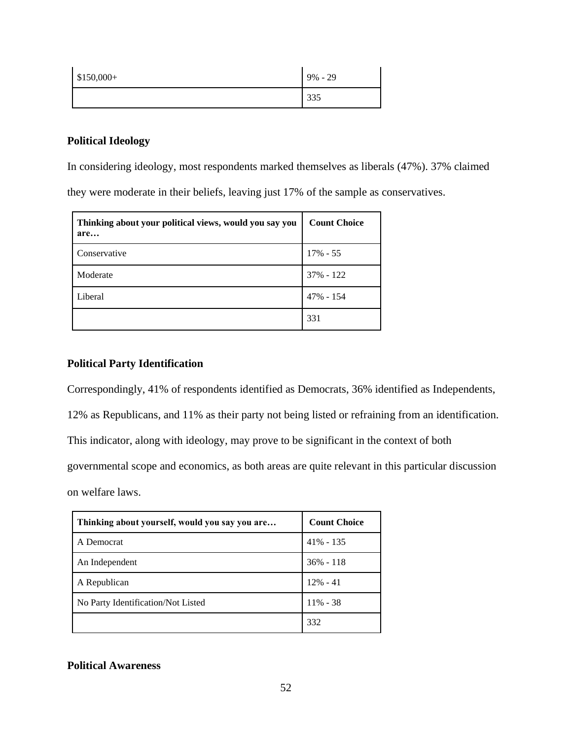| $150,000+ | 9% - 29 |
|---|---|
| | 335 |

**Political Ideology**

In considering ideology, most respondents marked themselves as liberals (47%). 37% claimed they were moderate in their beliefs, leaving just 17% of the sample as conservatives.

| Thinking about your political views, would you say you are… | Count Choice |
|---|---|
| Conservative | 17% - 55 |
| Moderate | 37% - 122 |
| Liberal | 47% - 154 |
| | 331 |

**Political Party Identification**

Correspondingly, 41% of respondents identified as Democrats, 36% identified as Independents, 12% as Republicans, and 11% as their party not being listed or refraining from an identification. This indicator, along with ideology, may prove to be significant in the context of both governmental scope and economics, as both areas are quite relevant in this particular discussion on welfare laws.

| Thinking about yourself, would you say you are… | Count Choice |
|---|---|
| A Democrat | 41% - 135 |
| An Independent | 36% - 118 |
| A Republican | 12% - 41 |
| No Party Identification/Not Listed | 11% - 38 |
| | 332 |

**Political Awareness**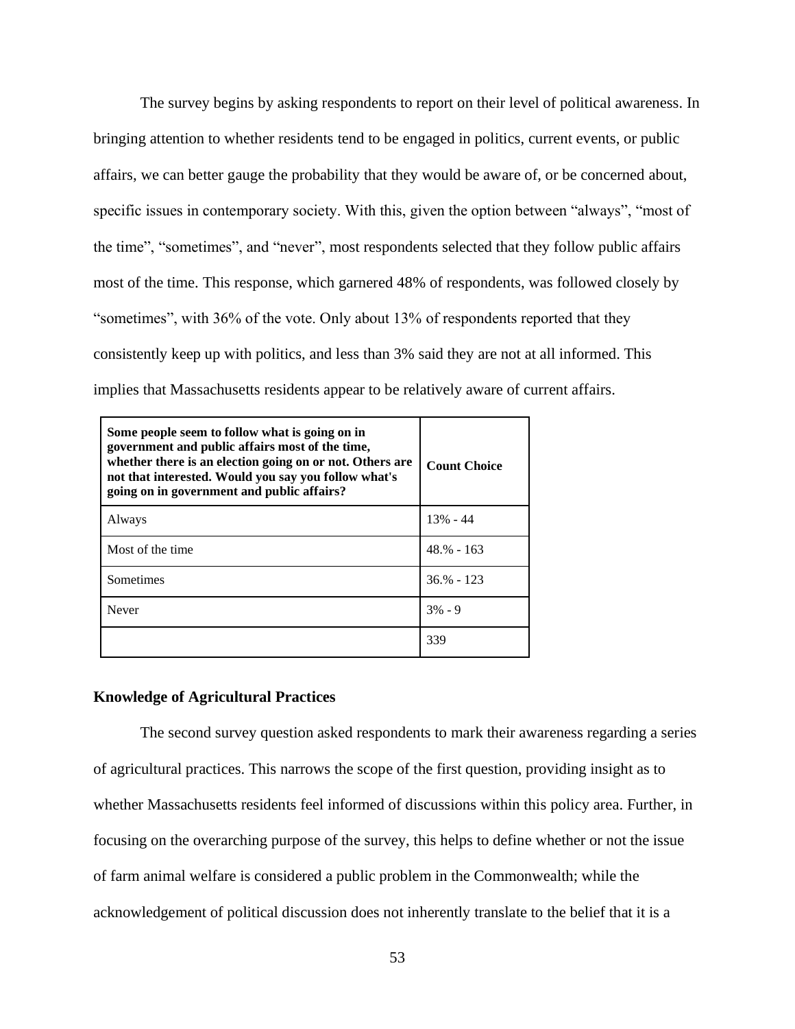The survey begins by asking respondents to report on their level of political awareness. In bringing attention to whether residents tend to be engaged in politics, current events, or public affairs, we can better gauge the probability that they would be aware of, or be concerned about, specific issues in contemporary society. With this, given the option between "always", "most of the time", "sometimes", and "never", most respondents selected that they follow public affairs most of the time. This response, which garnered 48% of respondents, was followed closely by "sometimes", with 36% of the vote. Only about 13% of respondents reported that they consistently keep up with politics, and less than 3% said they are not at all informed. This implies that Massachusetts residents appear to be relatively aware of current affairs.

| **Some people seem to follow what is going on in government and public affairs most of the time, whether there is an election going on or not. Others are not that interested. Would you say you follow what's going on in government and public affairs?** | **Count Choice** |
|---|---|
| Always | 13% - 44 |
| Most of the time | 48.% - 163 |
| Sometimes | 36.% - 123 |
| Never | 3% - 9 |
| | 339 |

### Knowledge of Agricultural Practices

The second survey question asked respondents to mark their awareness regarding a series of agricultural practices. This narrows the scope of the first question, providing insight as to whether Massachusetts residents feel informed of discussions within this policy area. Further, in focusing on the overarching purpose of the survey, this helps to define whether or not the issue of farm animal welfare is considered a public problem in the Commonwealth; while the acknowledgement of political discussion does not inherently translate to the belief that it is a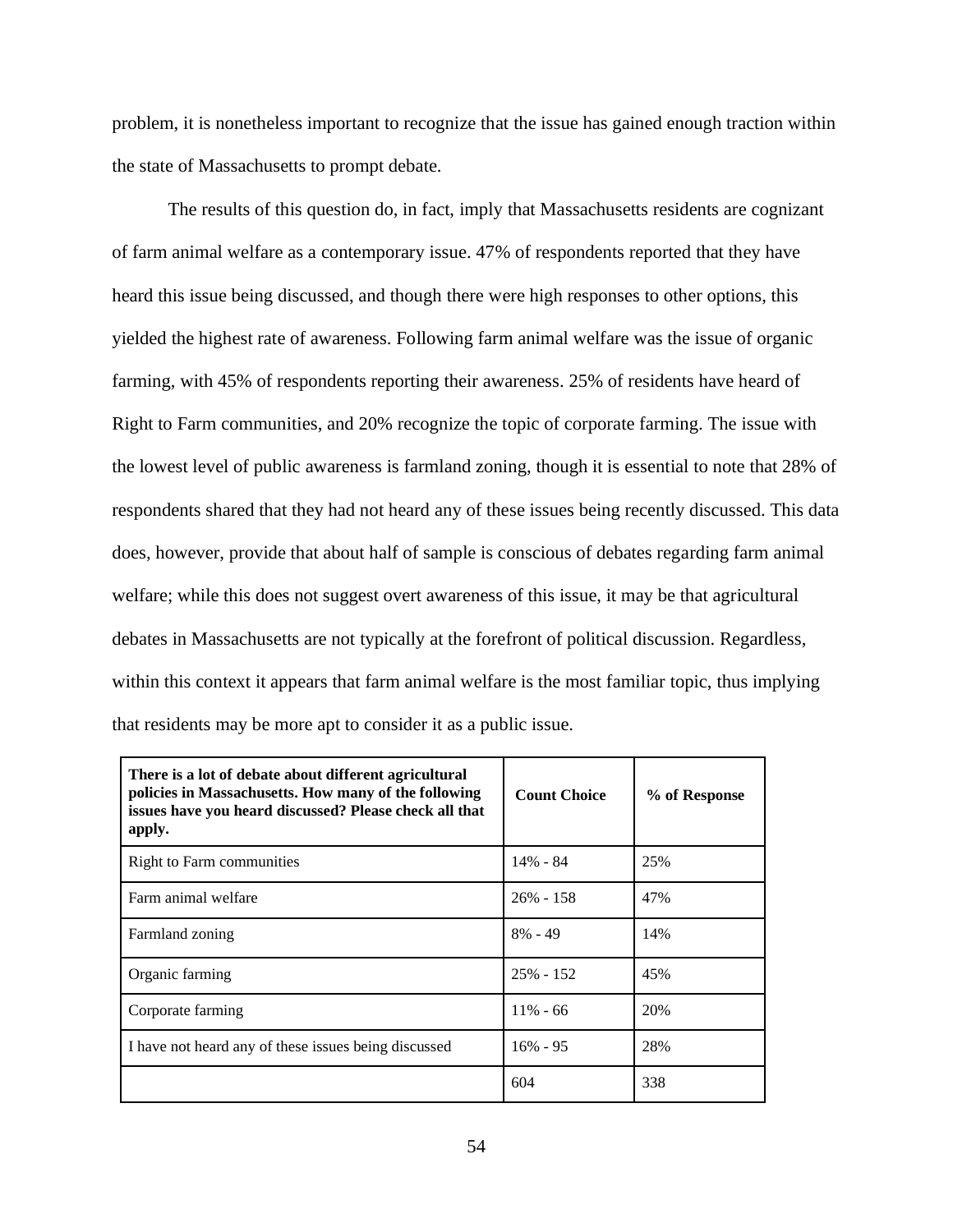problem, it is nonetheless important to recognize that the issue has gained enough traction within the state of Massachusetts to prompt debate.

The results of this question do, in fact, imply that Massachusetts residents are cognizant of farm animal welfare as a contemporary issue. 47% of respondents reported that they have heard this issue being discussed, and though there were high responses to other options, this yielded the highest rate of awareness. Following farm animal welfare was the issue of organic farming, with 45% of respondents reporting their awareness. 25% of residents have heard of Right to Farm communities, and 20% recognize the topic of corporate farming. The issue with the lowest level of public awareness is farmland zoning, though it is essential to note that 28% of respondents shared that they had not heard any of these issues being recently discussed. This data does, however, provide that about half of sample is conscious of debates regarding farm animal welfare; while this does not suggest overt awareness of this issue, it may be that agricultural debates in Massachusetts are not typically at the forefront of political discussion. Regardless, within this context it appears that farm animal welfare is the most familiar topic, thus implying that residents may be more apt to consider it as a public issue.

| **There is a lot of debate about different agricultural policies in Massachusetts. How many of the following issues have you heard discussed? Please check all that apply.** | **Count Choice** | **% of Response** |
|---|---|---|
| Right to Farm communities | 14% - 84 | 25% |
| Farm animal welfare | 26% - 158 | 47% |
| Farmland zoning | 8% - 49 | 14% |
| Organic farming | 25% - 152 | 45% |
| Corporate farming | 11% - 66 | 20% |
| I have not heard any of these issues being discussed | 16% - 95 | 28% |
| | 604 | 338 |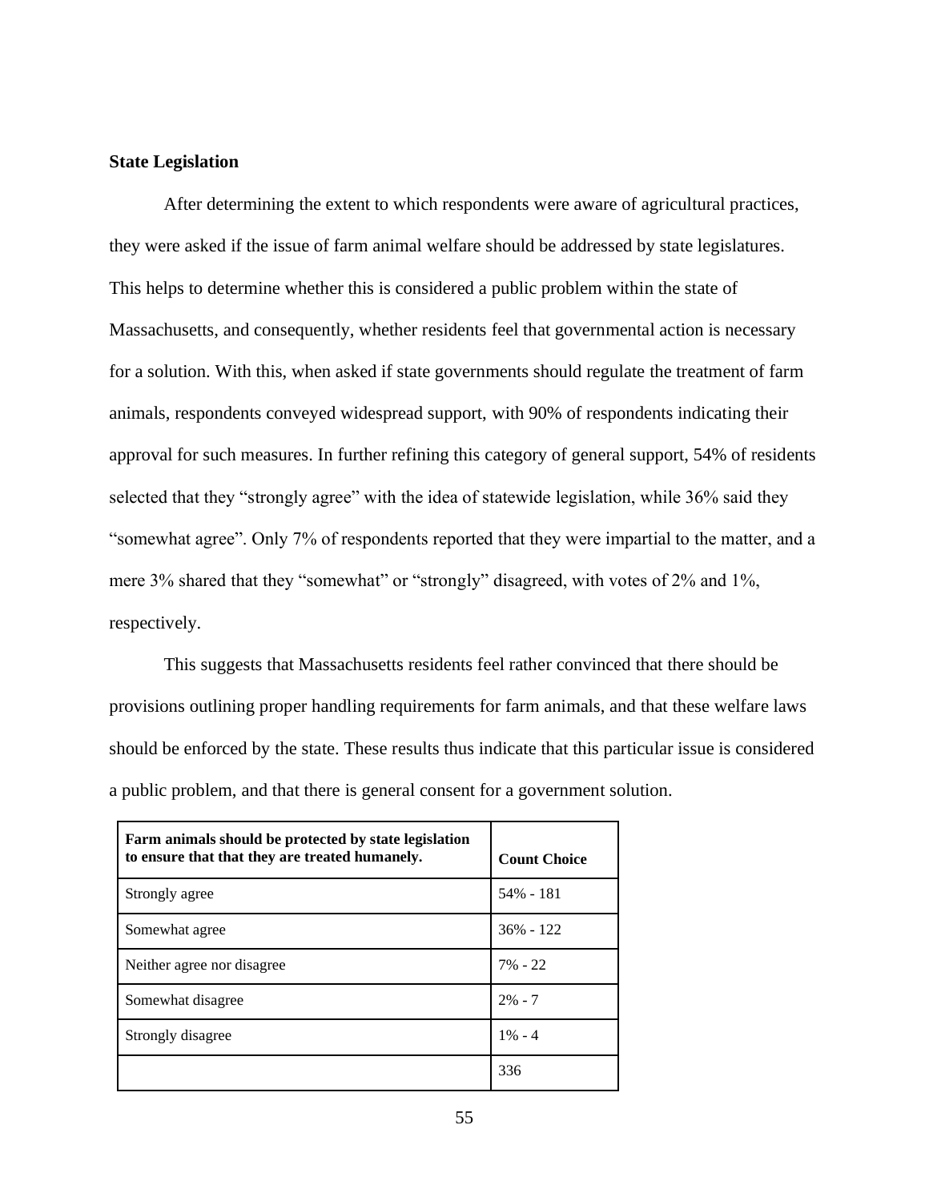**State Legislation**

After determining the extent to which respondents were aware of agricultural practices, they were asked if the issue of farm animal welfare should be addressed by state legislatures. This helps to determine whether this is considered a public problem within the state of Massachusetts, and consequently, whether residents feel that governmental action is necessary for a solution. With this, when asked if state governments should regulate the treatment of farm animals, respondents conveyed widespread support, with 90% of respondents indicating their approval for such measures. In further refining this category of general support, 54% of residents selected that they "strongly agree" with the idea of statewide legislation, while 36% said they "somewhat agree". Only 7% of respondents reported that they were impartial to the matter, and a mere 3% shared that they "somewhat" or "strongly" disagreed, with votes of 2% and 1%, respectively.

This suggests that Massachusetts residents feel rather convinced that there should be provisions outlining proper handling requirements for farm animals, and that these welfare laws should be enforced by the state. These results thus indicate that this particular issue is considered a public problem, and that there is general consent for a government solution.

| **Farm animals should be protected by state legislation to ensure that that they are treated humanely.** | **Count Choice** |
|---|---|
| Strongly agree | 54% - 181 |
| Somewhat agree | 36% - 122 |
| Neither agree nor disagree | 7% - 22 |
| Somewhat disagree | 2% - 7 |
| Strongly disagree | 1% - 4 |
| | 336 |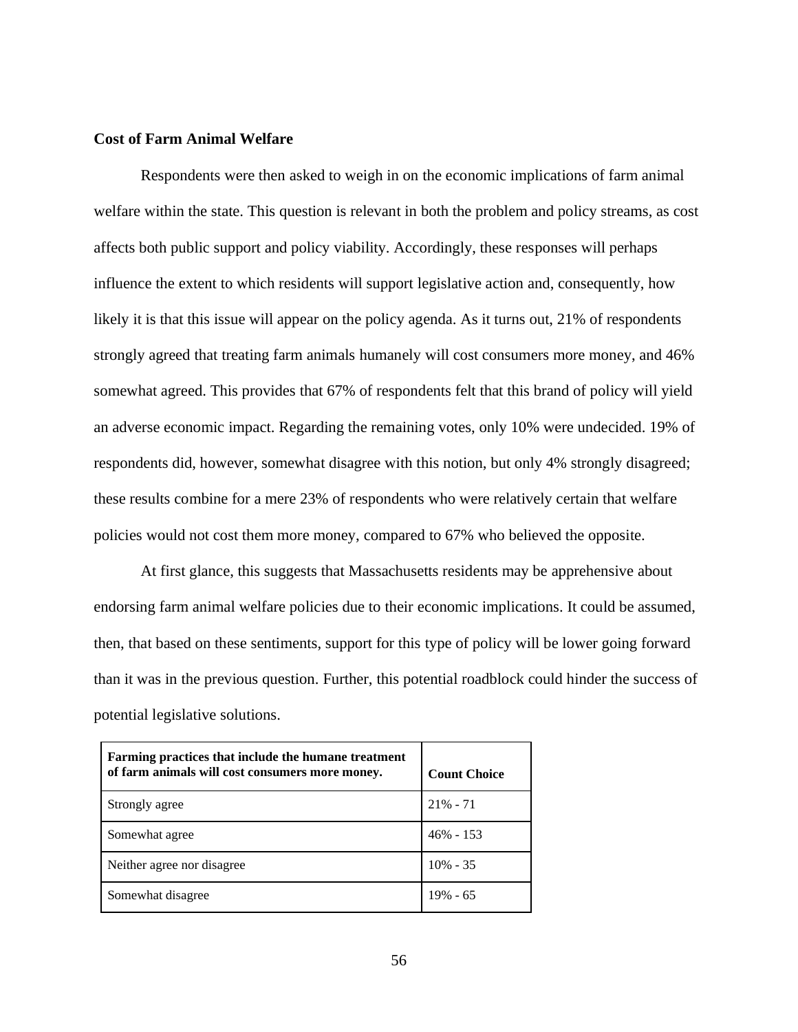### Cost of Farm Animal Welfare

Respondents were then asked to weigh in on the economic implications of farm animal welfare within the state. This question is relevant in both the problem and policy streams, as cost affects both public support and policy viability. Accordingly, these responses will perhaps influence the extent to which residents will support legislative action and, consequently, how likely it is that this issue will appear on the policy agenda. As it turns out, 21% of respondents strongly agreed that treating farm animals humanely will cost consumers more money, and 46% somewhat agreed. This provides that 67% of respondents felt that this brand of policy will yield an adverse economic impact. Regarding the remaining votes, only 10% were undecided. 19% of respondents did, however, somewhat disagree with this notion, but only 4% strongly disagreed; these results combine for a mere 23% of respondents who were relatively certain that welfare policies would not cost them more money, compared to 67% who believed the opposite.

At first glance, this suggests that Massachusetts residents may be apprehensive about endorsing farm animal welfare policies due to their economic implications. It could be assumed, then, that based on these sentiments, support for this type of policy will be lower going forward than it was in the previous question. Further, this potential roadblock could hinder the success of potential legislative solutions.

| Farming practices that include the humane treatment of farm animals will cost consumers more money. | Count Choice |
|---|---|
| Strongly agree | 21% - 71 |
| Somewhat agree | 46% - 153 |
| Neither agree nor disagree | 10% - 35 |
| Somewhat disagree | 19% - 65 |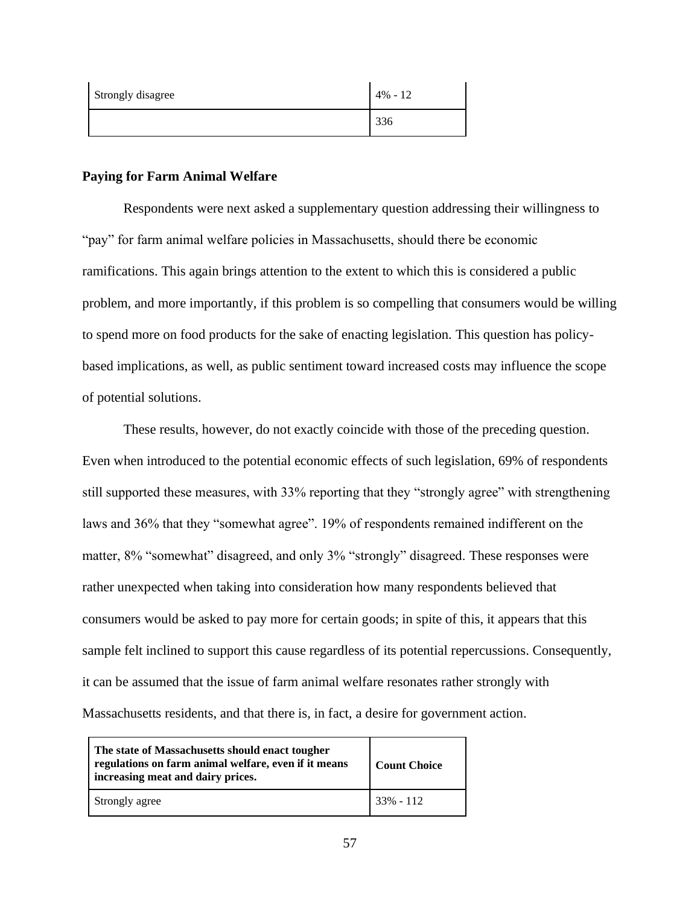| | |
|---|---|
| Strongly disagree | 4% - 12 |
| | 336 |

**Paying for Farm Animal Welfare**

Respondents were next asked a supplementary question addressing their willingness to "pay" for farm animal welfare policies in Massachusetts, should there be economic ramifications. This again brings attention to the extent to which this is considered a public problem, and more importantly, if this problem is so compelling that consumers would be willing to spend more on food products for the sake of enacting legislation. This question has policy-based implications, as well, as public sentiment toward increased costs may influence the scope of potential solutions.

These results, however, do not exactly coincide with those of the preceding question. Even when introduced to the potential economic effects of such legislation, 69% of respondents still supported these measures, with 33% reporting that they "strongly agree" with strengthening laws and 36% that they "somewhat agree". 19% of respondents remained indifferent on the matter, 8% "somewhat" disagreed, and only 3% "strongly" disagreed. These responses were rather unexpected when taking into consideration how many respondents believed that consumers would be asked to pay more for certain goods; in spite of this, it appears that this sample felt inclined to support this cause regardless of its potential repercussions. Consequently, it can be assumed that the issue of farm animal welfare resonates rather strongly with Massachusetts residents, and that there is, in fact, a desire for government action.

| **The state of Massachusetts should enact tougher regulations on farm animal welfare, even if it means increasing meat and dairy prices.** | **Count Choice** |
|---|---|
| Strongly agree | 33% - 112 |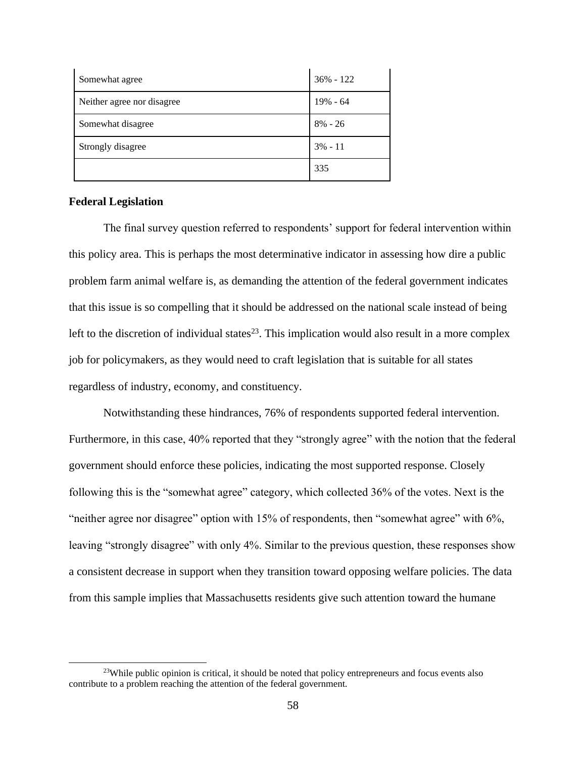| Somewhat agree | 36% - 122 |
|---|---|
| Neither agree nor disagree | 19% - 64 |
| Somewhat disagree | 8% - 26 |
| Strongly disagree | 3% - 11 |
| | 335 |

**Federal Legislation**

The final survey question referred to respondents' support for federal intervention within this policy area. This is perhaps the most determinative indicator in assessing how dire a public problem farm animal welfare is, as demanding the attention of the federal government indicates that this issue is so compelling that it should be addressed on the national scale instead of being left to the discretion of individual states[23]. This implication would also result in a more complex job for policymakers, as they would need to craft legislation that is suitable for all states regardless of industry, economy, and constituency.

Notwithstanding these hindrances, 76% of respondents supported federal intervention. Furthermore, in this case, 40% reported that they "strongly agree" with the notion that the federal government should enforce these policies, indicating the most supported response. Closely following this is the "somewhat agree" category, which collected 36% of the votes. Next is the "neither agree nor disagree" option with 15% of respondents, then "somewhat agree" with 6%, leaving "strongly disagree" with only 4%. Similar to the previous question, these responses show a consistent decrease in support when they transition toward opposing welfare policies. The data from this sample implies that Massachusetts residents give such attention toward the humane

[23]While public opinion is critical, it should be noted that policy entrepreneurs and focus events also contribute to a problem reaching the attention of the federal government.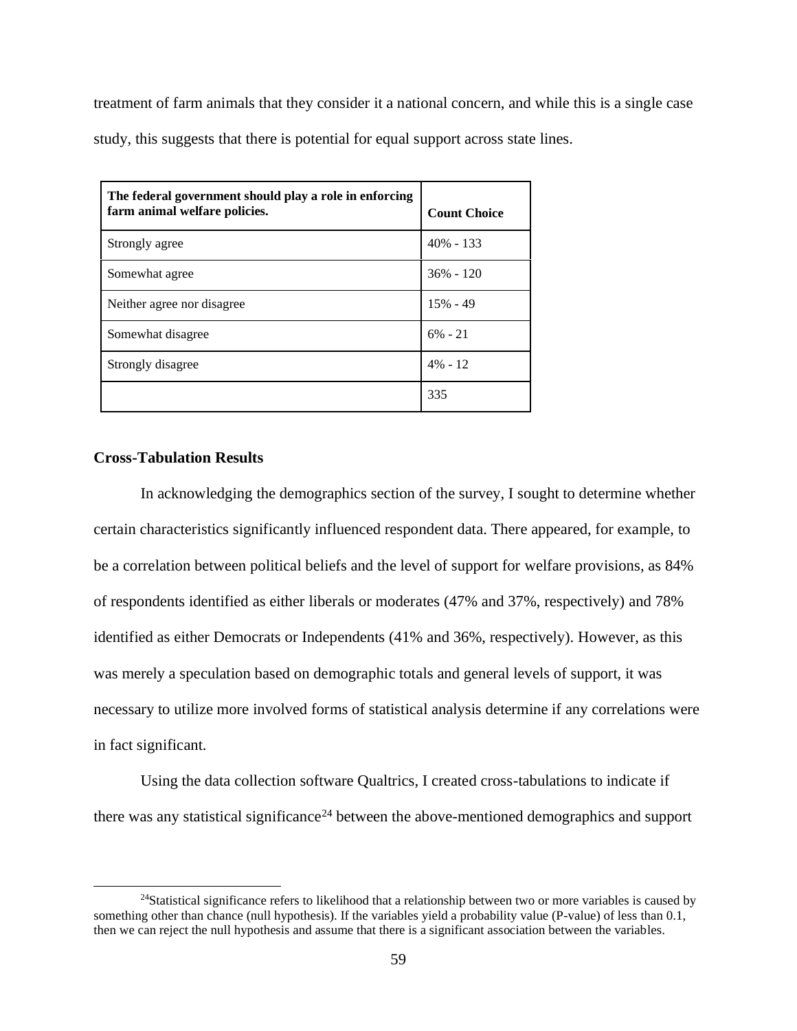treatment of farm animals that they consider it a national concern, and while this is a single case study, this suggests that there is potential for equal support across state lines.

| **The federal government should play a role in enforcing farm animal welfare policies.** | **Count Choice** |
|---|---|
| Strongly agree | 40% - 133 |
| Somewhat agree | 36% - 120 |
| Neither agree nor disagree | 15% - 49 |
| Somewhat disagree | 6% - 21 |
| Strongly disagree | 4% - 12 |
| | 335 |

**Cross-Tabulation Results**

In acknowledging the demographics section of the survey, I sought to determine whether certain characteristics significantly influenced respondent data. There appeared, for example, to be a correlation between political beliefs and the level of support for welfare provisions, as 84% of respondents identified as either liberals or moderates (47% and 37%, respectively) and 78% identified as either Democrats or Independents (41% and 36%, respectively). However, as this was merely a speculation based on demographic totals and general levels of support, it was necessary to utilize more involved forms of statistical analysis determine if any correlations were in fact significant.

Using the data collection software Qualtrics, I created cross-tabulations to indicate if there was any statistical significance[24] between the above-mentioned demographics and support

[24]Statistical significance refers to likelihood that a relationship between two or more variables is caused by something other than chance (null hypothesis). If the variables yield a probability value (P-value) of less than 0.1, then we can reject the null hypothesis and assume that there is a significant association between the variables.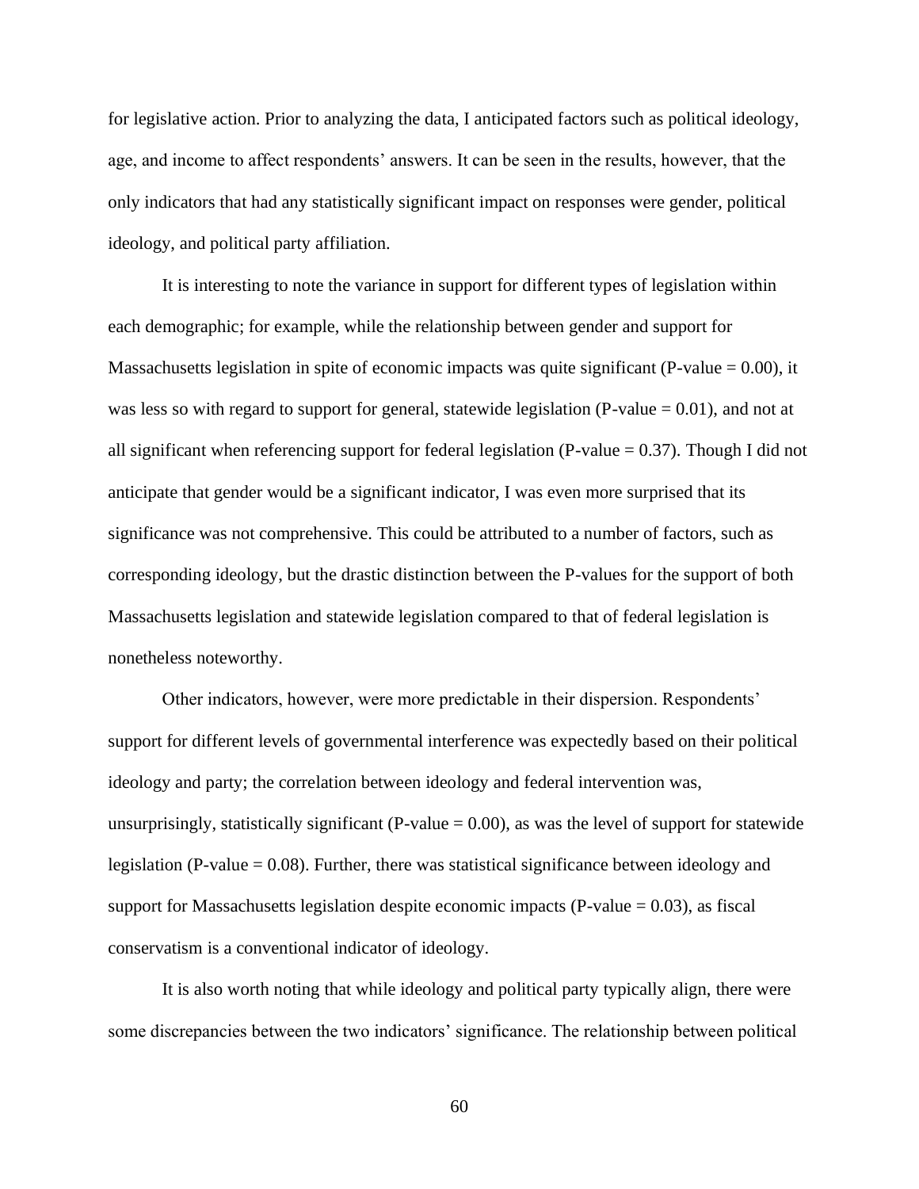for legislative action. Prior to analyzing the data, I anticipated factors such as political ideology, age, and income to affect respondents' answers. It can be seen in the results, however, that the only indicators that had any statistically significant impact on responses were gender, political ideology, and political party affiliation.

It is interesting to note the variance in support for different types of legislation within each demographic; for example, while the relationship between gender and support for Massachusetts legislation in spite of economic impacts was quite significant (P-value = 0.00), it was less so with regard to support for general, statewide legislation (P-value = 0.01), and not at all significant when referencing support for federal legislation (P-value = 0.37). Though I did not anticipate that gender would be a significant indicator, I was even more surprised that its significance was not comprehensive. This could be attributed to a number of factors, such as corresponding ideology, but the drastic distinction between the P-values for the support of both Massachusetts legislation and statewide legislation compared to that of federal legislation is nonetheless noteworthy.

Other indicators, however, were more predictable in their dispersion. Respondents' support for different levels of governmental interference was expectedly based on their political ideology and party; the correlation between ideology and federal intervention was, unsurprisingly, statistically significant (P-value = 0.00), as was the level of support for statewide legislation (P-value = 0.08). Further, there was statistical significance between ideology and support for Massachusetts legislation despite economic impacts (P-value = 0.03), as fiscal conservatism is a conventional indicator of ideology.

It is also worth noting that while ideology and political party typically align, there were some discrepancies between the two indicators' significance. The relationship between political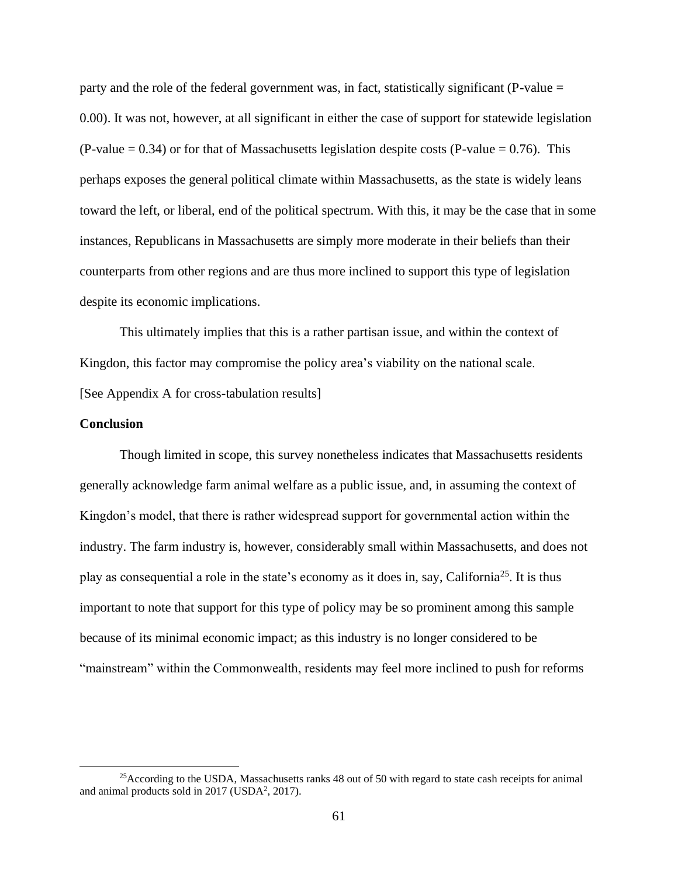party and the role of the federal government was, in fact, statistically significant (P-value = 0.00). It was not, however, at all significant in either the case of support for statewide legislation (P-value = 0.34) or for that of Massachusetts legislation despite costs (P-value = 0.76). This perhaps exposes the general political climate within Massachusetts, as the state is widely leans toward the left, or liberal, end of the political spectrum. With this, it may be the case that in some instances, Republicans in Massachusetts are simply more moderate in their beliefs than their counterparts from other regions and are thus more inclined to support this type of legislation despite its economic implications.

This ultimately implies that this is a rather partisan issue, and within the context of Kingdon, this factor may compromise the policy area's viability on the national scale.
[See Appendix A for cross-tabulation results]

**Conclusion**

Though limited in scope, this survey nonetheless indicates that Massachusetts residents generally acknowledge farm animal welfare as a public issue, and, in assuming the context of Kingdon's model, that there is rather widespread support for governmental action within the industry. The farm industry is, however, considerably small within Massachusetts, and does not play as consequential a role in the state's economy as it does in, say, California[25]. It is thus important to note that support for this type of policy may be so prominent among this sample because of its minimal economic impact; as this industry is no longer considered to be "mainstream" within the Commonwealth, residents may feel more inclined to push for reforms

[25] According to the USDA, Massachusetts ranks 48 out of 50 with regard to state cash receipts for animal and animal products sold in 2017 (USDA[2], 2017).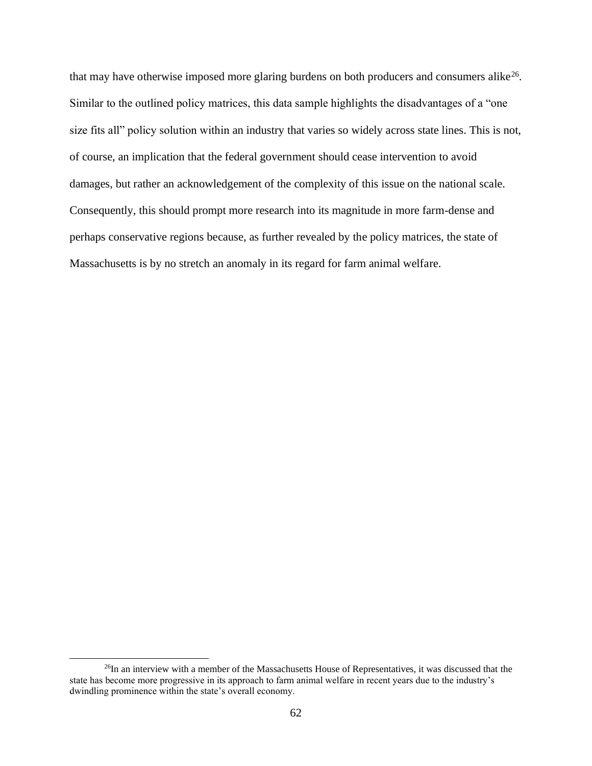that may have otherwise imposed more glaring burdens on both producers and consumers alike[26]. Similar to the outlined policy matrices, this data sample highlights the disadvantages of a "one size fits all" policy solution within an industry that varies so widely across state lines. This is not, of course, an implication that the federal government should cease intervention to avoid damages, but rather an acknowledgement of the complexity of this issue on the national scale. Consequently, this should prompt more research into its magnitude in more farm-dense and perhaps conservative regions because, as further revealed by the policy matrices, the state of Massachusetts is by no stretch an anomaly in its regard for farm animal welfare.

[26] In an interview with a member of the Massachusetts House of Representatives, it was discussed that the state has become more progressive in its approach to farm animal welfare in recent years due to the industry's dwindling prominence within the state's overall economy.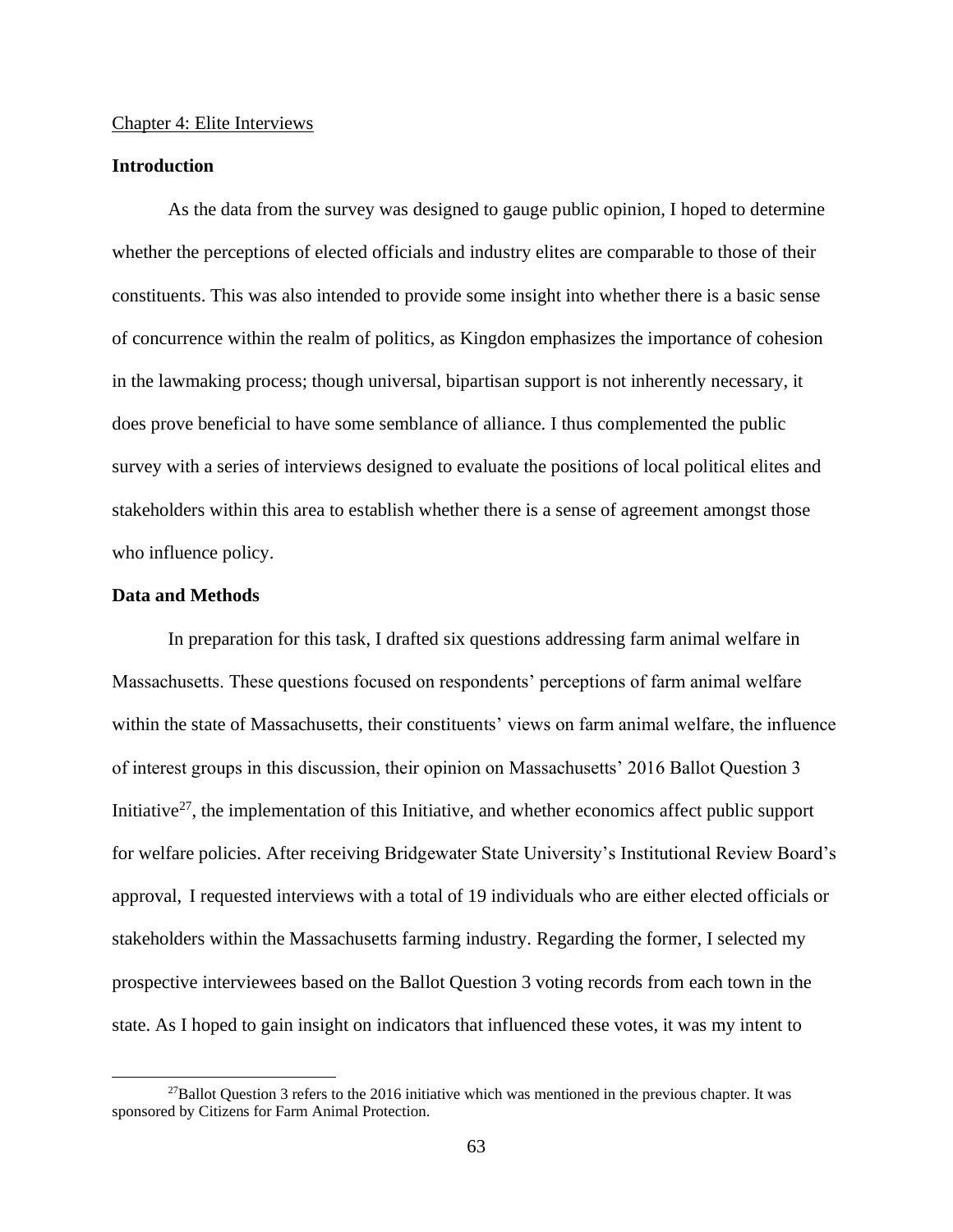Chapter 4: Elite Interviews

## Introduction

As the data from the survey was designed to gauge public opinion, I hoped to determine whether the perceptions of elected officials and industry elites are comparable to those of their constituents. This was also intended to provide some insight into whether there is a basic sense of concurrence within the realm of politics, as Kingdon emphasizes the importance of cohesion in the lawmaking process; though universal, bipartisan support is not inherently necessary, it does prove beneficial to have some semblance of alliance. I thus complemented the public survey with a series of interviews designed to evaluate the positions of local political elites and stakeholders within this area to establish whether there is a sense of agreement amongst those who influence policy.

## Data and Methods

In preparation for this task, I drafted six questions addressing farm animal welfare in Massachusetts. These questions focused on respondents' perceptions of farm animal welfare within the state of Massachusetts, their constituents' views on farm animal welfare, the influence of interest groups in this discussion, their opinion on Massachusetts' 2016 Ballot Question 3 Initiative[27], the implementation of this Initiative, and whether economics affect public support for welfare policies. After receiving Bridgewater State University's Institutional Review Board's approval, I requested interviews with a total of 19 individuals who are either elected officials or stakeholders within the Massachusetts farming industry. Regarding the former, I selected my prospective interviewees based on the Ballot Question 3 voting records from each town in the state. As I hoped to gain insight on indicators that influenced these votes, it was my intent to

[27] Ballot Question 3 refers to the 2016 initiative which was mentioned in the previous chapter. It was sponsored by Citizens for Farm Animal Protection.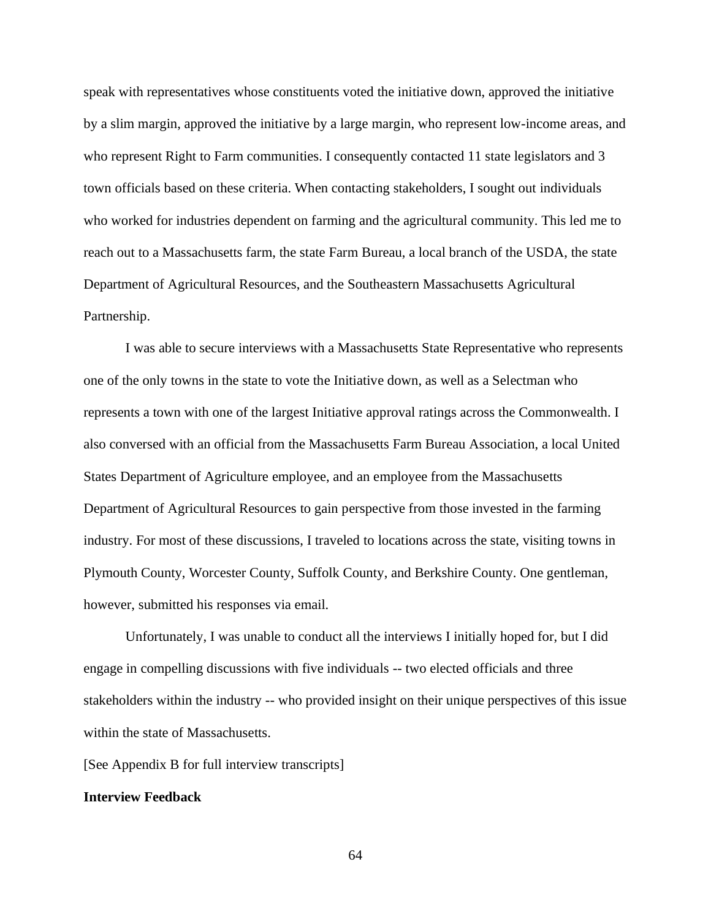speak with representatives whose constituents voted the initiative down, approved the initiative by a slim margin, approved the initiative by a large margin, who represent low-income areas, and who represent Right to Farm communities. I consequently contacted 11 state legislators and 3 town officials based on these criteria. When contacting stakeholders, I sought out individuals who worked for industries dependent on farming and the agricultural community. This led me to reach out to a Massachusetts farm, the state Farm Bureau, a local branch of the USDA, the state Department of Agricultural Resources, and the Southeastern Massachusetts Agricultural Partnership.

I was able to secure interviews with a Massachusetts State Representative who represents one of the only towns in the state to vote the Initiative down, as well as a Selectman who represents a town with one of the largest Initiative approval ratings across the Commonwealth. I also conversed with an official from the Massachusetts Farm Bureau Association, a local United States Department of Agriculture employee, and an employee from the Massachusetts Department of Agricultural Resources to gain perspective from those invested in the farming industry. For most of these discussions, I traveled to locations across the state, visiting towns in Plymouth County, Worcester County, Suffolk County, and Berkshire County. One gentleman, however, submitted his responses via email.

Unfortunately, I was unable to conduct all the interviews I initially hoped for, but I did engage in compelling discussions with five individuals -- two elected officials and three stakeholders within the industry -- who provided insight on their unique perspectives of this issue within the state of Massachusetts.

[See Appendix B for full interview transcripts]

**Interview Feedback**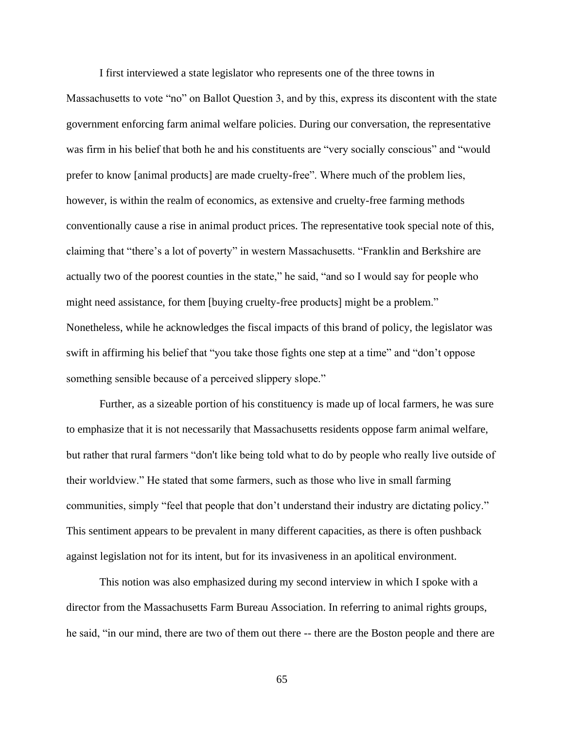I first interviewed a state legislator who represents one of the three towns in Massachusetts to vote "no" on Ballot Question 3, and by this, express its discontent with the state government enforcing farm animal welfare policies. During our conversation, the representative was firm in his belief that both he and his constituents are "very socially conscious" and "would prefer to know [animal products] are made cruelty-free". Where much of the problem lies, however, is within the realm of economics, as extensive and cruelty-free farming methods conventionally cause a rise in animal product prices. The representative took special note of this, claiming that "there's a lot of poverty" in western Massachusetts. "Franklin and Berkshire are actually two of the poorest counties in the state," he said, "and so I would say for people who might need assistance, for them [buying cruelty-free products] might be a problem." Nonetheless, while he acknowledges the fiscal impacts of this brand of policy, the legislator was swift in affirming his belief that "you take those fights one step at a time" and "don't oppose something sensible because of a perceived slippery slope."

Further, as a sizeable portion of his constituency is made up of local farmers, he was sure to emphasize that it is not necessarily that Massachusetts residents oppose farm animal welfare, but rather that rural farmers "don't like being told what to do by people who really live outside of their worldview." He stated that some farmers, such as those who live in small farming communities, simply "feel that people that don't understand their industry are dictating policy." This sentiment appears to be prevalent in many different capacities, as there is often pushback against legislation not for its intent, but for its invasiveness in an apolitical environment.

This notion was also emphasized during my second interview in which I spoke with a director from the Massachusetts Farm Bureau Association. In referring to animal rights groups, he said, "in our mind, there are two of them out there -- there are the Boston people and there are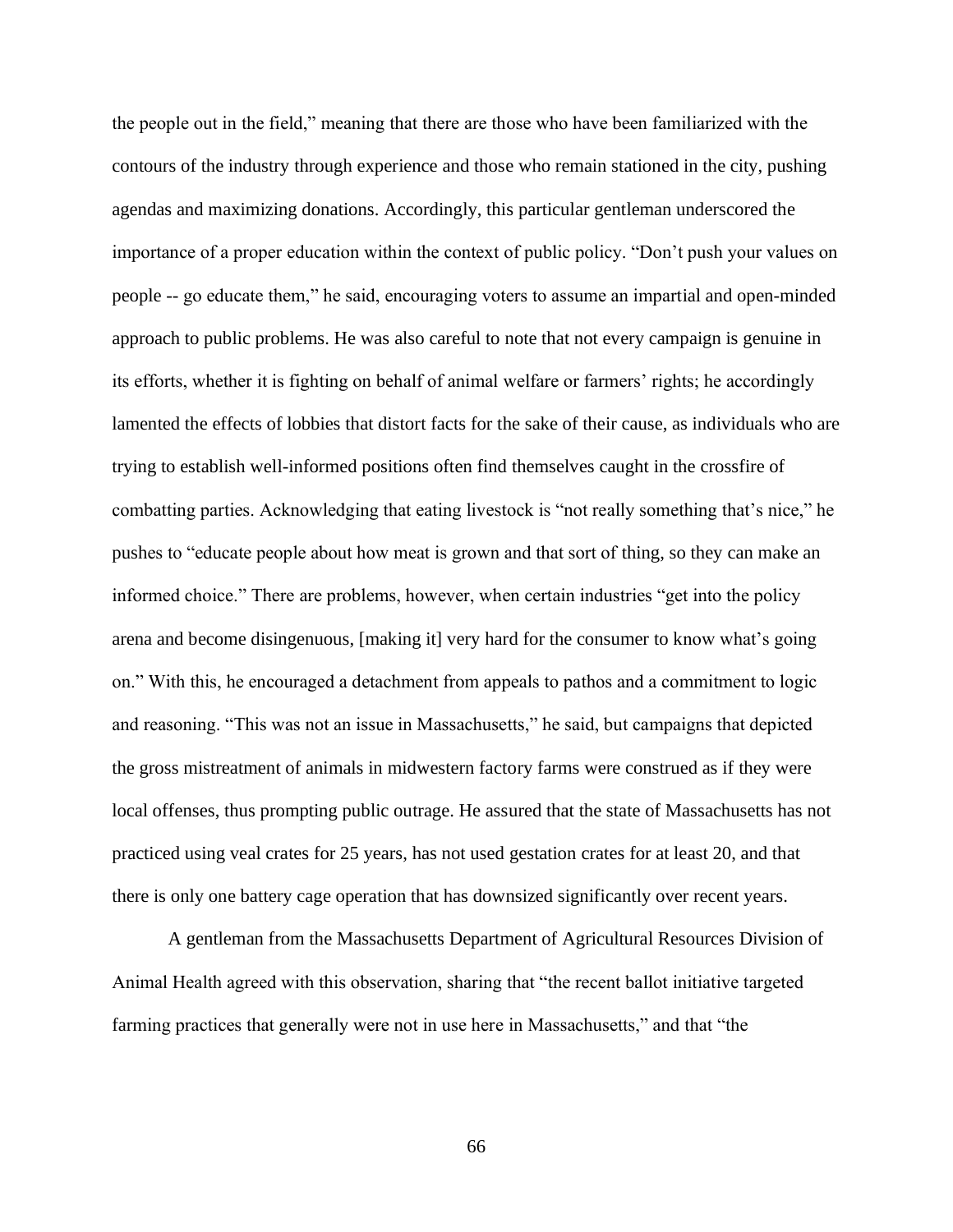the people out in the field," meaning that there are those who have been familiarized with the contours of the industry through experience and those who remain stationed in the city, pushing agendas and maximizing donations. Accordingly, this particular gentleman underscored the importance of a proper education within the context of public policy. "Don't push your values on people -- go educate them," he said, encouraging voters to assume an impartial and open-minded approach to public problems. He was also careful to note that not every campaign is genuine in its efforts, whether it is fighting on behalf of animal welfare or farmers' rights; he accordingly lamented the effects of lobbies that distort facts for the sake of their cause, as individuals who are trying to establish well-informed positions often find themselves caught in the crossfire of combatting parties. Acknowledging that eating livestock is "not really something that's nice," he pushes to "educate people about how meat is grown and that sort of thing, so they can make an informed choice." There are problems, however, when certain industries "get into the policy arena and become disingenuous, [making it] very hard for the consumer to know what's going on." With this, he encouraged a detachment from appeals to pathos and a commitment to logic and reasoning. "This was not an issue in Massachusetts," he said, but campaigns that depicted the gross mistreatment of animals in midwestern factory farms were construed as if they were local offenses, thus prompting public outrage. He assured that the state of Massachusetts has not practiced using veal crates for 25 years, has not used gestation crates for at least 20, and that there is only one battery cage operation that has downsized significantly over recent years.

A gentleman from the Massachusetts Department of Agricultural Resources Division of Animal Health agreed with this observation, sharing that "the recent ballot initiative targeted farming practices that generally were not in use here in Massachusetts," and that "the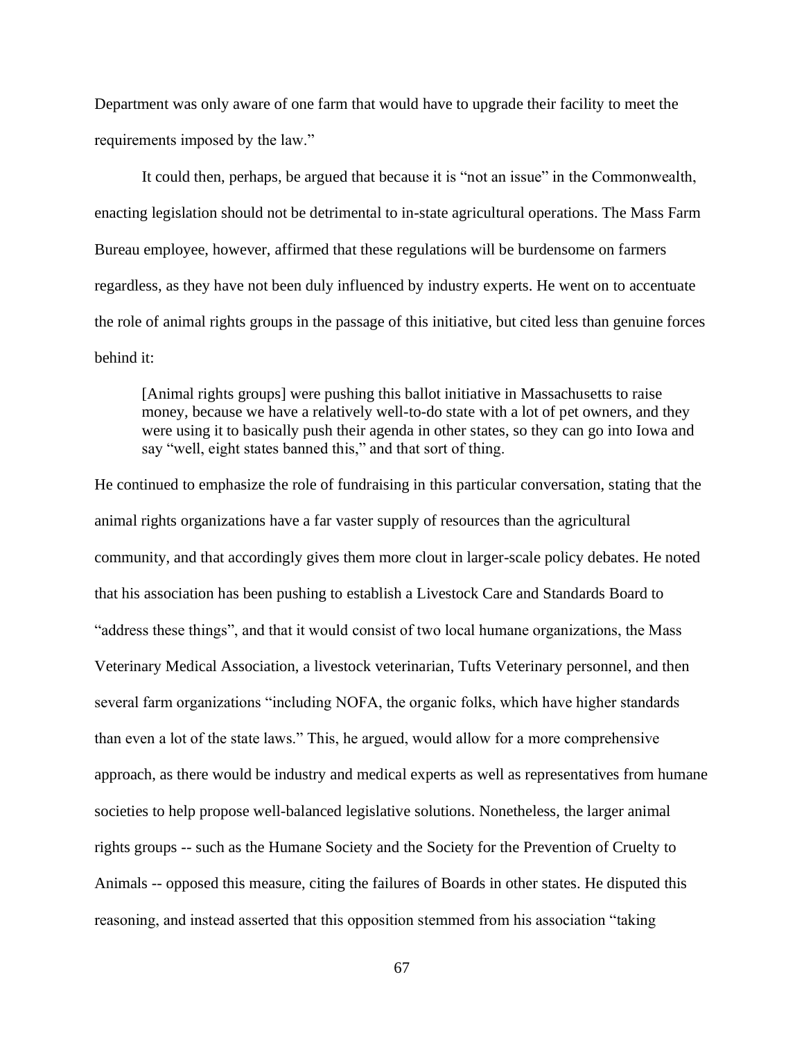Department was only aware of one farm that would have to upgrade their facility to meet the requirements imposed by the law."

It could then, perhaps, be argued that because it is "not an issue" in the Commonwealth, enacting legislation should not be detrimental to in-state agricultural operations. The Mass Farm Bureau employee, however, affirmed that these regulations will be burdensome on farmers regardless, as they have not been duly influenced by industry experts. He went on to accentuate the role of animal rights groups in the passage of this initiative, but cited less than genuine forces behind it:

> [Animal rights groups] were pushing this ballot initiative in Massachusetts to raise money, because we have a relatively well-to-do state with a lot of pet owners, and they were using it to basically push their agenda in other states, so they can go into Iowa and say "well, eight states banned this," and that sort of thing.

He continued to emphasize the role of fundraising in this particular conversation, stating that the animal rights organizations have a far vaster supply of resources than the agricultural community, and that accordingly gives them more clout in larger-scale policy debates. He noted that his association has been pushing to establish a Livestock Care and Standards Board to "address these things", and that it would consist of two local humane organizations, the Mass Veterinary Medical Association, a livestock veterinarian, Tufts Veterinary personnel, and then several farm organizations "including NOFA, the organic folks, which have higher standards than even a lot of the state laws." This, he argued, would allow for a more comprehensive approach, as there would be industry and medical experts as well as representatives from humane societies to help propose well-balanced legislative solutions. Nonetheless, the larger animal rights groups -- such as the Humane Society and the Society for the Prevention of Cruelty to Animals -- opposed this measure, citing the failures of Boards in other states. He disputed this reasoning, and instead asserted that this opposition stemmed from his association "taking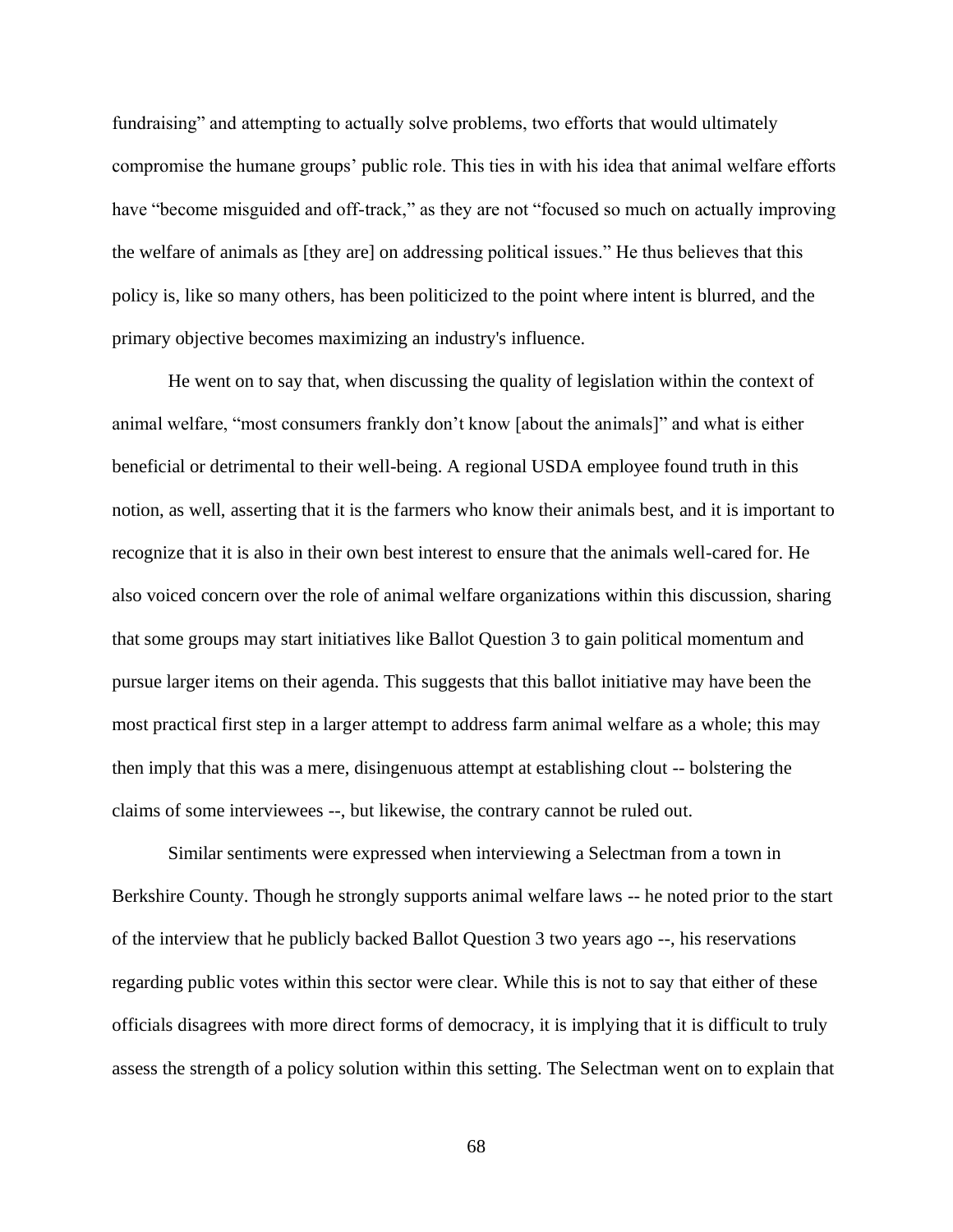fundraising" and attempting to actually solve problems, two efforts that would ultimately compromise the humane groups' public role. This ties in with his idea that animal welfare efforts have "become misguided and off-track," as they are not "focused so much on actually improving the welfare of animals as [they are] on addressing political issues." He thus believes that this policy is, like so many others, has been politicized to the point where intent is blurred, and the primary objective becomes maximizing an industry's influence.

He went on to say that, when discussing the quality of legislation within the context of animal welfare, "most consumers frankly don't know [about the animals]" and what is either beneficial or detrimental to their well-being. A regional USDA employee found truth in this notion, as well, asserting that it is the farmers who know their animals best, and it is important to recognize that it is also in their own best interest to ensure that the animals well-cared for. He also voiced concern over the role of animal welfare organizations within this discussion, sharing that some groups may start initiatives like Ballot Question 3 to gain political momentum and pursue larger items on their agenda. This suggests that this ballot initiative may have been the most practical first step in a larger attempt to address farm animal welfare as a whole; this may then imply that this was a mere, disingenuous attempt at establishing clout -- bolstering the claims of some interviewees --, but likewise, the contrary cannot be ruled out.

Similar sentiments were expressed when interviewing a Selectman from a town in Berkshire County. Though he strongly supports animal welfare laws -- he noted prior to the start of the interview that he publicly backed Ballot Question 3 two years ago --, his reservations regarding public votes within this sector were clear. While this is not to say that either of these officials disagrees with more direct forms of democracy, it is implying that it is difficult to truly assess the strength of a policy solution within this setting. The Selectman went on to explain that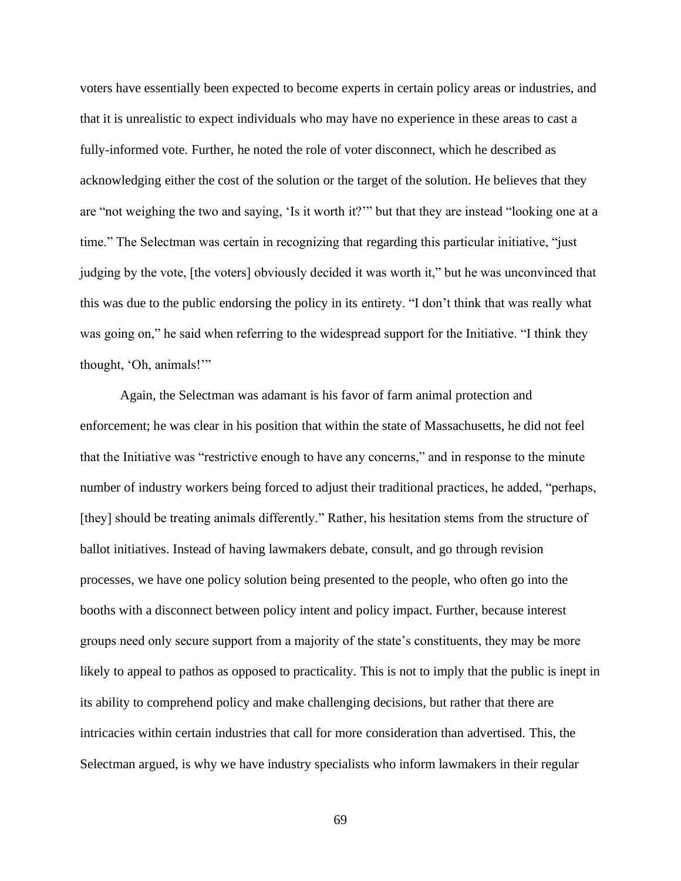voters have essentially been expected to become experts in certain policy areas or industries, and that it is unrealistic to expect individuals who may have no experience in these areas to cast a fully-informed vote. Further, he noted the role of voter disconnect, which he described as acknowledging either the cost of the solution or the target of the solution. He believes that they are "not weighing the two and saying, 'Is it worth it?'" but that they are instead "looking one at a time." The Selectman was certain in recognizing that regarding this particular initiative, "just judging by the vote, [the voters] obviously decided it was worth it," but he was unconvinced that this was due to the public endorsing the policy in its entirety. "I don't think that was really what was going on," he said when referring to the widespread support for the Initiative. "I think they thought, 'Oh, animals!'"

Again, the Selectman was adamant is his favor of farm animal protection and enforcement; he was clear in his position that within the state of Massachusetts, he did not feel that the Initiative was "restrictive enough to have any concerns," and in response to the minute number of industry workers being forced to adjust their traditional practices, he added, "perhaps, [they] should be treating animals differently." Rather, his hesitation stems from the structure of ballot initiatives. Instead of having lawmakers debate, consult, and go through revision processes, we have one policy solution being presented to the people, who often go into the booths with a disconnect between policy intent and policy impact. Further, because interest groups need only secure support from a majority of the state's constituents, they may be more likely to appeal to pathos as opposed to practicality. This is not to imply that the public is inept in its ability to comprehend policy and make challenging decisions, but rather that there are intricacies within certain industries that call for more consideration than advertised. This, the Selectman argued, is why we have industry specialists who inform lawmakers in their regular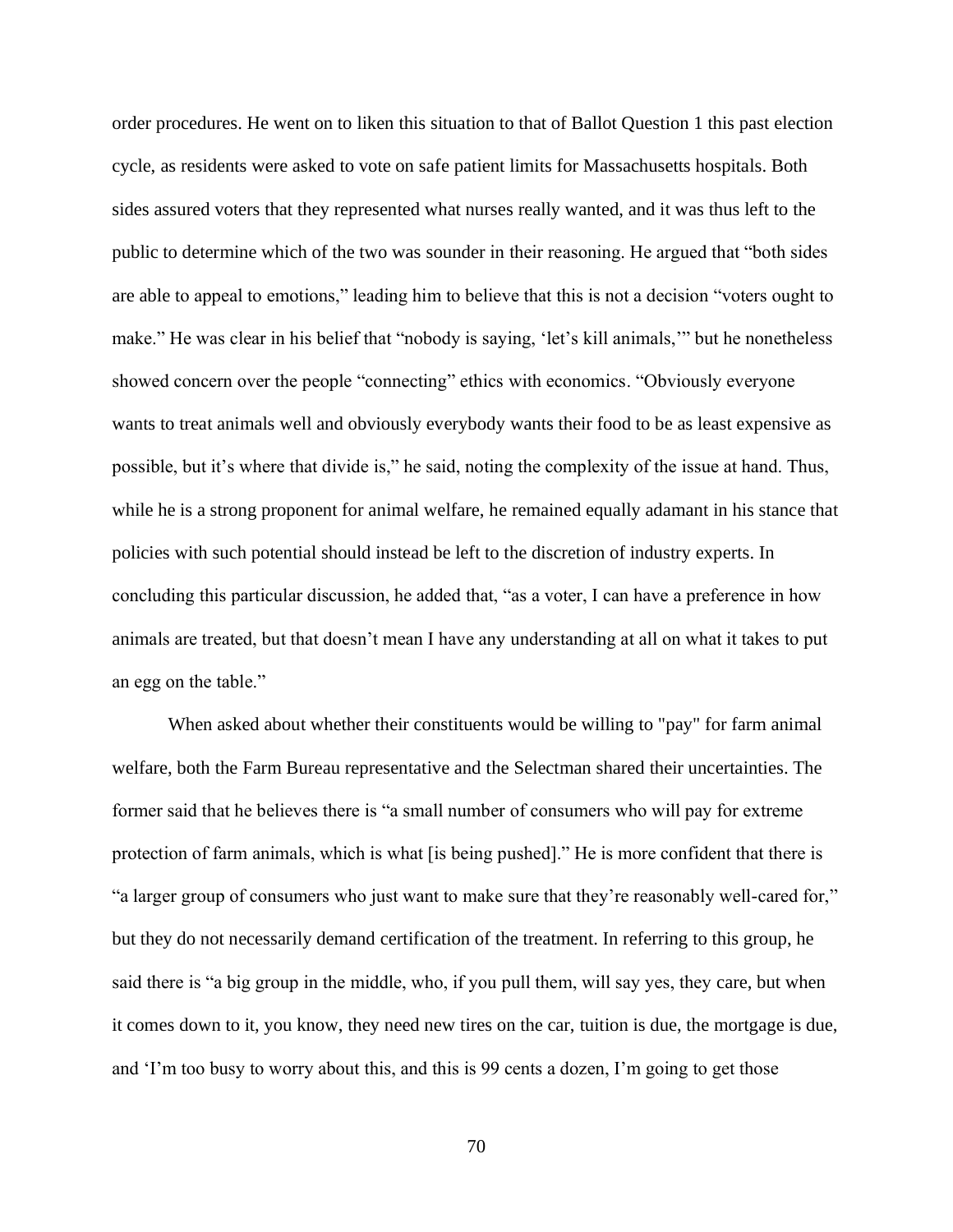order procedures. He went on to liken this situation to that of Ballot Question 1 this past election cycle, as residents were asked to vote on safe patient limits for Massachusetts hospitals. Both sides assured voters that they represented what nurses really wanted, and it was thus left to the public to determine which of the two was sounder in their reasoning. He argued that "both sides are able to appeal to emotions," leading him to believe that this is not a decision "voters ought to make." He was clear in his belief that "nobody is saying, 'let's kill animals,'" but he nonetheless showed concern over the people "connecting" ethics with economics. "Obviously everyone wants to treat animals well and obviously everybody wants their food to be as least expensive as possible, but it's where that divide is," he said, noting the complexity of the issue at hand. Thus, while he is a strong proponent for animal welfare, he remained equally adamant in his stance that policies with such potential should instead be left to the discretion of industry experts. In concluding this particular discussion, he added that, "as a voter, I can have a preference in how animals are treated, but that doesn't mean I have any understanding at all on what it takes to put an egg on the table."

When asked about whether their constituents would be willing to "pay" for farm animal welfare, both the Farm Bureau representative and the Selectman shared their uncertainties. The former said that he believes there is "a small number of consumers who will pay for extreme protection of farm animals, which is what [is being pushed]." He is more confident that there is "a larger group of consumers who just want to make sure that they're reasonably well-cared for," but they do not necessarily demand certification of the treatment. In referring to this group, he said there is "a big group in the middle, who, if you pull them, will say yes, they care, but when it comes down to it, you know, they need new tires on the car, tuition is due, the mortgage is due, and 'I'm too busy to worry about this, and this is 99 cents a dozen, I'm going to get those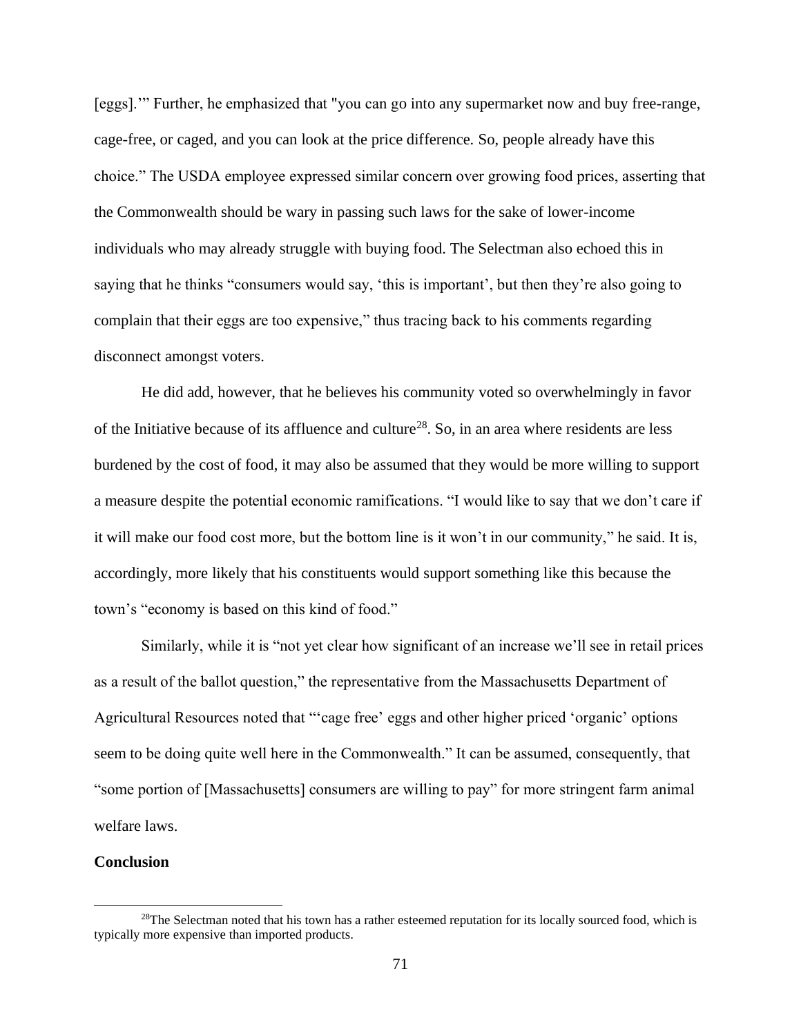[eggs].'" Further, he emphasized that "you can go into any supermarket now and buy free-range, cage-free, or caged, and you can look at the price difference. So, people already have this choice." The USDA employee expressed similar concern over growing food prices, asserting that the Commonwealth should be wary in passing such laws for the sake of lower-income individuals who may already struggle with buying food. The Selectman also echoed this in saying that he thinks "consumers would say, 'this is important', but then they're also going to complain that their eggs are too expensive," thus tracing back to his comments regarding disconnect amongst voters.

He did add, however, that he believes his community voted so overwhelmingly in favor of the Initiative because of its affluence and culture[28]. So, in an area where residents are less burdened by the cost of food, it may also be assumed that they would be more willing to support a measure despite the potential economic ramifications. "I would like to say that we don't care if it will make our food cost more, but the bottom line is it won't in our community," he said. It is, accordingly, more likely that his constituents would support something like this because the town's "economy is based on this kind of food."

Similarly, while it is "not yet clear how significant of an increase we'll see in retail prices as a result of the ballot question," the representative from the Massachusetts Department of Agricultural Resources noted that "'cage free' eggs and other higher priced 'organic' options seem to be doing quite well here in the Commonwealth." It can be assumed, consequently, that "some portion of [Massachusetts] consumers are willing to pay" for more stringent farm animal welfare laws.

**Conclusion**

[28] The Selectman noted that his town has a rather esteemed reputation for its locally sourced food, which is typically more expensive than imported products.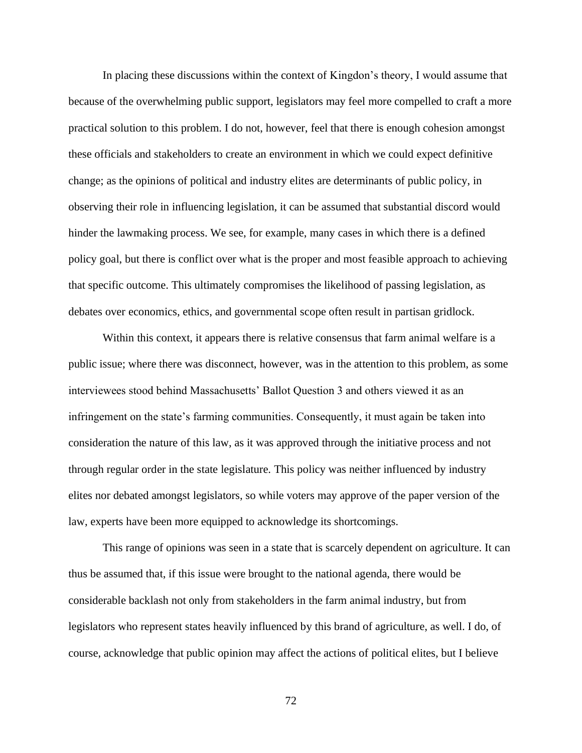In placing these discussions within the context of Kingdon's theory, I would assume that because of the overwhelming public support, legislators may feel more compelled to craft a more practical solution to this problem. I do not, however, feel that there is enough cohesion amongst these officials and stakeholders to create an environment in which we could expect definitive change; as the opinions of political and industry elites are determinants of public policy, in observing their role in influencing legislation, it can be assumed that substantial discord would hinder the lawmaking process. We see, for example, many cases in which there is a defined policy goal, but there is conflict over what is the proper and most feasible approach to achieving that specific outcome. This ultimately compromises the likelihood of passing legislation, as debates over economics, ethics, and governmental scope often result in partisan gridlock.

Within this context, it appears there is relative consensus that farm animal welfare is a public issue; where there was disconnect, however, was in the attention to this problem, as some interviewees stood behind Massachusetts' Ballot Question 3 and others viewed it as an infringement on the state's farming communities. Consequently, it must again be taken into consideration the nature of this law, as it was approved through the initiative process and not through regular order in the state legislature. This policy was neither influenced by industry elites nor debated amongst legislators, so while voters may approve of the paper version of the law, experts have been more equipped to acknowledge its shortcomings.

This range of opinions was seen in a state that is scarcely dependent on agriculture. It can thus be assumed that, if this issue were brought to the national agenda, there would be considerable backlash not only from stakeholders in the farm animal industry, but from legislators who represent states heavily influenced by this brand of agriculture, as well. I do, of course, acknowledge that public opinion may affect the actions of political elites, but I believe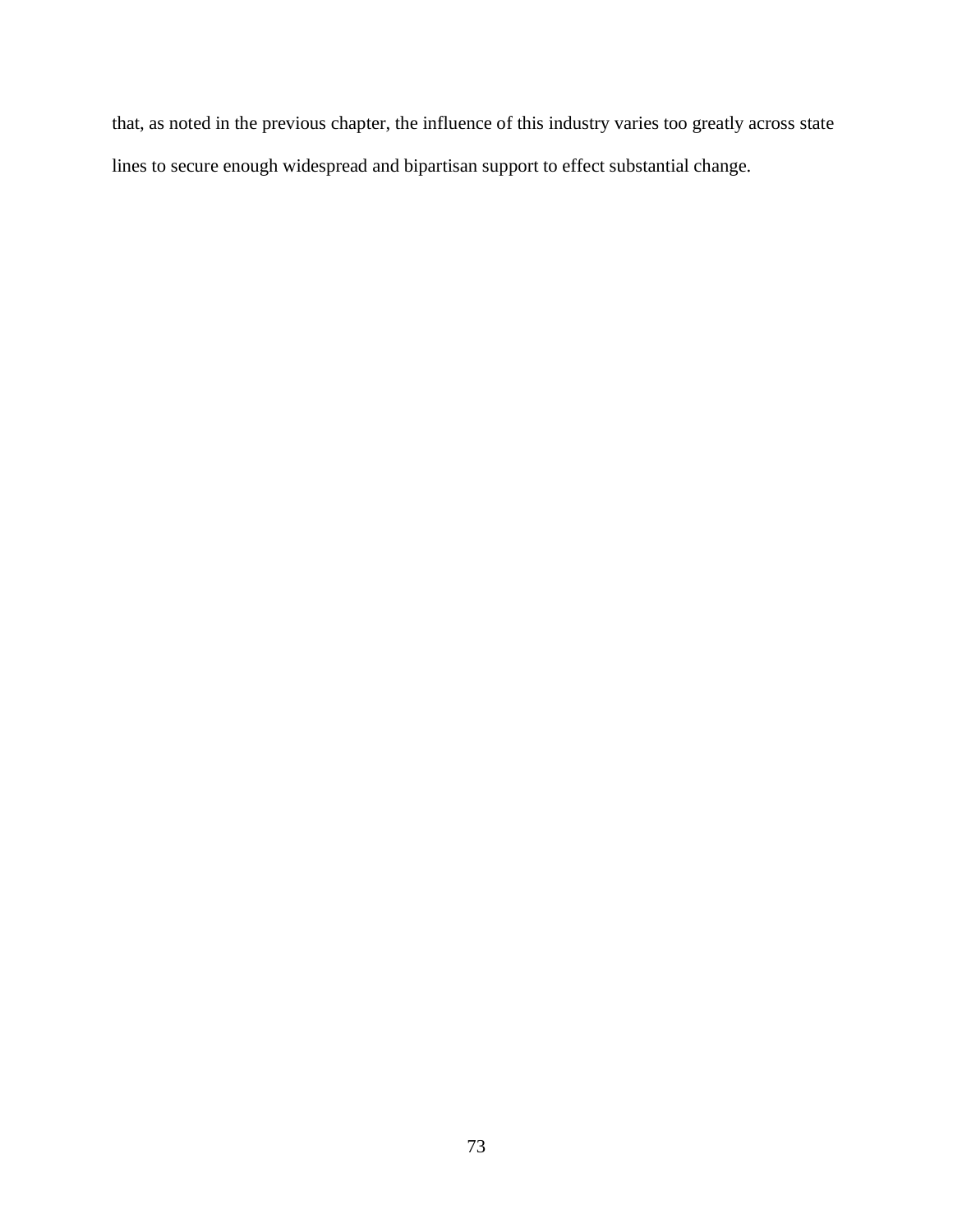that, as noted in the previous chapter, the influence of this industry varies too greatly across state lines to secure enough widespread and bipartisan support to effect substantial change.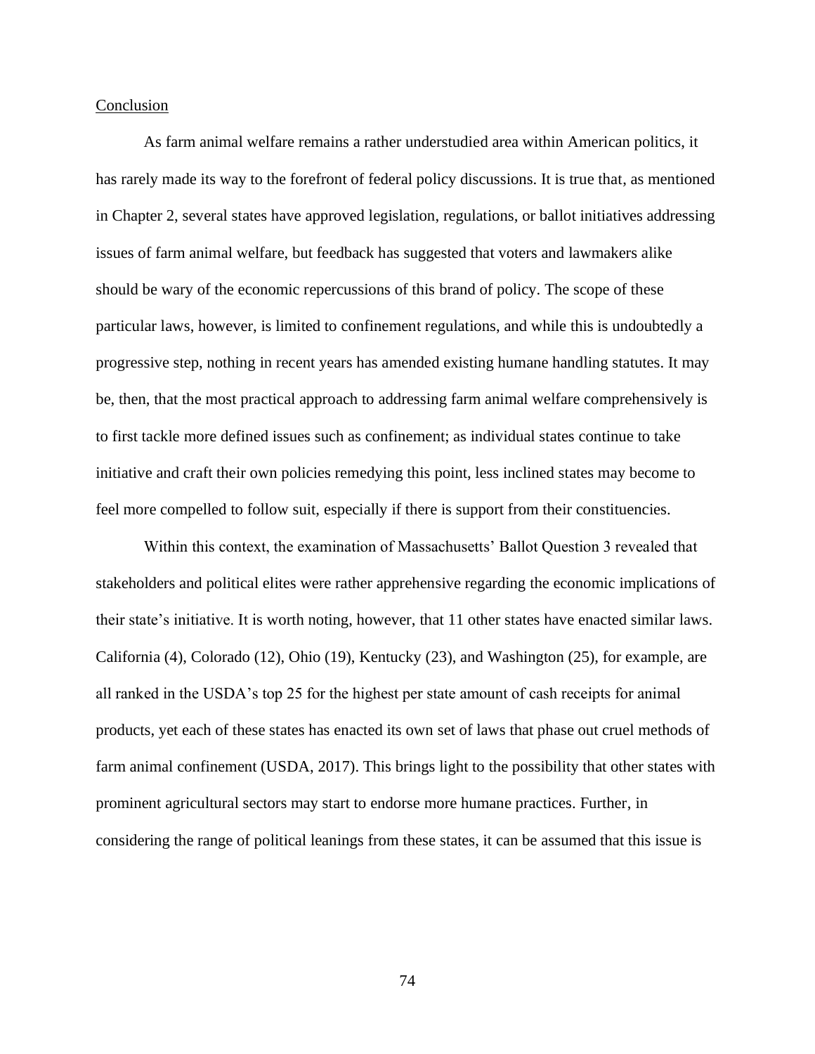Conclusion

As farm animal welfare remains a rather understudied area within American politics, it has rarely made its way to the forefront of federal policy discussions. It is true that, as mentioned in Chapter 2, several states have approved legislation, regulations, or ballot initiatives addressing issues of farm animal welfare, but feedback has suggested that voters and lawmakers alike should be wary of the economic repercussions of this brand of policy. The scope of these particular laws, however, is limited to confinement regulations, and while this is undoubtedly a progressive step, nothing in recent years has amended existing humane handling statutes. It may be, then, that the most practical approach to addressing farm animal welfare comprehensively is to first tackle more defined issues such as confinement; as individual states continue to take initiative and craft their own policies remedying this point, less inclined states may become to feel more compelled to follow suit, especially if there is support from their constituencies.

Within this context, the examination of Massachusetts' Ballot Question 3 revealed that stakeholders and political elites were rather apprehensive regarding the economic implications of their state's initiative. It is worth noting, however, that 11 other states have enacted similar laws. California (4), Colorado (12), Ohio (19), Kentucky (23), and Washington (25), for example, are all ranked in the USDA's top 25 for the highest per state amount of cash receipts for animal products, yet each of these states has enacted its own set of laws that phase out cruel methods of farm animal confinement (USDA, 2017). This brings light to the possibility that other states with prominent agricultural sectors may start to endorse more humane practices. Further, in considering the range of political leanings from these states, it can be assumed that this issue is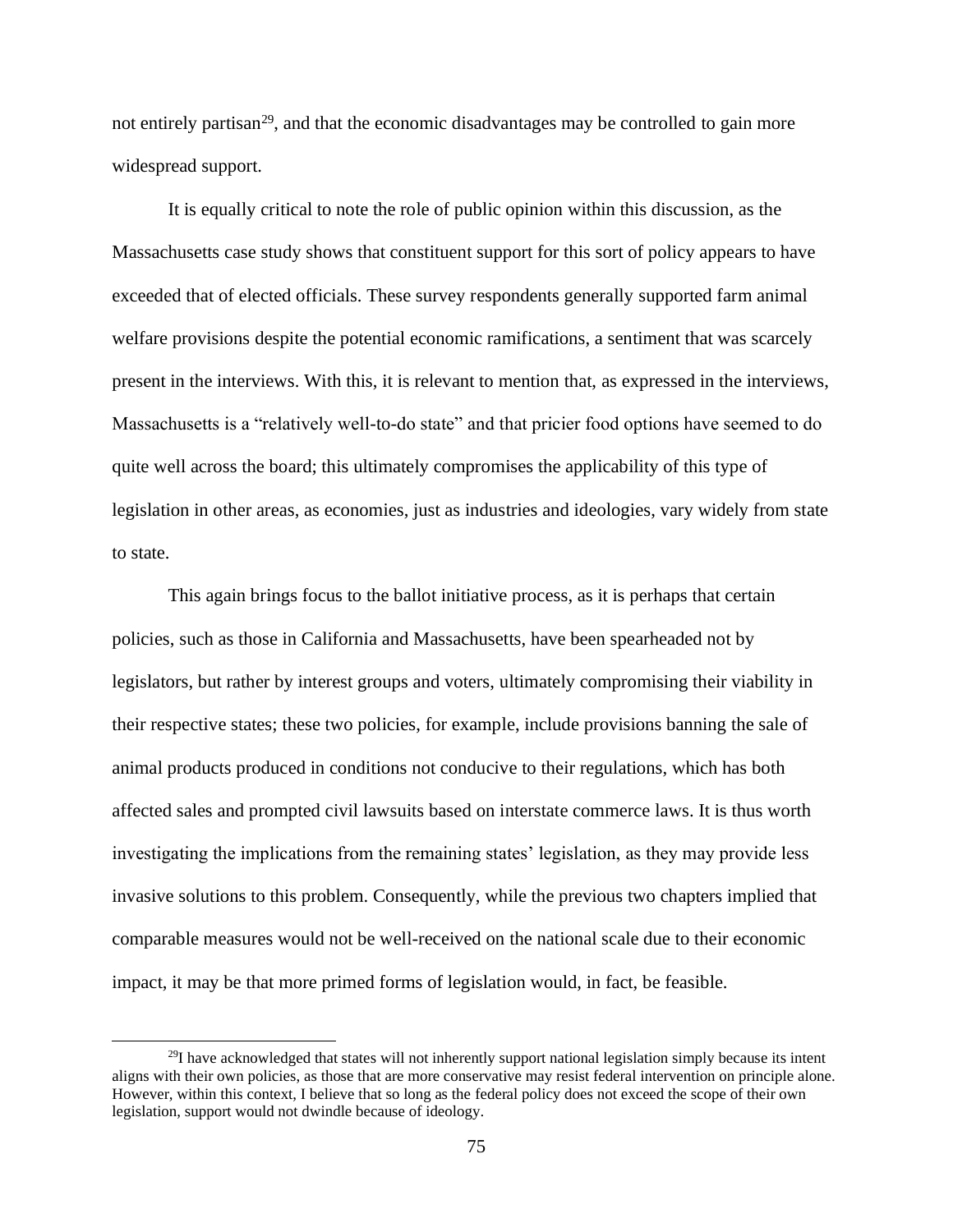not entirely partisan[29], and that the economic disadvantages may be controlled to gain more widespread support.

It is equally critical to note the role of public opinion within this discussion, as the Massachusetts case study shows that constituent support for this sort of policy appears to have exceeded that of elected officials. These survey respondents generally supported farm animal welfare provisions despite the potential economic ramifications, a sentiment that was scarcely present in the interviews. With this, it is relevant to mention that, as expressed in the interviews, Massachusetts is a "relatively well-to-do state" and that pricier food options have seemed to do quite well across the board; this ultimately compromises the applicability of this type of legislation in other areas, as economies, just as industries and ideologies, vary widely from state to state.

This again brings focus to the ballot initiative process, as it is perhaps that certain policies, such as those in California and Massachusetts, have been spearheaded not by legislators, but rather by interest groups and voters, ultimately compromising their viability in their respective states; these two policies, for example, include provisions banning the sale of animal products produced in conditions not conducive to their regulations, which has both affected sales and prompted civil lawsuits based on interstate commerce laws. It is thus worth investigating the implications from the remaining states' legislation, as they may provide less invasive solutions to this problem. Consequently, while the previous two chapters implied that comparable measures would not be well-received on the national scale due to their economic impact, it may be that more primed forms of legislation would, in fact, be feasible.

[29]I have acknowledged that states will not inherently support national legislation simply because its intent aligns with their own policies, as those that are more conservative may resist federal intervention on principle alone. However, within this context, I believe that so long as the federal policy does not exceed the scope of their own legislation, support would not dwindle because of ideology.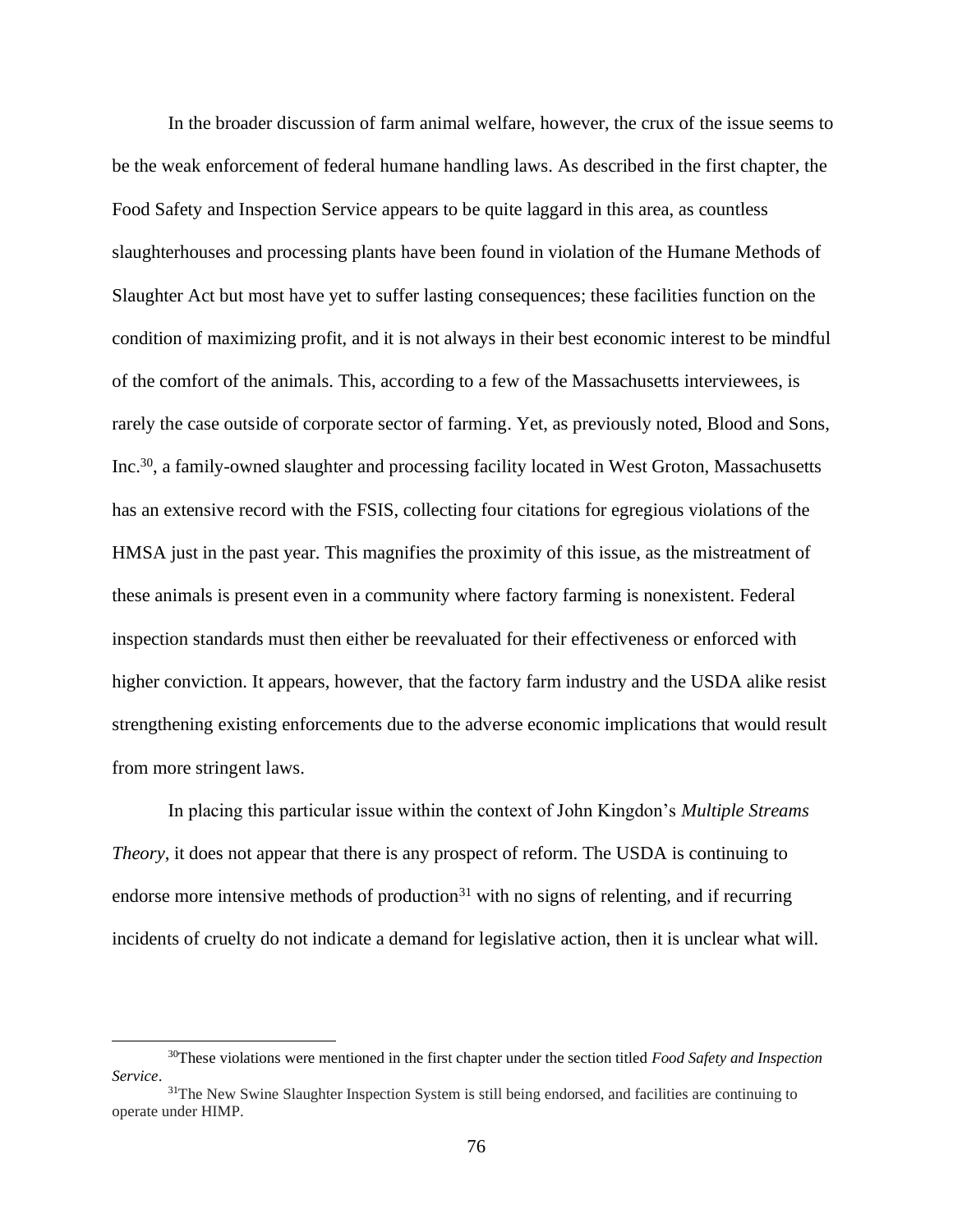In the broader discussion of farm animal welfare, however, the crux of the issue seems to be the weak enforcement of federal humane handling laws. As described in the first chapter, the Food Safety and Inspection Service appears to be quite laggard in this area, as countless slaughterhouses and processing plants have been found in violation of the Humane Methods of Slaughter Act but most have yet to suffer lasting consequences; these facilities function on the condition of maximizing profit, and it is not always in their best economic interest to be mindful of the comfort of the animals. This, according to a few of the Massachusetts interviewees, is rarely the case outside of corporate sector of farming. Yet, as previously noted, Blood and Sons, Inc.[30], a family-owned slaughter and processing facility located in West Groton, Massachusetts has an extensive record with the FSIS, collecting four citations for egregious violations of the HMSA just in the past year. This magnifies the proximity of this issue, as the mistreatment of these animals is present even in a community where factory farming is nonexistent. Federal inspection standards must then either be reevaluated for their effectiveness or enforced with higher conviction. It appears, however, that the factory farm industry and the USDA alike resist strengthening existing enforcements due to the adverse economic implications that would result from more stringent laws.

In placing this particular issue within the context of John Kingdon's *Multiple Streams Theory*, it does not appear that there is any prospect of reform. The USDA is continuing to endorse more intensive methods of production[31] with no signs of relenting, and if recurring incidents of cruelty do not indicate a demand for legislative action, then it is unclear what will.

---

[30] These violations were mentioned in the first chapter under the section titled *Food Safety and Inspection Service*.

[31] The New Swine Slaughter Inspection System is still being endorsed, and facilities are continuing to operate under HIMP.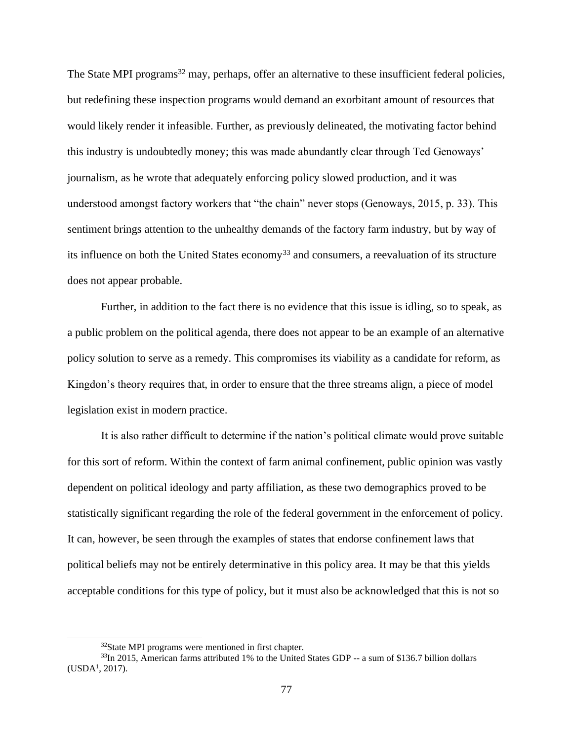The State MPI programs[32] may, perhaps, offer an alternative to these insufficient federal policies, but redefining these inspection programs would demand an exorbitant amount of resources that would likely render it infeasible. Further, as previously delineated, the motivating factor behind this industry is undoubtedly money; this was made abundantly clear through Ted Genoways' journalism, as he wrote that adequately enforcing policy slowed production, and it was understood amongst factory workers that "the chain" never stops (Genoways, 2015, p. 33). This sentiment brings attention to the unhealthy demands of the factory farm industry, but by way of its influence on both the United States economy[33] and consumers, a reevaluation of its structure does not appear probable.

Further, in addition to the fact there is no evidence that this issue is idling, so to speak, as a public problem on the political agenda, there does not appear to be an example of an alternative policy solution to serve as a remedy. This compromises its viability as a candidate for reform, as Kingdon's theory requires that, in order to ensure that the three streams align, a piece of model legislation exist in modern practice.

It is also rather difficult to determine if the nation's political climate would prove suitable for this sort of reform. Within the context of farm animal confinement, public opinion was vastly dependent on political ideology and party affiliation, as these two demographics proved to be statistically significant regarding the role of the federal government in the enforcement of policy. It can, however, be seen through the examples of states that endorse confinement laws that political beliefs may not be entirely determinative in this policy area. It may be that this yields acceptable conditions for this type of policy, but it must also be acknowledged that this is not so

---

[32]State MPI programs were mentioned in first chapter.

[33]In 2015, American farms attributed 1% to the United States GDP -- a sum of $136.7 billion dollars (USDA[1], 2017).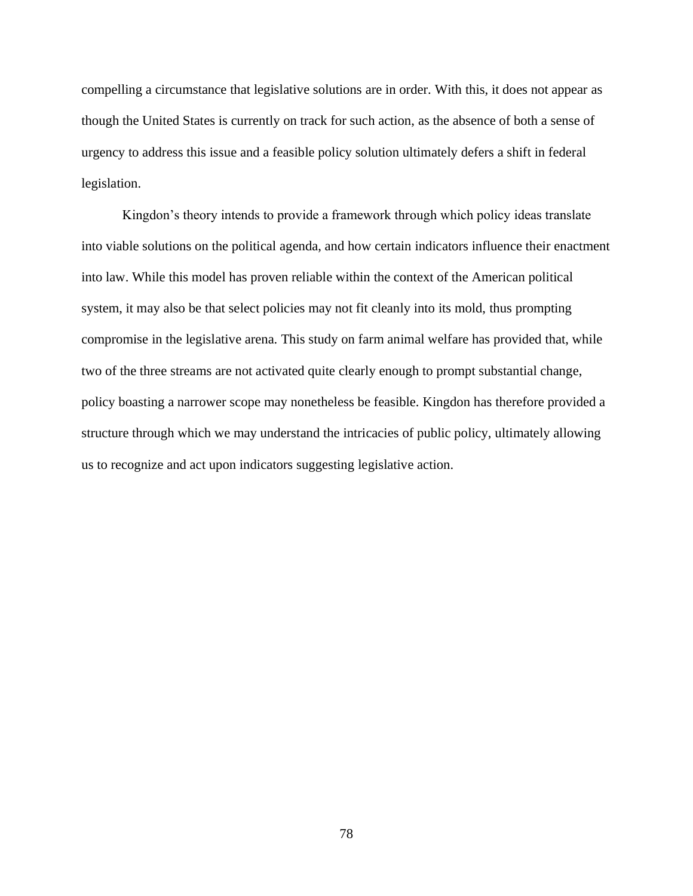compelling a circumstance that legislative solutions are in order. With this, it does not appear as though the United States is currently on track for such action, as the absence of both a sense of urgency to address this issue and a feasible policy solution ultimately defers a shift in federal legislation.

Kingdon's theory intends to provide a framework through which policy ideas translate into viable solutions on the political agenda, and how certain indicators influence their enactment into law. While this model has proven reliable within the context of the American political system, it may also be that select policies may not fit cleanly into its mold, thus prompting compromise in the legislative arena. This study on farm animal welfare has provided that, while two of the three streams are not activated quite clearly enough to prompt substantial change, policy boasting a narrower scope may nonetheless be feasible. Kingdon has therefore provided a structure through which we may understand the intricacies of public policy, ultimately allowing us to recognize and act upon indicators suggesting legislative action.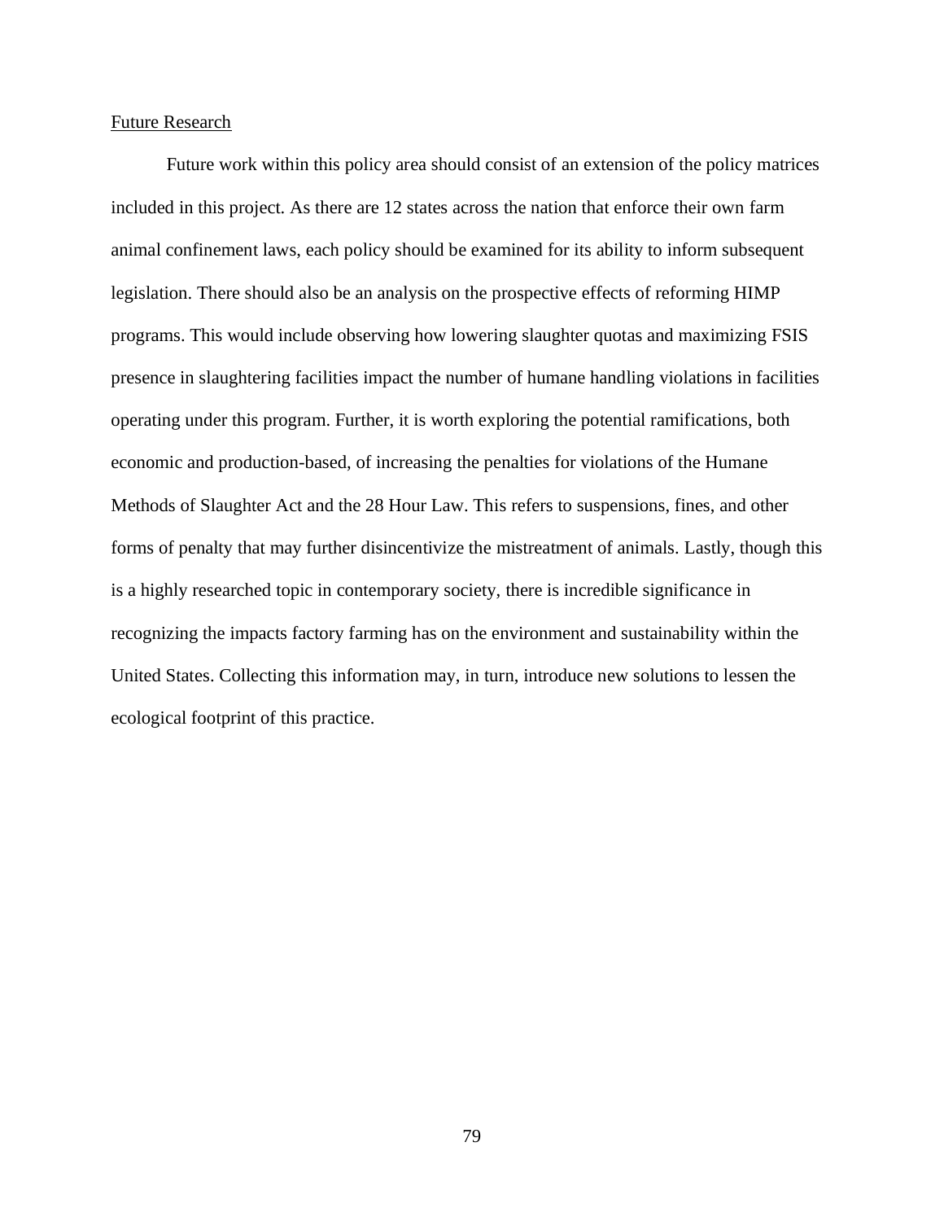Future Research

Future work within this policy area should consist of an extension of the policy matrices included in this project. As there are 12 states across the nation that enforce their own farm animal confinement laws, each policy should be examined for its ability to inform subsequent legislation. There should also be an analysis on the prospective effects of reforming HIMP programs. This would include observing how lowering slaughter quotas and maximizing FSIS presence in slaughtering facilities impact the number of humane handling violations in facilities operating under this program. Further, it is worth exploring the potential ramifications, both economic and production-based, of increasing the penalties for violations of the Humane Methods of Slaughter Act and the 28 Hour Law. This refers to suspensions, fines, and other forms of penalty that may further disincentivize the mistreatment of animals. Lastly, though this is a highly researched topic in contemporary society, there is incredible significance in recognizing the impacts factory farming has on the environment and sustainability within the United States. Collecting this information may, in turn, introduce new solutions to lessen the ecological footprint of this practice.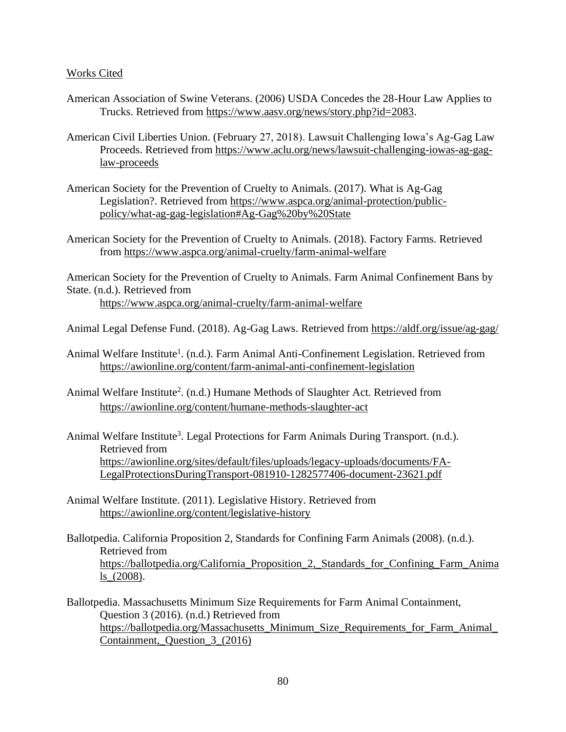Works Cited

American Association of Swine Veterans. (2006) USDA Concedes the 28-Hour Law Applies to Trucks. Retrieved from https://www.aasv.org/news/story.php?id=2083.

American Civil Liberties Union. (February 27, 2018). Lawsuit Challenging Iowa's Ag-Gag Law Proceeds. Retrieved from https://www.aclu.org/news/lawsuit-challenging-iowas-ag-gag-law-proceeds

American Society for the Prevention of Cruelty to Animals. (2017). What is Ag-Gag Legislation?. Retrieved from https://www.aspca.org/animal-protection/public-policy/what-ag-gag-legislation#Ag-Gag%20by%20State

American Society for the Prevention of Cruelty to Animals. (2018). Factory Farms. Retrieved from https://www.aspca.org/animal-cruelty/farm-animal-welfare

American Society for the Prevention of Cruelty to Animals. Farm Animal Confinement Bans by State. (n.d.). Retrieved from https://www.aspca.org/animal-cruelty/farm-animal-welfare

Animal Legal Defense Fund. (2018). Ag-Gag Laws. Retrieved from https://aldf.org/issue/ag-gag/

Animal Welfare Institute[1]. (n.d.). Farm Animal Anti-Confinement Legislation. Retrieved from https://awionline.org/content/farm-animal-anti-confinement-legislation

Animal Welfare Institute[2]. (n.d.) Humane Methods of Slaughter Act. Retrieved from https://awionline.org/content/humane-methods-slaughter-act

Animal Welfare Institute[3]. Legal Protections for Farm Animals During Transport. (n.d.). Retrieved from https://awionline.org/sites/default/files/uploads/legacy-uploads/documents/FA-LegalProtectionsDuringTransport-081910-1282577406-document-23621.pdf

Animal Welfare Institute. (2011). Legislative History. Retrieved from https://awionline.org/content/legislative-history

Ballotpedia. California Proposition 2, Standards for Confining Farm Animals (2008). (n.d.). Retrieved from https://ballotpedia.org/California_Proposition_2,_Standards_for_Confining_Farm_Animals_(2008).

Ballotpedia. Massachusetts Minimum Size Requirements for Farm Animal Containment, Question 3 (2016). (n.d.) Retrieved from https://ballotpedia.org/Massachusetts_Minimum_Size_Requirements_for_Farm_Animal_Containment,_Question_3_(2016)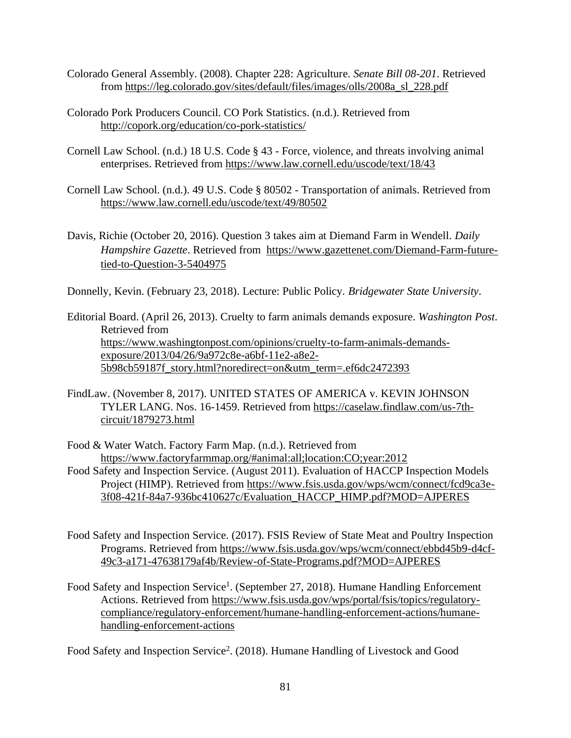Colorado General Assembly. (2008). Chapter 228: Agriculture. *Senate Bill 08-201*. Retrieved from https://leg.colorado.gov/sites/default/files/images/olls/2008a_sl_228.pdf

Colorado Pork Producers Council. CO Pork Statistics. (n.d.). Retrieved from http://copork.org/education/co-pork-statistics/

Cornell Law School. (n.d.) 18 U.S. Code § 43 - Force, violence, and threats involving animal enterprises. Retrieved from https://www.law.cornell.edu/uscode/text/18/43

Cornell Law School. (n.d.). 49 U.S. Code § 80502 - Transportation of animals. Retrieved from https://www.law.cornell.edu/uscode/text/49/80502

Davis, Richie (October 20, 2016). Question 3 takes aim at Diemand Farm in Wendell. *Daily Hampshire Gazette*. Retrieved from https://www.gazettenet.com/Diemand-Farm-future-tied-to-Question-3-5404975

Donnelly, Kevin. (February 23, 2018). Lecture: Public Policy. *Bridgewater State University*.

Editorial Board. (April 26, 2013). Cruelty to farm animals demands exposure. *Washington Post*. Retrieved from https://www.washingtonpost.com/opinions/cruelty-to-farm-animals-demands-exposure/2013/04/26/9a972c8e-a6bf-11e2-a8e2-5b98cb59187f_story.html?noredirect=on&utm_term=.ef6dc2472393

FindLaw. (November 8, 2017). UNITED STATES OF AMERICA v. KEVIN JOHNSON TYLER LANG. Nos. 16-1459. Retrieved from https://caselaw.findlaw.com/us-7th-circuit/1879273.html

Food & Water Watch. Factory Farm Map. (n.d.). Retrieved from https://www.factoryfarmmap.org/#animal:all;location:CO;year:2012

Food Safety and Inspection Service. (August 2011). Evaluation of HACCP Inspection Models Project (HIMP). Retrieved from https://www.fsis.usda.gov/wps/wcm/connect/fcd9ca3e-3f08-421f-84a7-936bc410627c/Evaluation_HACCP_HIMP.pdf?MOD=AJPERES

Food Safety and Inspection Service. (2017). FSIS Review of State Meat and Poultry Inspection Programs. Retrieved from https://www.fsis.usda.gov/wps/wcm/connect/ebbd45b9-d4cf-49c3-a171-47638179af4b/Review-of-State-Programs.pdf?MOD=AJPERES

Food Safety and Inspection Service[1]. (September 27, 2018). Humane Handling Enforcement Actions. Retrieved from https://www.fsis.usda.gov/wps/portal/fsis/topics/regulatory-compliance/regulatory-enforcement/humane-handling-enforcement-actions/humane-handling-enforcement-actions

Food Safety and Inspection Service[2]. (2018). Humane Handling of Livestock and Good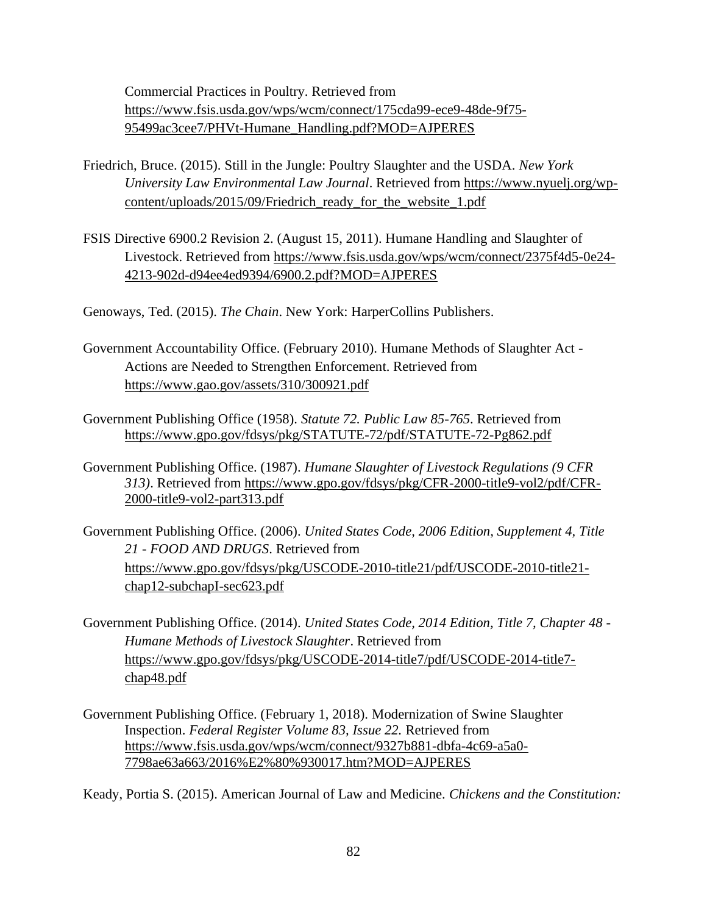Commercial Practices in Poultry. Retrieved from https://www.fsis.usda.gov/wps/wcm/connect/175cda99-ece9-48de-9f75-95499ac3cee7/PHVt-Humane_Handling.pdf?MOD=AJPERES

Friedrich, Bruce. (2015). Still in the Jungle: Poultry Slaughter and the USDA. *New York University Law Environmental Law Journal*. Retrieved from https://www.nyuelj.org/wp-content/uploads/2015/09/Friedrich_ready_for_the_website_1.pdf

FSIS Directive 6900.2 Revision 2. (August 15, 2011). Humane Handling and Slaughter of Livestock. Retrieved from https://www.fsis.usda.gov/wps/wcm/connect/2375f4d5-0e24-4213-902d-d94ee4ed9394/6900.2.pdf?MOD=AJPERES

Genoways, Ted. (2015). *The Chain*. New York: HarperCollins Publishers.

Government Accountability Office. (February 2010). Humane Methods of Slaughter Act - Actions are Needed to Strengthen Enforcement. Retrieved from https://www.gao.gov/assets/310/300921.pdf

Government Publishing Office (1958). *Statute 72. Public Law 85-765*. Retrieved from https://www.gpo.gov/fdsys/pkg/STATUTE-72/pdf/STATUTE-72-Pg862.pdf

Government Publishing Office. (1987). *Humane Slaughter of Livestock Regulations (9 CFR 313)*. Retrieved from https://www.gpo.gov/fdsys/pkg/CFR-2000-title9-vol2/pdf/CFR-2000-title9-vol2-part313.pdf

Government Publishing Office. (2006). *United States Code, 2006 Edition, Supplement 4, Title 21 - FOOD AND DRUGS*. Retrieved from https://www.gpo.gov/fdsys/pkg/USCODE-2010-title21/pdf/USCODE-2010-title21-chap12-subchapI-sec623.pdf

Government Publishing Office. (2014). *United States Code, 2014 Edition, Title 7, Chapter 48 - Humane Methods of Livestock Slaughter*. Retrieved from https://www.gpo.gov/fdsys/pkg/USCODE-2014-title7/pdf/USCODE-2014-title7-chap48.pdf

Government Publishing Office. (February 1, 2018). Modernization of Swine Slaughter Inspection. *Federal Register Volume 83, Issue 22.* Retrieved from https://www.fsis.usda.gov/wps/wcm/connect/9327b881-dbfa-4c69-a5a0-7798ae63a663/2016%E2%80%930017.htm?MOD=AJPERES

Keady, Portia S. (2015). American Journal of Law and Medicine. *Chickens and the Constitution:*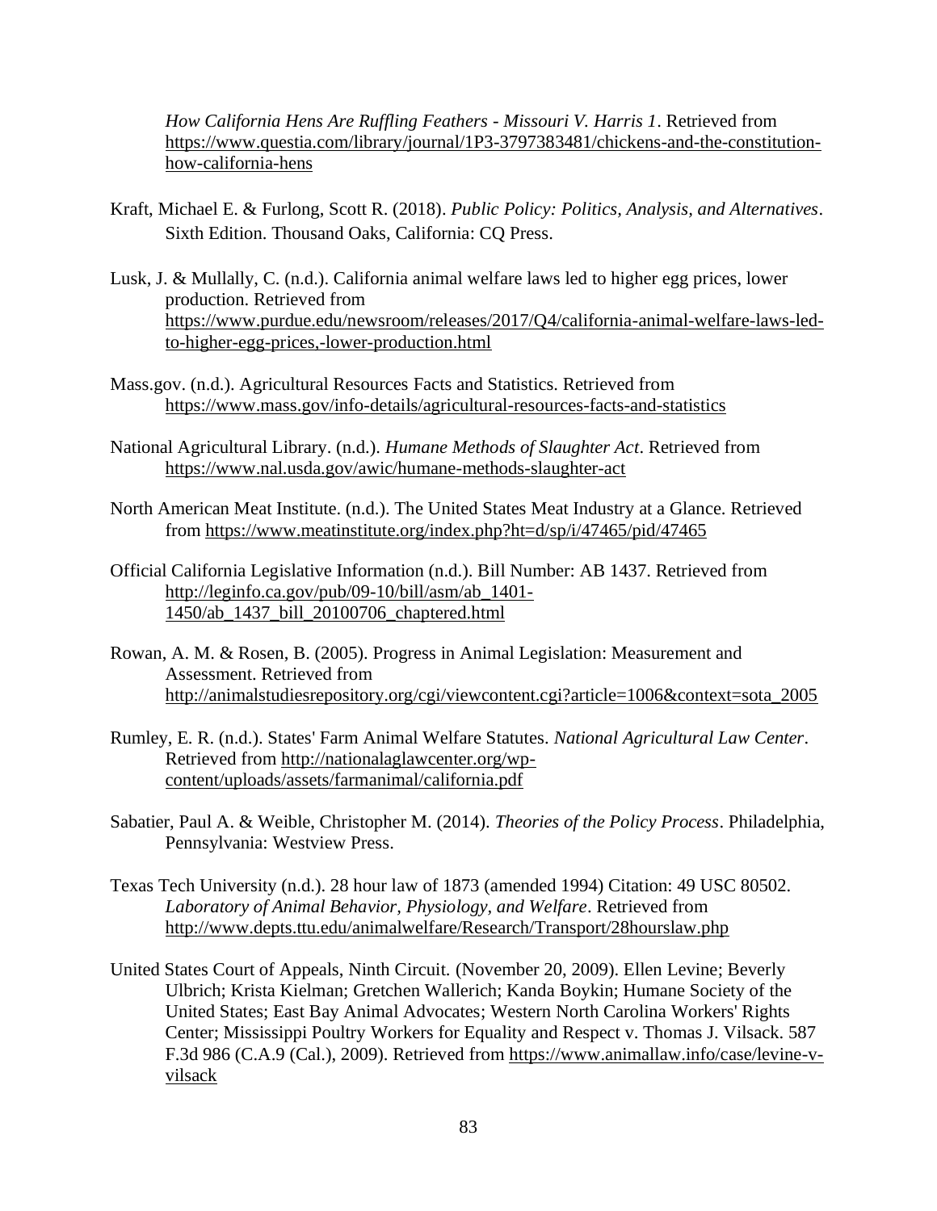*How California Hens Are Ruffling Feathers - Missouri V. Harris 1*. Retrieved from https://www.questia.com/library/journal/1P3-3797383481/chickens-and-the-constitution-how-california-hens

Kraft, Michael E. & Furlong, Scott R. (2018). *Public Policy: Politics, Analysis, and Alternatives*. Sixth Edition. Thousand Oaks, California: CQ Press.

Lusk, J. & Mullally, C. (n.d.). California animal welfare laws led to higher egg prices, lower production. Retrieved from https://www.purdue.edu/newsroom/releases/2017/Q4/california-animal-welfare-laws-led-to-higher-egg-prices,-lower-production.html

Mass.gov. (n.d.). Agricultural Resources Facts and Statistics. Retrieved from https://www.mass.gov/info-details/agricultural-resources-facts-and-statistics

National Agricultural Library. (n.d.). *Humane Methods of Slaughter Act*. Retrieved from https://www.nal.usda.gov/awic/humane-methods-slaughter-act

North American Meat Institute. (n.d.). The United States Meat Industry at a Glance. Retrieved from https://www.meatinstitute.org/index.php?ht=d/sp/i/47465/pid/47465

Official California Legislative Information (n.d.). Bill Number: AB 1437. Retrieved from http://leginfo.ca.gov/pub/09-10/bill/asm/ab_1401-1450/ab_1437_bill_20100706_chaptered.html

Rowan, A. M. & Rosen, B. (2005). Progress in Animal Legislation: Measurement and Assessment. Retrieved from http://animalstudiesrepository.org/cgi/viewcontent.cgi?article=1006&context=sota_2005

Rumley, E. R. (n.d.). States' Farm Animal Welfare Statutes. *National Agricultural Law Center*. Retrieved from http://nationalaglawcenter.org/wp-content/uploads/assets/farmanimal/california.pdf

Sabatier, Paul A. & Weible, Christopher M. (2014). *Theories of the Policy Process*. Philadelphia, Pennsylvania: Westview Press.

Texas Tech University (n.d.). 28 hour law of 1873 (amended 1994) Citation: 49 USC 80502. *Laboratory of Animal Behavior, Physiology, and Welfare*. Retrieved from http://www.depts.ttu.edu/animalwelfare/Research/Transport/28hourslaw.php

United States Court of Appeals, Ninth Circuit. (November 20, 2009). Ellen Levine; Beverly Ulbrich; Krista Kielman; Gretchen Wallerich; Kanda Boykin; Humane Society of the United States; East Bay Animal Advocates; Western North Carolina Workers' Rights Center; Mississippi Poultry Workers for Equality and Respect v. Thomas J. Vilsack. 587 F.3d 986 (C.A.9 (Cal.), 2009). Retrieved from https://www.animallaw.info/case/levine-v-vilsack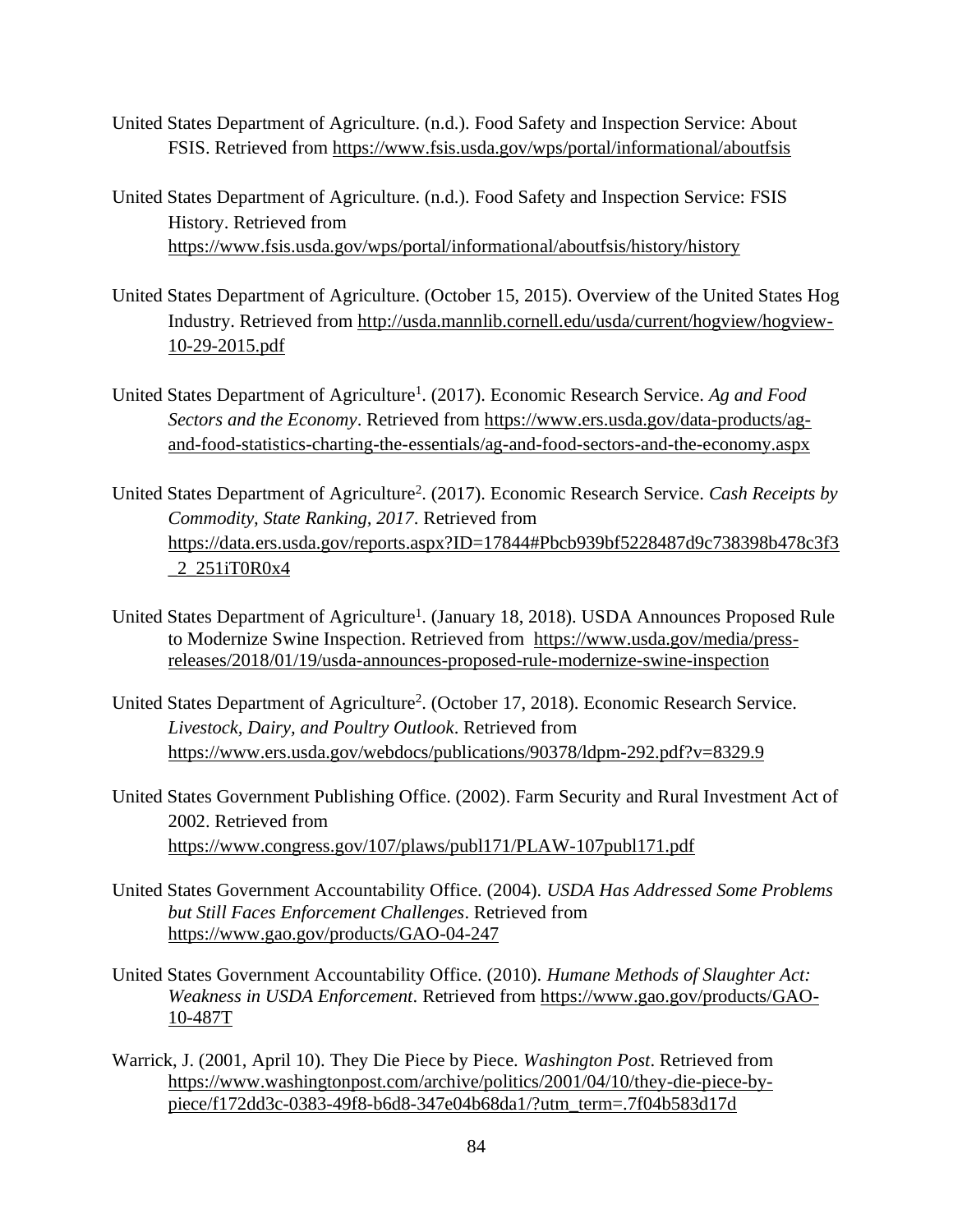United States Department of Agriculture. (n.d.). Food Safety and Inspection Service: About FSIS. Retrieved from https://www.fsis.usda.gov/wps/portal/informational/aboutfsis

United States Department of Agriculture. (n.d.). Food Safety and Inspection Service: FSIS History. Retrieved from https://www.fsis.usda.gov/wps/portal/informational/aboutfsis/history/history

United States Department of Agriculture. (October 15, 2015). Overview of the United States Hog Industry. Retrieved from http://usda.mannlib.cornell.edu/usda/current/hogview/hogview-10-29-2015.pdf

United States Department of Agriculture[1]. (2017). Economic Research Service. *Ag and Food Sectors and the Economy*. Retrieved from https://www.ers.usda.gov/data-products/ag-and-food-statistics-charting-the-essentials/ag-and-food-sectors-and-the-economy.aspx

United States Department of Agriculture[2]. (2017). Economic Research Service. *Cash Receipts by Commodity, State Ranking, 2017*. Retrieved from https://data.ers.usda.gov/reports.aspx?ID=17844#Pbcb939bf5228487d9c738398b478c3f3_2_251iT0R0x4

United States Department of Agriculture[1]. (January 18, 2018). USDA Announces Proposed Rule to Modernize Swine Inspection. Retrieved from https://www.usda.gov/media/press-releases/2018/01/19/usda-announces-proposed-rule-modernize-swine-inspection

United States Department of Agriculture[2]. (October 17, 2018). Economic Research Service. *Livestock, Dairy, and Poultry Outlook*. Retrieved from https://www.ers.usda.gov/webdocs/publications/90378/ldpm-292.pdf?v=8329.9

United States Government Publishing Office. (2002). Farm Security and Rural Investment Act of 2002. Retrieved from https://www.congress.gov/107/plaws/publ171/PLAW-107publ171.pdf

United States Government Accountability Office. (2004). *USDA Has Addressed Some Problems but Still Faces Enforcement Challenges*. Retrieved from https://www.gao.gov/products/GAO-04-247

United States Government Accountability Office. (2010). *Humane Methods of Slaughter Act: Weakness in USDA Enforcement*. Retrieved from https://www.gao.gov/products/GAO-10-487T

Warrick, J. (2001, April 10). They Die Piece by Piece. *Washington Post*. Retrieved from https://www.washingtonpost.com/archive/politics/2001/04/10/they-die-piece-by-piece/f172dd3c-0383-49f8-b6d8-347e04b68da1/?utm_term=.7f04b583d17d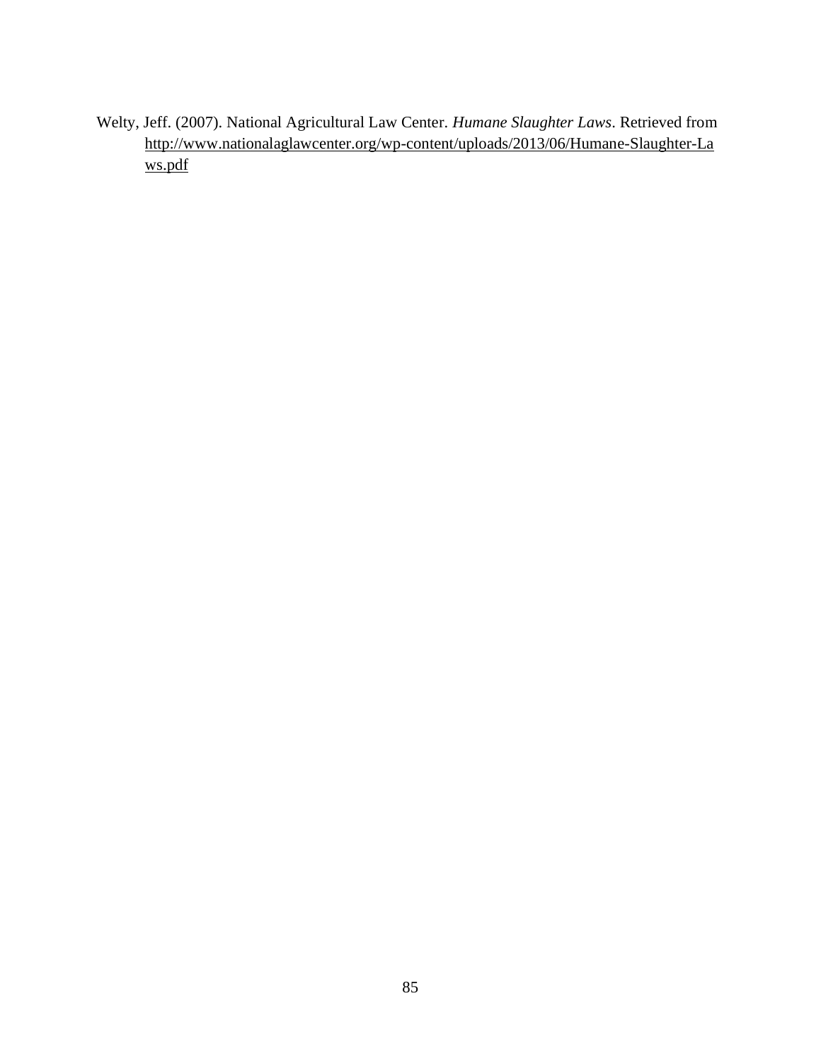Welty, Jeff. (2007). National Agricultural Law Center. *Humane Slaughter Laws*. Retrieved from http://www.nationalaglawcenter.org/wp-content/uploads/2013/06/Humane-Slaughter-Laws.pdf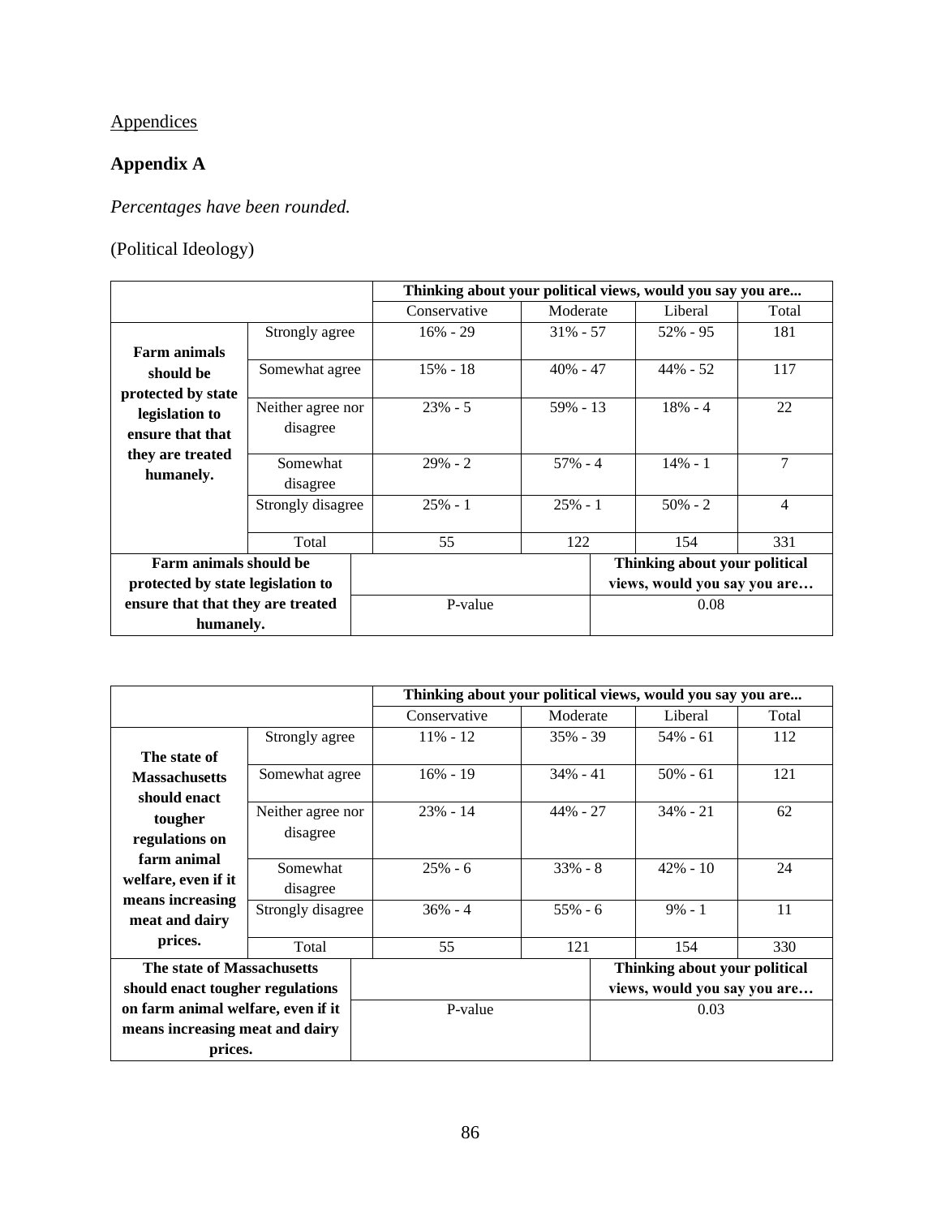Appendices

## Appendix A

*Percentages have been rounded.*

(Political Ideology)

| | | Thinking about your political views, would you say you are... | | | |
|---|---|---|---|---|---|
| | | Conservative | Moderate | Liberal | Total |
| **Farm animals should be protected by state legislation to ensure that that they are treated humanely.** | Strongly agree | 16% - 29 | 31% - 57 | 52% - 95 | 181 |
| | Somewhat agree | 15% - 18 | 40% - 47 | 44% - 52 | 117 |
| | Neither agree nor disagree | 23% - 5 | 59% - 13 | 18% - 4 | 22 |
| | Somewhat disagree | 29% - 2 | 57% - 4 | 14% - 1 | 7 |
| | Strongly disagree | 25% - 1 | 25% - 1 | 50% - 2 | 4 |
| | Total | 55 | 122 | 154 | 331 |

| **Farm animals should be protected by state legislation to ensure that that they are treated humanely.** | | **Thinking about your political views, would you say you are…** |
|---|---|---|
| | P-value | 0.08 |

| | | Thinking about your political views, would you say you are... | | | |
|---|---|---|---|---|---|
| | | Conservative | Moderate | Liberal | Total |
| **The state of Massachusetts should enact tougher regulations on farm animal welfare, even if it means increasing meat and dairy prices.** | Strongly agree | 11% - 12 | 35% - 39 | 54% - 61 | 112 |
| | Somewhat agree | 16% - 19 | 34% - 41 | 50% - 61 | 121 |
| | Neither agree nor disagree | 23% - 14 | 44% - 27 | 34% - 21 | 62 |
| | Somewhat disagree | 25% - 6 | 33% - 8 | 42% - 10 | 24 |
| | Strongly disagree | 36% - 4 | 55% - 6 | 9% - 1 | 11 |
| | Total | 55 | 121 | 154 | 330 |

| **The state of Massachusetts should enact tougher regulations on farm animal welfare, even if it means increasing meat and dairy prices.** | | **Thinking about your political views, would you say you are…** |
|---|---|---|
| | P-value | 0.03 |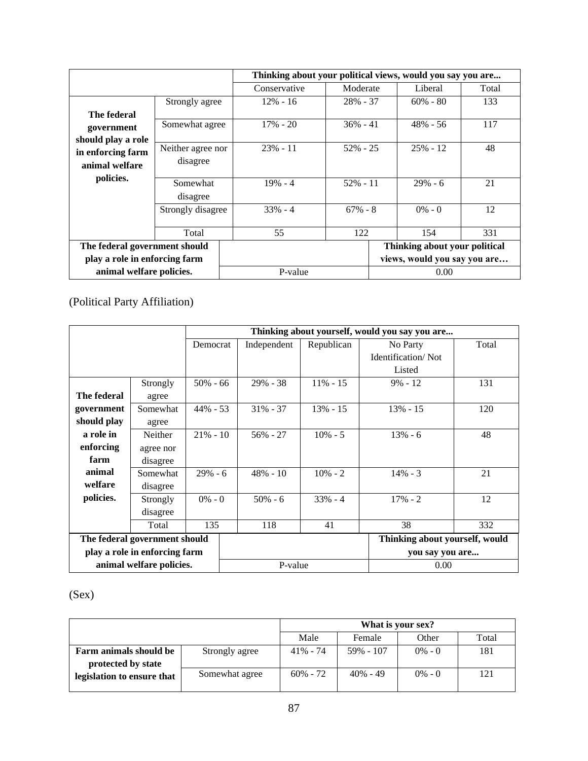| | | Thinking about your political views, would you say you are... | | | |
|---|---|---|---|---|---|
| | | Conservative | Moderate | Liberal | Total |
| **The federal government should play a role in enforcing farm animal welfare policies.** | Strongly agree | 12% - 16 | 28% - 37 | 60% - 80 | 133 |
| | Somewhat agree | 17% - 20 | 36% - 41 | 48% - 56 | 117 |
| | Neither agree nor disagree | 23% - 11 | 52% - 25 | 25% - 12 | 48 |
| | Somewhat disagree | 19% - 4 | 52% - 11 | 29% - 6 | 21 |
| | Strongly disagree | 33% - 4 | 67% - 8 | 0% - 0 | 12 |
| | Total | 55 | 122 | 154 | 331 |

| **The federal government should play a role in enforcing farm animal welfare policies.** | | **Thinking about your political views, would you say you are…** |
|---|---|---|
| | P-value | 0.00 |

(Political Party Affiliation)

| | | Thinking about yourself, would you say you are... | | | | |
|---|---|---|---|---|---|---|
| | | Democrat | Independent | Republican | No Party Identification/ Not Listed | Total |
| **The federal government should play a role in enforcing farm animal welfare policies.** | Strongly agree | 50% - 66 | 29% - 38 | 11% - 15 | 9% - 12 | 131 |
| | Somewhat agree | 44% - 53 | 31% - 37 | 13% - 15 | 13% - 15 | 120 |
| | Neither agree nor disagree | 21% - 10 | 56% - 27 | 10% - 5 | 13% - 6 | 48 |
| | Somewhat disagree | 29% - 6 | 48% - 10 | 10% - 2 | 14% - 3 | 21 |
| | Strongly disagree | 0% - 0 | 50% - 6 | 33% - 4 | 17% - 2 | 12 |
| | Total | 135 | 118 | 41 | 38 | 332 |

| **The federal government should play a role in enforcing farm animal welfare policies.** | | **Thinking about yourself, would you say you are...** |
|---|---|---|
| | P-value | 0.00 |

(Sex)

| | | What is your sex? | | | |
|---|---|---|---|---|---|
| | | Male | Female | Other | Total |
| **Farm animals should be protected by state legislation to ensure that** | Strongly agree | 41% - 74 | 59% - 107 | 0% - 0 | 181 |
| | Somewhat agree | 60% - 72 | 40% - 49 | 0% - 0 | 121 |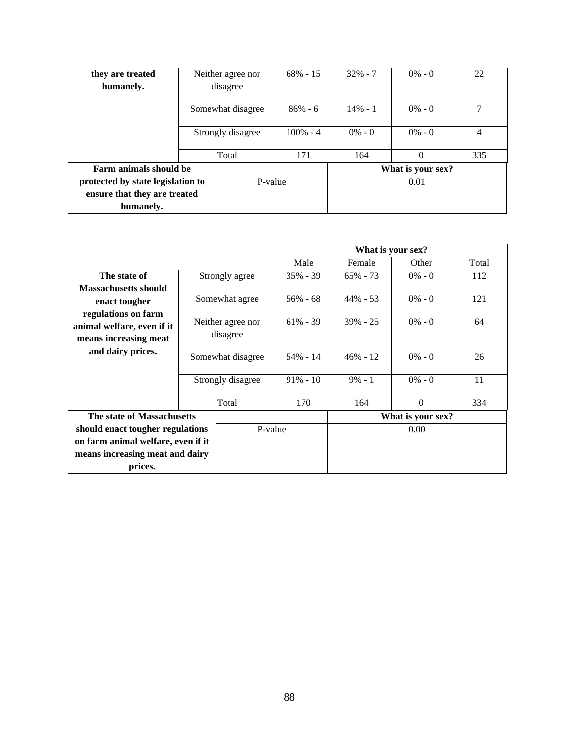| they are treated humanely. | Neither agree nor disagree | 68% - 15 | 32% - 7 | 0% - 0 | 22 |
|---|---|---|---|---|---|
| | Somewhat disagree | 86% - 6 | 14% - 1 | 0% - 0 | 7 |
| | Strongly disagree | 100% - 4 | 0% - 0 | 0% - 0 | 4 |
| | Total | 171 | 164 | 0 | 335 |

| Farm animals should be protected by state legislation to ensure that they are treated humanely. | | What is your sex? |
|---|---|---|
| | P-value | 0.01 |

| | | What is your sex? | | | |
|---|---|---|---|---|---|
| | | Male | Female | Other | Total |
| The state of Massachusetts should enact tougher regulations on farm animal welfare, even if it means increasing meat and dairy prices. | Strongly agree | 35% - 39 | 65% - 73 | 0% - 0 | 112 |
| | Somewhat agree | 56% - 68 | 44% - 53 | 0% - 0 | 121 |
| | Neither agree nor disagree | 61% - 39 | 39% - 25 | 0% - 0 | 64 |
| | Somewhat disagree | 54% - 14 | 46% - 12 | 0% - 0 | 26 |
| | Strongly disagree | 91% - 10 | 9% - 1 | 0% - 0 | 11 |
| | Total | 170 | 164 | 0 | 334 |

| The state of Massachusetts should enact tougher regulations on farm animal welfare, even if it means increasing meat and dairy prices. | | What is your sex? |
|---|---|---|
| | P-value | 0.00 |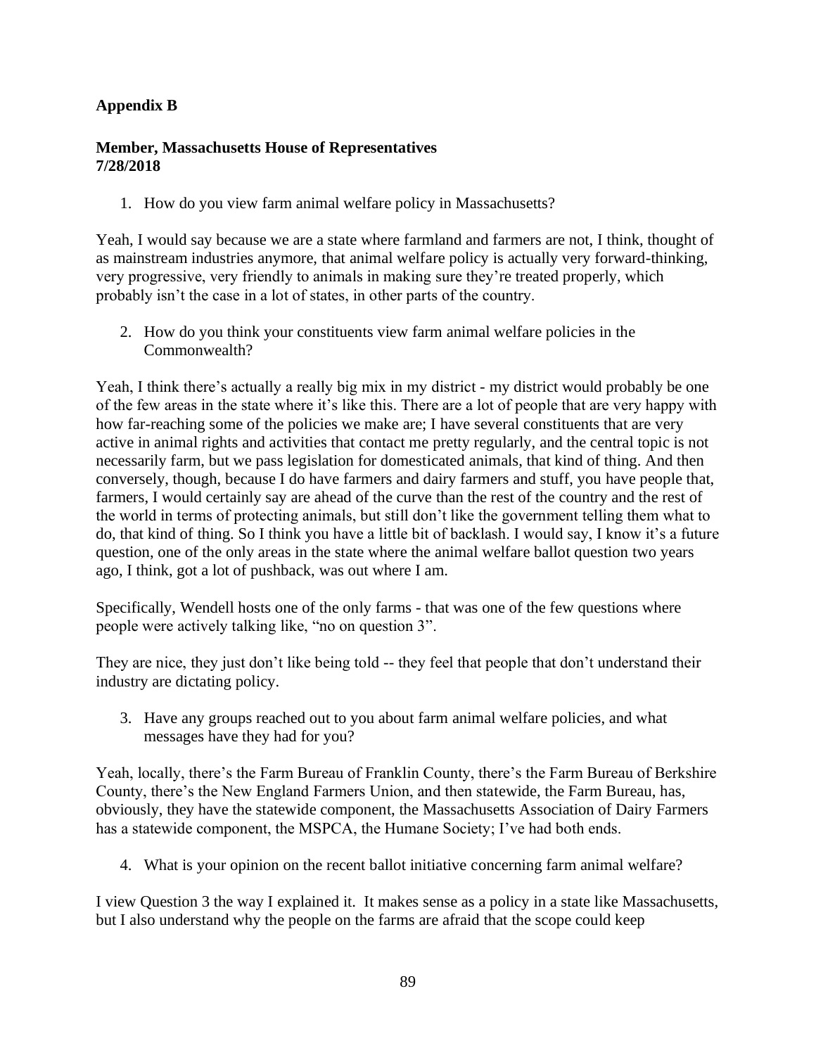## Appendix B

**Member, Massachusetts House of Representatives**
**7/28/2018**

1. How do you view farm animal welfare policy in Massachusetts?

Yeah, I would say because we are a state where farmland and farmers are not, I think, thought of as mainstream industries anymore, that animal welfare policy is actually very forward-thinking, very progressive, very friendly to animals in making sure they're treated properly, which probably isn't the case in a lot of states, in other parts of the country.

2. How do you think your constituents view farm animal welfare policies in the Commonwealth?

Yeah, I think there's actually a really big mix in my district - my district would probably be one of the few areas in the state where it's like this. There are a lot of people that are very happy with how far-reaching some of the policies we make are; I have several constituents that are very active in animal rights and activities that contact me pretty regularly, and the central topic is not necessarily farm, but we pass legislation for domesticated animals, that kind of thing. And then conversely, though, because I do have farmers and dairy farmers and stuff, you have people that, farmers, I would certainly say are ahead of the curve than the rest of the country and the rest of the world in terms of protecting animals, but still don't like the government telling them what to do, that kind of thing. So I think you have a little bit of backlash. I would say, I know it's a future question, one of the only areas in the state where the animal welfare ballot question two years ago, I think, got a lot of pushback, was out where I am.

Specifically, Wendell hosts one of the only farms - that was one of the few questions where people were actively talking like, "no on question 3".

They are nice, they just don't like being told -- they feel that people that don't understand their industry are dictating policy.

3. Have any groups reached out to you about farm animal welfare policies, and what messages have they had for you?

Yeah, locally, there's the Farm Bureau of Franklin County, there's the Farm Bureau of Berkshire County, there's the New England Farmers Union, and then statewide, the Farm Bureau, has, obviously, they have the statewide component, the Massachusetts Association of Dairy Farmers has a statewide component, the MSPCA, the Humane Society; I've had both ends.

4. What is your opinion on the recent ballot initiative concerning farm animal welfare?

I view Question 3 the way I explained it. It makes sense as a policy in a state like Massachusetts, but I also understand why the people on the farms are afraid that the scope could keep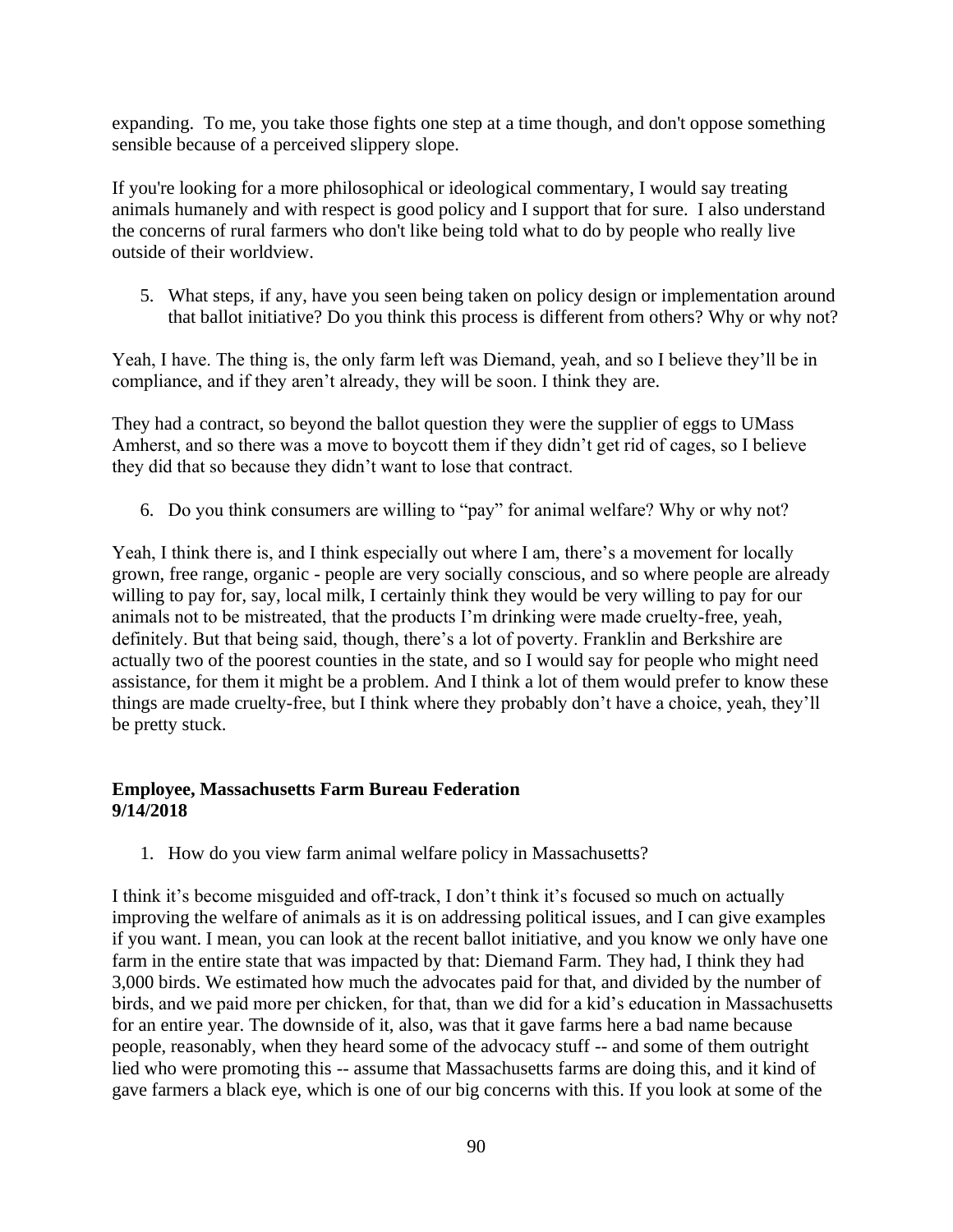expanding. To me, you take those fights one step at a time though, and don't oppose something sensible because of a perceived slippery slope.

If you're looking for a more philosophical or ideological commentary, I would say treating animals humanely and with respect is good policy and I support that for sure. I also understand the concerns of rural farmers who don't like being told what to do by people who really live outside of their worldview.

5. What steps, if any, have you seen being taken on policy design or implementation around that ballot initiative? Do you think this process is different from others? Why or why not?

Yeah, I have. The thing is, the only farm left was Diemand, yeah, and so I believe they'll be in compliance, and if they aren't already, they will be soon. I think they are.

They had a contract, so beyond the ballot question they were the supplier of eggs to UMass Amherst, and so there was a move to boycott them if they didn't get rid of cages, so I believe they did that so because they didn't want to lose that contract.

6. Do you think consumers are willing to "pay" for animal welfare? Why or why not?

Yeah, I think there is, and I think especially out where I am, there's a movement for locally grown, free range, organic - people are very socially conscious, and so where people are already willing to pay for, say, local milk, I certainly think they would be very willing to pay for our animals not to be mistreated, that the products I'm drinking were made cruelty-free, yeah, definitely. But that being said, though, there's a lot of poverty. Franklin and Berkshire are actually two of the poorest counties in the state, and so I would say for people who might need assistance, for them it might be a problem. And I think a lot of them would prefer to know these things are made cruelty-free, but I think where they probably don't have a choice, yeah, they'll be pretty stuck.

**Employee, Massachusetts Farm Bureau Federation**
**9/14/2018**

1. How do you view farm animal welfare policy in Massachusetts?

I think it's become misguided and off-track, I don't think it's focused so much on actually improving the welfare of animals as it is on addressing political issues, and I can give examples if you want. I mean, you can look at the recent ballot initiative, and you know we only have one farm in the entire state that was impacted by that: Diemand Farm. They had, I think they had 3,000 birds. We estimated how much the advocates paid for that, and divided by the number of birds, and we paid more per chicken, for that, than we did for a kid's education in Massachusetts for an entire year. The downside of it, also, was that it gave farms here a bad name because people, reasonably, when they heard some of the advocacy stuff -- and some of them outright lied who were promoting this -- assume that Massachusetts farms are doing this, and it kind of gave farmers a black eye, which is one of our big concerns with this. If you look at some of the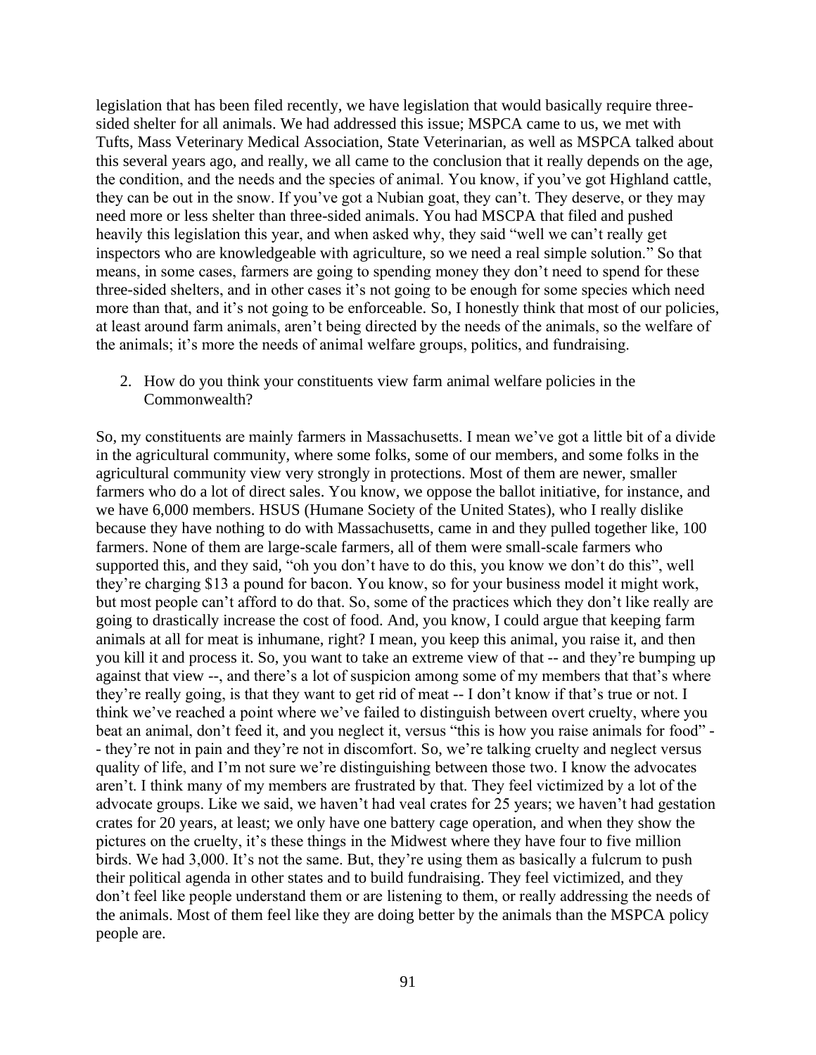legislation that has been filed recently, we have legislation that would basically require three-sided shelter for all animals. We had addressed this issue; MSPCA came to us, we met with Tufts, Mass Veterinary Medical Association, State Veterinarian, as well as MSPCA talked about this several years ago, and really, we all came to the conclusion that it really depends on the age, the condition, and the needs and the species of animal. You know, if you've got Highland cattle, they can be out in the snow. If you've got a Nubian goat, they can't. They deserve, or they may need more or less shelter than three-sided animals. You had MSCPA that filed and pushed heavily this legislation this year, and when asked why, they said "well we can't really get inspectors who are knowledgeable with agriculture, so we need a real simple solution." So that means, in some cases, farmers are going to spending money they don't need to spend for these three-sided shelters, and in other cases it's not going to be enough for some species which need more than that, and it's not going to be enforceable. So, I honestly think that most of our policies, at least around farm animals, aren't being directed by the needs of the animals, so the welfare of the animals; it's more the needs of animal welfare groups, politics, and fundraising.

2. How do you think your constituents view farm animal welfare policies in the Commonwealth?

So, my constituents are mainly farmers in Massachusetts. I mean we've got a little bit of a divide in the agricultural community, where some folks, some of our members, and some folks in the agricultural community view very strongly in protections. Most of them are newer, smaller farmers who do a lot of direct sales. You know, we oppose the ballot initiative, for instance, and we have 6,000 members. HSUS (Humane Society of the United States), who I really dislike because they have nothing to do with Massachusetts, came in and they pulled together like, 100 farmers. None of them are large-scale farmers, all of them were small-scale farmers who supported this, and they said, "oh you don't have to do this, you know we don't do this", well they're charging $13 a pound for bacon. You know, so for your business model it might work, but most people can't afford to do that. So, some of the practices which they don't like really are going to drastically increase the cost of food. And, you know, I could argue that keeping farm animals at all for meat is inhumane, right? I mean, you keep this animal, you raise it, and then you kill it and process it. So, you want to take an extreme view of that -- and they're bumping up against that view --, and there's a lot of suspicion among some of my members that that's where they're really going, is that they want to get rid of meat -- I don't know if that's true or not. I think we've reached a point where we've failed to distinguish between overt cruelty, where you beat an animal, don't feed it, and you neglect it, versus "this is how you raise animals for food" -- they're not in pain and they're not in discomfort. So, we're talking cruelty and neglect versus quality of life, and I'm not sure we're distinguishing between those two. I know the advocates aren't. I think many of my members are frustrated by that. They feel victimized by a lot of the advocate groups. Like we said, we haven't had veal crates for 25 years; we haven't had gestation crates for 20 years, at least; we only have one battery cage operation, and when they show the pictures on the cruelty, it's these things in the Midwest where they have four to five million birds. We had 3,000. It's not the same. But, they're using them as basically a fulcrum to push their political agenda in other states and to build fundraising. They feel victimized, and they don't feel like people understand them or are listening to them, or really addressing the needs of the animals. Most of them feel like they are doing better by the animals than the MSPCA policy people are.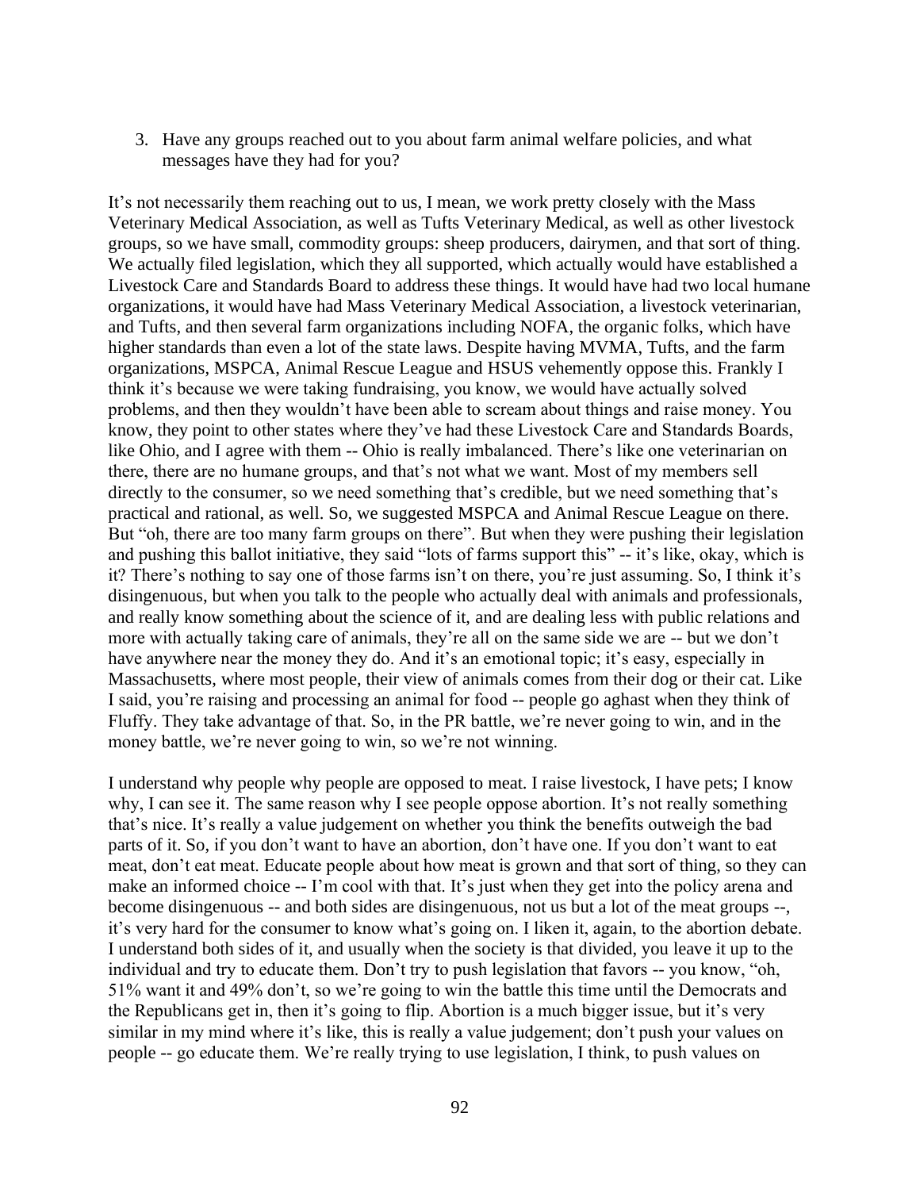3. Have any groups reached out to you about farm animal welfare policies, and what messages have they had for you?

It's not necessarily them reaching out to us, I mean, we work pretty closely with the Mass Veterinary Medical Association, as well as Tufts Veterinary Medical, as well as other livestock groups, so we have small, commodity groups: sheep producers, dairymen, and that sort of thing. We actually filed legislation, which they all supported, which actually would have established a Livestock Care and Standards Board to address these things. It would have had two local humane organizations, it would have had Mass Veterinary Medical Association, a livestock veterinarian, and Tufts, and then several farm organizations including NOFA, the organic folks, which have higher standards than even a lot of the state laws. Despite having MVMA, Tufts, and the farm organizations, MSPCA, Animal Rescue League and HSUS vehemently oppose this. Frankly I think it's because we were taking fundraising, you know, we would have actually solved problems, and then they wouldn't have been able to scream about things and raise money. You know, they point to other states where they've had these Livestock Care and Standards Boards, like Ohio, and I agree with them -- Ohio is really imbalanced. There's like one veterinarian on there, there are no humane groups, and that's not what we want. Most of my members sell directly to the consumer, so we need something that's credible, but we need something that's practical and rational, as well. So, we suggested MSPCA and Animal Rescue League on there. But "oh, there are too many farm groups on there". But when they were pushing their legislation and pushing this ballot initiative, they said "lots of farms support this" -- it's like, okay, which is it? There's nothing to say one of those farms isn't on there, you're just assuming. So, I think it's disingenuous, but when you talk to the people who actually deal with animals and professionals, and really know something about the science of it, and are dealing less with public relations and more with actually taking care of animals, they're all on the same side we are -- but we don't have anywhere near the money they do. And it's an emotional topic; it's easy, especially in Massachusetts, where most people, their view of animals comes from their dog or their cat. Like I said, you're raising and processing an animal for food -- people go aghast when they think of Fluffy. They take advantage of that. So, in the PR battle, we're never going to win, and in the money battle, we're never going to win, so we're not winning.

I understand why people why people are opposed to meat. I raise livestock, I have pets; I know why, I can see it. The same reason why I see people oppose abortion. It's not really something that's nice. It's really a value judgement on whether you think the benefits outweigh the bad parts of it. So, if you don't want to have an abortion, don't have one. If you don't want to eat meat, don't eat meat. Educate people about how meat is grown and that sort of thing, so they can make an informed choice -- I'm cool with that. It's just when they get into the policy arena and become disingenuous -- and both sides are disingenuous, not us but a lot of the meat groups --, it's very hard for the consumer to know what's going on. I liken it, again, to the abortion debate. I understand both sides of it, and usually when the society is that divided, you leave it up to the individual and try to educate them. Don't try to push legislation that favors -- you know, "oh, 51% want it and 49% don't, so we're going to win the battle this time until the Democrats and the Republicans get in, then it's going to flip. Abortion is a much bigger issue, but it's very similar in my mind where it's like, this is really a value judgement; don't push your values on people -- go educate them. We're really trying to use legislation, I think, to push values on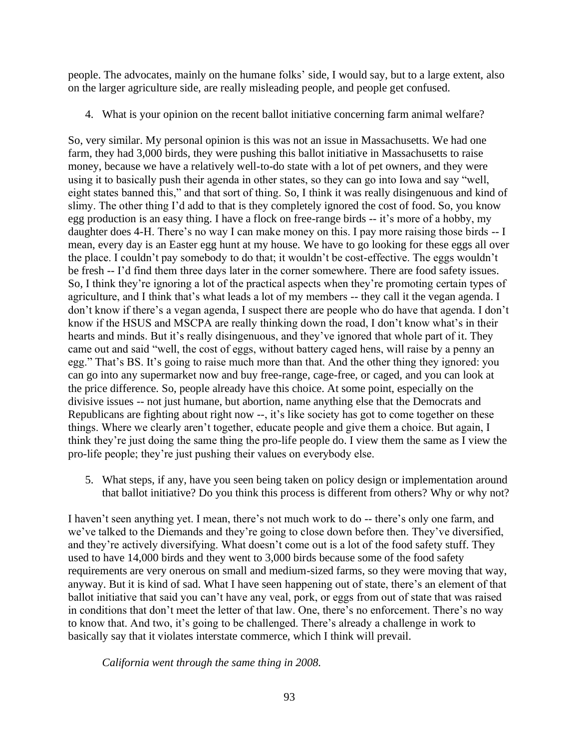people. The advocates, mainly on the humane folks' side, I would say, but to a large extent, also on the larger agriculture side, are really misleading people, and people get confused.

4. What is your opinion on the recent ballot initiative concerning farm animal welfare?

So, very similar. My personal opinion is this was not an issue in Massachusetts. We had one farm, they had 3,000 birds, they were pushing this ballot initiative in Massachusetts to raise money, because we have a relatively well-to-do state with a lot of pet owners, and they were using it to basically push their agenda in other states, so they can go into Iowa and say "well, eight states banned this," and that sort of thing. So, I think it was really disingenuous and kind of slimy. The other thing I'd add to that is they completely ignored the cost of food. So, you know egg production is an easy thing. I have a flock on free-range birds -- it's more of a hobby, my daughter does 4-H. There's no way I can make money on this. I pay more raising those birds -- I mean, every day is an Easter egg hunt at my house. We have to go looking for these eggs all over the place. I couldn't pay somebody to do that; it wouldn't be cost-effective. The eggs wouldn't be fresh -- I'd find them three days later in the corner somewhere. There are food safety issues. So, I think they're ignoring a lot of the practical aspects when they're promoting certain types of agriculture, and I think that's what leads a lot of my members -- they call it the vegan agenda. I don't know if there's a vegan agenda, I suspect there are people who do have that agenda. I don't know if the HSUS and MSCPA are really thinking down the road, I don't know what's in their hearts and minds. But it's really disingenuous, and they've ignored that whole part of it. They came out and said "well, the cost of eggs, without battery caged hens, will raise by a penny an egg." That's BS. It's going to raise much more than that. And the other thing they ignored: you can go into any supermarket now and buy free-range, cage-free, or caged, and you can look at the price difference. So, people already have this choice. At some point, especially on the divisive issues -- not just humane, but abortion, name anything else that the Democrats and Republicans are fighting about right now --, it's like society has got to come together on these things. Where we clearly aren't together, educate people and give them a choice. But again, I think they're just doing the same thing the pro-life people do. I view them the same as I view the pro-life people; they're just pushing their values on everybody else.

5. What steps, if any, have you seen being taken on policy design or implementation around that ballot initiative? Do you think this process is different from others? Why or why not?

I haven't seen anything yet. I mean, there's not much work to do -- there's only one farm, and we've talked to the Diemands and they're going to close down before then. They've diversified, and they're actively diversifying. What doesn't come out is a lot of the food safety stuff. They used to have 14,000 birds and they went to 3,000 birds because some of the food safety requirements are very onerous on small and medium-sized farms, so they were moving that way, anyway. But it is kind of sad. What I have seen happening out of state, there's an element of that ballot initiative that said you can't have any veal, pork, or eggs from out of state that was raised in conditions that don't meet the letter of that law. One, there's no enforcement. There's no way to know that. And two, it's going to be challenged. There's already a challenge in work to basically say that it violates interstate commerce, which I think will prevail.

*California went through the same thing in 2008.*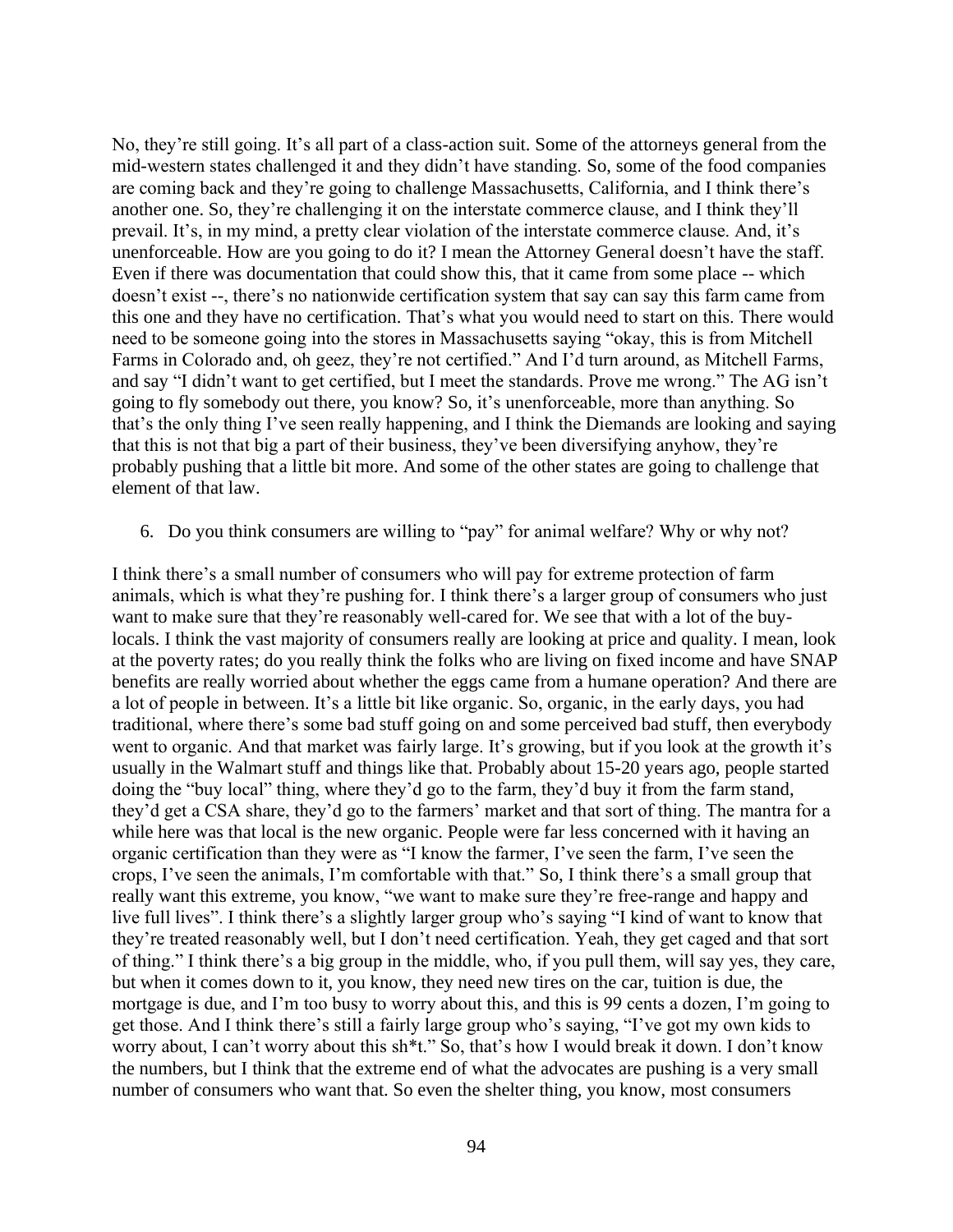No, they're still going. It's all part of a class-action suit. Some of the attorneys general from the mid-western states challenged it and they didn't have standing. So, some of the food companies are coming back and they're going to challenge Massachusetts, California, and I think there's another one. So, they're challenging it on the interstate commerce clause, and I think they'll prevail. It's, in my mind, a pretty clear violation of the interstate commerce clause. And, it's unenforceable. How are you going to do it? I mean the Attorney General doesn't have the staff. Even if there was documentation that could show this, that it came from some place -- which doesn't exist --, there's no nationwide certification system that say can say this farm came from this one and they have no certification. That's what you would need to start on this. There would need to be someone going into the stores in Massachusetts saying "okay, this is from Mitchell Farms in Colorado and, oh geez, they're not certified." And I'd turn around, as Mitchell Farms, and say "I didn't want to get certified, but I meet the standards. Prove me wrong." The AG isn't going to fly somebody out there, you know? So, it's unenforceable, more than anything. So that's the only thing I've seen really happening, and I think the Diemands are looking and saying that this is not that big a part of their business, they've been diversifying anyhow, they're probably pushing that a little bit more. And some of the other states are going to challenge that element of that law.

6. Do you think consumers are willing to "pay" for animal welfare? Why or why not?

I think there's a small number of consumers who will pay for extreme protection of farm animals, which is what they're pushing for. I think there's a larger group of consumers who just want to make sure that they're reasonably well-cared for. We see that with a lot of the buy-locals. I think the vast majority of consumers really are looking at price and quality. I mean, look at the poverty rates; do you really think the folks who are living on fixed income and have SNAP benefits are really worried about whether the eggs came from a humane operation? And there are a lot of people in between. It's a little bit like organic. So, organic, in the early days, you had traditional, where there's some bad stuff going on and some perceived bad stuff, then everybody went to organic. And that market was fairly large. It's growing, but if you look at the growth it's usually in the Walmart stuff and things like that. Probably about 15-20 years ago, people started doing the "buy local" thing, where they'd go to the farm, they'd buy it from the farm stand, they'd get a CSA share, they'd go to the farmers' market and that sort of thing. The mantra for a while here was that local is the new organic. People were far less concerned with it having an organic certification than they were as "I know the farmer, I've seen the farm, I've seen the crops, I've seen the animals, I'm comfortable with that." So, I think there's a small group that really want this extreme, you know, "we want to make sure they're free-range and happy and live full lives". I think there's a slightly larger group who's saying "I kind of want to know that they're treated reasonably well, but I don't need certification. Yeah, they get caged and that sort of thing." I think there's a big group in the middle, who, if you pull them, will say yes, they care, but when it comes down to it, you know, they need new tires on the car, tuition is due, the mortgage is due, and I'm too busy to worry about this, and this is 99 cents a dozen, I'm going to get those. And I think there's still a fairly large group who's saying, "I've got my own kids to worry about, I can't worry about this sh*t." So, that's how I would break it down. I don't know the numbers, but I think that the extreme end of what the advocates are pushing is a very small number of consumers who want that. So even the shelter thing, you know, most consumers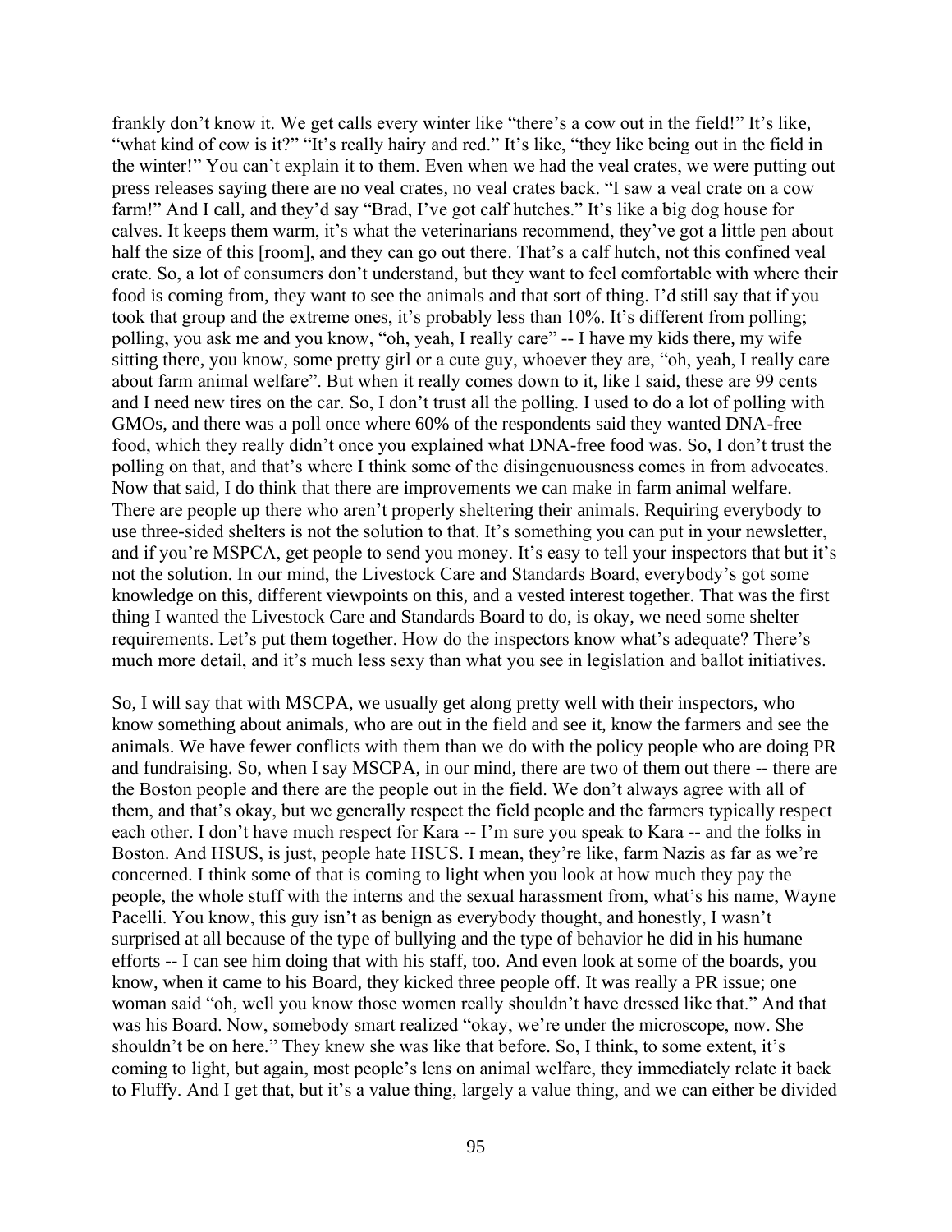frankly don't know it. We get calls every winter like "there's a cow out in the field!" It's like, "what kind of cow is it?" "It's really hairy and red." It's like, "they like being out in the field in the winter!" You can't explain it to them. Even when we had the veal crates, we were putting out press releases saying there are no veal crates, no veal crates back. "I saw a veal crate on a cow farm!" And I call, and they'd say "Brad, I've got calf hutches." It's like a big dog house for calves. It keeps them warm, it's what the veterinarians recommend, they've got a little pen about half the size of this [room], and they can go out there. That's a calf hutch, not this confined veal crate. So, a lot of consumers don't understand, but they want to feel comfortable with where their food is coming from, they want to see the animals and that sort of thing. I'd still say that if you took that group and the extreme ones, it's probably less than 10%. It's different from polling; polling, you ask me and you know, "oh, yeah, I really care" -- I have my kids there, my wife sitting there, you know, some pretty girl or a cute guy, whoever they are, "oh, yeah, I really care about farm animal welfare". But when it really comes down to it, like I said, these are 99 cents and I need new tires on the car. So, I don't trust all the polling. I used to do a lot of polling with GMOs, and there was a poll once where 60% of the respondents said they wanted DNA-free food, which they really didn't once you explained what DNA-free food was. So, I don't trust the polling on that, and that's where I think some of the disingenuousness comes in from advocates. Now that said, I do think that there are improvements we can make in farm animal welfare. There are people up there who aren't properly sheltering their animals. Requiring everybody to use three-sided shelters is not the solution to that. It's something you can put in your newsletter, and if you're MSPCA, get people to send you money. It's easy to tell your inspectors that but it's not the solution. In our mind, the Livestock Care and Standards Board, everybody's got some knowledge on this, different viewpoints on this, and a vested interest together. That was the first thing I wanted the Livestock Care and Standards Board to do, is okay, we need some shelter requirements. Let's put them together. How do the inspectors know what's adequate? There's much more detail, and it's much less sexy than what you see in legislation and ballot initiatives.

So, I will say that with MSCPA, we usually get along pretty well with their inspectors, who know something about animals, who are out in the field and see it, know the farmers and see the animals. We have fewer conflicts with them than we do with the policy people who are doing PR and fundraising. So, when I say MSCPA, in our mind, there are two of them out there -- there are the Boston people and there are the people out in the field. We don't always agree with all of them, and that's okay, but we generally respect the field people and the farmers typically respect each other. I don't have much respect for Kara -- I'm sure you speak to Kara -- and the folks in Boston. And HSUS, is just, people hate HSUS. I mean, they're like, farm Nazis as far as we're concerned. I think some of that is coming to light when you look at how much they pay the people, the whole stuff with the interns and the sexual harassment from, what's his name, Wayne Pacelli. You know, this guy isn't as benign as everybody thought, and honestly, I wasn't surprised at all because of the type of bullying and the type of behavior he did in his humane efforts -- I can see him doing that with his staff, too. And even look at some of the boards, you know, when it came to his Board, they kicked three people off. It was really a PR issue; one woman said "oh, well you know those women really shouldn't have dressed like that." And that was his Board. Now, somebody smart realized "okay, we're under the microscope, now. She shouldn't be on here." They knew she was like that before. So, I think, to some extent, it's coming to light, but again, most people's lens on animal welfare, they immediately relate it back to Fluffy. And I get that, but it's a value thing, largely a value thing, and we can either be divided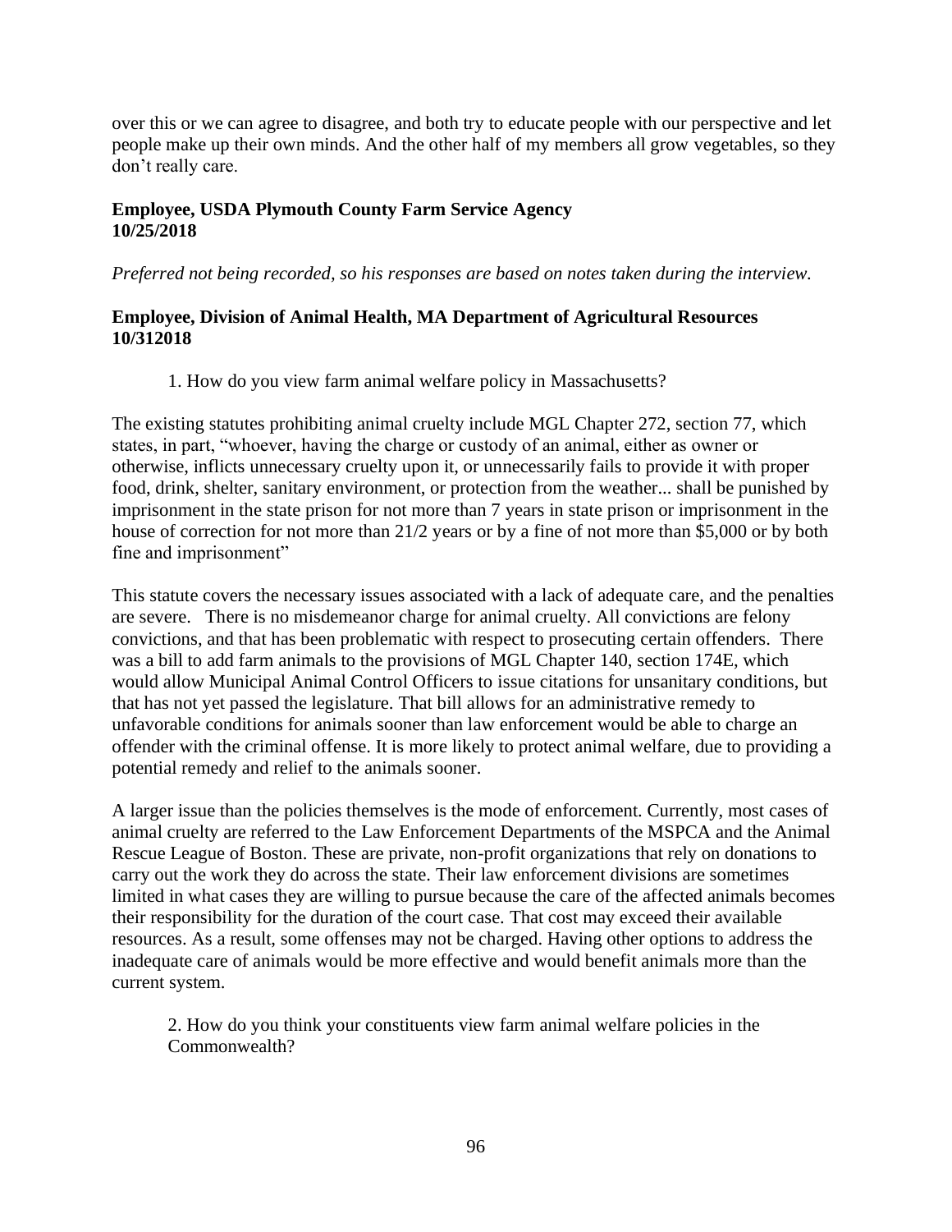over this or we can agree to disagree, and both try to educate people with our perspective and let people make up their own minds. And the other half of my members all grow vegetables, so they don't really care.

**Employee, USDA Plymouth County Farm Service Agency**
**10/25/2018**

*Preferred not being recorded, so his responses are based on notes taken during the interview.*

**Employee, Division of Animal Health, MA Department of Agricultural Resources**
**10/312018**

1. How do you view farm animal welfare policy in Massachusetts?

The existing statutes prohibiting animal cruelty include MGL Chapter 272, section 77, which states, in part, "whoever, having the charge or custody of an animal, either as owner or otherwise, inflicts unnecessary cruelty upon it, or unnecessarily fails to provide it with proper food, drink, shelter, sanitary environment, or protection from the weather... shall be punished by imprisonment in the state prison for not more than 7 years in state prison or imprisonment in the house of correction for not more than 21/2 years or by a fine of not more than $5,000 or by both fine and imprisonment"

This statute covers the necessary issues associated with a lack of adequate care, and the penalties are severe. There is no misdemeanor charge for animal cruelty. All convictions are felony convictions, and that has been problematic with respect to prosecuting certain offenders. There was a bill to add farm animals to the provisions of MGL Chapter 140, section 174E, which would allow Municipal Animal Control Officers to issue citations for unsanitary conditions, but that has not yet passed the legislature. That bill allows for an administrative remedy to unfavorable conditions for animals sooner than law enforcement would be able to charge an offender with the criminal offense. It is more likely to protect animal welfare, due to providing a potential remedy and relief to the animals sooner.

A larger issue than the policies themselves is the mode of enforcement. Currently, most cases of animal cruelty are referred to the Law Enforcement Departments of the MSPCA and the Animal Rescue League of Boston. These are private, non-profit organizations that rely on donations to carry out the work they do across the state. Their law enforcement divisions are sometimes limited in what cases they are willing to pursue because the care of the affected animals becomes their responsibility for the duration of the court case. That cost may exceed their available resources. As a result, some offenses may not be charged. Having other options to address the inadequate care of animals would be more effective and would benefit animals more than the current system.

2. How do you think your constituents view farm animal welfare policies in the Commonwealth?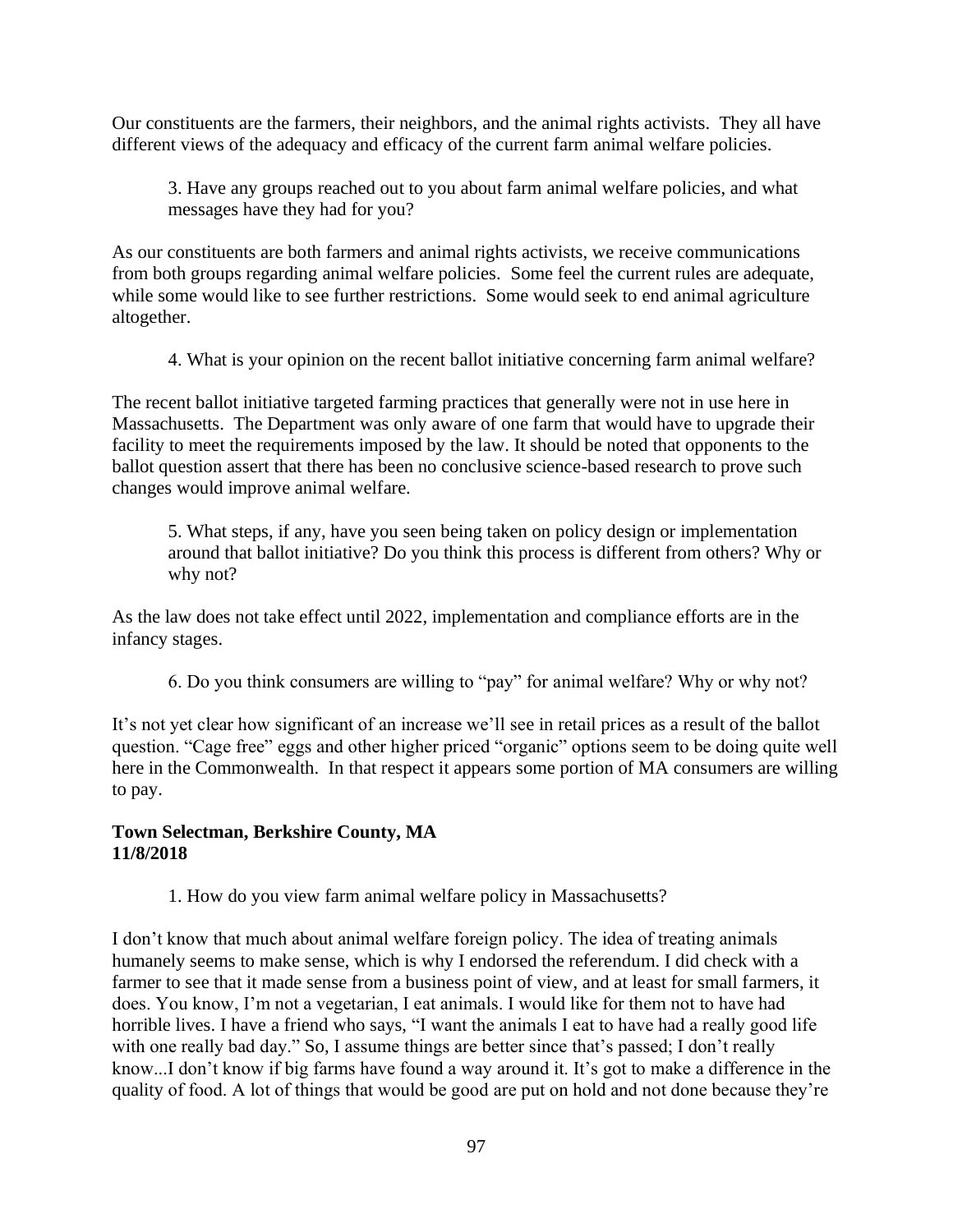Our constituents are the farmers, their neighbors, and the animal rights activists. They all have different views of the adequacy and efficacy of the current farm animal welfare policies.

> 3. Have any groups reached out to you about farm animal welfare policies, and what messages have they had for you?

As our constituents are both farmers and animal rights activists, we receive communications from both groups regarding animal welfare policies. Some feel the current rules are adequate, while some would like to see further restrictions. Some would seek to end animal agriculture altogether.

> 4. What is your opinion on the recent ballot initiative concerning farm animal welfare?

The recent ballot initiative targeted farming practices that generally were not in use here in Massachusetts. The Department was only aware of one farm that would have to upgrade their facility to meet the requirements imposed by the law. It should be noted that opponents to the ballot question assert that there has been no conclusive science-based research to prove such changes would improve animal welfare.

> 5. What steps, if any, have you seen being taken on policy design or implementation around that ballot initiative? Do you think this process is different from others? Why or why not?

As the law does not take effect until 2022, implementation and compliance efforts are in the infancy stages.

> 6. Do you think consumers are willing to "pay" for animal welfare? Why or why not?

It's not yet clear how significant of an increase we'll see in retail prices as a result of the ballot question. "Cage free" eggs and other higher priced "organic" options seem to be doing quite well here in the Commonwealth. In that respect it appears some portion of MA consumers are willing to pay.

**Town Selectman, Berkshire County, MA**
**11/8/2018**

> 1. How do you view farm animal welfare policy in Massachusetts?

I don't know that much about animal welfare foreign policy. The idea of treating animals humanely seems to make sense, which is why I endorsed the referendum. I did check with a farmer to see that it made sense from a business point of view, and at least for small farmers, it does. You know, I'm not a vegetarian, I eat animals. I would like for them not to have had horrible lives. I have a friend who says, "I want the animals I eat to have had a really good life with one really bad day." So, I assume things are better since that's passed; I don't really know...I don't know if big farms have found a way around it. It's got to make a difference in the quality of food. A lot of things that would be good are put on hold and not done because they're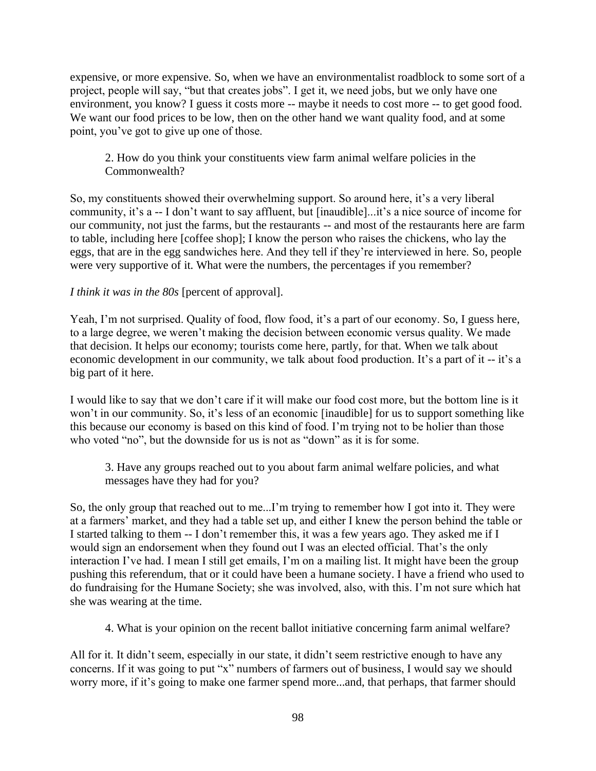expensive, or more expensive. So, when we have an environmentalist roadblock to some sort of a project, people will say, "but that creates jobs". I get it, we need jobs, but we only have one environment, you know? I guess it costs more -- maybe it needs to cost more -- to get good food. We want our food prices to be low, then on the other hand we want quality food, and at some point, you've got to give up one of those.

> 2. How do you think your constituents view farm animal welfare policies in the Commonwealth?

So, my constituents showed their overwhelming support. So around here, it's a very liberal community, it's a -- I don't want to say affluent, but [inaudible]...it's a nice source of income for our community, not just the farms, but the restaurants -- and most of the restaurants here are farm to table, including here [coffee shop]; I know the person who raises the chickens, who lay the eggs, that are in the egg sandwiches here. And they tell if they're interviewed in here. So, people were very supportive of it. What were the numbers, the percentages if you remember?

*I think it was in the 80s* [percent of approval].

Yeah, I'm not surprised. Quality of food, flow food, it's a part of our economy. So, I guess here, to a large degree, we weren't making the decision between economic versus quality. We made that decision. It helps our economy; tourists come here, partly, for that. When we talk about economic development in our community, we talk about food production. It's a part of it -- it's a big part of it here.

I would like to say that we don't care if it will make our food cost more, but the bottom line is it won't in our community. So, it's less of an economic [inaudible] for us to support something like this because our economy is based on this kind of food. I'm trying not to be holier than those who voted "no", but the downside for us is not as "down" as it is for some.

> 3. Have any groups reached out to you about farm animal welfare policies, and what messages have they had for you?

So, the only group that reached out to me...I'm trying to remember how I got into it. They were at a farmers' market, and they had a table set up, and either I knew the person behind the table or I started talking to them -- I don't remember this, it was a few years ago. They asked me if I would sign an endorsement when they found out I was an elected official. That's the only interaction I've had. I mean I still get emails, I'm on a mailing list. It might have been the group pushing this referendum, that or it could have been a humane society. I have a friend who used to do fundraising for the Humane Society; she was involved, also, with this. I'm not sure which hat she was wearing at the time.

> 4. What is your opinion on the recent ballot initiative concerning farm animal welfare?

All for it. It didn't seem, especially in our state, it didn't seem restrictive enough to have any concerns. If it was going to put "x" numbers of farmers out of business, I would say we should worry more, if it's going to make one farmer spend more...and, that perhaps, that farmer should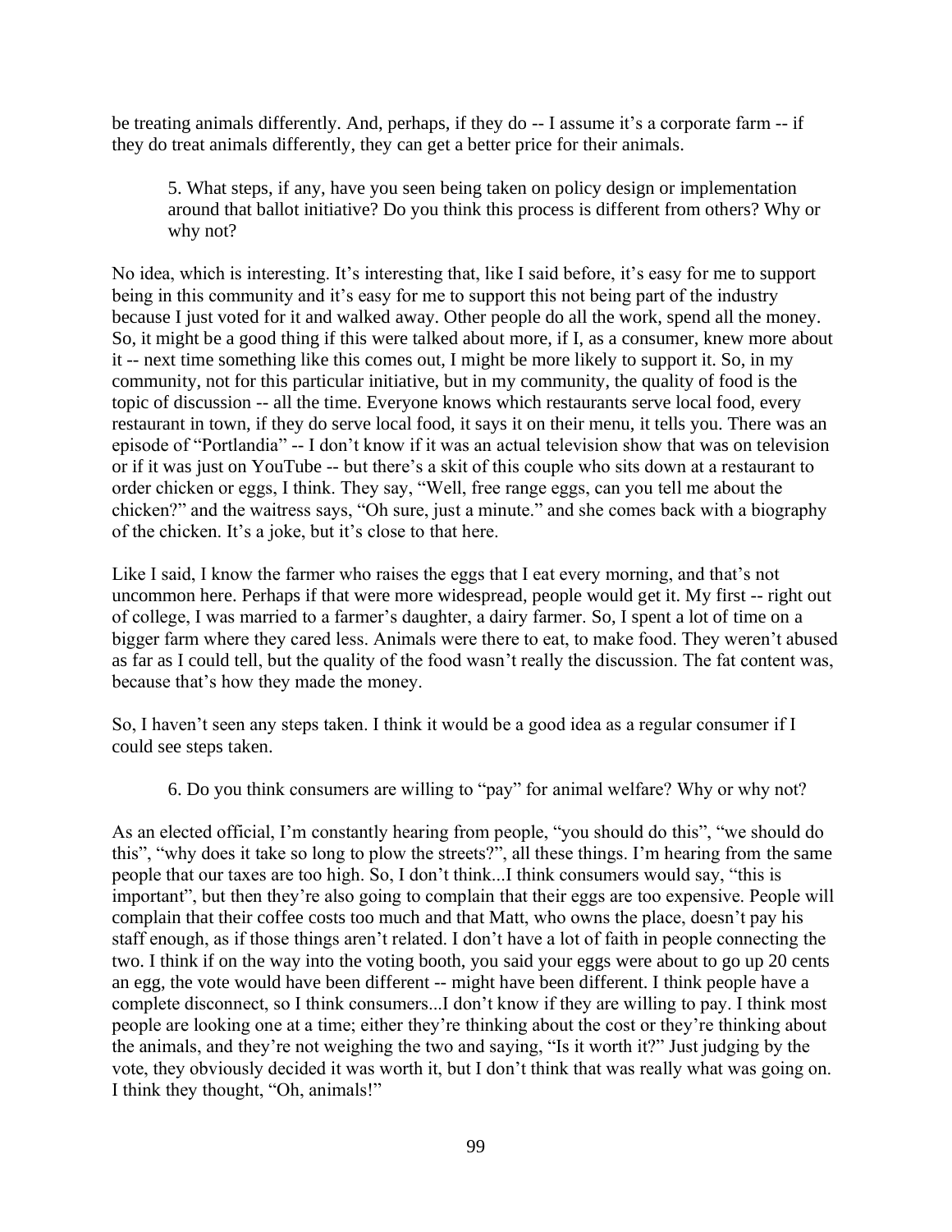be treating animals differently. And, perhaps, if they do -- I assume it's a corporate farm -- if they do treat animals differently, they can get a better price for their animals.

> 5. What steps, if any, have you seen being taken on policy design or implementation around that ballot initiative? Do you think this process is different from others? Why or why not?

No idea, which is interesting. It's interesting that, like I said before, it's easy for me to support being in this community and it's easy for me to support this not being part of the industry because I just voted for it and walked away. Other people do all the work, spend all the money. So, it might be a good thing if this were talked about more, if I, as a consumer, knew more about it -- next time something like this comes out, I might be more likely to support it. So, in my community, not for this particular initiative, but in my community, the quality of food is the topic of discussion -- all the time. Everyone knows which restaurants serve local food, every restaurant in town, if they do serve local food, it says it on their menu, it tells you. There was an episode of "Portlandia" -- I don't know if it was an actual television show that was on television or if it was just on YouTube -- but there's a skit of this couple who sits down at a restaurant to order chicken or eggs, I think. They say, "Well, free range eggs, can you tell me about the chicken?" and the waitress says, "Oh sure, just a minute." and she comes back with a biography of the chicken. It's a joke, but it's close to that here.

Like I said, I know the farmer who raises the eggs that I eat every morning, and that's not uncommon here. Perhaps if that were more widespread, people would get it. My first -- right out of college, I was married to a farmer's daughter, a dairy farmer. So, I spent a lot of time on a bigger farm where they cared less. Animals were there to eat, to make food. They weren't abused as far as I could tell, but the quality of the food wasn't really the discussion. The fat content was, because that's how they made the money.

So, I haven't seen any steps taken. I think it would be a good idea as a regular consumer if I could see steps taken.

> 6. Do you think consumers are willing to "pay" for animal welfare? Why or why not?

As an elected official, I'm constantly hearing from people, "you should do this", "we should do this", "why does it take so long to plow the streets?", all these things. I'm hearing from the same people that our taxes are too high. So, I don't think...I think consumers would say, "this is important", but then they're also going to complain that their eggs are too expensive. People will complain that their coffee costs too much and that Matt, who owns the place, doesn't pay his staff enough, as if those things aren't related. I don't have a lot of faith in people connecting the two. I think if on the way into the voting booth, you said your eggs were about to go up 20 cents an egg, the vote would have been different -- might have been different. I think people have a complete disconnect, so I think consumers...I don't know if they are willing to pay. I think most people are looking one at a time; either they're thinking about the cost or they're thinking about the animals, and they're not weighing the two and saying, "Is it worth it?" Just judging by the vote, they obviously decided it was worth it, but I don't think that was really what was going on. I think they thought, "Oh, animals!"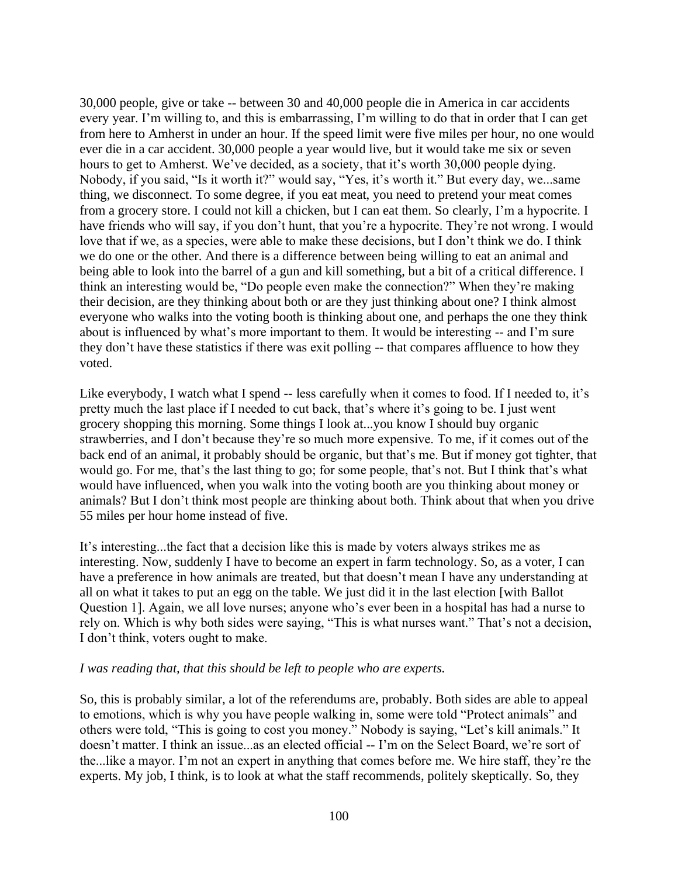30,000 people, give or take -- between 30 and 40,000 people die in America in car accidents every year. I'm willing to, and this is embarrassing, I'm willing to do that in order that I can get from here to Amherst in under an hour. If the speed limit were five miles per hour, no one would ever die in a car accident. 30,000 people a year would live, but it would take me six or seven hours to get to Amherst. We've decided, as a society, that it's worth 30,000 people dying. Nobody, if you said, "Is it worth it?" would say, "Yes, it's worth it." But every day, we...same thing, we disconnect. To some degree, if you eat meat, you need to pretend your meat comes from a grocery store. I could not kill a chicken, but I can eat them. So clearly, I'm a hypocrite. I have friends who will say, if you don't hunt, that you're a hypocrite. They're not wrong. I would love that if we, as a species, were able to make these decisions, but I don't think we do. I think we do one or the other. And there is a difference between being willing to eat an animal and being able to look into the barrel of a gun and kill something, but a bit of a critical difference. I think an interesting would be, "Do people even make the connection?" When they're making their decision, are they thinking about both or are they just thinking about one? I think almost everyone who walks into the voting booth is thinking about one, and perhaps the one they think about is influenced by what's more important to them. It would be interesting -- and I'm sure they don't have these statistics if there was exit polling -- that compares affluence to how they voted.

Like everybody, I watch what I spend -- less carefully when it comes to food. If I needed to, it's pretty much the last place if I needed to cut back, that's where it's going to be. I just went grocery shopping this morning. Some things I look at...you know I should buy organic strawberries, and I don't because they're so much more expensive. To me, if it comes out of the back end of an animal, it probably should be organic, but that's me. But if money got tighter, that would go. For me, that's the last thing to go; for some people, that's not. But I think that's what would have influenced, when you walk into the voting booth are you thinking about money or animals? But I don't think most people are thinking about both. Think about that when you drive 55 miles per hour home instead of five.

It's interesting...the fact that a decision like this is made by voters always strikes me as interesting. Now, suddenly I have to become an expert in farm technology. So, as a voter, I can have a preference in how animals are treated, but that doesn't mean I have any understanding at all on what it takes to put an egg on the table. We just did it in the last election [with Ballot Question 1]. Again, we all love nurses; anyone who's ever been in a hospital has had a nurse to rely on. Which is why both sides were saying, "This is what nurses want." That's not a decision, I don't think, voters ought to make.

*I was reading that, that this should be left to people who are experts.*

So, this is probably similar, a lot of the referendums are, probably. Both sides are able to appeal to emotions, which is why you have people walking in, some were told "Protect animals" and others were told, "This is going to cost you money." Nobody is saying, "Let's kill animals." It doesn't matter. I think an issue...as an elected official -- I'm on the Select Board, we're sort of the...like a mayor. I'm not an expert in anything that comes before me. We hire staff, they're the experts. My job, I think, is to look at what the staff recommends, politely skeptically. So, they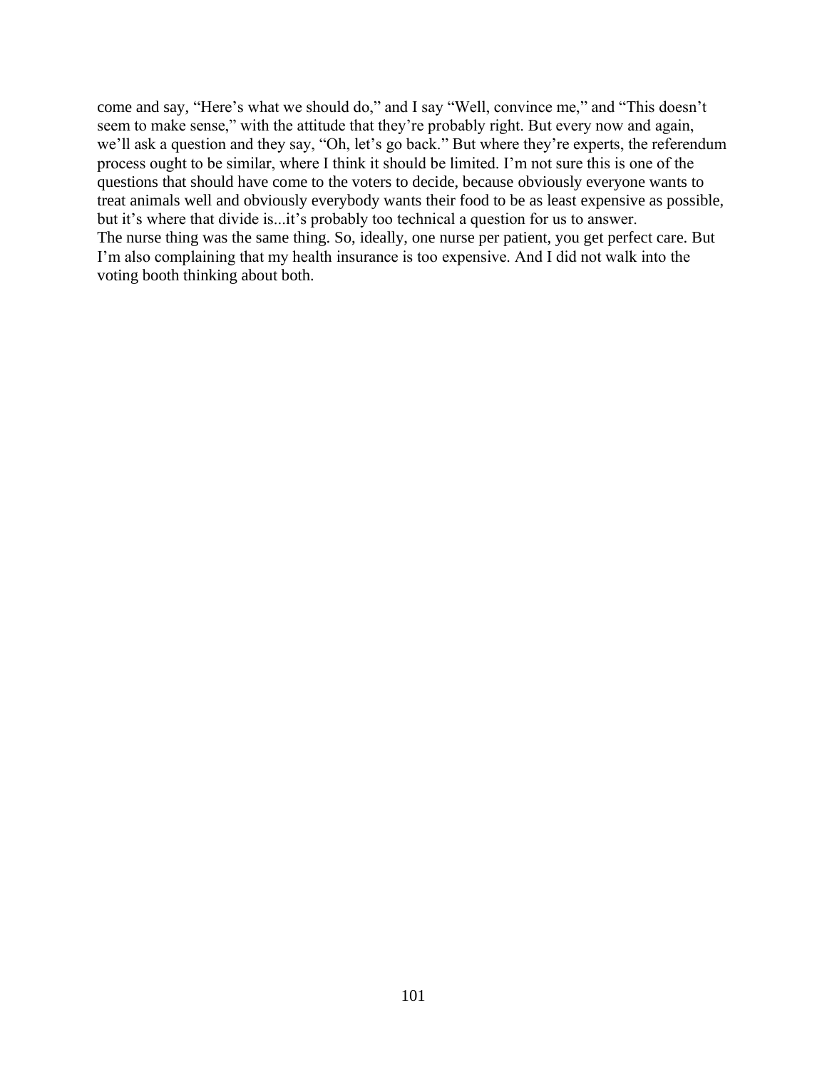come and say, “Here’s what we should do,” and I say “Well, convince me,” and “This doesn’t seem to make sense,” with the attitude that they’re probably right. But every now and again, we’ll ask a question and they say, “Oh, let’s go back.” But where they’re experts, the referendum process ought to be similar, where I think it should be limited. I’m not sure this is one of the questions that should have come to the voters to decide, because obviously everyone wants to treat animals well and obviously everybody wants their food to be as least expensive as possible, but it’s where that divide is...it’s probably too technical a question for us to answer.

The nurse thing was the same thing. So, ideally, one nurse per patient, you get perfect care. But I’m also complaining that my health insurance is too expensive. And I did not walk into the voting booth thinking about both.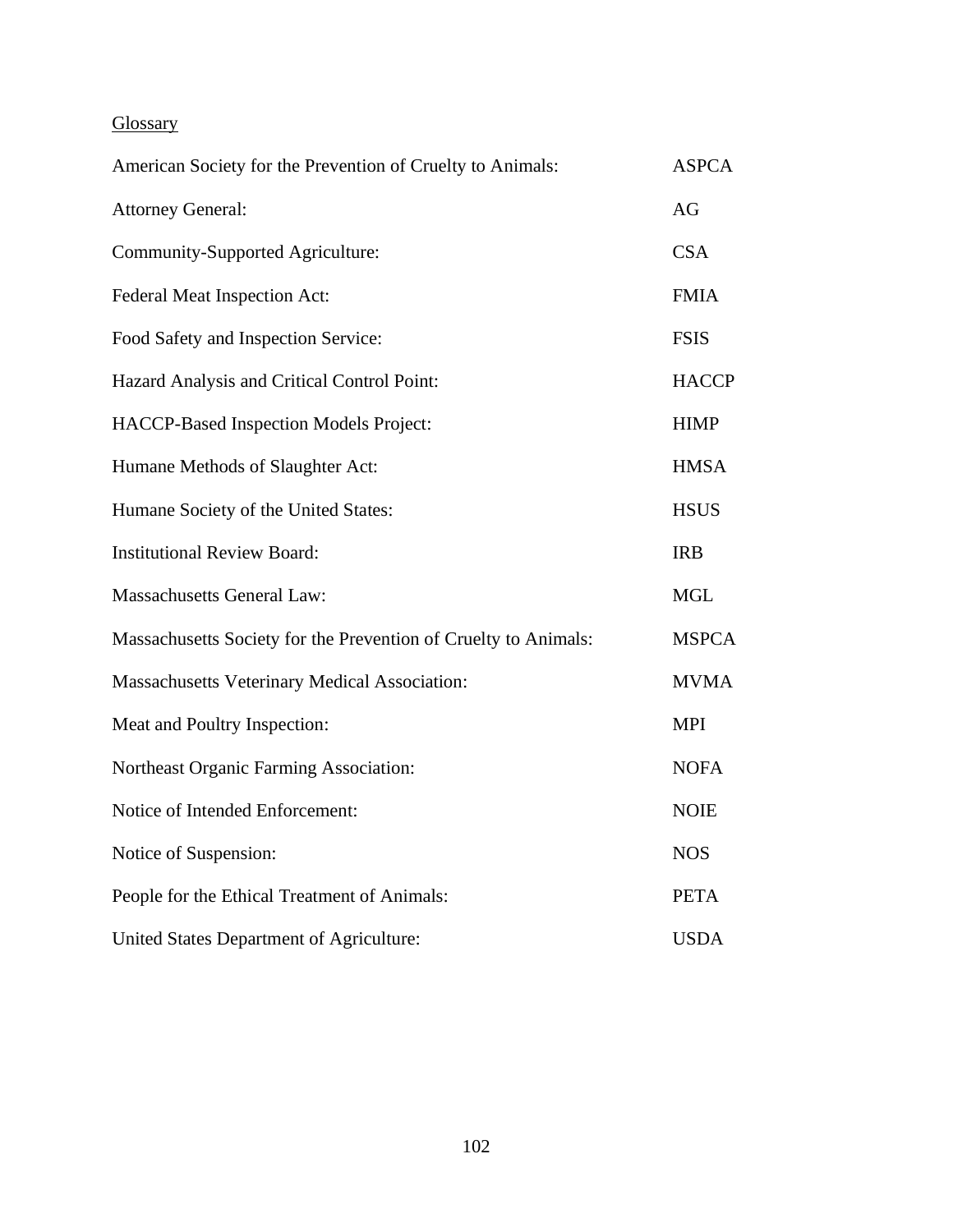Glossary

| | |
|---|---|
| American Society for the Prevention of Cruelty to Animals: | ASPCA |
| Attorney General: | AG |
| Community-Supported Agriculture: | CSA |
| Federal Meat Inspection Act: | FMIA |
| Food Safety and Inspection Service: | FSIS |
| Hazard Analysis and Critical Control Point: | HACCP |
| HACCP-Based Inspection Models Project: | HIMP |
| Humane Methods of Slaughter Act: | HMSA |
| Humane Society of the United States: | HSUS |
| Institutional Review Board: | IRB |
| Massachusetts General Law: | MGL |
| Massachusetts Society for the Prevention of Cruelty to Animals: | MSPCA |
| Massachusetts Veterinary Medical Association: | MVMA |
| Meat and Poultry Inspection: | MPI |
| Northeast Organic Farming Association: | NOFA |
| Notice of Intended Enforcement: | NOIE |
| Notice of Suspension: | NOS |
| People for the Ethical Treatment of Animals: | PETA |
| United States Department of Agriculture: | USDA |